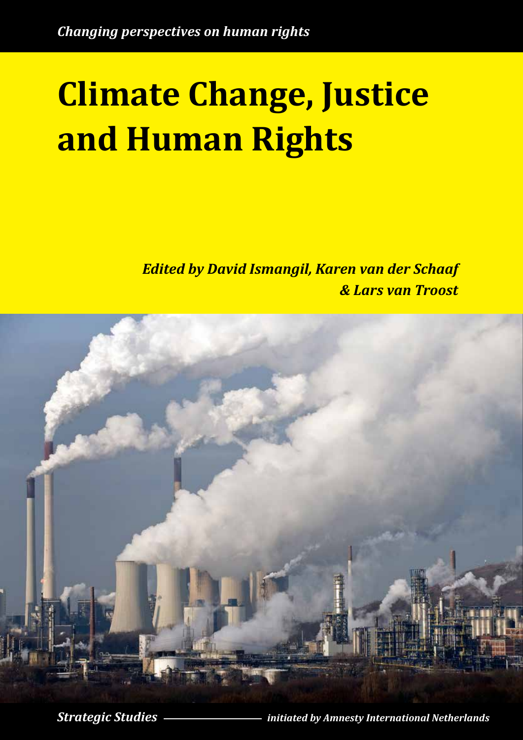*Changing perspectives on human rights*

# Climate Change, Justice and Human Rights

*Edited by David Ismangil, Karen van der Schaaf & Lars van Troost*

*Strategic Studies* — *initiated by Amnesty International Netherlands*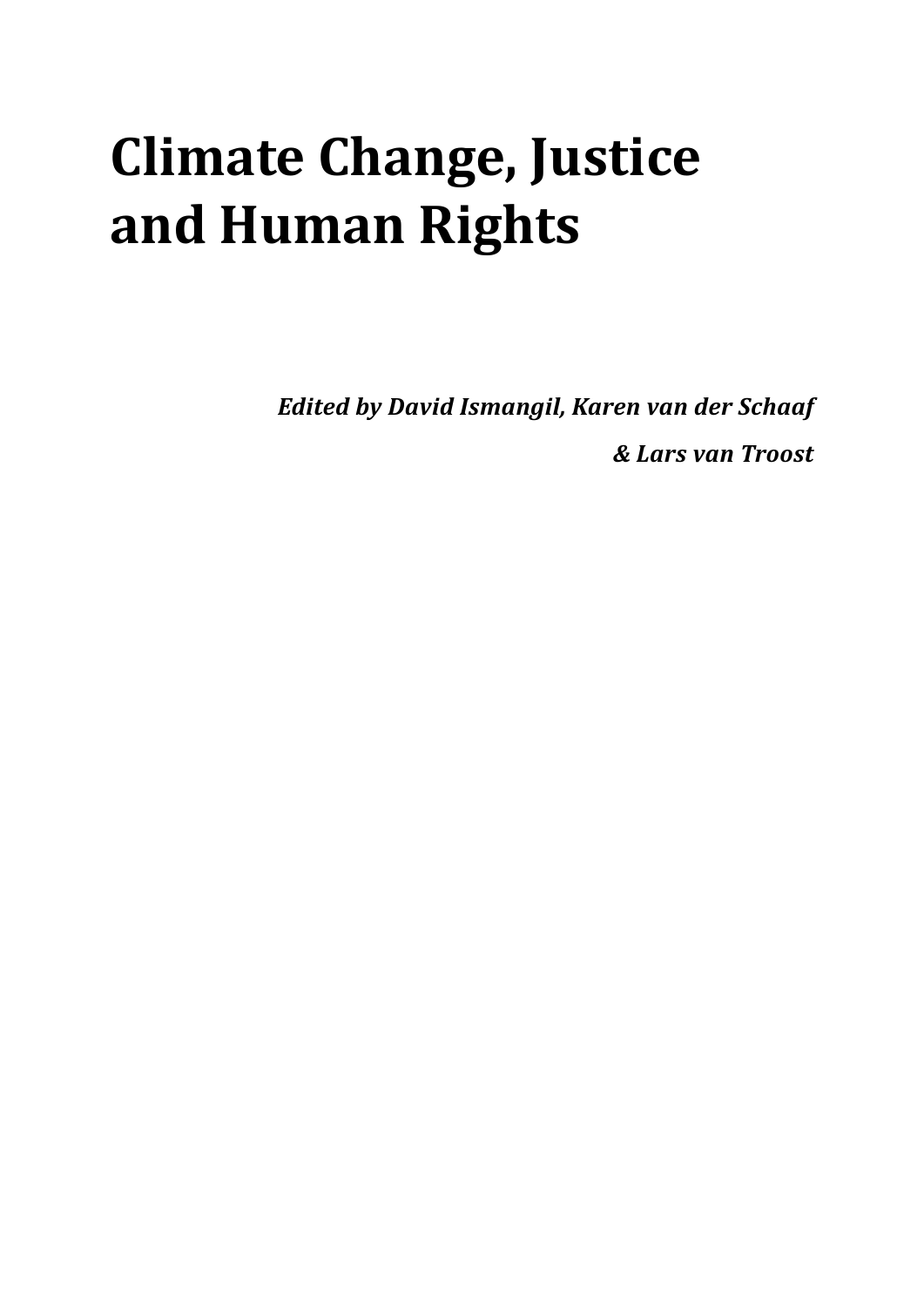# Climate Change, Justice and Human Rights

*Edited by David Ismangil, Karen van der Schaaf & Lars van Troost*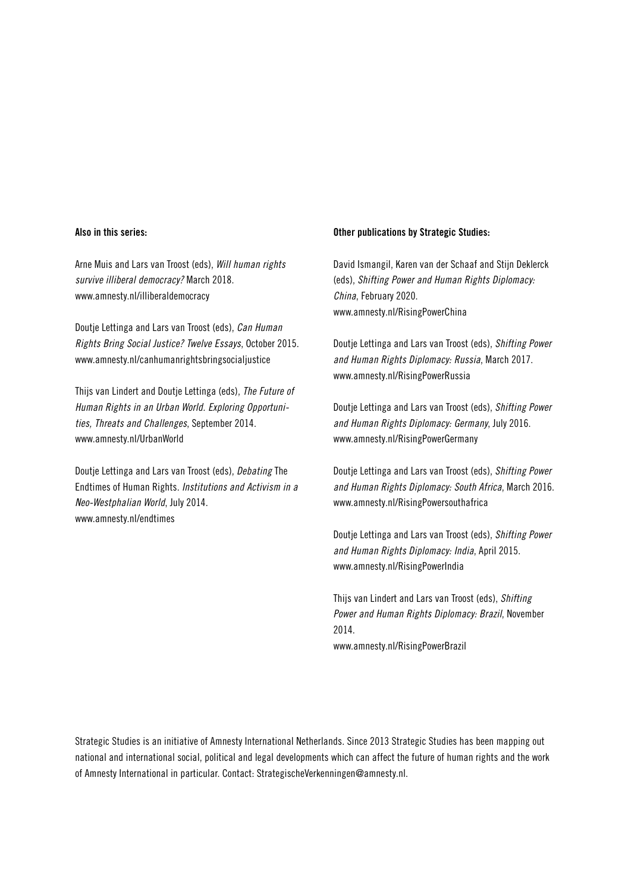**Also in this series:**

Arne Muis and Lars van Troost (eds), *Will human rights survive illiberal democracy?* March 2018.
www.amnesty.nl/illiberaldemocracy

Doutje Lettinga and Lars van Troost (eds), *Can Human Rights Bring Social Justice? Twelve Essays*, October 2015.
www.amnesty.nl/canhumanrightsbringsocialjustice

Thijs van Lindert and Doutje Lettinga (eds), *The Future of Human Rights in an Urban World. Exploring Opportunities, Threats and Challenges*, September 2014.
www.amnesty.nl/UrbanWorld

Doutje Lettinga and Lars van Troost (eds), *Debating* The Endtimes of Human Rights. *Institutions and Activism in a Neo-Westphalian World*, July 2014.
www.amnesty.nl/endtimes

**Other publications by Strategic Studies:**

David Ismangil, Karen van der Schaaf and Stijn Deklerck (eds), *Shifting Power and Human Rights Diplomacy: China*, February 2020.
www.amnesty.nl/RisingPowerChina

Doutje Lettinga and Lars van Troost (eds), *Shifting Power and Human Rights Diplomacy: Russia*, March 2017.
www.amnesty.nl/RisingPowerRussia

Doutje Lettinga and Lars van Troost (eds), *Shifting Power and Human Rights Diplomacy: Germany*, July 2016.
www.amnesty.nl/RisingPowerGermany

Doutje Lettinga and Lars van Troost (eds), *Shifting Power and Human Rights Diplomacy: South Africa*, March 2016.
www.amnesty.nl/RisingPowersouthafrica

Doutje Lettinga and Lars van Troost (eds), *Shifting Power and Human Rights Diplomacy: India*, April 2015.
www.amnesty.nl/RisingPowerIndia

Thijs van Lindert and Lars van Troost (eds), *Shifting Power and Human Rights Diplomacy: Brazil*, November 2014.
www.amnesty.nl/RisingPowerBrazil

Strategic Studies is an initiative of Amnesty International Netherlands. Since 2013 Strategic Studies has been mapping out national and international social, political and legal developments which can affect the future of human rights and the work of Amnesty International in particular. Contact: StrategischeVerkenningen@amnesty.nl.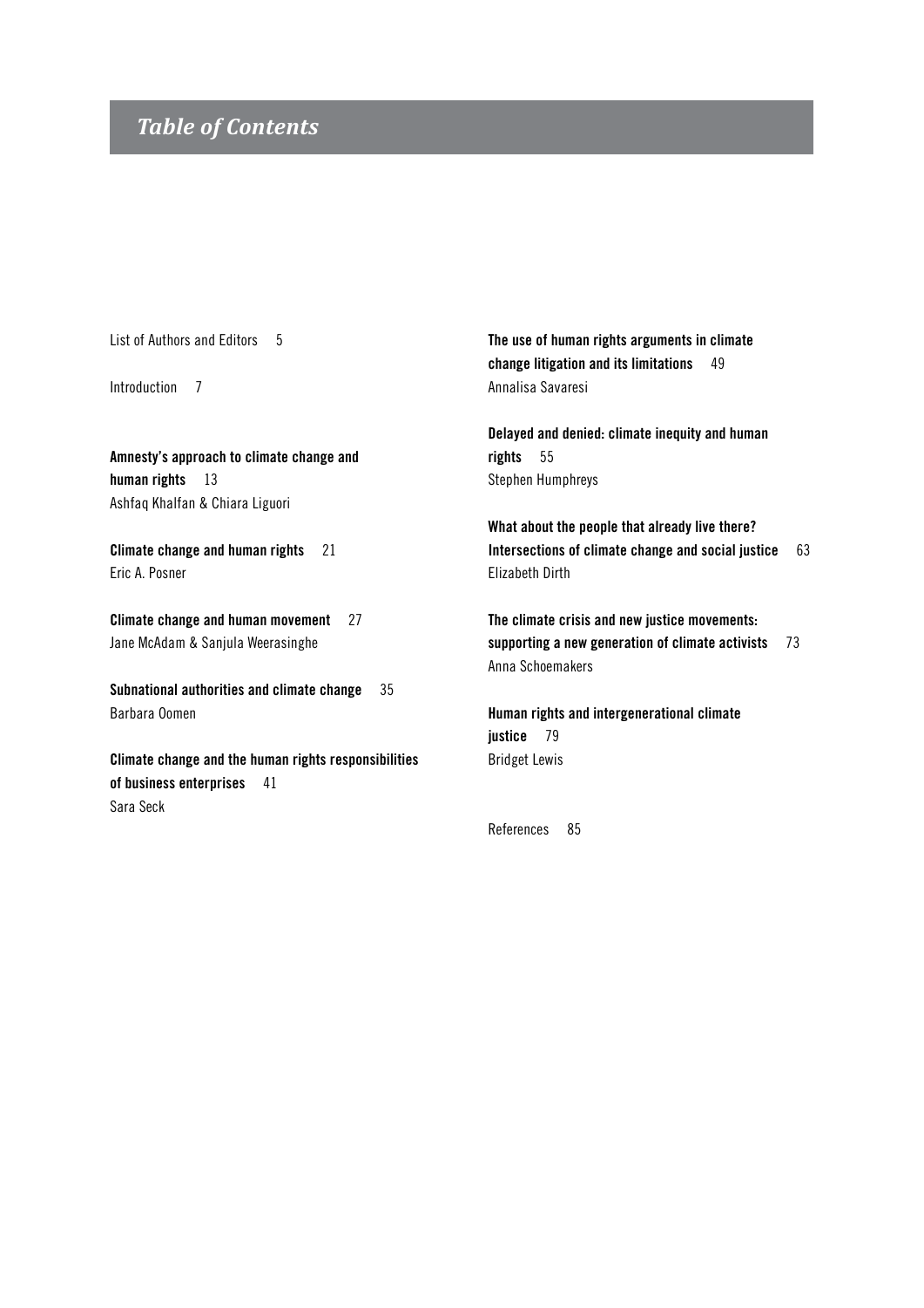# *Table of Contents*

List of Authors and Editors 5

Introduction 7

**Amnesty's approach to climate change and human rights** 13
Ashfaq Khalfan & Chiara Liguori

**Climate change and human rights** 21
Eric A. Posner

**Climate change and human movement** 27
Jane McAdam & Sanjula Weerasinghe

**Subnational authorities and climate change** 35
Barbara Oomen

**Climate change and the human rights responsibilities of business enterprises** 41
Sara Seck

**The use of human rights arguments in climate change litigation and its limitations** 49
Annalisa Savaresi

**Delayed and denied: climate inequity and human rights** 55
Stephen Humphreys

**What about the people that already live there? Intersections of climate change and social justice** 63
Elizabeth Dirth

**The climate crisis and new justice movements: supporting a new generation of climate activists** 73
Anna Schoemakers

**Human rights and intergenerational climate justice** 79
Bridget Lewis

References 85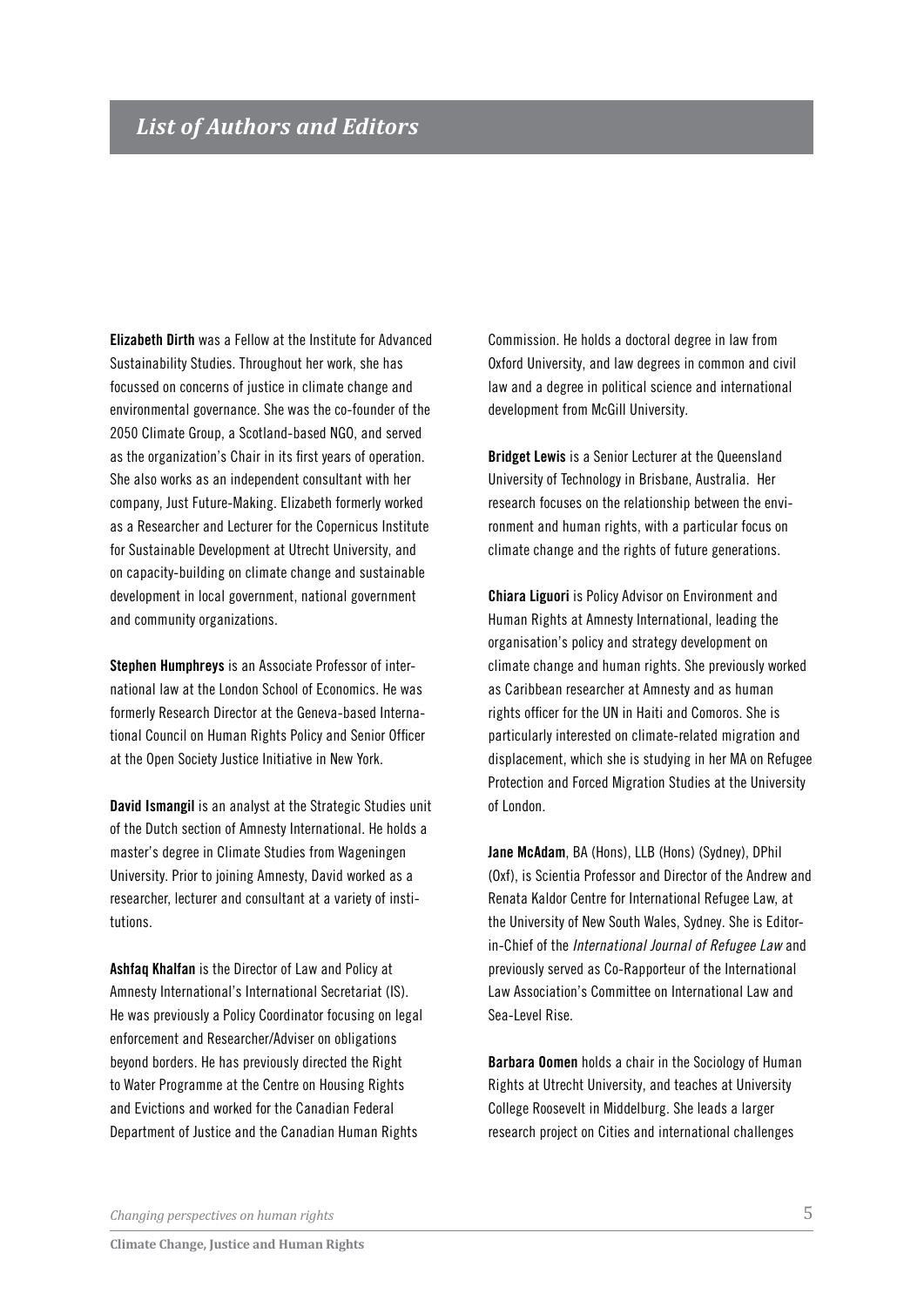## *List of Authors and Editors*

**Elizabeth Dirth** was a Fellow at the Institute for Advanced Sustainability Studies. Throughout her work, she has focussed on concerns of justice in climate change and environmental governance. She was the co-founder of the 2050 Climate Group, a Scotland-based NGO, and served as the organization's Chair in its first years of operation. She also works as an independent consultant with her company, Just Future-Making. Elizabeth formerly worked as a Researcher and Lecturer for the Copernicus Institute for Sustainable Development at Utrecht University, and on capacity-building on climate change and sustainable development in local government, national government and community organizations.

**Stephen Humphreys** is an Associate Professor of international law at the London School of Economics. He was formerly Research Director at the Geneva-based International Council on Human Rights Policy and Senior Officer at the Open Society Justice Initiative in New York.

**David Ismangil** is an analyst at the Strategic Studies unit of the Dutch section of Amnesty International. He holds a master's degree in Climate Studies from Wageningen University. Prior to joining Amnesty, David worked as a researcher, lecturer and consultant at a variety of institutions.

**Ashfaq Khalfan** is the Director of Law and Policy at Amnesty International's International Secretariat (IS). He was previously a Policy Coordinator focusing on legal enforcement and Researcher/Adviser on obligations beyond borders. He has previously directed the Right to Water Programme at the Centre on Housing Rights and Evictions and worked for the Canadian Federal Department of Justice and the Canadian Human Rights Commission. He holds a doctoral degree in law from Oxford University, and law degrees in common and civil law and a degree in political science and international development from McGill University.

**Bridget Lewis** is a Senior Lecturer at the Queensland University of Technology in Brisbane, Australia. Her research focuses on the relationship between the environment and human rights, with a particular focus on climate change and the rights of future generations.

**Chiara Liguori** is Policy Advisor on Environment and Human Rights at Amnesty International, leading the organisation's policy and strategy development on climate change and human rights. She previously worked as Caribbean researcher at Amnesty and as human rights officer for the UN in Haiti and Comoros. She is particularly interested on climate-related migration and displacement, which she is studying in her MA on Refugee Protection and Forced Migration Studies at the University of London.

**Jane McAdam**, BA (Hons), LLB (Hons) (Sydney), DPhil (Oxf), is Scientia Professor and Director of the Andrew and Renata Kaldor Centre for International Refugee Law, at the University of New South Wales, Sydney. She is Editor-in-Chief of the *International Journal of Refugee Law* and previously served as Co-Rapporteur of the International Law Association's Committee on International Law and Sea-Level Rise.

**Barbara Oomen** holds a chair in the Sociology of Human Rights at Utrecht University, and teaches at University College Roosevelt in Middelburg. She leads a larger research project on Cities and international challenges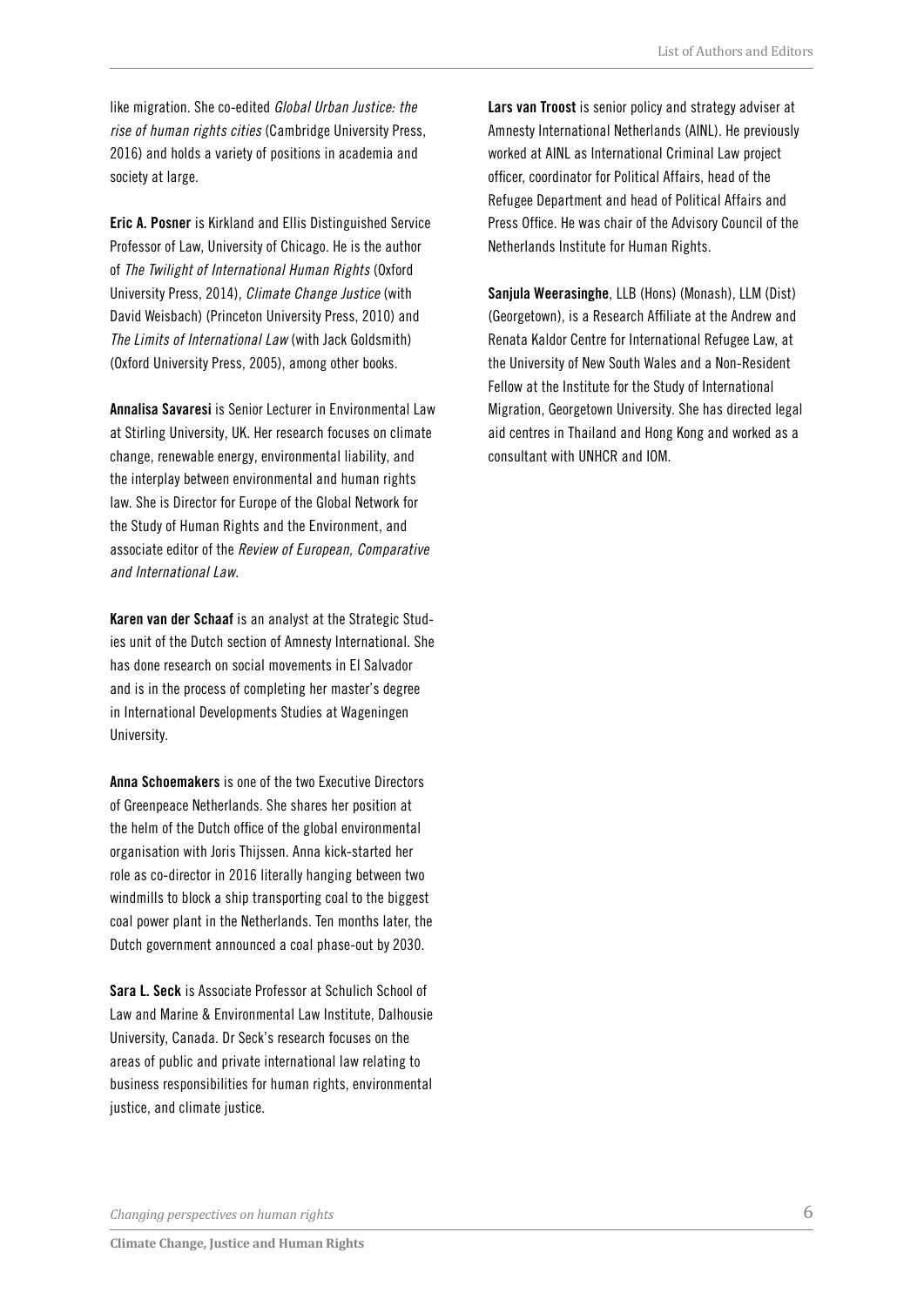like migration. She co-edited *Global Urban Justice: the rise of human rights cities* (Cambridge University Press, 2016) and holds a variety of positions in academia and society at large.

**Eric A. Posner** is Kirkland and Ellis Distinguished Service Professor of Law, University of Chicago. He is the author of *The Twilight of International Human Rights* (Oxford University Press, 2014), *Climate Change Justice* (with David Weisbach) (Princeton University Press, 2010) and *The Limits of International Law* (with Jack Goldsmith) (Oxford University Press, 2005), among other books.

**Annalisa Savaresi** is Senior Lecturer in Environmental Law at Stirling University, UK. Her research focuses on climate change, renewable energy, environmental liability, and the interplay between environmental and human rights law. She is Director for Europe of the Global Network for the Study of Human Rights and the Environment, and associate editor of the *Review of European, Comparative and International Law*.

**Karen van der Schaaf** is an analyst at the Strategic Studies unit of the Dutch section of Amnesty International. She has done research on social movements in El Salvador and is in the process of completing her master's degree in International Developments Studies at Wageningen University.

**Anna Schoemakers** is one of the two Executive Directors of Greenpeace Netherlands. She shares her position at the helm of the Dutch office of the global environmental organisation with Joris Thijssen. Anna kick-started her role as co-director in 2016 literally hanging between two windmills to block a ship transporting coal to the biggest coal power plant in the Netherlands. Ten months later, the Dutch government announced a coal phase-out by 2030.

**Sara L. Seck** is Associate Professor at Schulich School of Law and Marine & Environmental Law Institute, Dalhousie University, Canada. Dr Seck's research focuses on the areas of public and private international law relating to business responsibilities for human rights, environmental justice, and climate justice.

**Lars van Troost** is senior policy and strategy adviser at Amnesty International Netherlands (AINL). He previously worked at AINL as International Criminal Law project officer, coordinator for Political Affairs, head of the Refugee Department and head of Political Affairs and Press Office. He was chair of the Advisory Council of the Netherlands Institute for Human Rights.

**Sanjula Weerasinghe**, LLB (Hons) (Monash), LLM (Dist) (Georgetown), is a Research Affiliate at the Andrew and Renata Kaldor Centre for International Refugee Law, at the University of New South Wales and a Non-Resident Fellow at the Institute for the Study of International Migration, Georgetown University. She has directed legal aid centres in Thailand and Hong Kong and worked as a consultant with UNHCR and IOM.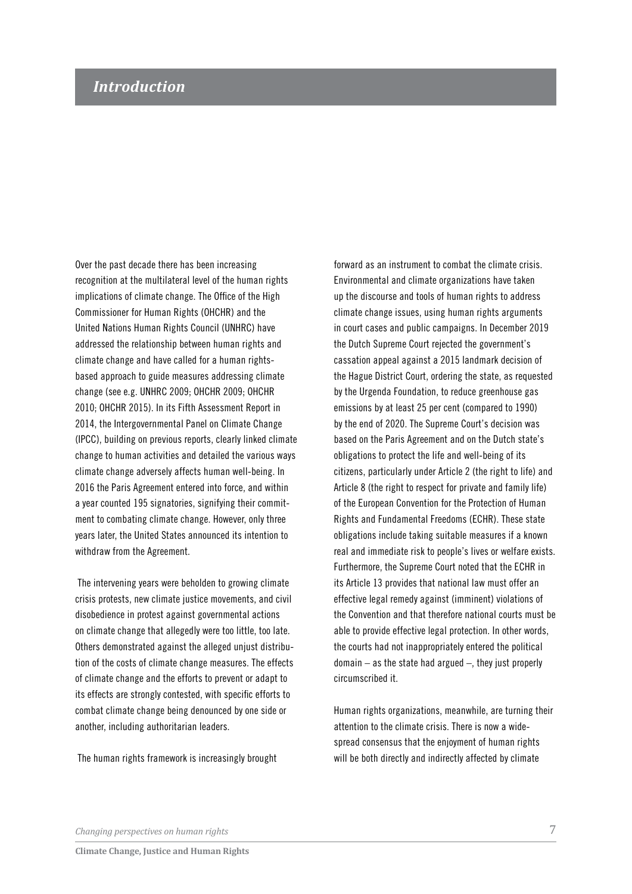## *Introduction*

Over the past decade there has been increasing recognition at the multilateral level of the human rights implications of climate change. The Office of the High Commissioner for Human Rights (OHCHR) and the United Nations Human Rights Council (UNHRC) have addressed the relationship between human rights and climate change and have called for a human rights-based approach to guide measures addressing climate change (see e.g. UNHRC 2009; OHCHR 2009; OHCHR 2010; OHCHR 2015). In its Fifth Assessment Report in 2014, the Intergovernmental Panel on Climate Change (IPCC), building on previous reports, clearly linked climate change to human activities and detailed the various ways climate change adversely affects human well-being. In 2016 the Paris Agreement entered into force, and within a year counted 195 signatories, signifying their commitment to combating climate change. However, only three years later, the United States announced its intention to withdraw from the Agreement.

The intervening years were beholden to growing climate crisis protests, new climate justice movements, and civil disobedience in protest against governmental actions on climate change that allegedly were too little, too late. Others demonstrated against the alleged unjust distribution of the costs of climate change measures. The effects of climate change and the efforts to prevent or adapt to its effects are strongly contested, with specific efforts to combat climate change being denounced by one side or another, including authoritarian leaders.

The human rights framework is increasingly brought forward as an instrument to combat the climate crisis. Environmental and climate organizations have taken up the discourse and tools of human rights to address climate change issues, using human rights arguments in court cases and public campaigns. In December 2019 the Dutch Supreme Court rejected the government's cassation appeal against a 2015 landmark decision of the Hague District Court, ordering the state, as requested by the Urgenda Foundation, to reduce greenhouse gas emissions by at least 25 per cent (compared to 1990) by the end of 2020. The Supreme Court's decision was based on the Paris Agreement and on the Dutch state's obligations to protect the life and well-being of its citizens, particularly under Article 2 (the right to life) and Article 8 (the right to respect for private and family life) of the European Convention for the Protection of Human Rights and Fundamental Freedoms (ECHR). These state obligations include taking suitable measures if a known real and immediate risk to people's lives or welfare exists. Furthermore, the Supreme Court noted that the ECHR in its Article 13 provides that national law must offer an effective legal remedy against (imminent) violations of the Convention and that therefore national courts must be able to provide effective legal protection. In other words, the courts had not inappropriately entered the political domain – as the state had argued –, they just properly circumscribed it.

Human rights organizations, meanwhile, are turning their attention to the climate crisis. There is now a widespread consensus that the enjoyment of human rights will be both directly and indirectly affected by climate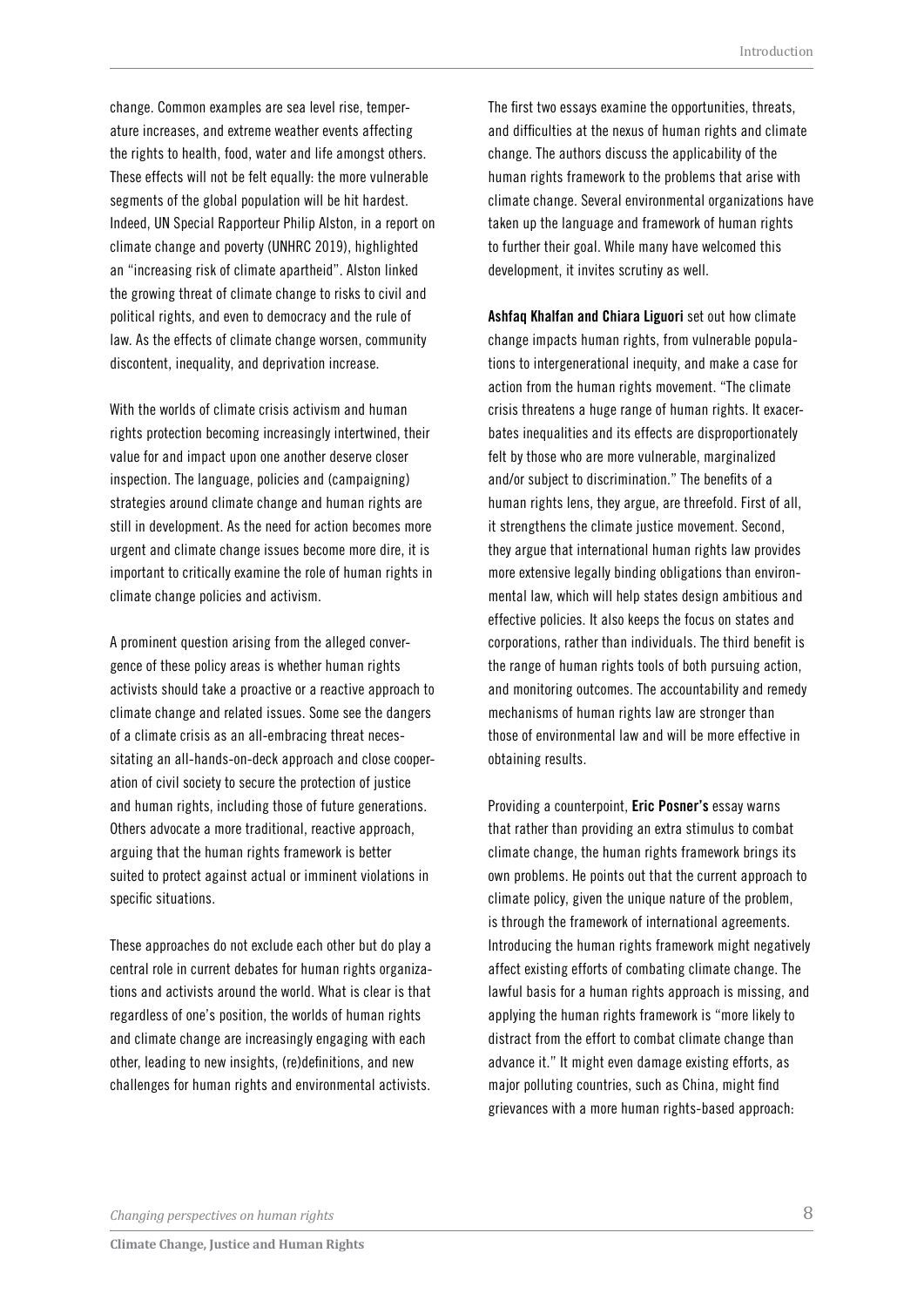change. Common examples are sea level rise, temperature increases, and extreme weather events affecting the rights to health, food, water and life amongst others. These effects will not be felt equally: the more vulnerable segments of the global population will be hit hardest. Indeed, UN Special Rapporteur Philip Alston, in a report on climate change and poverty (UNHRC 2019), highlighted an "increasing risk of climate apartheid". Alston linked the growing threat of climate change to risks to civil and political rights, and even to democracy and the rule of law. As the effects of climate change worsen, community discontent, inequality, and deprivation increase.

With the worlds of climate crisis activism and human rights protection becoming increasingly intertwined, their value for and impact upon one another deserve closer inspection. The language, policies and (campaigning) strategies around climate change and human rights are still in development. As the need for action becomes more urgent and climate change issues become more dire, it is important to critically examine the role of human rights in climate change policies and activism.

A prominent question arising from the alleged convergence of these policy areas is whether human rights activists should take a proactive or a reactive approach to climate change and related issues. Some see the dangers of a climate crisis as an all-embracing threat necessitating an all-hands-on-deck approach and close cooperation of civil society to secure the protection of justice and human rights, including those of future generations. Others advocate a more traditional, reactive approach, arguing that the human rights framework is better suited to protect against actual or imminent violations in specific situations.

These approaches do not exclude each other but do play a central role in current debates for human rights organizations and activists around the world. What is clear is that regardless of one's position, the worlds of human rights and climate change are increasingly engaging with each other, leading to new insights, (re)definitions, and new challenges for human rights and environmental activists.

The first two essays examine the opportunities, threats, and difficulties at the nexus of human rights and climate change. The authors discuss the applicability of the human rights framework to the problems that arise with climate change. Several environmental organizations have taken up the language and framework of human rights to further their goal. While many have welcomed this development, it invites scrutiny as well.

**Ashfaq Khalfan and Chiara Liguori** set out how climate change impacts human rights, from vulnerable populations to intergenerational inequity, and make a case for action from the human rights movement. "The climate crisis threatens a huge range of human rights. It exacerbates inequalities and its effects are disproportionately felt by those who are more vulnerable, marginalized and/or subject to discrimination." The benefits of a human rights lens, they argue, are threefold. First of all, it strengthens the climate justice movement. Second, they argue that international human rights law provides more extensive legally binding obligations than environmental law, which will help states design ambitious and effective policies. It also keeps the focus on states and corporations, rather than individuals. The third benefit is the range of human rights tools of both pursuing action, and monitoring outcomes. The accountability and remedy mechanisms of human rights law are stronger than those of environmental law and will be more effective in obtaining results.

Providing a counterpoint, **Eric Posner's** essay warns that rather than providing an extra stimulus to combat climate change, the human rights framework brings its own problems. He points out that the current approach to climate policy, given the unique nature of the problem, is through the framework of international agreements. Introducing the human rights framework might negatively affect existing efforts of combating climate change. The lawful basis for a human rights approach is missing, and applying the human rights framework is "more likely to distract from the effort to combat climate change than advance it." It might even damage existing efforts, as major polluting countries, such as China, might find grievances with a more human rights-based approach: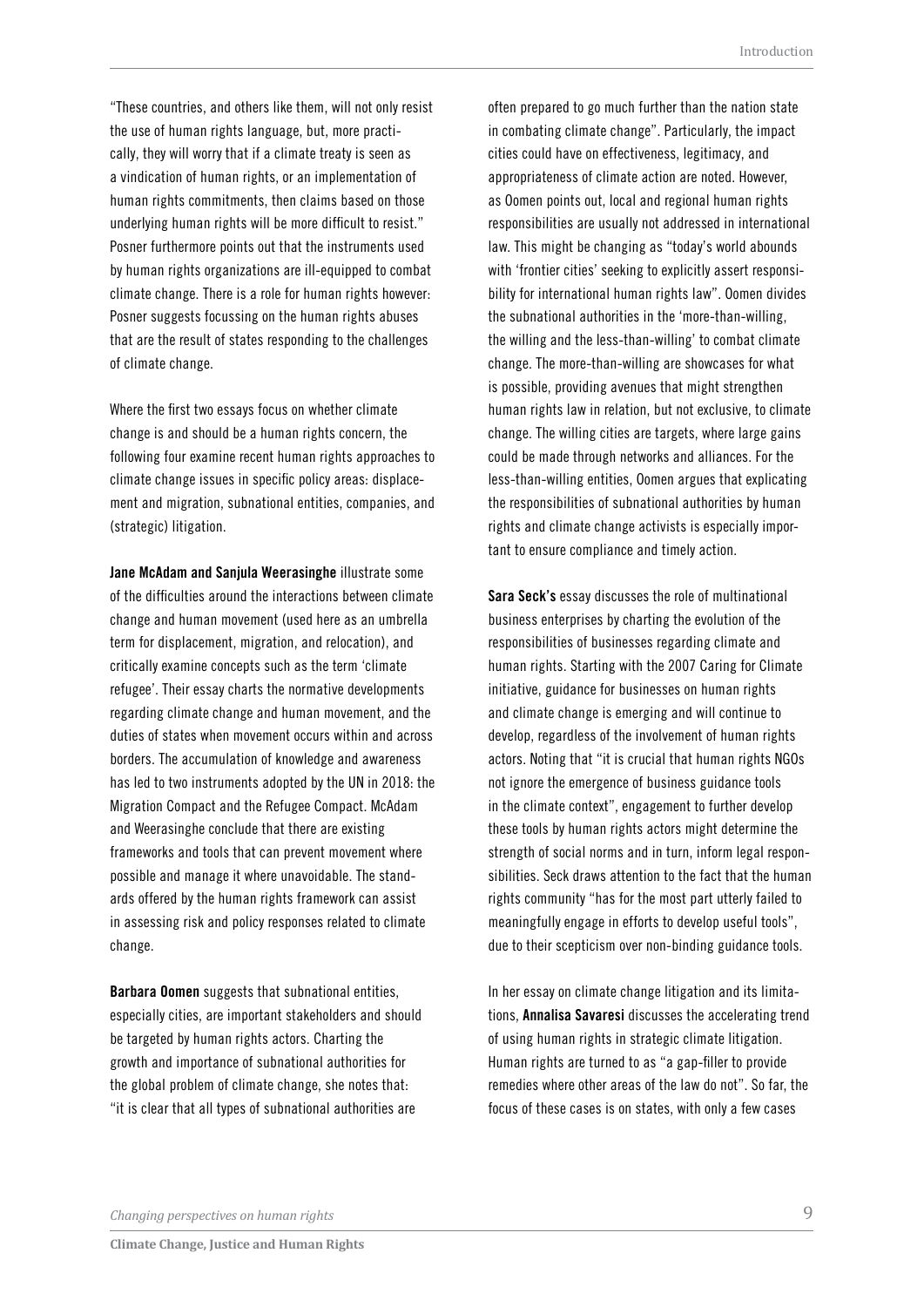"These countries, and others like them, will not only resist the use of human rights language, but, more practically, they will worry that if a climate treaty is seen as a vindication of human rights, or an implementation of human rights commitments, then claims based on those underlying human rights will be more difficult to resist." Posner furthermore points out that the instruments used by human rights organizations are ill-equipped to combat climate change. There is a role for human rights however: Posner suggests focussing on the human rights abuses that are the result of states responding to the challenges of climate change.

Where the first two essays focus on whether climate change is and should be a human rights concern, the following four examine recent human rights approaches to climate change issues in specific policy areas: displacement and migration, subnational entities, companies, and (strategic) litigation.

**Jane McAdam and Sanjula Weerasinghe** illustrate some of the difficulties around the interactions between climate change and human movement (used here as an umbrella term for displacement, migration, and relocation), and critically examine concepts such as the term 'climate refugee'. Their essay charts the normative developments regarding climate change and human movement, and the duties of states when movement occurs within and across borders. The accumulation of knowledge and awareness has led to two instruments adopted by the UN in 2018: the Migration Compact and the Refugee Compact. McAdam and Weerasinghe conclude that there are existing frameworks and tools that can prevent movement where possible and manage it where unavoidable. The standards offered by the human rights framework can assist in assessing risk and policy responses related to climate change.

**Barbara Oomen** suggests that subnational entities, especially cities, are important stakeholders and should be targeted by human rights actors. Charting the growth and importance of subnational authorities for the global problem of climate change, she notes that: "it is clear that all types of subnational authorities are often prepared to go much further than the nation state in combating climate change". Particularly, the impact cities could have on effectiveness, legitimacy, and appropriateness of climate action are noted. However, as Oomen points out, local and regional human rights responsibilities are usually not addressed in international law. This might be changing as "today's world abounds with 'frontier cities' seeking to explicitly assert responsibility for international human rights law". Oomen divides the subnational authorities in the 'more-than-willing, the willing and the less-than-willing' to combat climate change. The more-than-willing are showcases for what is possible, providing avenues that might strengthen human rights law in relation, but not exclusive, to climate change. The willing cities are targets, where large gains could be made through networks and alliances. For the less-than-willing entities, Oomen argues that explicating the responsibilities of subnational authorities by human rights and climate change activists is especially important to ensure compliance and timely action.

**Sara Seck's** essay discusses the role of multinational business enterprises by charting the evolution of the responsibilities of businesses regarding climate and human rights. Starting with the 2007 Caring for Climate initiative, guidance for businesses on human rights and climate change is emerging and will continue to develop, regardless of the involvement of human rights actors. Noting that "it is crucial that human rights NGOs not ignore the emergence of business guidance tools in the climate context", engagement to further develop these tools by human rights actors might determine the strength of social norms and in turn, inform legal responsibilities. Seck draws attention to the fact that the human rights community "has for the most part utterly failed to meaningfully engage in efforts to develop useful tools", due to their scepticism over non-binding guidance tools.

In her essay on climate change litigation and its limitations, **Annalisa Savaresi** discusses the accelerating trend of using human rights in strategic climate litigation. Human rights are turned to as "a gap-filler to provide remedies where other areas of the law do not". So far, the focus of these cases is on states, with only a few cases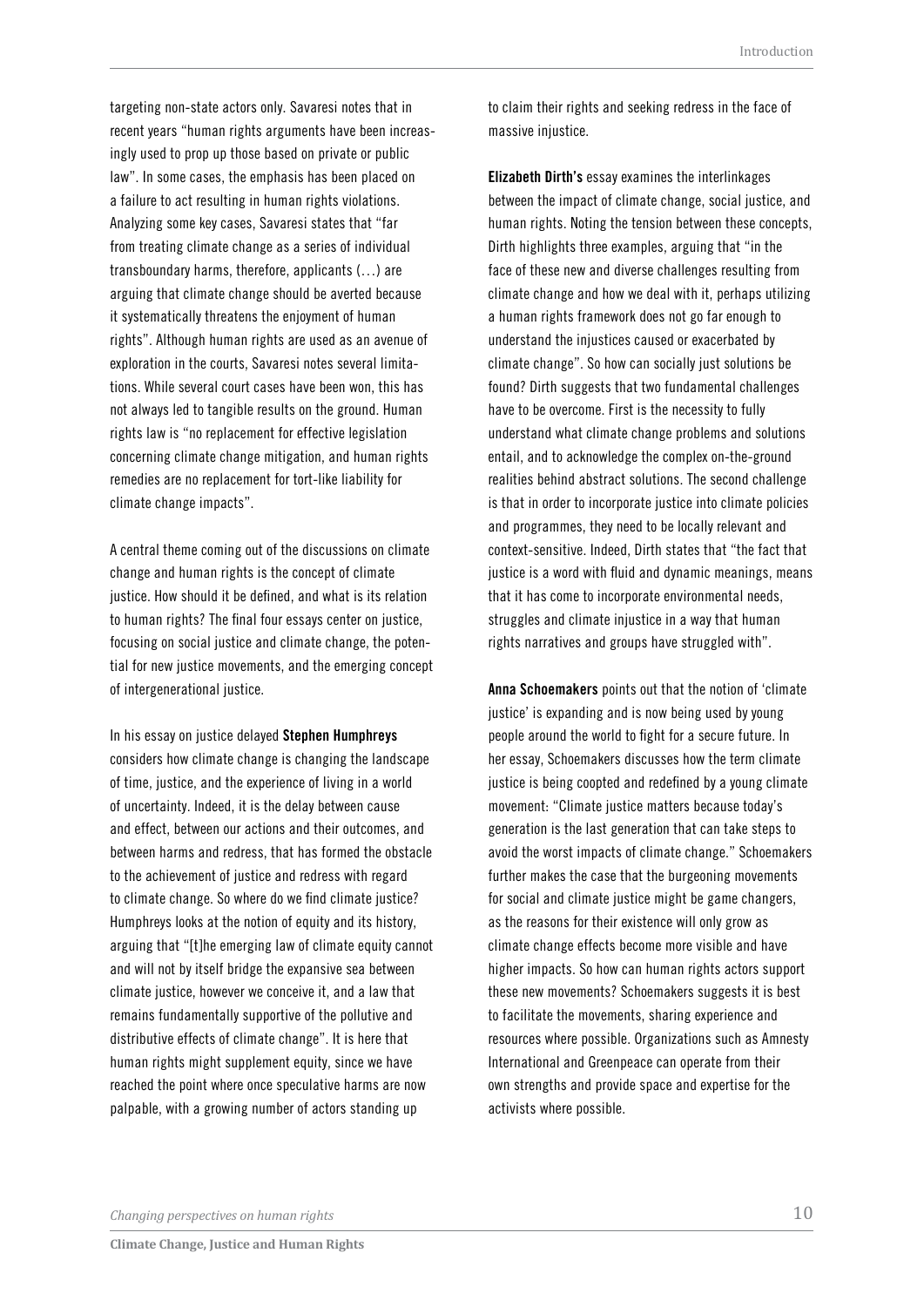targeting non-state actors only. Savaresi notes that in recent years "human rights arguments have been increasingly used to prop up those based on private or public law". In some cases, the emphasis has been placed on a failure to act resulting in human rights violations. Analyzing some key cases, Savaresi states that "far from treating climate change as a series of individual transboundary harms, therefore, applicants (…) are arguing that climate change should be averted because it systematically threatens the enjoyment of human rights". Although human rights are used as an avenue of exploration in the courts, Savaresi notes several limitations. While several court cases have been won, this has not always led to tangible results on the ground. Human rights law is "no replacement for effective legislation concerning climate change mitigation, and human rights remedies are no replacement for tort-like liability for climate change impacts".

A central theme coming out of the discussions on climate change and human rights is the concept of climate justice. How should it be defined, and what is its relation to human rights? The final four essays center on justice, focusing on social justice and climate change, the potential for new justice movements, and the emerging concept of intergenerational justice.

In his essay on justice delayed **Stephen Humphreys** considers how climate change is changing the landscape of time, justice, and the experience of living in a world of uncertainty. Indeed, it is the delay between cause and effect, between our actions and their outcomes, and between harms and redress, that has formed the obstacle to the achievement of justice and redress with regard to climate change. So where do we find climate justice? Humphreys looks at the notion of equity and its history, arguing that "[t]he emerging law of climate equity cannot and will not by itself bridge the expansive sea between climate justice, however we conceive it, and a law that remains fundamentally supportive of the pollutive and distributive effects of climate change". It is here that human rights might supplement equity, since we have reached the point where once speculative harms are now palpable, with a growing number of actors standing up to claim their rights and seeking redress in the face of massive injustice.

**Elizabeth Dirth's** essay examines the interlinkages between the impact of climate change, social justice, and human rights. Noting the tension between these concepts, Dirth highlights three examples, arguing that "in the face of these new and diverse challenges resulting from climate change and how we deal with it, perhaps utilizing a human rights framework does not go far enough to understand the injustices caused or exacerbated by climate change". So how can socially just solutions be found? Dirth suggests that two fundamental challenges have to be overcome. First is the necessity to fully understand what climate change problems and solutions entail, and to acknowledge the complex on-the-ground realities behind abstract solutions. The second challenge is that in order to incorporate justice into climate policies and programmes, they need to be locally relevant and context-sensitive. Indeed, Dirth states that "the fact that justice is a word with fluid and dynamic meanings, means that it has come to incorporate environmental needs, struggles and climate injustice in a way that human rights narratives and groups have struggled with".

**Anna Schoemakers** points out that the notion of 'climate justice' is expanding and is now being used by young people around the world to fight for a secure future. In her essay, Schoemakers discusses how the term climate justice is being coopted and redefined by a young climate movement: "Climate justice matters because today's generation is the last generation that can take steps to avoid the worst impacts of climate change." Schoemakers further makes the case that the burgeoning movements for social and climate justice might be game changers, as the reasons for their existence will only grow as climate change effects become more visible and have higher impacts. So how can human rights actors support these new movements? Schoemakers suggests it is best to facilitate the movements, sharing experience and resources where possible. Organizations such as Amnesty International and Greenpeace can operate from their own strengths and provide space and expertise for the activists where possible.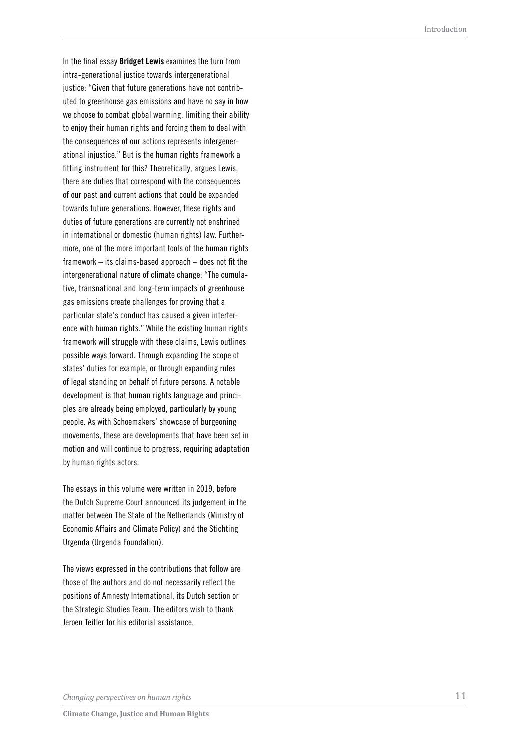In the final essay **Bridget Lewis** examines the turn from intra-generational justice towards intergenerational justice: "Given that future generations have not contributed to greenhouse gas emissions and have no say in how we choose to combat global warming, limiting their ability to enjoy their human rights and forcing them to deal with the consequences of our actions represents intergenerational injustice." But is the human rights framework a fitting instrument for this? Theoretically, argues Lewis, there are duties that correspond with the consequences of our past and current actions that could be expanded towards future generations. However, these rights and duties of future generations are currently not enshrined in international or domestic (human rights) law. Furthermore, one of the more important tools of the human rights framework – its claims-based approach – does not fit the intergenerational nature of climate change: "The cumulative, transnational and long-term impacts of greenhouse gas emissions create challenges for proving that a particular state's conduct has caused a given interference with human rights." While the existing human rights framework will struggle with these claims, Lewis outlines possible ways forward. Through expanding the scope of states' duties for example, or through expanding rules of legal standing on behalf of future persons. A notable development is that human rights language and principles are already being employed, particularly by young people. As with Schoemakers' showcase of burgeoning movements, these are developments that have been set in motion and will continue to progress, requiring adaptation by human rights actors.

The essays in this volume were written in 2019, before the Dutch Supreme Court announced its judgement in the matter between The State of the Netherlands (Ministry of Economic Affairs and Climate Policy) and the Stichting Urgenda (Urgenda Foundation).

The views expressed in the contributions that follow are those of the authors and do not necessarily reflect the positions of Amnesty International, its Dutch section or the Strategic Studies Team. The editors wish to thank Jeroen Teitler for his editorial assistance.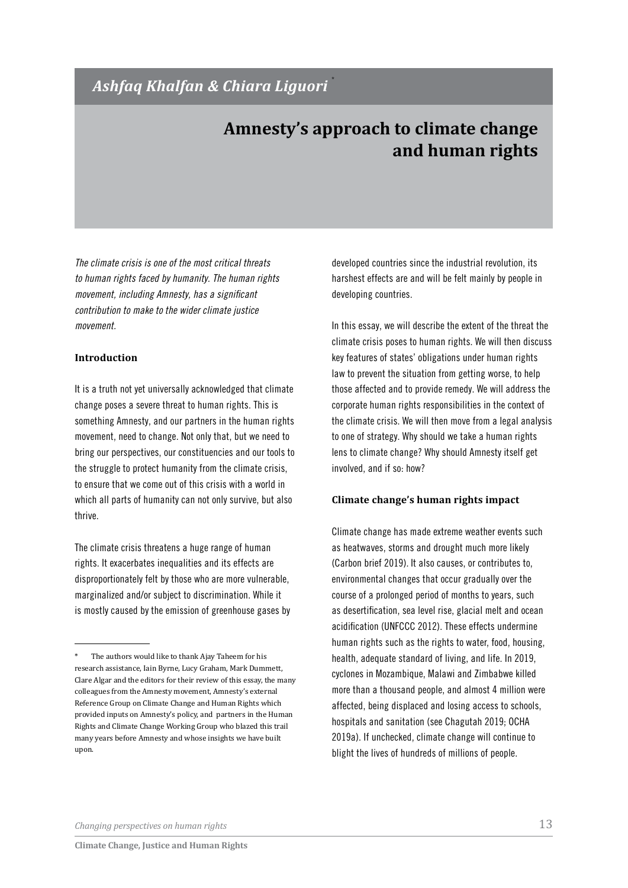*Ashfaq Khalfan & Chiara Liguori* *

# Amnesty's approach to climate change and human rights

*The climate crisis is one of the most critical threats to human rights faced by humanity. The human rights movement, including Amnesty, has a significant contribution to make to the wider climate justice movement.*

## Introduction

It is a truth not yet universally acknowledged that climate change poses a severe threat to human rights. This is something Amnesty, and our partners in the human rights movement, need to change. Not only that, but we need to bring our perspectives, our constituencies and our tools to the struggle to protect humanity from the climate crisis, to ensure that we come out of this crisis with a world in which all parts of humanity can not only survive, but also thrive.

The climate crisis threatens a huge range of human rights. It exacerbates inequalities and its effects are disproportionately felt by those who are more vulnerable, marginalized and/or subject to discrimination. While it is mostly caused by the emission of greenhouse gases by developed countries since the industrial revolution, its harshest effects are and will be felt mainly by people in developing countries.

In this essay, we will describe the extent of the threat the climate crisis poses to human rights. We will then discuss key features of states' obligations under human rights law to prevent the situation from getting worse, to help those affected and to provide remedy. We will address the corporate human rights responsibilities in the context of the climate crisis. We will then move from a legal analysis to one of strategy. Why should we take a human rights lens to climate change? Why should Amnesty itself get involved, and if so: how?

## Climate change's human rights impact

Climate change has made extreme weather events such as heatwaves, storms and drought much more likely (Carbon brief 2019). It also causes, or contributes to, environmental changes that occur gradually over the course of a prolonged period of months to years, such as desertification, sea level rise, glacial melt and ocean acidification (UNFCCC 2012). These effects undermine human rights such as the rights to water, food, housing, health, adequate standard of living, and life. In 2019, cyclones in Mozambique, Malawi and Zimbabwe killed more than a thousand people, and almost 4 million were affected, being displaced and losing access to schools, hospitals and sanitation (see Chagutah 2019; OCHA 2019a). If unchecked, climate change will continue to blight the lives of hundreds of millions of people.

---

\* The authors would like to thank Ajay Taheem for his research assistance, Iain Byrne, Lucy Graham, Mark Dummett, Clare Algar and the editors for their review of this essay, the many colleagues from the Amnesty movement, Amnesty's external Reference Group on Climate Change and Human Rights which provided inputs on Amnesty's policy, and partners in the Human Rights and Climate Change Working Group who blazed this trail many years before Amnesty and whose insights we have built upon.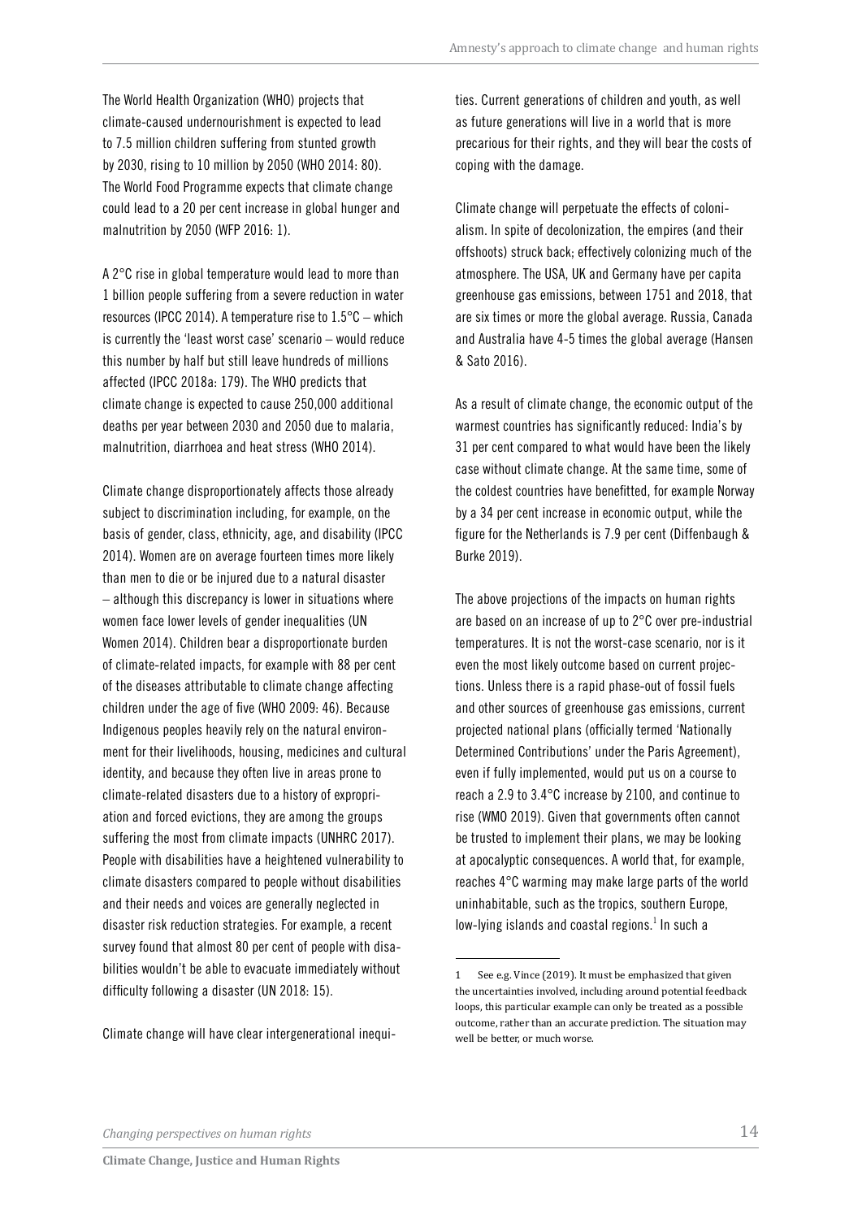The World Health Organization (WHO) projects that climate-caused undernourishment is expected to lead to 7.5 million children suffering from stunted growth by 2030, rising to 10 million by 2050 (WHO 2014: 80). The World Food Programme expects that climate change could lead to a 20 per cent increase in global hunger and malnutrition by 2050 (WFP 2016: 1).

A 2°C rise in global temperature would lead to more than 1 billion people suffering from a severe reduction in water resources (IPCC 2014). A temperature rise to 1.5°C – which is currently the 'least worst case' scenario – would reduce this number by half but still leave hundreds of millions affected (IPCC 2018a: 179). The WHO predicts that climate change is expected to cause 250,000 additional deaths per year between 2030 and 2050 due to malaria, malnutrition, diarrhoea and heat stress (WHO 2014).

Climate change disproportionately affects those already subject to discrimination including, for example, on the basis of gender, class, ethnicity, age, and disability (IPCC 2014). Women are on average fourteen times more likely than men to die or be injured due to a natural disaster – although this discrepancy is lower in situations where women face lower levels of gender inequalities (UN Women 2014). Children bear a disproportionate burden of climate-related impacts, for example with 88 per cent of the diseases attributable to climate change affecting children under the age of five (WHO 2009: 46). Because Indigenous peoples heavily rely on the natural environment for their livelihoods, housing, medicines and cultural identity, and because they often live in areas prone to climate-related disasters due to a history of expropriation and forced evictions, they are among the groups suffering the most from climate impacts (UNHRC 2017). People with disabilities have a heightened vulnerability to climate disasters compared to people without disabilities and their needs and voices are generally neglected in disaster risk reduction strategies. For example, a recent survey found that almost 80 per cent of people with disabilities wouldn't be able to evacuate immediately without difficulty following a disaster (UN 2018: 15).

Climate change will have clear intergenerational inequities. Current generations of children and youth, as well as future generations will live in a world that is more precarious for their rights, and they will bear the costs of coping with the damage.

Climate change will perpetuate the effects of colonialism. In spite of decolonization, the empires (and their offshoots) struck back; effectively colonizing much of the atmosphere. The USA, UK and Germany have per capita greenhouse gas emissions, between 1751 and 2018, that are six times or more the global average. Russia, Canada and Australia have 4-5 times the global average (Hansen & Sato 2016).

As a result of climate change, the economic output of the warmest countries has significantly reduced: India's by 31 per cent compared to what would have been the likely case without climate change. At the same time, some of the coldest countries have benefitted, for example Norway by a 34 per cent increase in economic output, while the figure for the Netherlands is 7.9 per cent (Diffenbaugh & Burke 2019).

The above projections of the impacts on human rights are based on an increase of up to 2°C over pre-industrial temperatures. It is not the worst-case scenario, nor is it even the most likely outcome based on current projections. Unless there is a rapid phase-out of fossil fuels and other sources of greenhouse gas emissions, current projected national plans (officially termed 'Nationally Determined Contributions' under the Paris Agreement), even if fully implemented, would put us on a course to reach a 2.9 to 3.4°C increase by 2100, and continue to rise (WMO 2019). Given that governments often cannot be trusted to implement their plans, we may be looking at apocalyptic consequences. A world that, for example, reaches 4°C warming may make large parts of the world uninhabitable, such as the tropics, southern Europe, low-lying islands and coastal regions.[1] In such a

[1] See e.g. Vince (2019). It must be emphasized that given the uncertainties involved, including around potential feedback loops, this particular example can only be treated as a possible outcome, rather than an accurate prediction. The situation may well be better, or much worse.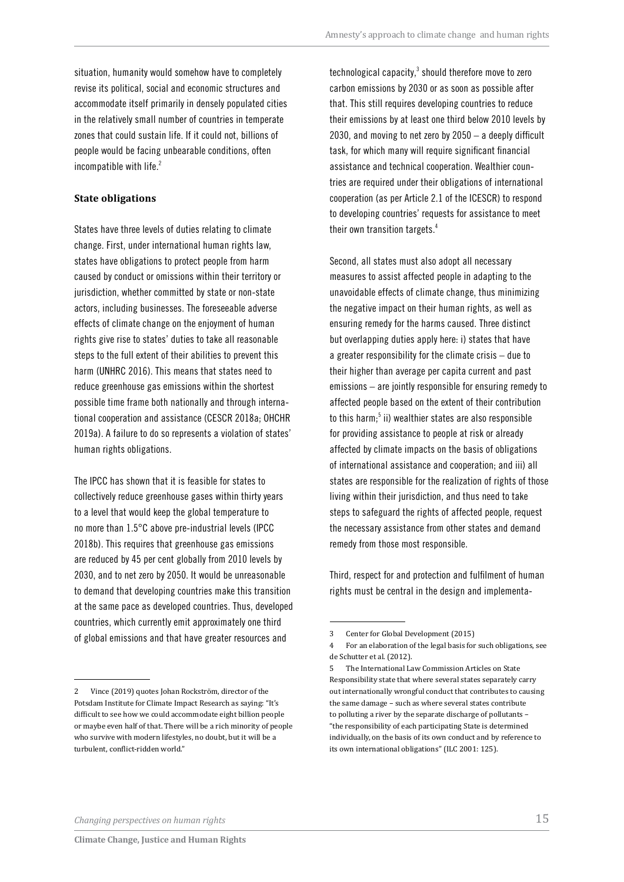situation, humanity would somehow have to completely revise its political, social and economic structures and accommodate itself primarily in densely populated cities in the relatively small number of countries in temperate zones that could sustain life. If it could not, billions of people would be facing unbearable conditions, often incompatible with life.[2]

### State obligations

States have three levels of duties relating to climate change. First, under international human rights law, states have obligations to protect people from harm caused by conduct or omissions within their territory or jurisdiction, whether committed by state or non-state actors, including businesses. The foreseeable adverse effects of climate change on the enjoyment of human rights give rise to states' duties to take all reasonable steps to the full extent of their abilities to prevent this harm (UNHRC 2016). This means that states need to reduce greenhouse gas emissions within the shortest possible time frame both nationally and through international cooperation and assistance (CESCR 2018a; OHCHR 2019a). A failure to do so represents a violation of states' human rights obligations.

The IPCC has shown that it is feasible for states to collectively reduce greenhouse gases within thirty years to a level that would keep the global temperature to no more than 1.5°C above pre-industrial levels (IPCC 2018b). This requires that greenhouse gas emissions are reduced by 45 per cent globally from 2010 levels by 2030, and to net zero by 2050. It would be unreasonable to demand that developing countries make this transition at the same pace as developed countries. Thus, developed countries, which currently emit approximately one third of global emissions and that have greater resources and technological capacity,[3] should therefore move to zero carbon emissions by 2030 or as soon as possible after that. This still requires developing countries to reduce their emissions by at least one third below 2010 levels by 2030, and moving to net zero by 2050 – a deeply difficult task, for which many will require significant financial assistance and technical cooperation. Wealthier countries are required under their obligations of international cooperation (as per Article 2.1 of the ICESCR) to respond to developing countries' requests for assistance to meet their own transition targets.[4]

Second, all states must also adopt all necessary measures to assist affected people in adapting to the unavoidable effects of climate change, thus minimizing the negative impact on their human rights, as well as ensuring remedy for the harms caused. Three distinct but overlapping duties apply here: i) states that have a greater responsibility for the climate crisis – due to their higher than average per capita current and past emissions – are jointly responsible for ensuring remedy to affected people based on the extent of their contribution to this harm;[5] ii) wealthier states are also responsible for providing assistance to people at risk or already affected by climate impacts on the basis of obligations of international assistance and cooperation; and iii) all states are responsible for the realization of rights of those living within their jurisdiction, and thus need to take steps to safeguard the rights of affected people, request the necessary assistance from other states and demand remedy from those most responsible.

Third, respect for and protection and fulfilment of human rights must be central in the design and implementa-

---

2 Vince (2019) quotes Johan Rockström, director of the Potsdam Institute for Climate Impact Research as saying: "It's difficult to see how we could accommodate eight billion people or maybe even half of that. There will be a rich minority of people who survive with modern lifestyles, no doubt, but it will be a turbulent, conflict-ridden world."

3 Center for Global Development (2015)

4 For an elaboration of the legal basis for such obligations, see de Schutter et al. (2012).

5 The International Law Commission Articles on State Responsibility state that where several states separately carry out internationally wrongful conduct that contributes to causing the same damage – such as where several states contribute to polluting a river by the separate discharge of pollutants – "the responsibility of each participating State is determined individually, on the basis of its own conduct and by reference to its own international obligations" (ILC 2001: 125).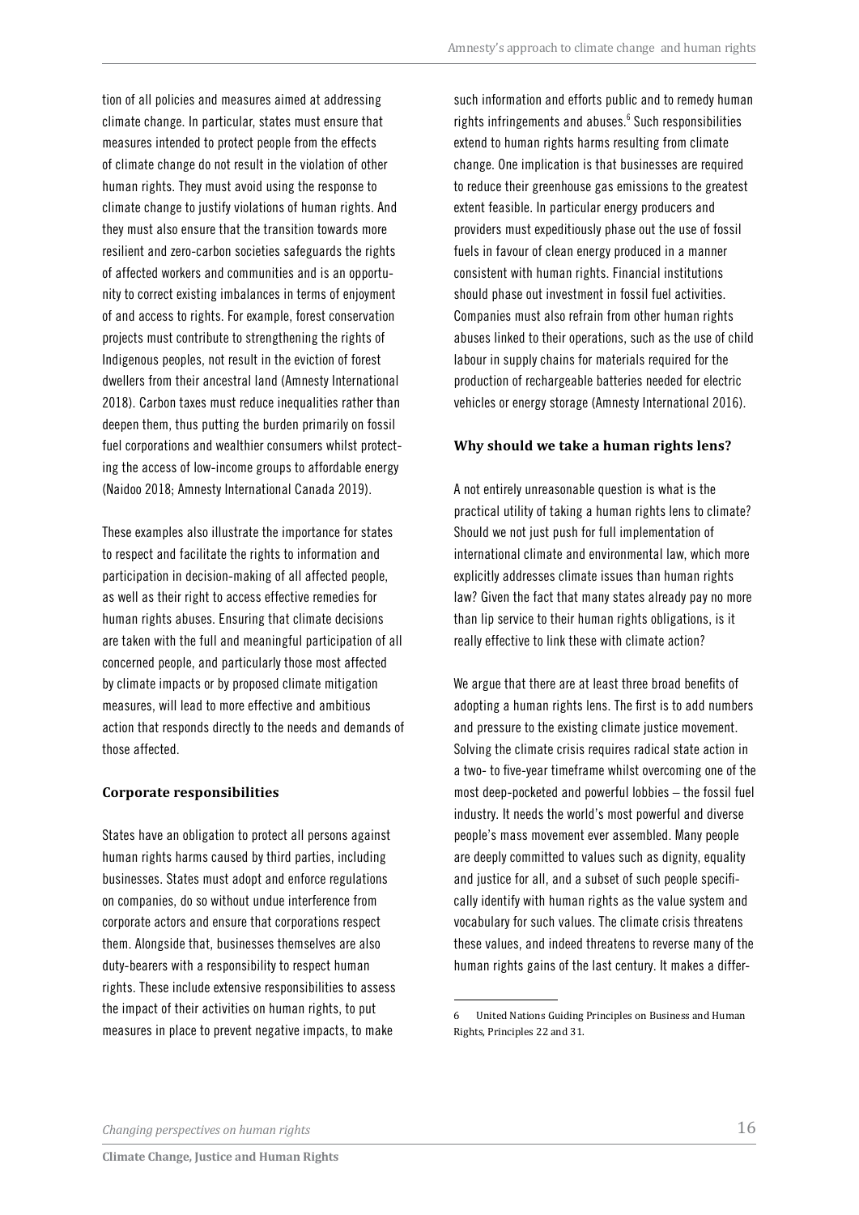tion of all policies and measures aimed at addressing climate change. In particular, states must ensure that measures intended to protect people from the effects of climate change do not result in the violation of other human rights. They must avoid using the response to climate change to justify violations of human rights. And they must also ensure that the transition towards more resilient and zero-carbon societies safeguards the rights of affected workers and communities and is an opportunity to correct existing imbalances in terms of enjoyment of and access to rights. For example, forest conservation projects must contribute to strengthening the rights of Indigenous peoples, not result in the eviction of forest dwellers from their ancestral land (Amnesty International 2018). Carbon taxes must reduce inequalities rather than deepen them, thus putting the burden primarily on fossil fuel corporations and wealthier consumers whilst protecting the access of low-income groups to affordable energy (Naidoo 2018; Amnesty International Canada 2019).

These examples also illustrate the importance for states to respect and facilitate the rights to information and participation in decision-making of all affected people, as well as their right to access effective remedies for human rights abuses. Ensuring that climate decisions are taken with the full and meaningful participation of all concerned people, and particularly those most affected by climate impacts or by proposed climate mitigation measures, will lead to more effective and ambitious action that responds directly to the needs and demands of those affected.

### Corporate responsibilities

States have an obligation to protect all persons against human rights harms caused by third parties, including businesses. States must adopt and enforce regulations on companies, do so without undue interference from corporate actors and ensure that corporations respect them. Alongside that, businesses themselves are also duty-bearers with a responsibility to respect human rights. These include extensive responsibilities to assess the impact of their activities on human rights, to put measures in place to prevent negative impacts, to make such information and efforts public and to remedy human rights infringements and abuses.[6] Such responsibilities extend to human rights harms resulting from climate change. One implication is that businesses are required to reduce their greenhouse gas emissions to the greatest extent feasible. In particular energy producers and providers must expeditiously phase out the use of fossil fuels in favour of clean energy produced in a manner consistent with human rights. Financial institutions should phase out investment in fossil fuel activities. Companies must also refrain from other human rights abuses linked to their operations, such as the use of child labour in supply chains for materials required for the production of rechargeable batteries needed for electric vehicles or energy storage (Amnesty International 2016).

### Why should we take a human rights lens?

A not entirely unreasonable question is what is the practical utility of taking a human rights lens to climate? Should we not just push for full implementation of international climate and environmental law, which more explicitly addresses climate issues than human rights law? Given the fact that many states already pay no more than lip service to their human rights obligations, is it really effective to link these with climate action?

We argue that there are at least three broad benefits of adopting a human rights lens. The first is to add numbers and pressure to the existing climate justice movement. Solving the climate crisis requires radical state action in a two- to five-year timeframe whilst overcoming one of the most deep-pocketed and powerful lobbies – the fossil fuel industry. It needs the world's most powerful and diverse people's mass movement ever assembled. Many people are deeply committed to values such as dignity, equality and justice for all, and a subset of such people specifically identify with human rights as the value system and vocabulary for such values. The climate crisis threatens these values, and indeed threatens to reverse many of the human rights gains of the last century. It makes a differ-

---

6 United Nations Guiding Principles on Business and Human Rights, Principles 22 and 31.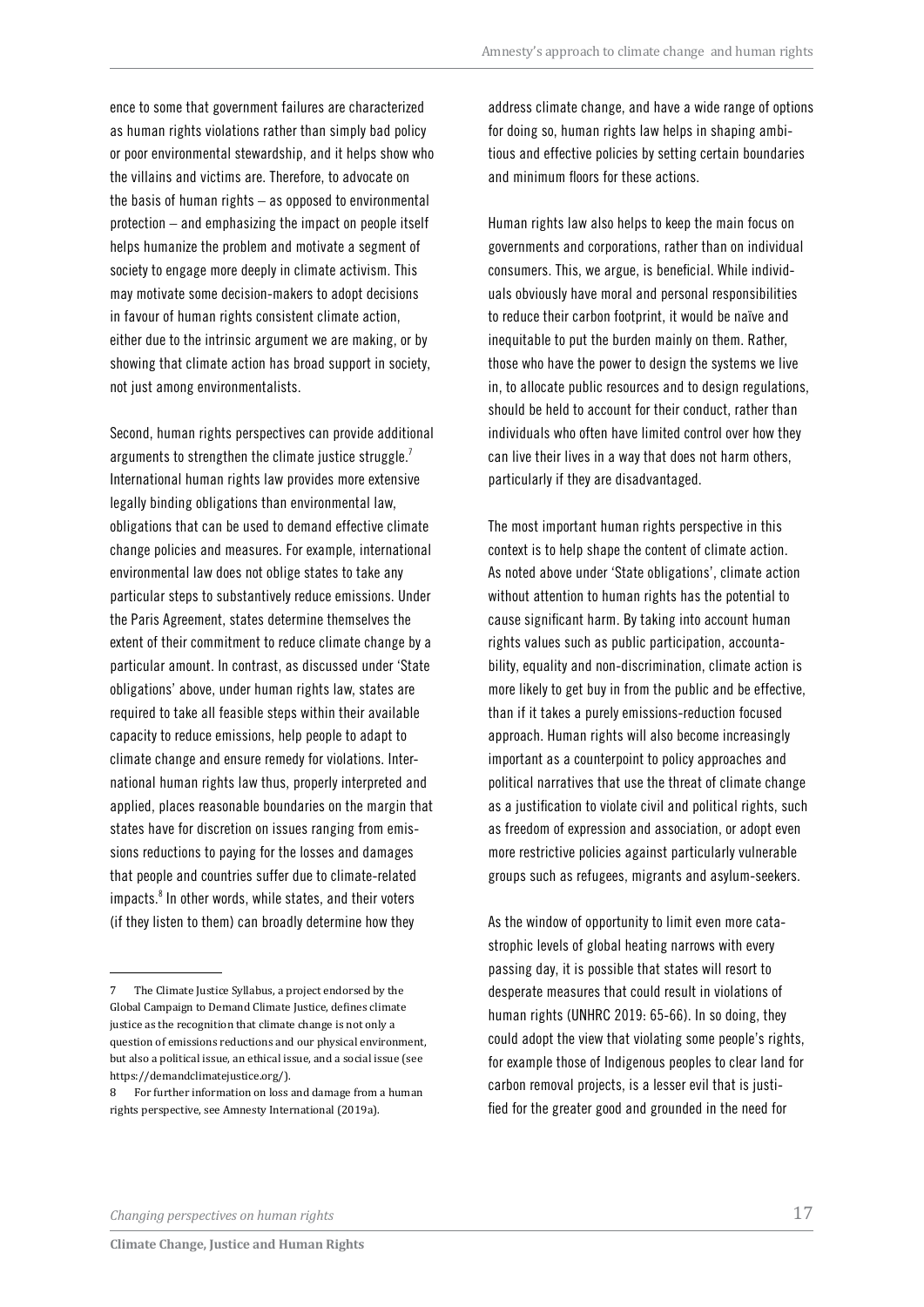ence to some that government failures are characterized as human rights violations rather than simply bad policy or poor environmental stewardship, and it helps show who the villains and victims are. Therefore, to advocate on the basis of human rights – as opposed to environmental protection – and emphasizing the impact on people itself helps humanize the problem and motivate a segment of society to engage more deeply in climate activism. This may motivate some decision-makers to adopt decisions in favour of human rights consistent climate action, either due to the intrinsic argument we are making, or by showing that climate action has broad support in society, not just among environmentalists.

Second, human rights perspectives can provide additional arguments to strengthen the climate justice struggle.[7] International human rights law provides more extensive legally binding obligations than environmental law, obligations that can be used to demand effective climate change policies and measures. For example, international environmental law does not oblige states to take any particular steps to substantively reduce emissions. Under the Paris Agreement, states determine themselves the extent of their commitment to reduce climate change by a particular amount. In contrast, as discussed under 'State obligations' above, under human rights law, states are required to take all feasible steps within their available capacity to reduce emissions, help people to adapt to climate change and ensure remedy for violations. International human rights law thus, properly interpreted and applied, places reasonable boundaries on the margin that states have for discretion on issues ranging from emissions reductions to paying for the losses and damages that people and countries suffer due to climate-related impacts.[8] In other words, while states, and their voters (if they listen to them) can broadly determine how they address climate change, and have a wide range of options for doing so, human rights law helps in shaping ambitious and effective policies by setting certain boundaries and minimum floors for these actions.

Human rights law also helps to keep the main focus on governments and corporations, rather than on individual consumers. This, we argue, is beneficial. While individuals obviously have moral and personal responsibilities to reduce their carbon footprint, it would be naïve and inequitable to put the burden mainly on them. Rather, those who have the power to design the systems we live in, to allocate public resources and to design regulations, should be held to account for their conduct, rather than individuals who often have limited control over how they can live their lives in a way that does not harm others, particularly if they are disadvantaged.

The most important human rights perspective in this context is to help shape the content of climate action. As noted above under 'State obligations', climate action without attention to human rights has the potential to cause significant harm. By taking into account human rights values such as public participation, accountability, equality and non-discrimination, climate action is more likely to get buy in from the public and be effective, than if it takes a purely emissions-reduction focused approach. Human rights will also become increasingly important as a counterpoint to policy approaches and political narratives that use the threat of climate change as a justification to violate civil and political rights, such as freedom of expression and association, or adopt even more restrictive policies against particularly vulnerable groups such as refugees, migrants and asylum-seekers.

As the window of opportunity to limit even more catastrophic levels of global heating narrows with every passing day, it is possible that states will resort to desperate measures that could result in violations of human rights (UNHRC 2019: 65-66). In so doing, they could adopt the view that violating some people's rights, for example those of Indigenous peoples to clear land for carbon removal projects, is a lesser evil that is justified for the greater good and grounded in the need for

---

7 The Climate Justice Syllabus, a project endorsed by the Global Campaign to Demand Climate Justice, defines climate justice as the recognition that climate change is not only a question of emissions reductions and our physical environment, but also a political issue, an ethical issue, and a social issue (see https://demandclimatejustice.org/).

8 For further information on loss and damage from a human rights perspective, see Amnesty International (2019a).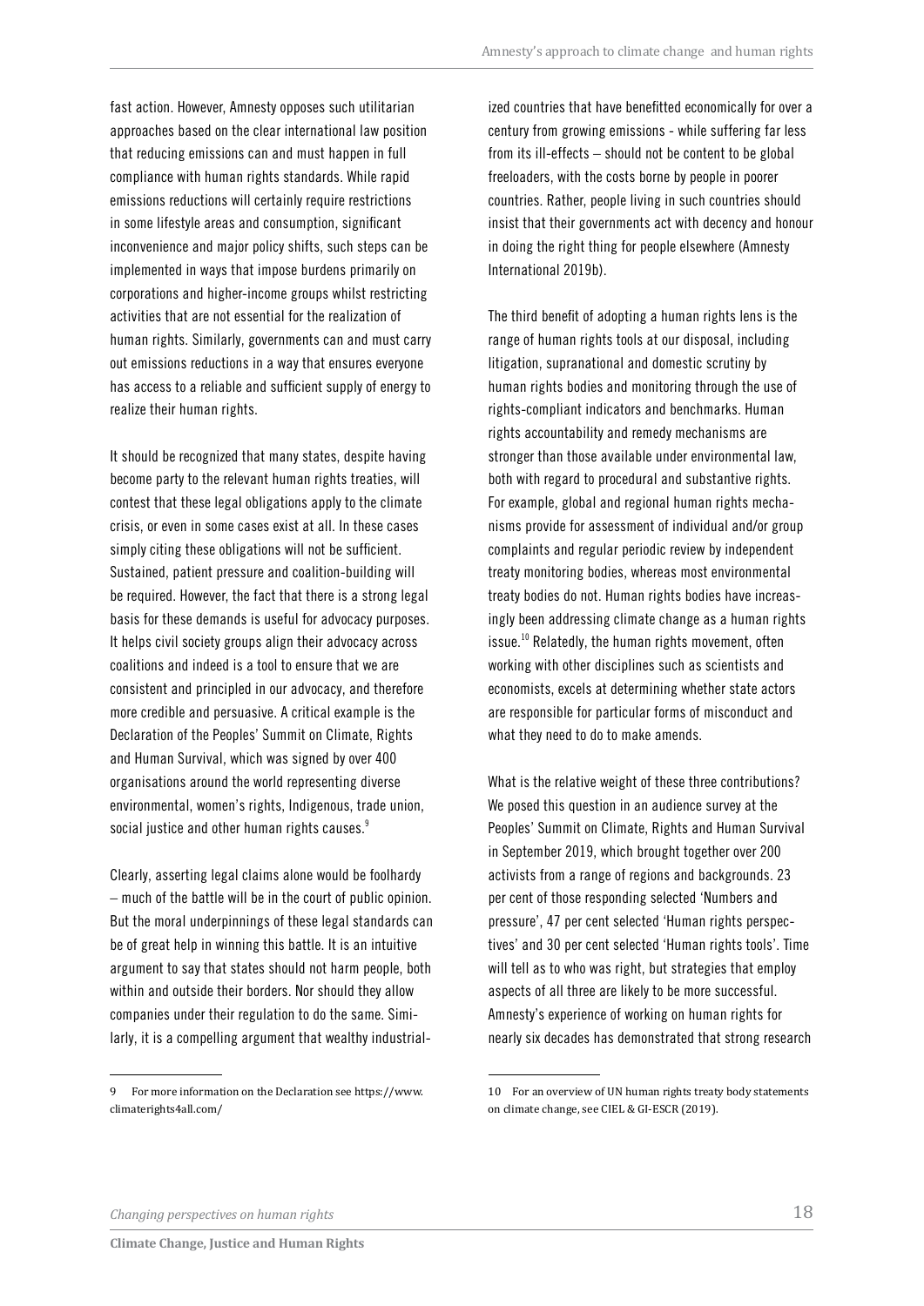fast action. However, Amnesty opposes such utilitarian approaches based on the clear international law position that reducing emissions can and must happen in full compliance with human rights standards. While rapid emissions reductions will certainly require restrictions in some lifestyle areas and consumption, significant inconvenience and major policy shifts, such steps can be implemented in ways that impose burdens primarily on corporations and higher-income groups whilst restricting activities that are not essential for the realization of human rights. Similarly, governments can and must carry out emissions reductions in a way that ensures everyone has access to a reliable and sufficient supply of energy to realize their human rights.

It should be recognized that many states, despite having become party to the relevant human rights treaties, will contest that these legal obligations apply to the climate crisis, or even in some cases exist at all. In these cases simply citing these obligations will not be sufficient. Sustained, patient pressure and coalition-building will be required. However, the fact that there is a strong legal basis for these demands is useful for advocacy purposes. It helps civil society groups align their advocacy across coalitions and indeed is a tool to ensure that we are consistent and principled in our advocacy, and therefore more credible and persuasive. A critical example is the Declaration of the Peoples' Summit on Climate, Rights and Human Survival, which was signed by over 400 organisations around the world representing diverse environmental, women's rights, Indigenous, trade union, social justice and other human rights causes.[9]

Clearly, asserting legal claims alone would be foolhardy – much of the battle will be in the court of public opinion. But the moral underpinnings of these legal standards can be of great help in winning this battle. It is an intuitive argument to say that states should not harm people, both within and outside their borders. Nor should they allow companies under their regulation to do the same. Similarly, it is a compelling argument that wealthy industrialized countries that have benefitted economically for over a century from growing emissions - while suffering far less from its ill-effects – should not be content to be global freeloaders, with the costs borne by people in poorer countries. Rather, people living in such countries should insist that their governments act with decency and honour in doing the right thing for people elsewhere (Amnesty International 2019b).

The third benefit of adopting a human rights lens is the range of human rights tools at our disposal, including litigation, supranational and domestic scrutiny by human rights bodies and monitoring through the use of rights-compliant indicators and benchmarks. Human rights accountability and remedy mechanisms are stronger than those available under environmental law, both with regard to procedural and substantive rights. For example, global and regional human rights mechanisms provide for assessment of individual and/or group complaints and regular periodic review by independent treaty monitoring bodies, whereas most environmental treaty bodies do not. Human rights bodies have increasingly been addressing climate change as a human rights issue.[10] Relatedly, the human rights movement, often working with other disciplines such as scientists and economists, excels at determining whether state actors are responsible for particular forms of misconduct and what they need to do to make amends.

What is the relative weight of these three contributions? We posed this question in an audience survey at the Peoples' Summit on Climate, Rights and Human Survival in September 2019, which brought together over 200 activists from a range of regions and backgrounds. 23 per cent of those responding selected 'Numbers and pressure', 47 per cent selected 'Human rights perspectives' and 30 per cent selected 'Human rights tools'. Time will tell as to who was right, but strategies that employ aspects of all three are likely to be more successful. Amnesty's experience of working on human rights for nearly six decades has demonstrated that strong research

---

9 For more information on the Declaration see https://www.climaterights4all.com/

10 For an overview of UN human rights treaty body statements on climate change, see CIEL & GI-ESCR (2019).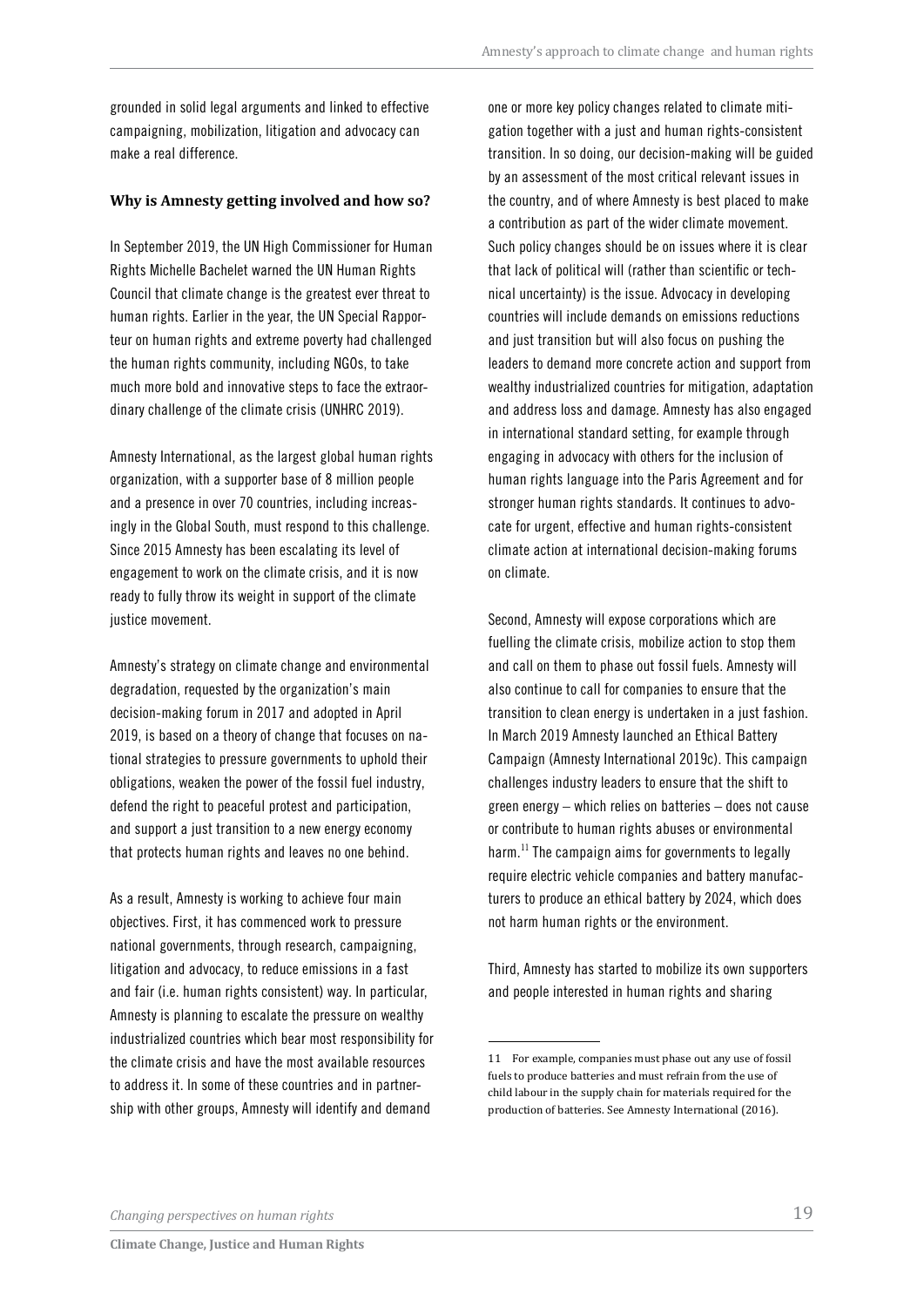grounded in solid legal arguments and linked to effective campaigning, mobilization, litigation and advocacy can make a real difference.

### Why is Amnesty getting involved and how so?

In September 2019, the UN High Commissioner for Human Rights Michelle Bachelet warned the UN Human Rights Council that climate change is the greatest ever threat to human rights. Earlier in the year, the UN Special Rapporteur on human rights and extreme poverty had challenged the human rights community, including NGOs, to take much more bold and innovative steps to face the extraordinary challenge of the climate crisis (UNHRC 2019).

Amnesty International, as the largest global human rights organization, with a supporter base of 8 million people and a presence in over 70 countries, including increasingly in the Global South, must respond to this challenge. Since 2015 Amnesty has been escalating its level of engagement to work on the climate crisis, and it is now ready to fully throw its weight in support of the climate justice movement.

Amnesty's strategy on climate change and environmental degradation, requested by the organization's main decision-making forum in 2017 and adopted in April 2019, is based on a theory of change that focuses on national strategies to pressure governments to uphold their obligations, weaken the power of the fossil fuel industry, defend the right to peaceful protest and participation, and support a just transition to a new energy economy that protects human rights and leaves no one behind.

As a result, Amnesty is working to achieve four main objectives. First, it has commenced work to pressure national governments, through research, campaigning, litigation and advocacy, to reduce emissions in a fast and fair (i.e. human rights consistent) way. In particular, Amnesty is planning to escalate the pressure on wealthy industrialized countries which bear most responsibility for the climate crisis and have the most available resources to address it. In some of these countries and in partnership with other groups, Amnesty will identify and demand one or more key policy changes related to climate mitigation together with a just and human rights-consistent transition. In so doing, our decision-making will be guided by an assessment of the most critical relevant issues in the country, and of where Amnesty is best placed to make a contribution as part of the wider climate movement. Such policy changes should be on issues where it is clear that lack of political will (rather than scientific or technical uncertainty) is the issue. Advocacy in developing countries will include demands on emissions reductions and just transition but will also focus on pushing the leaders to demand more concrete action and support from wealthy industrialized countries for mitigation, adaptation and address loss and damage. Amnesty has also engaged in international standard setting, for example through engaging in advocacy with others for the inclusion of human rights language into the Paris Agreement and for stronger human rights standards. It continues to advocate for urgent, effective and human rights-consistent climate action at international decision-making forums on climate.

Second, Amnesty will expose corporations which are fuelling the climate crisis, mobilize action to stop them and call on them to phase out fossil fuels. Amnesty will also continue to call for companies to ensure that the transition to clean energy is undertaken in a just fashion. In March 2019 Amnesty launched an Ethical Battery Campaign (Amnesty International 2019c). This campaign challenges industry leaders to ensure that the shift to green energy – which relies on batteries – does not cause or contribute to human rights abuses or environmental harm.[11] The campaign aims for governments to legally require electric vehicle companies and battery manufacturers to produce an ethical battery by 2024, which does not harm human rights or the environment.

Third, Amnesty has started to mobilize its own supporters and people interested in human rights and sharing

11 For example, companies must phase out any use of fossil fuels to produce batteries and must refrain from the use of child labour in the supply chain for materials required for the production of batteries. See Amnesty International (2016).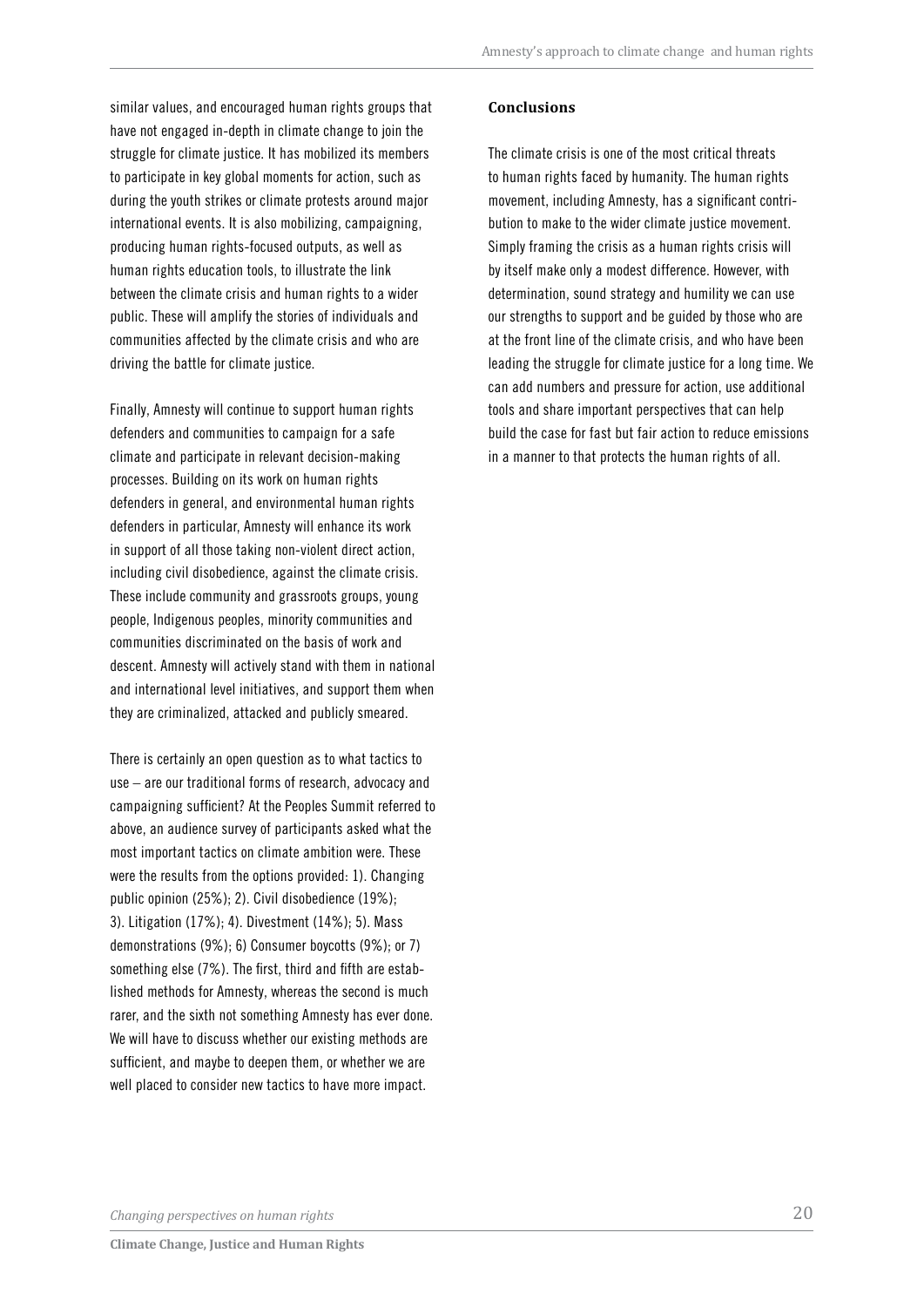similar values, and encouraged human rights groups that have not engaged in-depth in climate change to join the struggle for climate justice. It has mobilized its members to participate in key global moments for action, such as during the youth strikes or climate protests around major international events. It is also mobilizing, campaigning, producing human rights-focused outputs, as well as human rights education tools, to illustrate the link between the climate crisis and human rights to a wider public. These will amplify the stories of individuals and communities affected by the climate crisis and who are driving the battle for climate justice.

Finally, Amnesty will continue to support human rights defenders and communities to campaign for a safe climate and participate in relevant decision-making processes. Building on its work on human rights defenders in general, and environmental human rights defenders in particular, Amnesty will enhance its work in support of all those taking non-violent direct action, including civil disobedience, against the climate crisis. These include community and grassroots groups, young people, Indigenous peoples, minority communities and communities discriminated on the basis of work and descent. Amnesty will actively stand with them in national and international level initiatives, and support them when they are criminalized, attacked and publicly smeared.

There is certainly an open question as to what tactics to use – are our traditional forms of research, advocacy and campaigning sufficient? At the Peoples Summit referred to above, an audience survey of participants asked what the most important tactics on climate ambition were. These were the results from the options provided: 1). Changing public opinion (25%); 2). Civil disobedience (19%); 3). Litigation (17%); 4). Divestment (14%); 5). Mass demonstrations (9%); 6) Consumer boycotts (9%); or 7) something else (7%). The first, third and fifth are established methods for Amnesty, whereas the second is much rarer, and the sixth not something Amnesty has ever done. We will have to discuss whether our existing methods are sufficient, and maybe to deepen them, or whether we are well placed to consider new tactics to have more impact.

### Conclusions

The climate crisis is one of the most critical threats to human rights faced by humanity. The human rights movement, including Amnesty, has a significant contribution to make to the wider climate justice movement. Simply framing the crisis as a human rights crisis will by itself make only a modest difference. However, with determination, sound strategy and humility we can use our strengths to support and be guided by those who are at the front line of the climate crisis, and who have been leading the struggle for climate justice for a long time. We can add numbers and pressure for action, use additional tools and share important perspectives that can help build the case for fast but fair action to reduce emissions in a manner to that protects the human rights of all.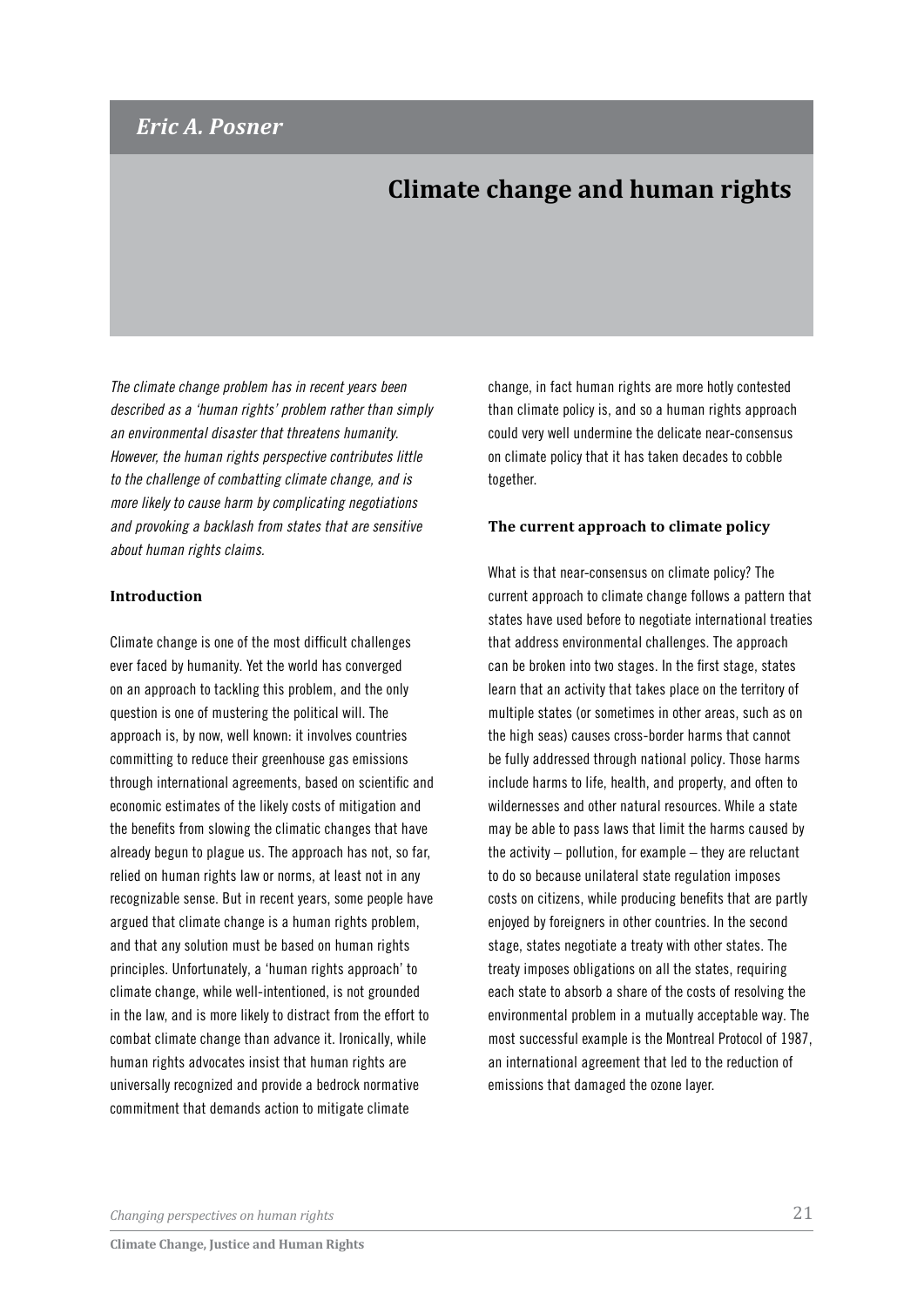*Eric A. Posner*

# Climate change and human rights

*The climate change problem has in recent years been described as a 'human rights' problem rather than simply an environmental disaster that threatens humanity. However, the human rights perspective contributes little to the challenge of combatting climate change, and is more likely to cause harm by complicating negotiations and provoking a backlash from states that are sensitive about human rights claims.*

## Introduction

Climate change is one of the most difficult challenges ever faced by humanity. Yet the world has converged on an approach to tackling this problem, and the only question is one of mustering the political will. The approach is, by now, well known: it involves countries committing to reduce their greenhouse gas emissions through international agreements, based on scientific and economic estimates of the likely costs of mitigation and the benefits from slowing the climatic changes that have already begun to plague us. The approach has not, so far, relied on human rights law or norms, at least not in any recognizable sense. But in recent years, some people have argued that climate change is a human rights problem, and that any solution must be based on human rights principles. Unfortunately, a 'human rights approach' to climate change, while well-intentioned, is not grounded in the law, and is more likely to distract from the effort to combat climate change than advance it. Ironically, while human rights advocates insist that human rights are universally recognized and provide a bedrock normative commitment that demands action to mitigate climate change, in fact human rights are more hotly contested than climate policy is, and so a human rights approach could very well undermine the delicate near-consensus on climate policy that it has taken decades to cobble together.

## The current approach to climate policy

What is that near-consensus on climate policy? The current approach to climate change follows a pattern that states have used before to negotiate international treaties that address environmental challenges. The approach can be broken into two stages. In the first stage, states learn that an activity that takes place on the territory of multiple states (or sometimes in other areas, such as on the high seas) causes cross-border harms that cannot be fully addressed through national policy. Those harms include harms to life, health, and property, and often to wildernesses and other natural resources. While a state may be able to pass laws that limit the harms caused by the activity – pollution, for example – they are reluctant to do so because unilateral state regulation imposes costs on citizens, while producing benefits that are partly enjoyed by foreigners in other countries. In the second stage, states negotiate a treaty with other states. The treaty imposes obligations on all the states, requiring each state to absorb a share of the costs of resolving the environmental problem in a mutually acceptable way. The most successful example is the Montreal Protocol of 1987, an international agreement that led to the reduction of emissions that damaged the ozone layer.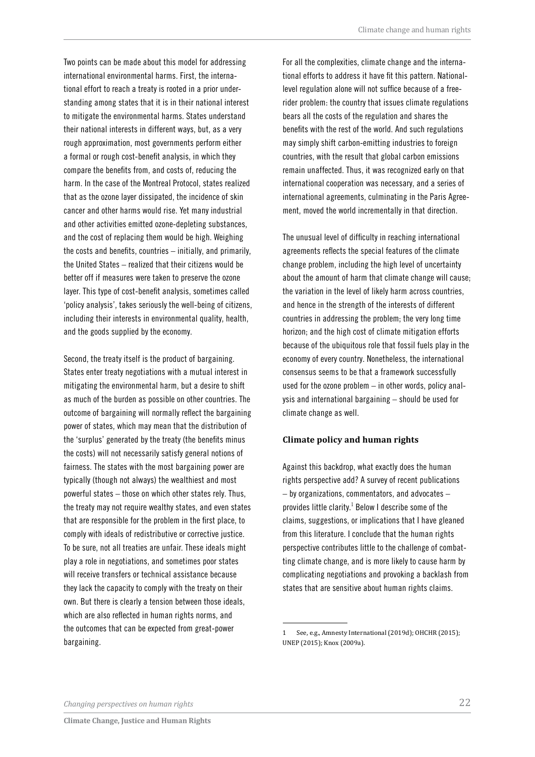Two points can be made about this model for addressing international environmental harms. First, the international effort to reach a treaty is rooted in a prior understanding among states that it is in their national interest to mitigate the environmental harms. States understand their national interests in different ways, but, as a very rough approximation, most governments perform either a formal or rough cost-benefit analysis, in which they compare the benefits from, and costs of, reducing the harm. In the case of the Montreal Protocol, states realized that as the ozone layer dissipated, the incidence of skin cancer and other harms would rise. Yet many industrial and other activities emitted ozone-depleting substances, and the cost of replacing them would be high. Weighing the costs and benefits, countries – initially, and primarily, the United States – realized that their citizens would be better off if measures were taken to preserve the ozone layer. This type of cost-benefit analysis, sometimes called 'policy analysis', takes seriously the well-being of citizens, including their interests in environmental quality, health, and the goods supplied by the economy.

Second, the treaty itself is the product of bargaining. States enter treaty negotiations with a mutual interest in mitigating the environmental harm, but a desire to shift as much of the burden as possible on other countries. The outcome of bargaining will normally reflect the bargaining power of states, which may mean that the distribution of the 'surplus' generated by the treaty (the benefits minus the costs) will not necessarily satisfy general notions of fairness. The states with the most bargaining power are typically (though not always) the wealthiest and most powerful states – those on which other states rely. Thus, the treaty may not require wealthy states, and even states that are responsible for the problem in the first place, to comply with ideals of redistributive or corrective justice. To be sure, not all treaties are unfair. These ideals might play a role in negotiations, and sometimes poor states will receive transfers or technical assistance because they lack the capacity to comply with the treaty on their own. But there is clearly a tension between those ideals, which are also reflected in human rights norms, and the outcomes that can be expected from great-power bargaining.

For all the complexities, climate change and the international efforts to address it have fit this pattern. National-level regulation alone will not suffice because of a free-rider problem: the country that issues climate regulations bears all the costs of the regulation and shares the benefits with the rest of the world. And such regulations may simply shift carbon-emitting industries to foreign countries, with the result that global carbon emissions remain unaffected. Thus, it was recognized early on that international cooperation was necessary, and a series of international agreements, culminating in the Paris Agreement, moved the world incrementally in that direction.

The unusual level of difficulty in reaching international agreements reflects the special features of the climate change problem, including the high level of uncertainty about the amount of harm that climate change will cause; the variation in the level of likely harm across countries, and hence in the strength of the interests of different countries in addressing the problem; the very long time horizon; and the high cost of climate mitigation efforts because of the ubiquitous role that fossil fuels play in the economy of every country. Nonetheless, the international consensus seems to be that a framework successfully used for the ozone problem – in other words, policy analysis and international bargaining – should be used for climate change as well.

### Climate policy and human rights

Against this backdrop, what exactly does the human rights perspective add? A survey of recent publications – by organizations, commentators, and advocates – provides little clarity.[1] Below I describe some of the claims, suggestions, or implications that I have gleaned from this literature. I conclude that the human rights perspective contributes little to the challenge of combatting climate change, and is more likely to cause harm by complicating negotiations and provoking a backlash from states that are sensitive about human rights claims.

---

1 See, e.g., Amnesty International (2019d); OHCHR (2015); UNEP (2015); Knox (2009a).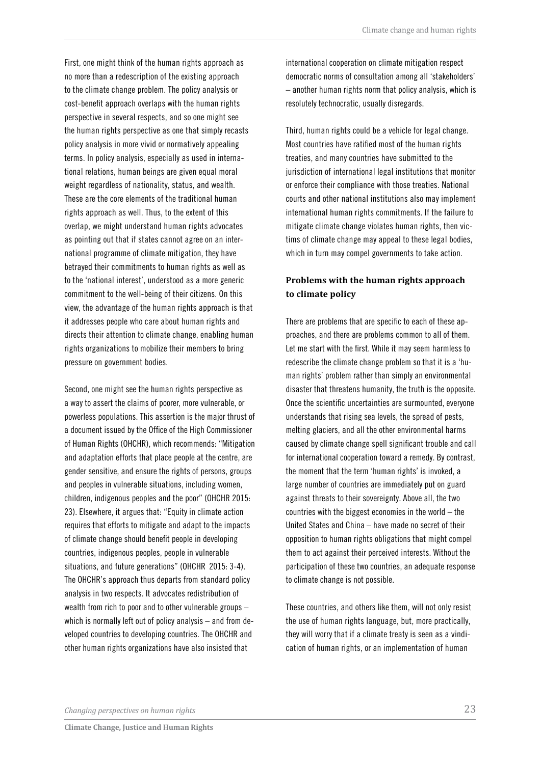First, one might think of the human rights approach as no more than a redescription of the existing approach to the climate change problem. The policy analysis or cost-benefit approach overlaps with the human rights perspective in several respects, and so one might see the human rights perspective as one that simply recasts policy analysis in more vivid or normatively appealing terms. In policy analysis, especially as used in international relations, human beings are given equal moral weight regardless of nationality, status, and wealth. These are the core elements of the traditional human rights approach as well. Thus, to the extent of this overlap, we might understand human rights advocates as pointing out that if states cannot agree on an international programme of climate mitigation, they have betrayed their commitments to human rights as well as to the 'national interest', understood as a more generic commitment to the well-being of their citizens. On this view, the advantage of the human rights approach is that it addresses people who care about human rights and directs their attention to climate change, enabling human rights organizations to mobilize their members to bring pressure on government bodies.

Second, one might see the human rights perspective as a way to assert the claims of poorer, more vulnerable, or powerless populations. This assertion is the major thrust of a document issued by the Office of the High Commissioner of Human Rights (OHCHR), which recommends: "Mitigation and adaptation efforts that place people at the centre, are gender sensitive, and ensure the rights of persons, groups and peoples in vulnerable situations, including women, children, indigenous peoples and the poor" (OHCHR 2015: 23). Elsewhere, it argues that: "Equity in climate action requires that efforts to mitigate and adapt to the impacts of climate change should benefit people in developing countries, indigenous peoples, people in vulnerable situations, and future generations" (OHCHR 2015: 3-4). The OHCHR's approach thus departs from standard policy analysis in two respects. It advocates redistribution of wealth from rich to poor and to other vulnerable groups – which is normally left out of policy analysis – and from developed countries to developing countries. The OHCHR and other human rights organizations have also insisted that international cooperation on climate mitigation respect democratic norms of consultation among all 'stakeholders' – another human rights norm that policy analysis, which is resolutely technocratic, usually disregards.

Third, human rights could be a vehicle for legal change. Most countries have ratified most of the human rights treaties, and many countries have submitted to the jurisdiction of international legal institutions that monitor or enforce their compliance with those treaties. National courts and other national institutions also may implement international human rights commitments. If the failure to mitigate climate change violates human rights, then victims of climate change may appeal to these legal bodies, which in turn may compel governments to take action.

### Problems with the human rights approach to climate policy

There are problems that are specific to each of these approaches, and there are problems common to all of them. Let me start with the first. While it may seem harmless to redescribe the climate change problem so that it is a 'human rights' problem rather than simply an environmental disaster that threatens humanity, the truth is the opposite. Once the scientific uncertainties are surmounted, everyone understands that rising sea levels, the spread of pests, melting glaciers, and all the other environmental harms caused by climate change spell significant trouble and call for international cooperation toward a remedy. By contrast, the moment that the term 'human rights' is invoked, a large number of countries are immediately put on guard against threats to their sovereignty. Above all, the two countries with the biggest economies in the world – the United States and China – have made no secret of their opposition to human rights obligations that might compel them to act against their perceived interests. Without the participation of these two countries, an adequate response to climate change is not possible.

These countries, and others like them, will not only resist the use of human rights language, but, more practically, they will worry that if a climate treaty is seen as a vindication of human rights, or an implementation of human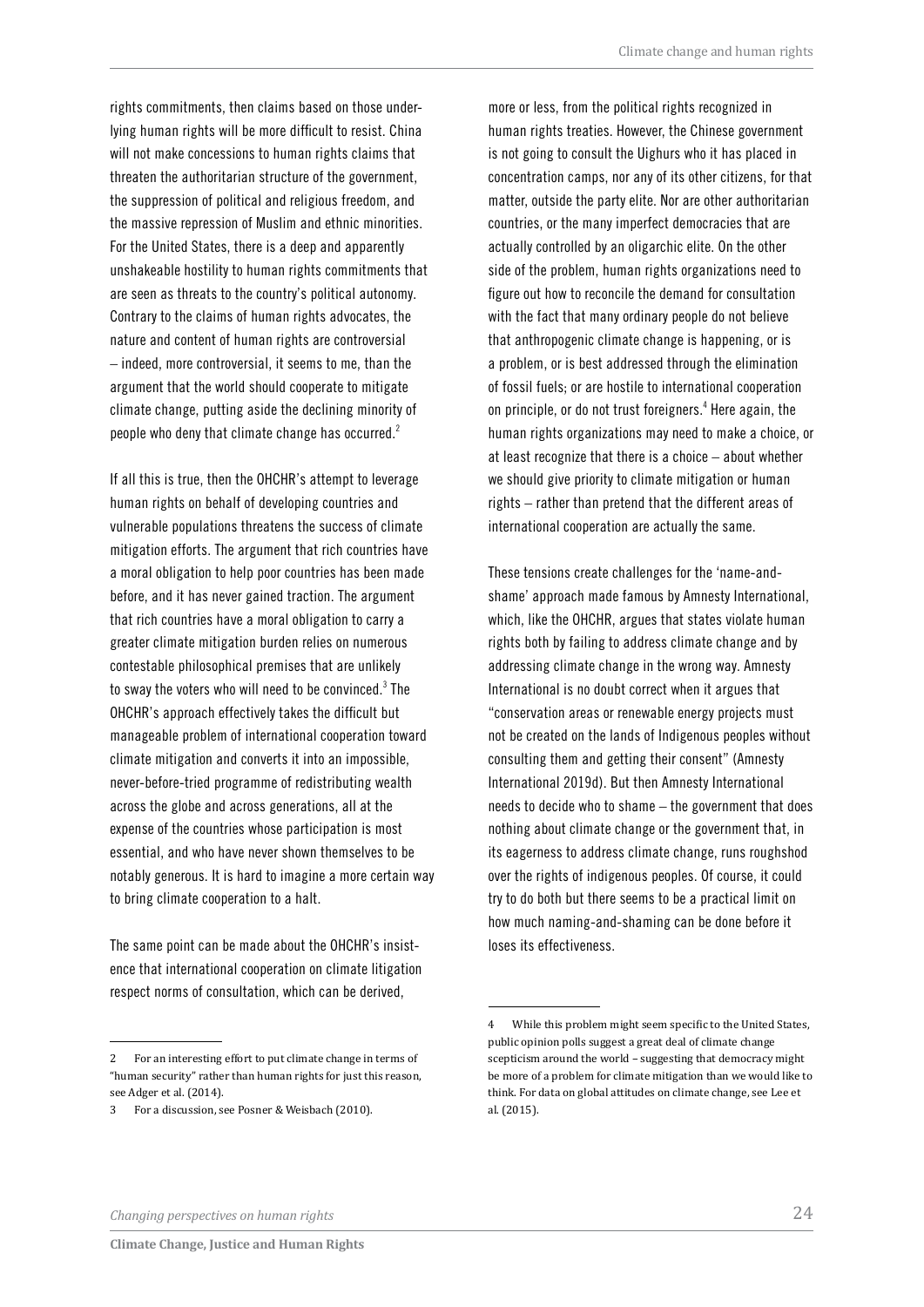rights commitments, then claims based on those underlying human rights will be more difficult to resist. China will not make concessions to human rights claims that threaten the authoritarian structure of the government, the suppression of political and religious freedom, and the massive repression of Muslim and ethnic minorities. For the United States, there is a deep and apparently unshakeable hostility to human rights commitments that are seen as threats to the country's political autonomy. Contrary to the claims of human rights advocates, the nature and content of human rights are controversial – indeed, more controversial, it seems to me, than the argument that the world should cooperate to mitigate climate change, putting aside the declining minority of people who deny that climate change has occurred.[2]

If all this is true, then the OHCHR's attempt to leverage human rights on behalf of developing countries and vulnerable populations threatens the success of climate mitigation efforts. The argument that rich countries have a moral obligation to help poor countries has been made before, and it has never gained traction. The argument that rich countries have a moral obligation to carry a greater climate mitigation burden relies on numerous contestable philosophical premises that are unlikely to sway the voters who will need to be convinced.[3] The OHCHR's approach effectively takes the difficult but manageable problem of international cooperation toward climate mitigation and converts it into an impossible, never-before-tried programme of redistributing wealth across the globe and across generations, all at the expense of the countries whose participation is most essential, and who have never shown themselves to be notably generous. It is hard to imagine a more certain way to bring climate cooperation to a halt.

The same point can be made about the OHCHR's insistence that international cooperation on climate litigation respect norms of consultation, which can be derived, more or less, from the political rights recognized in human rights treaties. However, the Chinese government is not going to consult the Uighurs who it has placed in concentration camps, nor any of its other citizens, for that matter, outside the party elite. Nor are other authoritarian countries, or the many imperfect democracies that are actually controlled by an oligarchic elite. On the other side of the problem, human rights organizations need to figure out how to reconcile the demand for consultation with the fact that many ordinary people do not believe that anthropogenic climate change is happening, or is a problem, or is best addressed through the elimination of fossil fuels; or are hostile to international cooperation on principle, or do not trust foreigners.[4] Here again, the human rights organizations may need to make a choice, or at least recognize that there is a choice – about whether we should give priority to climate mitigation or human rights – rather than pretend that the different areas of international cooperation are actually the same.

These tensions create challenges for the 'name-and-shame' approach made famous by Amnesty International, which, like the OHCHR, argues that states violate human rights both by failing to address climate change and by addressing climate change in the wrong way. Amnesty International is no doubt correct when it argues that "conservation areas or renewable energy projects must not be created on the lands of Indigenous peoples without consulting them and getting their consent" (Amnesty International 2019d). But then Amnesty International needs to decide who to shame – the government that does nothing about climate change or the government that, in its eagerness to address climate change, runs roughshod over the rights of indigenous peoples. Of course, it could try to do both but there seems to be a practical limit on how much naming-and-shaming can be done before it loses its effectiveness.

---

2 For an interesting effort to put climate change in terms of "human security" rather than human rights for just this reason, see Adger et al. (2014).

3 For a discussion, see Posner & Weisbach (2010).

4 While this problem might seem specific to the United States, public opinion polls suggest a great deal of climate change scepticism around the world – suggesting that democracy might be more of a problem for climate mitigation than we would like to think. For data on global attitudes on climate change, see Lee et al. (2015).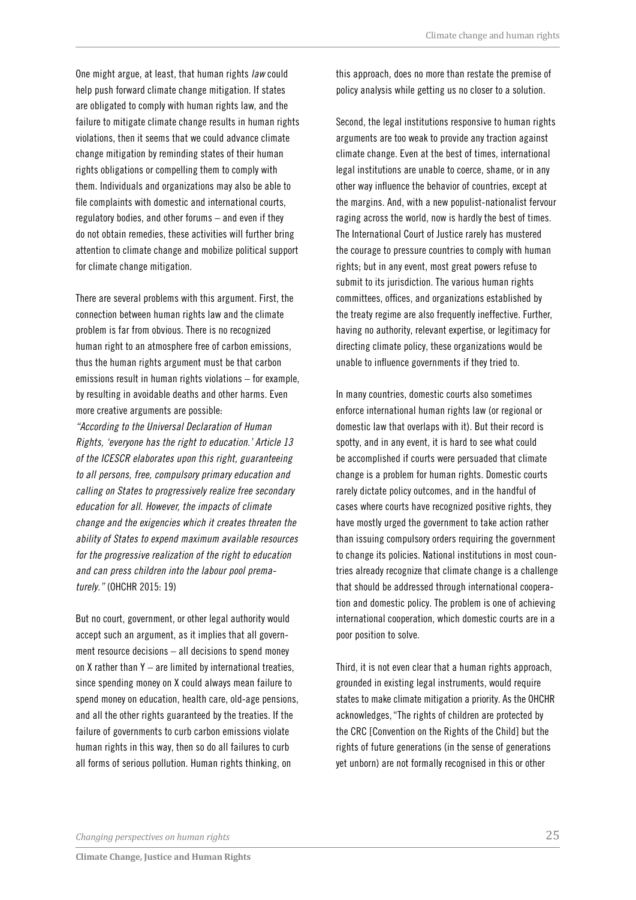One might argue, at least, that human rights *law* could help push forward climate change mitigation. If states are obligated to comply with human rights law, and the failure to mitigate climate change results in human rights violations, then it seems that we could advance climate change mitigation by reminding states of their human rights obligations or compelling them to comply with them. Individuals and organizations may also be able to file complaints with domestic and international courts, regulatory bodies, and other forums – and even if they do not obtain remedies, these activities will further bring attention to climate change and mobilize political support for climate change mitigation.

There are several problems with this argument. First, the connection between human rights law and the climate problem is far from obvious. There is no recognized human right to an atmosphere free of carbon emissions, thus the human rights argument must be that carbon emissions result in human rights violations – for example, by resulting in avoidable deaths and other harms. Even more creative arguments are possible:

*"According to the Universal Declaration of Human Rights, 'everyone has the right to education.' Article 13 of the ICESCR elaborates upon this right, guaranteeing to all persons, free, compulsory primary education and calling on States to progressively realize free secondary education for all. However, the impacts of climate change and the exigencies which it creates threaten the ability of States to expend maximum available resources for the progressive realization of the right to education and can press children into the labour pool prematurely."* (OHCHR 2015: 19)

But no court, government, or other legal authority would accept such an argument, as it implies that all government resource decisions – all decisions to spend money on X rather than Y – are limited by international treaties, since spending money on X could always mean failure to spend money on education, health care, old-age pensions, and all the other rights guaranteed by the treaties. If the failure of governments to curb carbon emissions violate human rights in this way, then so do all failures to curb all forms of serious pollution. Human rights thinking, on this approach, does no more than restate the premise of policy analysis while getting us no closer to a solution.

Second, the legal institutions responsive to human rights arguments are too weak to provide any traction against climate change. Even at the best of times, international legal institutions are unable to coerce, shame, or in any other way influence the behavior of countries, except at the margins. And, with a new populist-nationalist fervour raging across the world, now is hardly the best of times. The International Court of Justice rarely has mustered the courage to pressure countries to comply with human rights; but in any event, most great powers refuse to submit to its jurisdiction. The various human rights committees, offices, and organizations established by the treaty regime are also frequently ineffective. Further, having no authority, relevant expertise, or legitimacy for directing climate policy, these organizations would be unable to influence governments if they tried to.

In many countries, domestic courts also sometimes enforce international human rights law (or regional or domestic law that overlaps with it). But their record is spotty, and in any event, it is hard to see what could be accomplished if courts were persuaded that climate change is a problem for human rights. Domestic courts rarely dictate policy outcomes, and in the handful of cases where courts have recognized positive rights, they have mostly urged the government to take action rather than issuing compulsory orders requiring the government to change its policies. National institutions in most countries already recognize that climate change is a challenge that should be addressed through international cooperation and domestic policy. The problem is one of achieving international cooperation, which domestic courts are in a poor position to solve.

Third, it is not even clear that a human rights approach, grounded in existing legal instruments, would require states to make climate mitigation a priority. As the OHCHR acknowledges, "The rights of children are protected by the CRC [Convention on the Rights of the Child] but the rights of future generations (in the sense of generations yet unborn) are not formally recognised in this or other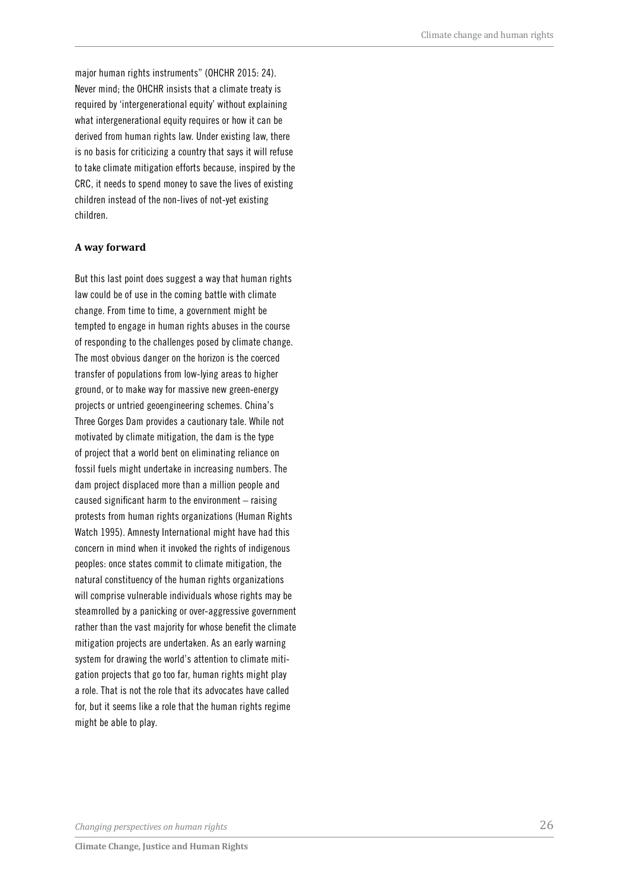major human rights instruments" (OHCHR 2015: 24). Never mind; the OHCHR insists that a climate treaty is required by 'intergenerational equity' without explaining what intergenerational equity requires or how it can be derived from human rights law. Under existing law, there is no basis for criticizing a country that says it will refuse to take climate mitigation efforts because, inspired by the CRC, it needs to spend money to save the lives of existing children instead of the non-lives of not-yet existing children.

### A way forward

But this last point does suggest a way that human rights law could be of use in the coming battle with climate change. From time to time, a government might be tempted to engage in human rights abuses in the course of responding to the challenges posed by climate change. The most obvious danger on the horizon is the coerced transfer of populations from low-lying areas to higher ground, or to make way for massive new green-energy projects or untried geoengineering schemes. China's Three Gorges Dam provides a cautionary tale. While not motivated by climate mitigation, the dam is the type of project that a world bent on eliminating reliance on fossil fuels might undertake in increasing numbers. The dam project displaced more than a million people and caused significant harm to the environment – raising protests from human rights organizations (Human Rights Watch 1995). Amnesty International might have had this concern in mind when it invoked the rights of indigenous peoples: once states commit to climate mitigation, the natural constituency of the human rights organizations will comprise vulnerable individuals whose rights may be steamrolled by a panicking or over-aggressive government rather than the vast majority for whose benefit the climate mitigation projects are undertaken. As an early warning system for drawing the world's attention to climate mitigation projects that go too far, human rights might play a role. That is not the role that its advocates have called for, but it seems like a role that the human rights regime might be able to play.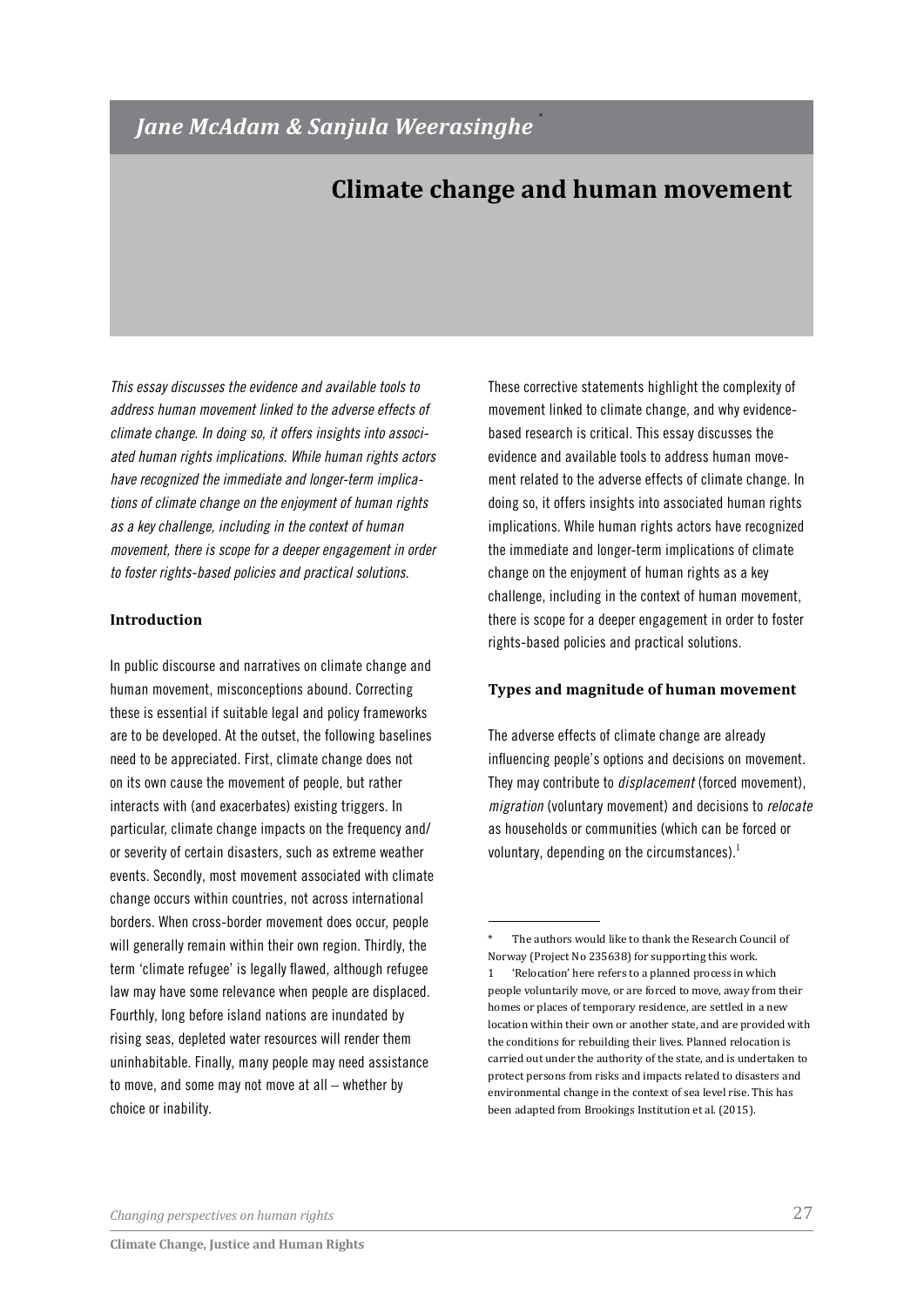## *Jane McAdam & Sanjula Weerasinghe* [*]

# Climate change and human movement

*This essay discusses the evidence and available tools to address human movement linked to the adverse effects of climate change. In doing so, it offers insights into associated human rights implications. While human rights actors have recognized the immediate and longer-term implications of climate change on the enjoyment of human rights as a key challenge, including in the context of human movement, there is scope for a deeper engagement in order to foster rights-based policies and practical solutions.*

### Introduction

In public discourse and narratives on climate change and human movement, misconceptions abound. Correcting these is essential if suitable legal and policy frameworks are to be developed. At the outset, the following baselines need to be appreciated. First, climate change does not on its own cause the movement of people, but rather interacts with (and exacerbates) existing triggers. In particular, climate change impacts on the frequency and/or severity of certain disasters, such as extreme weather events. Secondly, most movement associated with climate change occurs within countries, not across international borders. When cross-border movement does occur, people will generally remain within their own region. Thirdly, the term 'climate refugee' is legally flawed, although refugee law may have some relevance when people are displaced. Fourthly, long before island nations are inundated by rising seas, depleted water resources will render them uninhabitable. Finally, many people may need assistance to move, and some may not move at all – whether by choice or inability.

These corrective statements highlight the complexity of movement linked to climate change, and why evidence-based research is critical. This essay discusses the evidence and available tools to address human movement related to the adverse effects of climate change. In doing so, it offers insights into associated human rights implications. While human rights actors have recognized the immediate and longer-term implications of climate change on the enjoyment of human rights as a key challenge, including in the context of human movement, there is scope for a deeper engagement in order to foster rights-based policies and practical solutions.

### Types and magnitude of human movement

The adverse effects of climate change are already influencing people's options and decisions on movement. They may contribute to *displacement* (forced movement), *migration* (voluntary movement) and decisions to *relocate* as households or communities (which can be forced or voluntary, depending on the circumstances).[1]

---

[*] The authors would like to thank the Research Council of Norway (Project No 235638) for supporting this work.

[1] 'Relocation' here refers to a planned process in which people voluntarily move, or are forced to move, away from their homes or places of temporary residence, are settled in a new location within their own or another state, and are provided with the conditions for rebuilding their lives. Planned relocation is carried out under the authority of the state, and is undertaken to protect persons from risks and impacts related to disasters and environmental change in the context of sea level rise. This has been adapted from Brookings Institution et al. (2015).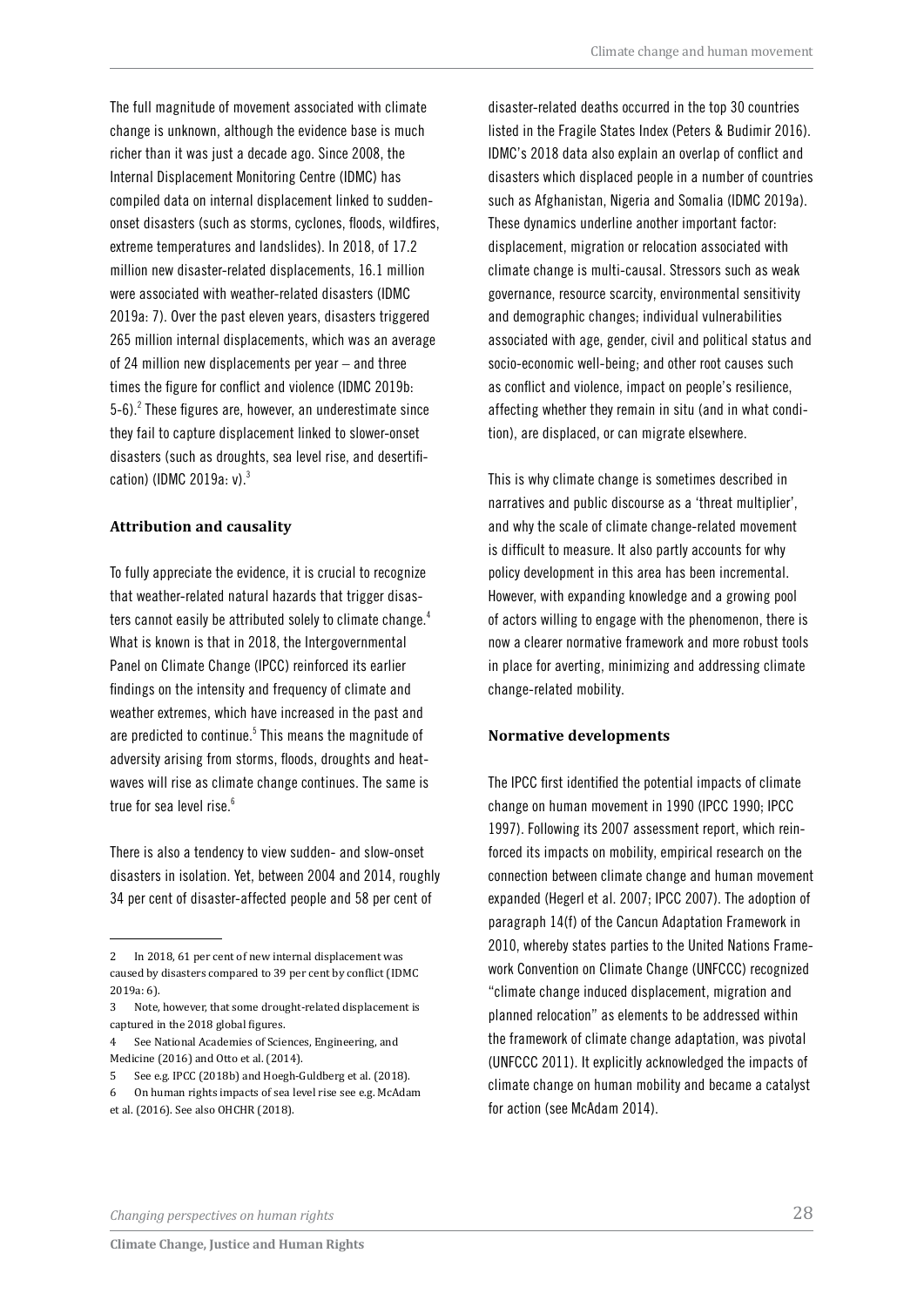The full magnitude of movement associated with climate change is unknown, although the evidence base is much richer than it was just a decade ago. Since 2008, the Internal Displacement Monitoring Centre (IDMC) has compiled data on internal displacement linked to sudden-onset disasters (such as storms, cyclones, floods, wildfires, extreme temperatures and landslides). In 2018, of 17.2 million new disaster-related displacements, 16.1 million were associated with weather-related disasters (IDMC 2019a: 7). Over the past eleven years, disasters triggered 265 million internal displacements, which was an average of 24 million new displacements per year – and three times the figure for conflict and violence (IDMC 2019b: 5-6).[2] These figures are, however, an underestimate since they fail to capture displacement linked to slower-onset disasters (such as droughts, sea level rise, and desertification) (IDMC 2019a: v).[3]

### Attribution and causality

To fully appreciate the evidence, it is crucial to recognize that weather-related natural hazards that trigger disasters cannot easily be attributed solely to climate change.[4] What is known is that in 2018, the Intergovernmental Panel on Climate Change (IPCC) reinforced its earlier findings on the intensity and frequency of climate and weather extremes, which have increased in the past and are predicted to continue.[5] This means the magnitude of adversity arising from storms, floods, droughts and heatwaves will rise as climate change continues. The same is true for sea level rise.[6]

There is also a tendency to view sudden- and slow-onset disasters in isolation. Yet, between 2004 and 2014, roughly 34 per cent of disaster-affected people and 58 per cent of disaster-related deaths occurred in the top 30 countries listed in the Fragile States Index (Peters & Budimir 2016). IDMC's 2018 data also explain an overlap of conflict and disasters which displaced people in a number of countries such as Afghanistan, Nigeria and Somalia (IDMC 2019a). These dynamics underline another important factor: displacement, migration or relocation associated with climate change is multi-causal. Stressors such as weak governance, resource scarcity, environmental sensitivity and demographic changes; individual vulnerabilities associated with age, gender, civil and political status and socio-economic well-being; and other root causes such as conflict and violence, impact on people's resilience, affecting whether they remain in situ (and in what condition), are displaced, or can migrate elsewhere.

This is why climate change is sometimes described in narratives and public discourse as a 'threat multiplier', and why the scale of climate change-related movement is difficult to measure. It also partly accounts for why policy development in this area has been incremental. However, with expanding knowledge and a growing pool of actors willing to engage with the phenomenon, there is now a clearer normative framework and more robust tools in place for averting, minimizing and addressing climate change-related mobility.

### Normative developments

The IPCC first identified the potential impacts of climate change on human movement in 1990 (IPCC 1990; IPCC 1997). Following its 2007 assessment report, which reinforced its impacts on mobility, empirical research on the connection between climate change and human movement expanded (Hegerl et al. 2007; IPCC 2007). The adoption of paragraph 14(f) of the Cancun Adaptation Framework in 2010, whereby states parties to the United Nations Framework Convention on Climate Change (UNFCCC) recognized "climate change induced displacement, migration and planned relocation" as elements to be addressed within the framework of climate change adaptation, was pivotal (UNFCCC 2011). It explicitly acknowledged the impacts of climate change on human mobility and became a catalyst for action (see McAdam 2014).

---

2 In 2018, 61 per cent of new internal displacement was caused by disasters compared to 39 per cent by conflict (IDMC 2019a: 6).

3 Note, however, that some drought-related displacement is captured in the 2018 global figures.

4 See National Academies of Sciences, Engineering, and Medicine (2016) and Otto et al. (2014).

5 See e.g. IPCC (2018b) and Hoegh-Guldberg et al. (2018).

6 On human rights impacts of sea level rise see e.g. McAdam et al. (2016). See also OHCHR (2018).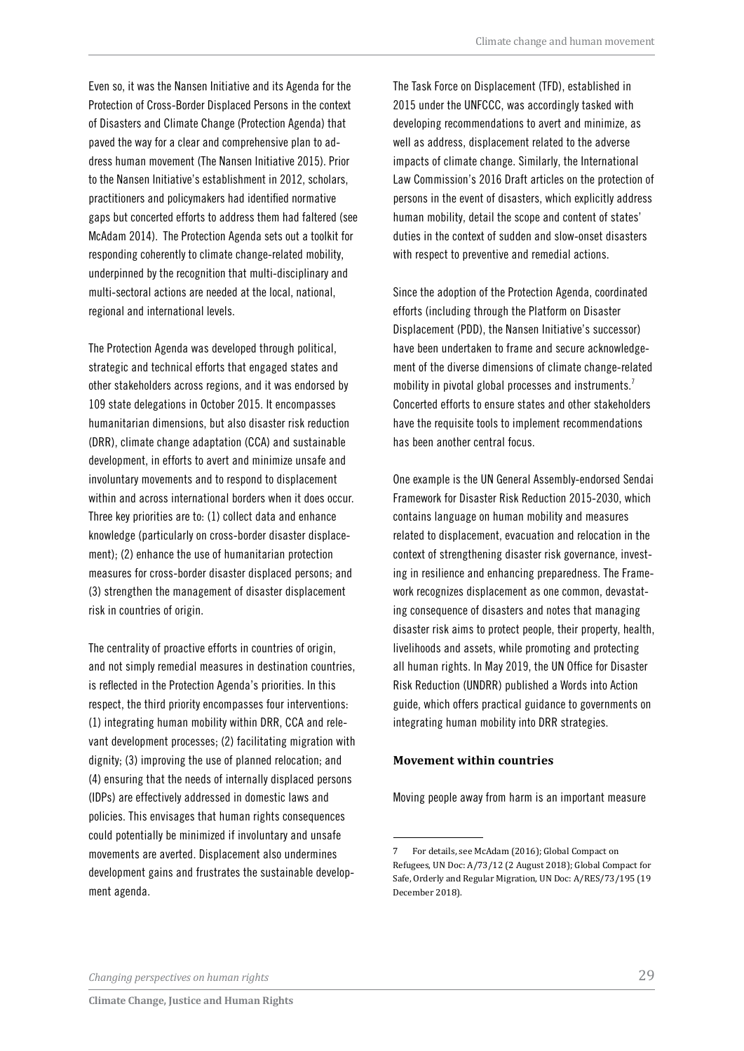Even so, it was the Nansen Initiative and its Agenda for the Protection of Cross-Border Displaced Persons in the context of Disasters and Climate Change (Protection Agenda) that paved the way for a clear and comprehensive plan to address human movement (The Nansen Initiative 2015). Prior to the Nansen Initiative's establishment in 2012, scholars, practitioners and policymakers had identified normative gaps but concerted efforts to address them had faltered (see McAdam 2014). The Protection Agenda sets out a toolkit for responding coherently to climate change-related mobility, underpinned by the recognition that multi-disciplinary and multi-sectoral actions are needed at the local, national, regional and international levels.

The Protection Agenda was developed through political, strategic and technical efforts that engaged states and other stakeholders across regions, and it was endorsed by 109 state delegations in October 2015. It encompasses humanitarian dimensions, but also disaster risk reduction (DRR), climate change adaptation (CCA) and sustainable development, in efforts to avert and minimize unsafe and involuntary movements and to respond to displacement within and across international borders when it does occur. Three key priorities are to: (1) collect data and enhance knowledge (particularly on cross-border disaster displacement); (2) enhance the use of humanitarian protection measures for cross-border disaster displaced persons; and (3) strengthen the management of disaster displacement risk in countries of origin.

The centrality of proactive efforts in countries of origin, and not simply remedial measures in destination countries, is reflected in the Protection Agenda's priorities. In this respect, the third priority encompasses four interventions: (1) integrating human mobility within DRR, CCA and relevant development processes; (2) facilitating migration with dignity; (3) improving the use of planned relocation; and (4) ensuring that the needs of internally displaced persons (IDPs) are effectively addressed in domestic laws and policies. This envisages that human rights consequences could potentially be minimized if involuntary and unsafe movements are averted. Displacement also undermines development gains and frustrates the sustainable development agenda.

The Task Force on Displacement (TFD), established in 2015 under the UNFCCC, was accordingly tasked with developing recommendations to avert and minimize, as well as address, displacement related to the adverse impacts of climate change. Similarly, the International Law Commission's 2016 Draft articles on the protection of persons in the event of disasters, which explicitly address human mobility, detail the scope and content of states' duties in the context of sudden and slow-onset disasters with respect to preventive and remedial actions.

Since the adoption of the Protection Agenda, coordinated efforts (including through the Platform on Disaster Displacement (PDD), the Nansen Initiative's successor) have been undertaken to frame and secure acknowledgement of the diverse dimensions of climate change-related mobility in pivotal global processes and instruments.[7] Concerted efforts to ensure states and other stakeholders have the requisite tools to implement recommendations has been another central focus.

One example is the UN General Assembly-endorsed Sendai Framework for Disaster Risk Reduction 2015-2030, which contains language on human mobility and measures related to displacement, evacuation and relocation in the context of strengthening disaster risk governance, investing in resilience and enhancing preparedness. The Framework recognizes displacement as one common, devastating consequence of disasters and notes that managing disaster risk aims to protect people, their property, health, livelihoods and assets, while promoting and protecting all human rights. In May 2019, the UN Office for Disaster Risk Reduction (UNDRR) published a Words into Action guide, which offers practical guidance to governments on integrating human mobility into DRR strategies.

### Movement within countries

Moving people away from harm is an important measure

---

7 For details, see McAdam (2016); Global Compact on Refugees, UN Doc: A/73/12 (2 August 2018); Global Compact for Safe, Orderly and Regular Migration, UN Doc: A/RES/73/195 (19 December 2018).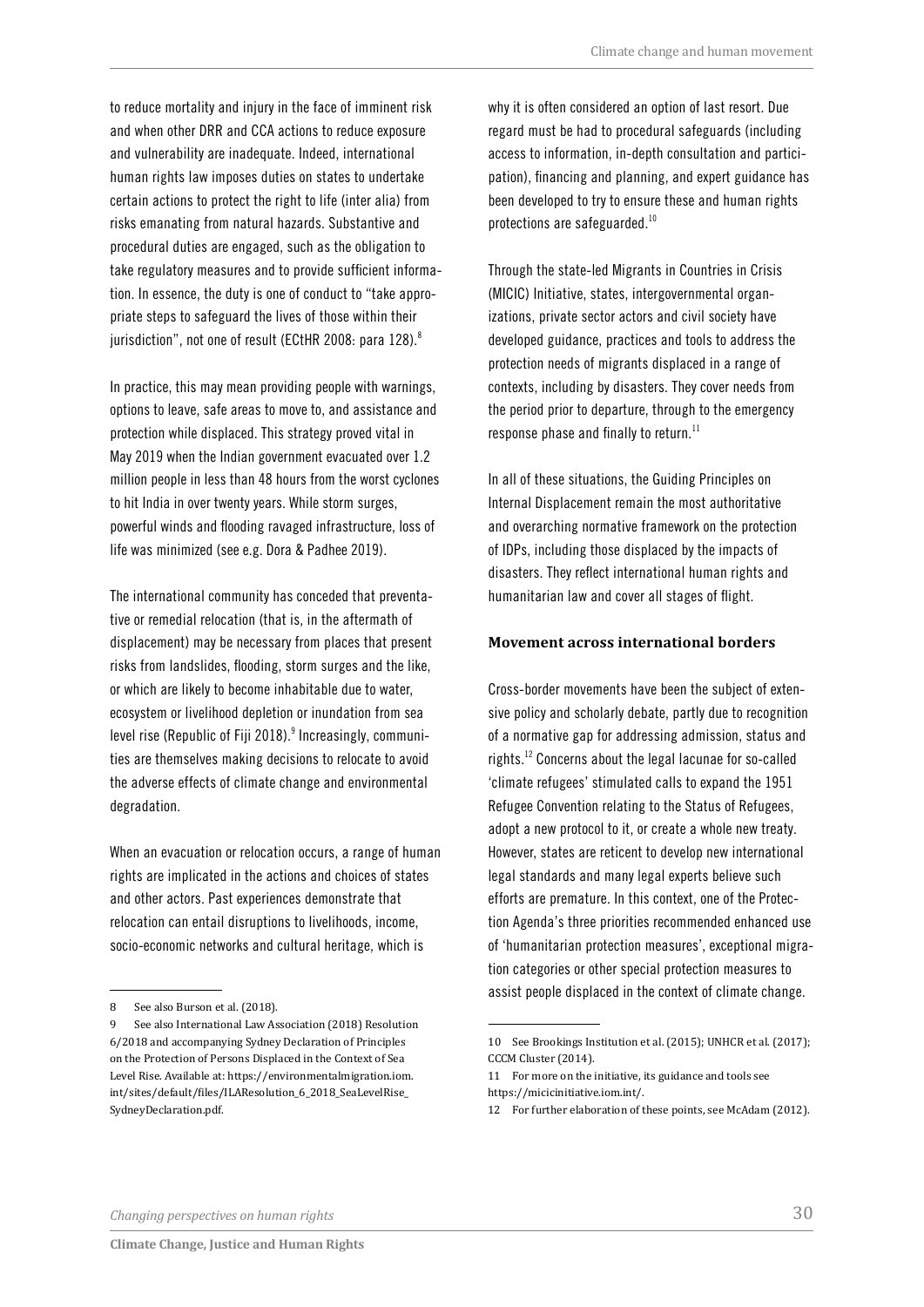to reduce mortality and injury in the face of imminent risk and when other DRR and CCA actions to reduce exposure and vulnerability are inadequate. Indeed, international human rights law imposes duties on states to undertake certain actions to protect the right to life (inter alia) from risks emanating from natural hazards. Substantive and procedural duties are engaged, such as the obligation to take regulatory measures and to provide sufficient information. In essence, the duty is one of conduct to "take appropriate steps to safeguard the lives of those within their jurisdiction", not one of result (ECtHR 2008: para 128).[8]

In practice, this may mean providing people with warnings, options to leave, safe areas to move to, and assistance and protection while displaced. This strategy proved vital in May 2019 when the Indian government evacuated over 1.2 million people in less than 48 hours from the worst cyclones to hit India in over twenty years. While storm surges, powerful winds and flooding ravaged infrastructure, loss of life was minimized (see e.g. Dora & Padhee 2019).

The international community has conceded that preventative or remedial relocation (that is, in the aftermath of displacement) may be necessary from places that present risks from landslides, flooding, storm surges and the like, or which are likely to become inhabitable due to water, ecosystem or livelihood depletion or inundation from sea level rise (Republic of Fiji 2018).[9] Increasingly, communities are themselves making decisions to relocate to avoid the adverse effects of climate change and environmental degradation.

When an evacuation or relocation occurs, a range of human rights are implicated in the actions and choices of states and other actors. Past experiences demonstrate that relocation can entail disruptions to livelihoods, income, socio-economic networks and cultural heritage, which is why it is often considered an option of last resort. Due regard must be had to procedural safeguards (including access to information, in-depth consultation and participation), financing and planning, and expert guidance has been developed to try to ensure these and human rights protections are safeguarded.[10]

Through the state-led Migrants in Countries in Crisis (MICIC) Initiative, states, intergovernmental organizations, private sector actors and civil society have developed guidance, practices and tools to address the protection needs of migrants displaced in a range of contexts, including by disasters. They cover needs from the period prior to departure, through to the emergency response phase and finally to return.[11]

In all of these situations, the Guiding Principles on Internal Displacement remain the most authoritative and overarching normative framework on the protection of IDPs, including those displaced by the impacts of disasters. They reflect international human rights and humanitarian law and cover all stages of flight.

### Movement across international borders

Cross-border movements have been the subject of extensive policy and scholarly debate, partly due to recognition of a normative gap for addressing admission, status and rights.[12] Concerns about the legal lacunae for so-called 'climate refugees' stimulated calls to expand the 1951 Refugee Convention relating to the Status of Refugees, adopt a new protocol to it, or create a whole new treaty. However, states are reticent to develop new international legal standards and many legal experts believe such efforts are premature. In this context, one of the Protection Agenda's three priorities recommended enhanced use of 'humanitarian protection measures', exceptional migration categories or other special protection measures to assist people displaced in the context of climate change.

---

8 See also Burson et al. (2018).

9 See also International Law Association (2018) Resolution 6/2018 and accompanying Sydney Declaration of Principles on the Protection of Persons Displaced in the Context of Sea Level Rise. Available at: https://environmentalmigration.iom.int/sites/default/files/ILAResolution_6_2018_SeaLevelRise_SydneyDeclaration.pdf.

10 See Brookings Institution et al. (2015); UNHCR et al. (2017); CCCM Cluster (2014).

11 For more on the initiative, its guidance and tools see https://micicinitiative.iom.int/.

12 For further elaboration of these points, see McAdam (2012).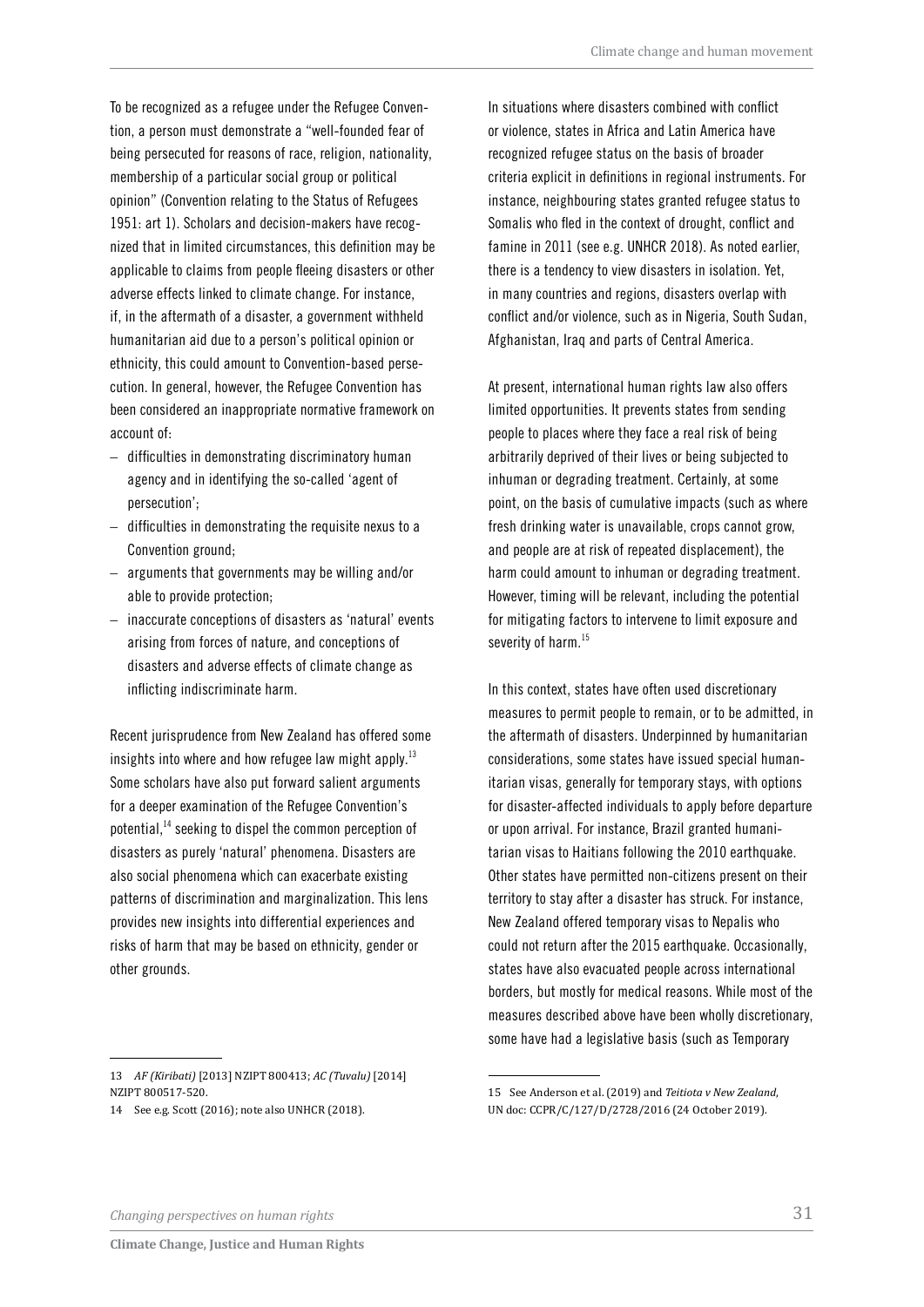To be recognized as a refugee under the Refugee Convention, a person must demonstrate a "well-founded fear of being persecuted for reasons of race, religion, nationality, membership of a particular social group or political opinion" (Convention relating to the Status of Refugees 1951: art 1). Scholars and decision-makers have recognized that in limited circumstances, this definition may be applicable to claims from people fleeing disasters or other adverse effects linked to climate change. For instance, if, in the aftermath of a disaster, a government withheld humanitarian aid due to a person's political opinion or ethnicity, this could amount to Convention-based persecution. In general, however, the Refugee Convention has been considered an inappropriate normative framework on account of:

- difficulties in demonstrating discriminatory human agency and in identifying the so-called 'agent of persecution';
- difficulties in demonstrating the requisite nexus to a Convention ground;
- arguments that governments may be willing and/or able to provide protection;
- inaccurate conceptions of disasters as 'natural' events arising from forces of nature, and conceptions of disasters and adverse effects of climate change as inflicting indiscriminate harm.

Recent jurisprudence from New Zealand has offered some insights into where and how refugee law might apply.[13] Some scholars have also put forward salient arguments for a deeper examination of the Refugee Convention's potential,[14] seeking to dispel the common perception of disasters as purely 'natural' phenomena. Disasters are also social phenomena which can exacerbate existing patterns of discrimination and marginalization. This lens provides new insights into differential experiences and risks of harm that may be based on ethnicity, gender or other grounds.

In situations where disasters combined with conflict or violence, states in Africa and Latin America have recognized refugee status on the basis of broader criteria explicit in definitions in regional instruments. For instance, neighbouring states granted refugee status to Somalis who fled in the context of drought, conflict and famine in 2011 (see e.g. UNHCR 2018). As noted earlier, there is a tendency to view disasters in isolation. Yet, in many countries and regions, disasters overlap with conflict and/or violence, such as in Nigeria, South Sudan, Afghanistan, Iraq and parts of Central America.

At present, international human rights law also offers limited opportunities. It prevents states from sending people to places where they face a real risk of being arbitrarily deprived of their lives or being subjected to inhuman or degrading treatment. Certainly, at some point, on the basis of cumulative impacts (such as where fresh drinking water is unavailable, crops cannot grow, and people are at risk of repeated displacement), the harm could amount to inhuman or degrading treatment. However, timing will be relevant, including the potential for mitigating factors to intervene to limit exposure and severity of harm.[15]

In this context, states have often used discretionary measures to permit people to remain, or to be admitted, in the aftermath of disasters. Underpinned by humanitarian considerations, some states have issued special humanitarian visas, generally for temporary stays, with options for disaster-affected individuals to apply before departure or upon arrival. For instance, Brazil granted humanitarian visas to Haitians following the 2010 earthquake. Other states have permitted non-citizens present on their territory to stay after a disaster has struck. For instance, New Zealand offered temporary visas to Nepalis who could not return after the 2015 earthquake. Occasionally, states have also evacuated people across international borders, but mostly for medical reasons. While most of the measures described above have been wholly discretionary, some have had a legislative basis (such as Temporary

---

13 *AF (Kiribati)* [2013] NZIPT 800413; *AC (Tuvalu)* [2014] NZIPT 800517-520.

14 See e.g. Scott (2016); note also UNHCR (2018).

15 See Anderson et al. (2019) and *Teitiota v New Zealand*, UN doc: CCPR/C/127/D/2728/2016 (24 October 2019).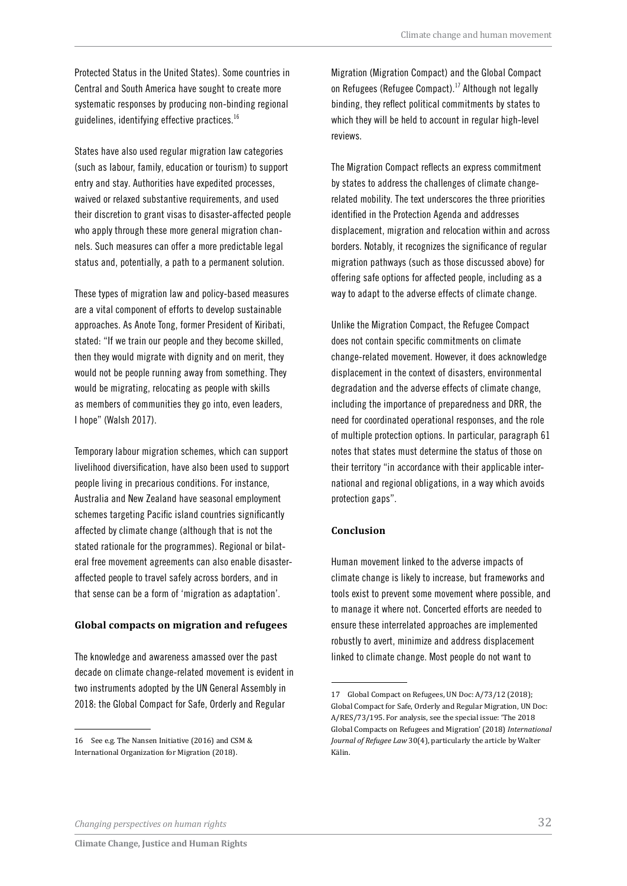Protected Status in the United States). Some countries in Central and South America have sought to create more systematic responses by producing non-binding regional guidelines, identifying effective practices.[16]

States have also used regular migration law categories (such as labour, family, education or tourism) to support entry and stay. Authorities have expedited processes, waived or relaxed substantive requirements, and used their discretion to grant visas to disaster-affected people who apply through these more general migration channels. Such measures can offer a more predictable legal status and, potentially, a path to a permanent solution.

These types of migration law and policy-based measures are a vital component of efforts to develop sustainable approaches. As Anote Tong, former President of Kiribati, stated: "If we train our people and they become skilled, then they would migrate with dignity and on merit, they would not be people running away from something. They would be migrating, relocating as people with skills as members of communities they go into, even leaders, I hope" (Walsh 2017).

Temporary labour migration schemes, which can support livelihood diversification, have also been used to support people living in precarious conditions. For instance, Australia and New Zealand have seasonal employment schemes targeting Pacific island countries significantly affected by climate change (although that is not the stated rationale for the programmes). Regional or bilateral free movement agreements can also enable disaster-affected people to travel safely across borders, and in that sense can be a form of 'migration as adaptation'.

### Global compacts on migration and refugees

The knowledge and awareness amassed over the past decade on climate change-related movement is evident in two instruments adopted by the UN General Assembly in 2018: the Global Compact for Safe, Orderly and Regular Migration (Migration Compact) and the Global Compact on Refugees (Refugee Compact).[17] Although not legally binding, they reflect political commitments by states to which they will be held to account in regular high-level reviews.

The Migration Compact reflects an express commitment by states to address the challenges of climate change-related mobility. The text underscores the three priorities identified in the Protection Agenda and addresses displacement, migration and relocation within and across borders. Notably, it recognizes the significance of regular migration pathways (such as those discussed above) for offering safe options for affected people, including as a way to adapt to the adverse effects of climate change.

Unlike the Migration Compact, the Refugee Compact does not contain specific commitments on climate change-related movement. However, it does acknowledge displacement in the context of disasters, environmental degradation and the adverse effects of climate change, including the importance of preparedness and DRR, the need for coordinated operational responses, and the role of multiple protection options. In particular, paragraph 61 notes that states must determine the status of those on their territory "in accordance with their applicable international and regional obligations, in a way which avoids protection gaps".

### Conclusion

Human movement linked to the adverse impacts of climate change is likely to increase, but frameworks and tools exist to prevent some movement where possible, and to manage it where not. Concerted efforts are needed to ensure these interrelated approaches are implemented robustly to avert, minimize and address displacement linked to climate change. Most people do not want to

---

16 See e.g. The Nansen Initiative (2016) and CSM & International Organization for Migration (2018).

17 Global Compact on Refugees, UN Doc: A/73/12 (2018); Global Compact for Safe, Orderly and Regular Migration, UN Doc: A/RES/73/195. For analysis, see the special issue: 'The 2018 Global Compacts on Refugees and Migration' (2018) *International Journal of Refugee Law* 30(4), particularly the article by Walter Kälin.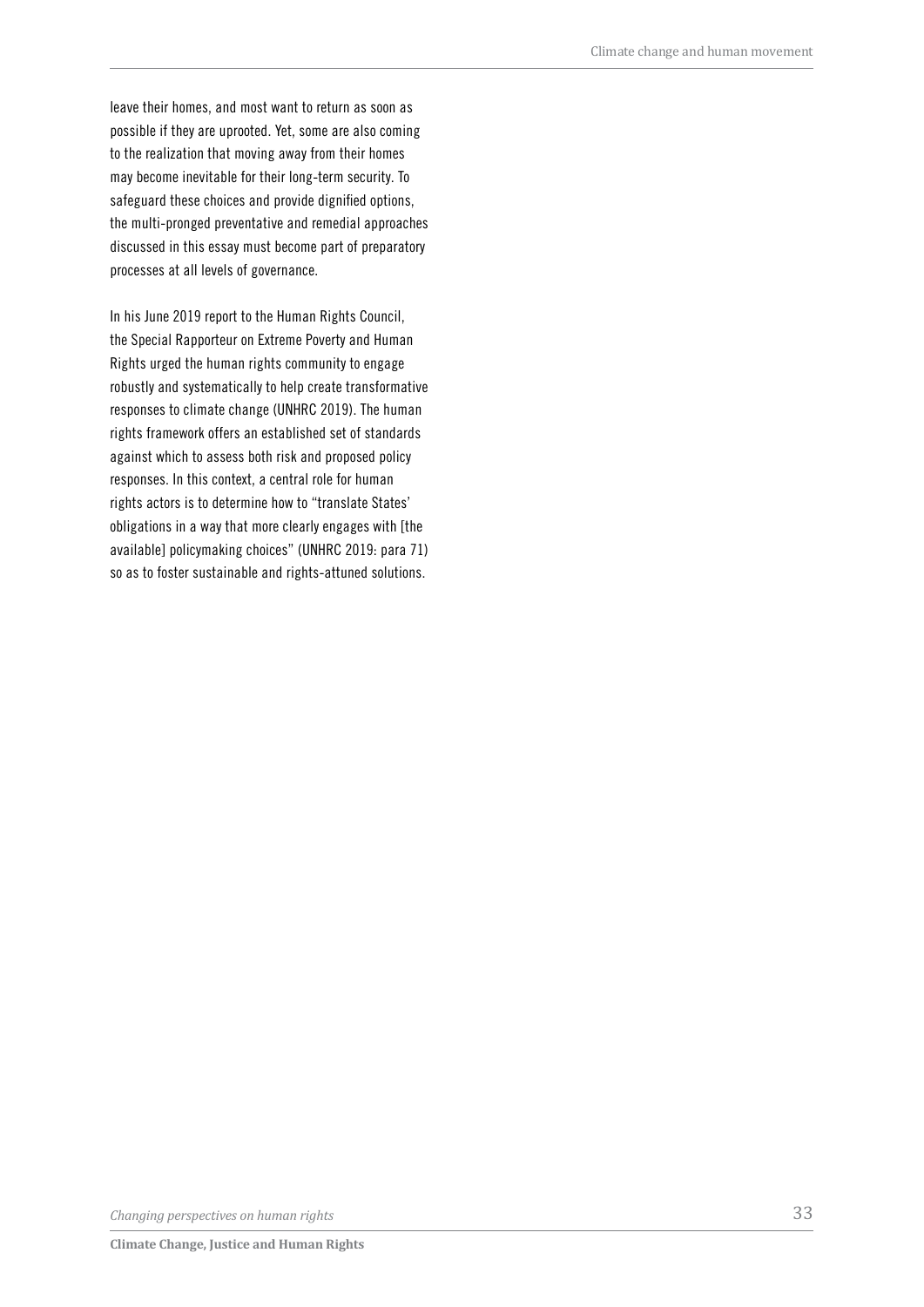leave their homes, and most want to return as soon as possible if they are uprooted. Yet, some are also coming to the realization that moving away from their homes may become inevitable for their long-term security. To safeguard these choices and provide dignified options, the multi-pronged preventative and remedial approaches discussed in this essay must become part of preparatory processes at all levels of governance.

In his June 2019 report to the Human Rights Council, the Special Rapporteur on Extreme Poverty and Human Rights urged the human rights community to engage robustly and systematically to help create transformative responses to climate change (UNHRC 2019). The human rights framework offers an established set of standards against which to assess both risk and proposed policy responses. In this context, a central role for human rights actors is to determine how to "translate States' obligations in a way that more clearly engages with [the available] policymaking choices" (UNHRC 2019: para 71) so as to foster sustainable and rights-attuned solutions.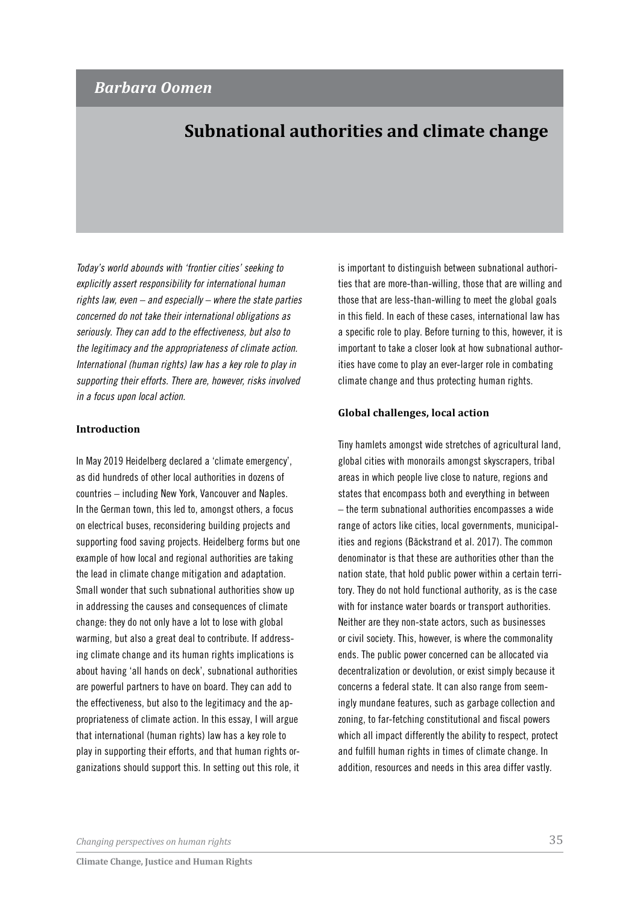*Barbara Oomen*

# Subnational authorities and climate change

*Today's world abounds with 'frontier cities' seeking to explicitly assert responsibility for international human rights law, even – and especially – where the state parties concerned do not take their international obligations as seriously. They can add to the effectiveness, but also to the legitimacy and the appropriateness of climate action. International (human rights) law has a key role to play in supporting their efforts. There are, however, risks involved in a focus upon local action.*

## Introduction

In May 2019 Heidelberg declared a 'climate emergency', as did hundreds of other local authorities in dozens of countries – including New York, Vancouver and Naples. In the German town, this led to, amongst others, a focus on electrical buses, reconsidering building projects and supporting food saving projects. Heidelberg forms but one example of how local and regional authorities are taking the lead in climate change mitigation and adaptation. Small wonder that such subnational authorities show up in addressing the causes and consequences of climate change: they do not only have a lot to lose with global warming, but also a great deal to contribute. If addressing climate change and its human rights implications is about having 'all hands on deck', subnational authorities are powerful partners to have on board. They can add to the effectiveness, but also to the legitimacy and the appropriateness of climate action. In this essay, I will argue that international (human rights) law has a key role to play in supporting their efforts, and that human rights organizations should support this. In setting out this role, it is important to distinguish between subnational authorities that are more-than-willing, those that are willing and those that are less-than-willing to meet the global goals in this field. In each of these cases, international law has a specific role to play. Before turning to this, however, it is important to take a closer look at how subnational authorities have come to play an ever-larger role in combating climate change and thus protecting human rights.

## Global challenges, local action

Tiny hamlets amongst wide stretches of agricultural land, global cities with monorails amongst skyscrapers, tribal areas in which people live close to nature, regions and states that encompass both and everything in between – the term subnational authorities encompasses a wide range of actors like cities, local governments, municipalities and regions (Bäckstrand et al. 2017). The common denominator is that these are authorities other than the nation state, that hold public power within a certain territory. They do not hold functional authority, as is the case with for instance water boards or transport authorities. Neither are they non-state actors, such as businesses or civil society. This, however, is where the commonality ends. The public power concerned can be allocated via decentralization or devolution, or exist simply because it concerns a federal state. It can also range from seemingly mundane features, such as garbage collection and zoning, to far-fetching constitutional and fiscal powers which all impact differently the ability to respect, protect and fulfill human rights in times of climate change. In addition, resources and needs in this area differ vastly.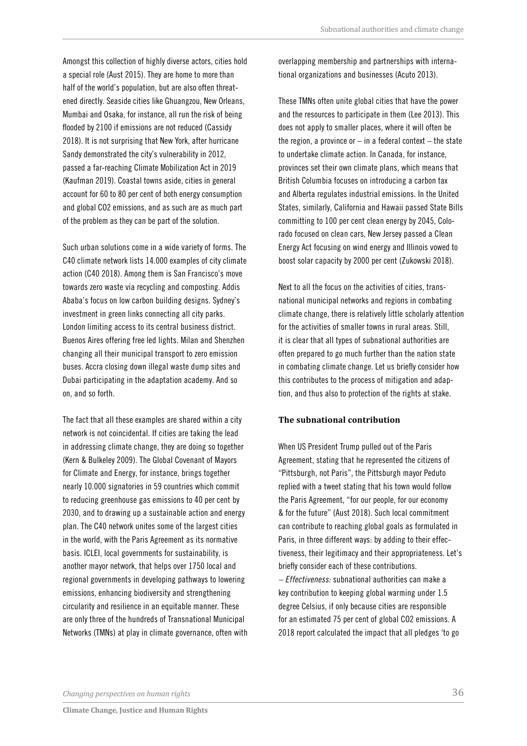Amongst this collection of highly diverse actors, cities hold a special role (Aust 2015). They are home to more than half of the world's population, but are also often threatened directly. Seaside cities like Ghuangzou, New Orleans, Mumbai and Osaka, for instance, all run the risk of being flooded by 2100 if emissions are not reduced (Cassidy 2018). It is not surprising that New York, after hurricane Sandy demonstrated the city's vulnerability in 2012, passed a far-reaching Climate Mobilization Act in 2019 (Kaufman 2019). Coastal towns aside, cities in general account for 60 to 80 per cent of both energy consumption and global CO2 emissions, and as such are as much part of the problem as they can be part of the solution.

Such urban solutions come in a wide variety of forms. The C40 climate network lists 14.000 examples of city climate action (C40 2018). Among them is San Francisco's move towards zero waste via recycling and composting. Addis Ababa's focus on low carbon building designs. Sydney's investment in green links connecting all city parks. London limiting access to its central business district. Buenos Aires offering free led lights. Milan and Shenzhen changing all their municipal transport to zero emission buses. Accra closing down illegal waste dump sites and Dubai participating in the adaptation academy. And so on, and so forth.

The fact that all these examples are shared within a city network is not coincidental. If cities are taking the lead in addressing climate change, they are doing so together (Kern & Bulkeley 2009). The Global Covenant of Mayors for Climate and Energy, for instance, brings together nearly 10.000 signatories in 59 countries which commit to reducing greenhouse gas emissions to 40 per cent by 2030, and to drawing up a sustainable action and energy plan. The C40 network unites some of the largest cities in the world, with the Paris Agreement as its normative basis. ICLEI, local governments for sustainability, is another mayor network, that helps over 1750 local and regional governments in developing pathways to lowering emissions, enhancing biodiversity and strengthening circularity and resilience in an equitable manner. These are only three of the hundreds of Transnational Municipal Networks (TMNs) at play in climate governance, often with overlapping membership and partnerships with international organizations and businesses (Acuto 2013).

These TMNs often unite global cities that have the power and the resources to participate in them (Lee 2013). This does not apply to smaller places, where it will often be the region, a province or – in a federal context – the state to undertake climate action. In Canada, for instance, provinces set their own climate plans, which means that British Columbia focuses on introducing a carbon tax and Alberta regulates industrial emissions. In the United States, similarly, California and Hawaii passed State Bills committing to 100 per cent clean energy by 2045, Colorado focused on clean cars, New Jersey passed a Clean Energy Act focusing on wind energy and Illinois vowed to boost solar capacity by 2000 per cent (Zukowski 2018).

Next to all the focus on the activities of cities, transnational municipal networks and regions in combating climate change, there is relatively little scholarly attention for the activities of smaller towns in rural areas. Still, it is clear that all types of subnational authorities are often prepared to go much further than the nation state in combating climate change. Let us briefly consider how this contributes to the process of mitigation and adaptation, and thus also to protection of the rights at stake.

### The subnational contribution

When US President Trump pulled out of the Paris Agreement, stating that he represented the citizens of "Pittsburgh, not Paris", the Pittsburgh mayor Peduto replied with a tweet stating that his town would follow the Paris Agreement, "for our people, for our economy & for the future" (Aust 2018). Such local commitment can contribute to reaching global goals as formulated in Paris, in three different ways: by adding to their effectiveness, their legitimacy and their appropriateness. Let's briefly consider each of these contributions.

– *Effectiveness:* subnational authorities can make a key contribution to keeping global warming under 1.5 degree Celsius, if only because cities are responsible for an estimated 75 per cent of global CO2 emissions. A 2018 report calculated the impact that all pledges 'to go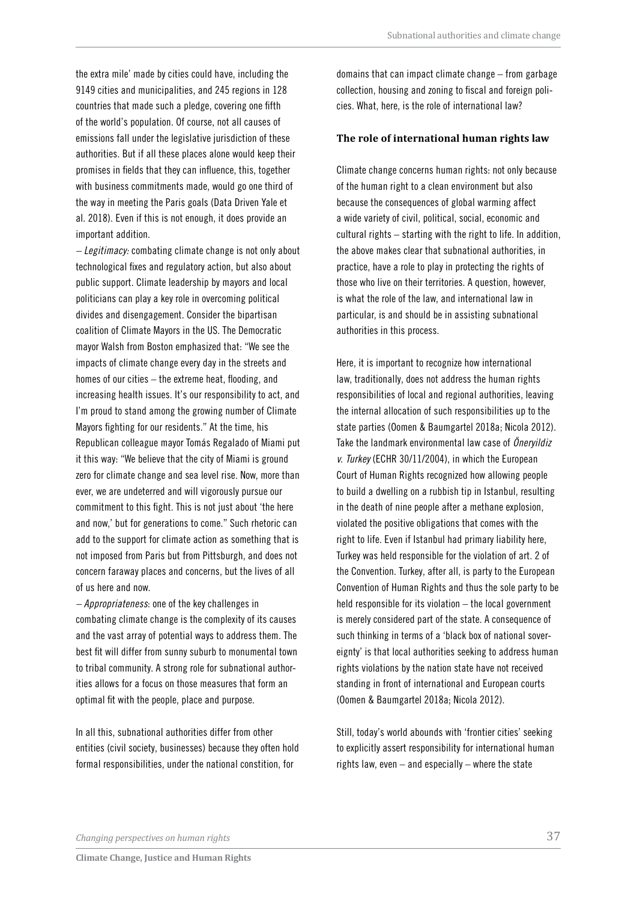the extra mile' made by cities could have, including the 9149 cities and municipalities, and 245 regions in 128 countries that made such a pledge, covering one fifth of the world's population. Of course, not all causes of emissions fall under the legislative jurisdiction of these authorities. But if all these places alone would keep their promises in fields that they can influence, this, together with business commitments made, would go one third of the way in meeting the Paris goals (Data Driven Yale et al. 2018). Even if this is not enough, it does provide an important addition.

– *Legitimacy:* combating climate change is not only about technological fixes and regulatory action, but also about public support. Climate leadership by mayors and local politicians can play a key role in overcoming political divides and disengagement. Consider the bipartisan coalition of Climate Mayors in the US. The Democratic mayor Walsh from Boston emphasized that: "We see the impacts of climate change every day in the streets and homes of our cities – the extreme heat, flooding, and increasing health issues. It's our responsibility to act, and I'm proud to stand among the growing number of Climate Mayors fighting for our residents." At the time, his Republican colleague mayor Tomás Regalado of Miami put it this way: "We believe that the city of Miami is ground zero for climate change and sea level rise. Now, more than ever, we are undeterred and will vigorously pursue our commitment to this fight. This is not just about 'the here and now,' but for generations to come." Such rhetoric can add to the support for climate action as something that is not imposed from Paris but from Pittsburgh, and does not concern faraway places and concerns, but the lives of all of us here and now.

– *Appropriateness*: one of the key challenges in combating climate change is the complexity of its causes and the vast array of potential ways to address them. The best fit will differ from sunny suburb to monumental town to tribal community. A strong role for subnational authorities allows for a focus on those measures that form an optimal fit with the people, place and purpose.

In all this, subnational authorities differ from other entities (civil society, businesses) because they often hold formal responsibilities, under the national constition, for domains that can impact climate change – from garbage collection, housing and zoning to fiscal and foreign policies. What, here, is the role of international law?

### The role of international human rights law

Climate change concerns human rights: not only because of the human right to a clean environment but also because the consequences of global warming affect a wide variety of civil, political, social, economic and cultural rights – starting with the right to life. In addition, the above makes clear that subnational authorities, in practice, have a role to play in protecting the rights of those who live on their territories. A question, however, is what the role of the law, and international law in particular, is and should be in assisting subnational authorities in this process.

Here, it is important to recognize how international law, traditionally, does not address the human rights responsibilities of local and regional authorities, leaving the internal allocation of such responsibilities up to the state parties (Oomen & Baumgartel 2018a; Nicola 2012). Take the landmark environmental law case of *Öneryildiz v. Turkey* (ECHR 30/11/2004), in which the European Court of Human Rights recognized how allowing people to build a dwelling on a rubbish tip in Istanbul, resulting in the death of nine people after a methane explosion, violated the positive obligations that comes with the right to life. Even if Istanbul had primary liability here, Turkey was held responsible for the violation of art. 2 of the Convention. Turkey, after all, is party to the European Convention of Human Rights and thus the sole party to be held responsible for its violation – the local government is merely considered part of the state. A consequence of such thinking in terms of a 'black box of national sovereignty' is that local authorities seeking to address human rights violations by the nation state have not received standing in front of international and European courts (Oomen & Baumgartel 2018a; Nicola 2012).

Still, today's world abounds with 'frontier cities' seeking to explicitly assert responsibility for international human rights law, even – and especially – where the state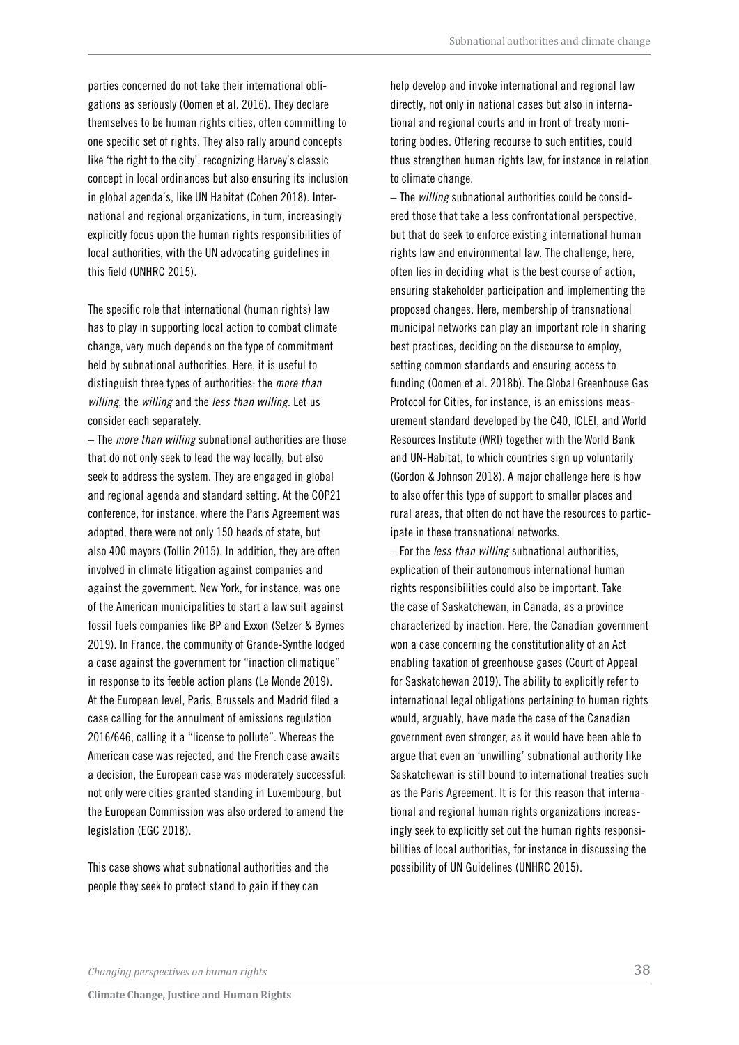parties concerned do not take their international obligations as seriously (Oomen et al. 2016). They declare themselves to be human rights cities, often committing to one specific set of rights. They also rally around concepts like 'the right to the city', recognizing Harvey's classic concept in local ordinances but also ensuring its inclusion in global agenda's, like UN Habitat (Cohen 2018). International and regional organizations, in turn, increasingly explicitly focus upon the human rights responsibilities of local authorities, with the UN advocating guidelines in this field (UNHRC 2015).

The specific role that international (human rights) law has to play in supporting local action to combat climate change, very much depends on the type of commitment held by subnational authorities. Here, it is useful to distinguish three types of authorities: the *more than willing*, the *willing* and the *less than willing*. Let us consider each separately.

– The *more than willing* subnational authorities are those that do not only seek to lead the way locally, but also seek to address the system. They are engaged in global and regional agenda and standard setting. At the COP21 conference, for instance, where the Paris Agreement was adopted, there were not only 150 heads of state, but also 400 mayors (Tollin 2015). In addition, they are often involved in climate litigation against companies and against the government. New York, for instance, was one of the American municipalities to start a law suit against fossil fuels companies like BP and Exxon (Setzer & Byrnes 2019). In France, the community of Grande-Synthe lodged a case against the government for "inaction climatique" in response to its feeble action plans (Le Monde 2019). At the European level, Paris, Brussels and Madrid filed a case calling for the annulment of emissions regulation 2016/646, calling it a "license to pollute". Whereas the American case was rejected, and the French case awaits a decision, the European case was moderately successful: not only were cities granted standing in Luxembourg, but the European Commission was also ordered to amend the legislation (EGC 2018).

This case shows what subnational authorities and the people they seek to protect stand to gain if they can help develop and invoke international and regional law directly, not only in national cases but also in international and regional courts and in front of treaty monitoring bodies. Offering recourse to such entities, could thus strengthen human rights law, for instance in relation to climate change.

– The *willing* subnational authorities could be considered those that take a less confrontational perspective, but that do seek to enforce existing international human rights law and environmental law. The challenge, here, often lies in deciding what is the best course of action, ensuring stakeholder participation and implementing the proposed changes. Here, membership of transnational municipal networks can play an important role in sharing best practices, deciding on the discourse to employ, setting common standards and ensuring access to funding (Oomen et al. 2018b). The Global Greenhouse Gas Protocol for Cities, for instance, is an emissions measurement standard developed by the C40, ICLEI, and World Resources Institute (WRI) together with the World Bank and UN-Habitat, to which countries sign up voluntarily (Gordon & Johnson 2018). A major challenge here is how to also offer this type of support to smaller places and rural areas, that often do not have the resources to participate in these transnational networks.

– For the *less than willing* subnational authorities, explication of their autonomous international human rights responsibilities could also be important. Take the case of Saskatchewan, in Canada, as a province characterized by inaction. Here, the Canadian government won a case concerning the constitutionality of an Act enabling taxation of greenhouse gases (Court of Appeal for Saskatchewan 2019). The ability to explicitly refer to international legal obligations pertaining to human rights would, arguably, have made the case of the Canadian government even stronger, as it would have been able to argue that even an 'unwilling' subnational authority like Saskatchewan is still bound to international treaties such as the Paris Agreement. It is for this reason that international and regional human rights organizations increasingly seek to explicitly set out the human rights responsibilities of local authorities, for instance in discussing the possibility of UN Guidelines (UNHRC 2015).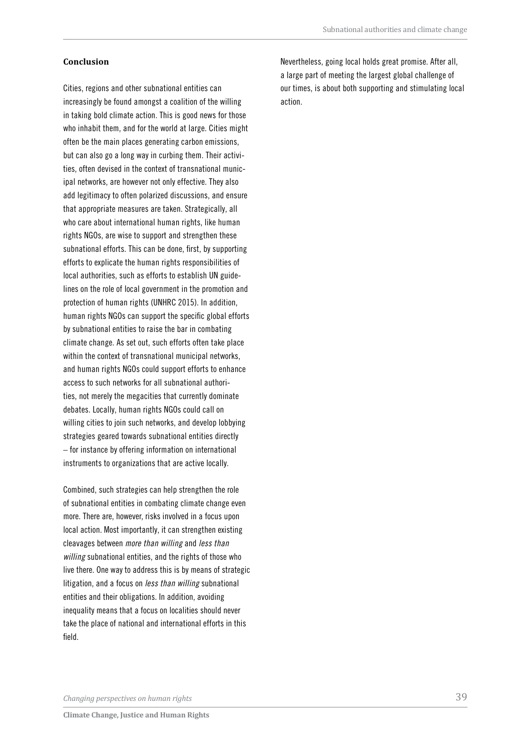## Conclusion

Cities, regions and other subnational entities can increasingly be found amongst a coalition of the willing in taking bold climate action. This is good news for those who inhabit them, and for the world at large. Cities might often be the main places generating carbon emissions, but can also go a long way in curbing them. Their activities, often devised in the context of transnational municipal networks, are however not only effective. They also add legitimacy to often polarized discussions, and ensure that appropriate measures are taken. Strategically, all who care about international human rights, like human rights NGOs, are wise to support and strengthen these subnational efforts. This can be done, first, by supporting efforts to explicate the human rights responsibilities of local authorities, such as efforts to establish UN guidelines on the role of local government in the promotion and protection of human rights (UNHRC 2015). In addition, human rights NGOs can support the specific global efforts by subnational entities to raise the bar in combating climate change. As set out, such efforts often take place within the context of transnational municipal networks, and human rights NGOs could support efforts to enhance access to such networks for all subnational authorities, not merely the megacities that currently dominate debates. Locally, human rights NGOs could call on willing cities to join such networks, and develop lobbying strategies geared towards subnational entities directly – for instance by offering information on international instruments to organizations that are active locally.

Combined, such strategies can help strengthen the role of subnational entities in combating climate change even more. There are, however, risks involved in a focus upon local action. Most importantly, it can strengthen existing cleavages between *more than willing* and *less than willing* subnational entities, and the rights of those who live there. One way to address this is by means of strategic litigation, and a focus on *less than willing* subnational entities and their obligations. In addition, avoiding inequality means that a focus on localities should never take the place of national and international efforts in this field.

Nevertheless, going local holds great promise. After all, a large part of meeting the largest global challenge of our times, is about both supporting and stimulating local action.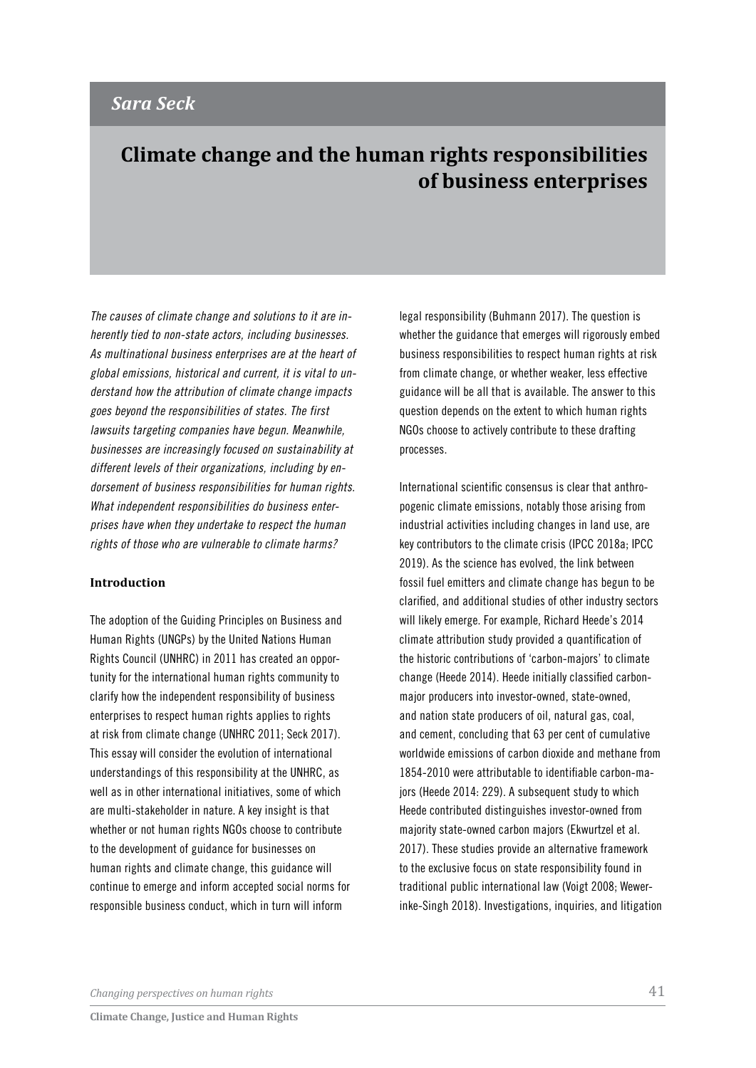*Sara Seck*

# Climate change and the human rights responsibilities of business enterprises

*The causes of climate change and solutions to it are inherently tied to non-state actors, including businesses. As multinational business enterprises are at the heart of global emissions, historical and current, it is vital to understand how the attribution of climate change impacts goes beyond the responsibilities of states. The first lawsuits targeting companies have begun. Meanwhile, businesses are increasingly focused on sustainability at different levels of their organizations, including by endorsement of business responsibilities for human rights. What independent responsibilities do business enterprises have when they undertake to respect the human rights of those who are vulnerable to climate harms?*

## Introduction

The adoption of the Guiding Principles on Business and Human Rights (UNGPs) by the United Nations Human Rights Council (UNHRC) in 2011 has created an opportunity for the international human rights community to clarify how the independent responsibility of business enterprises to respect human rights applies to rights at risk from climate change (UNHRC 2011; Seck 2017). This essay will consider the evolution of international understandings of this responsibility at the UNHRC, as well as in other international initiatives, some of which are multi-stakeholder in nature. A key insight is that whether or not human rights NGOs choose to contribute to the development of guidance for businesses on human rights and climate change, this guidance will continue to emerge and inform accepted social norms for responsible business conduct, which in turn will inform legal responsibility (Buhmann 2017). The question is whether the guidance that emerges will rigorously embed business responsibilities to respect human rights at risk from climate change, or whether weaker, less effective guidance will be all that is available. The answer to this question depends on the extent to which human rights NGOs choose to actively contribute to these drafting processes.

International scientific consensus is clear that anthropogenic climate emissions, notably those arising from industrial activities including changes in land use, are key contributors to the climate crisis (IPCC 2018a; IPCC 2019). As the science has evolved, the link between fossil fuel emitters and climate change has begun to be clarified, and additional studies of other industry sectors will likely emerge. For example, Richard Heede's 2014 climate attribution study provided a quantification of the historic contributions of 'carbon-majors' to climate change (Heede 2014). Heede initially classified carbon-major producers into investor-owned, state-owned, and nation state producers of oil, natural gas, coal, and cement, concluding that 63 per cent of cumulative worldwide emissions of carbon dioxide and methane from 1854-2010 were attributable to identifiable carbon-majors (Heede 2014: 229). A subsequent study to which Heede contributed distinguishes investor-owned from majority state-owned carbon majors (Ekwurtzel et al. 2017). These studies provide an alternative framework to the exclusive focus on state responsibility found in traditional public international law (Voigt 2008; Wewerinke-Singh 2018). Investigations, inquiries, and litigation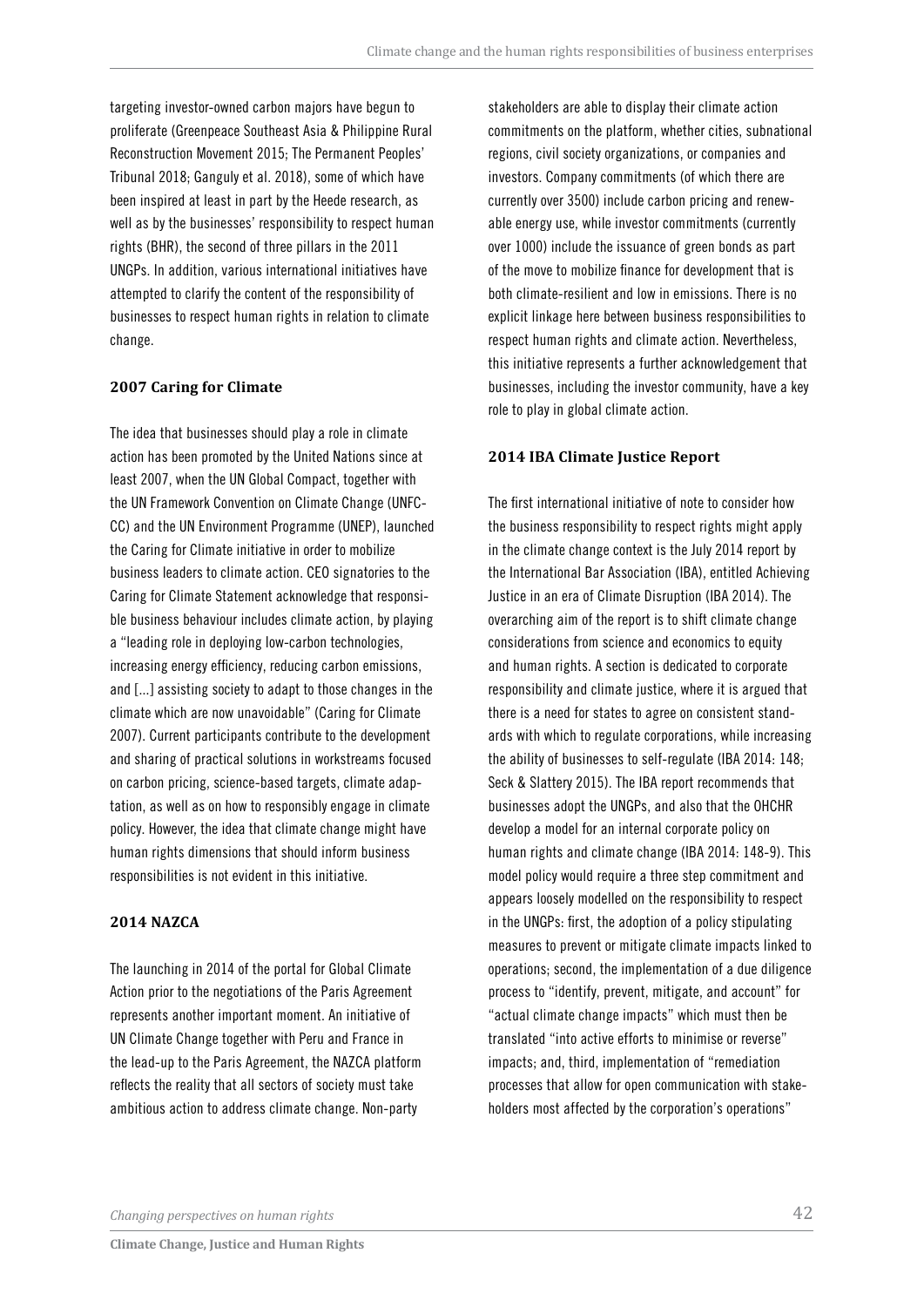targeting investor-owned carbon majors have begun to proliferate (Greenpeace Southeast Asia & Philippine Rural Reconstruction Movement 2015; The Permanent Peoples' Tribunal 2018; Ganguly et al. 2018), some of which have been inspired at least in part by the Heede research, as well as by the businesses' responsibility to respect human rights (BHR), the second of three pillars in the 2011 UNGPs. In addition, various international initiatives have attempted to clarify the content of the responsibility of businesses to respect human rights in relation to climate change.

### 2007 Caring for Climate

The idea that businesses should play a role in climate action has been promoted by the United Nations since at least 2007, when the UN Global Compact, together with the UN Framework Convention on Climate Change (UNFCCC) and the UN Environment Programme (UNEP), launched the Caring for Climate initiative in order to mobilize business leaders to climate action. CEO signatories to the Caring for Climate Statement acknowledge that responsible business behaviour includes climate action, by playing a "leading role in deploying low-carbon technologies, increasing energy efficiency, reducing carbon emissions, and [...] assisting society to adapt to those changes in the climate which are now unavoidable" (Caring for Climate 2007). Current participants contribute to the development and sharing of practical solutions in workstreams focused on carbon pricing, science-based targets, climate adaptation, as well as on how to responsibly engage in climate policy. However, the idea that climate change might have human rights dimensions that should inform business responsibilities is not evident in this initiative.

### 2014 NAZCA

The launching in 2014 of the portal for Global Climate Action prior to the negotiations of the Paris Agreement represents another important moment. An initiative of UN Climate Change together with Peru and France in the lead-up to the Paris Agreement, the NAZCA platform reflects the reality that all sectors of society must take ambitious action to address climate change. Non-party stakeholders are able to display their climate action commitments on the platform, whether cities, subnational regions, civil society organizations, or companies and investors. Company commitments (of which there are currently over 3500) include carbon pricing and renewable energy use, while investor commitments (currently over 1000) include the issuance of green bonds as part of the move to mobilize finance for development that is both climate-resilient and low in emissions. There is no explicit linkage here between business responsibilities to respect human rights and climate action. Nevertheless, this initiative represents a further acknowledgement that businesses, including the investor community, have a key role to play in global climate action.

### 2014 IBA Climate Justice Report

The first international initiative of note to consider how the business responsibility to respect rights might apply in the climate change context is the July 2014 report by the International Bar Association (IBA), entitled Achieving Justice in an era of Climate Disruption (IBA 2014). The overarching aim of the report is to shift climate change considerations from science and economics to equity and human rights. A section is dedicated to corporate responsibility and climate justice, where it is argued that there is a need for states to agree on consistent standards with which to regulate corporations, while increasing the ability of businesses to self-regulate (IBA 2014: 148; Seck & Slattery 2015). The IBA report recommends that businesses adopt the UNGPs, and also that the OHCHR develop a model for an internal corporate policy on human rights and climate change (IBA 2014: 148-9). This model policy would require a three step commitment and appears loosely modelled on the responsibility to respect in the UNGPs: first, the adoption of a policy stipulating measures to prevent or mitigate climate impacts linked to operations; second, the implementation of a due diligence process to "identify, prevent, mitigate, and account" for "actual climate change impacts" which must then be translated "into active efforts to minimise or reverse" impacts; and, third, implementation of "remediation processes that allow for open communication with stakeholders most affected by the corporation's operations"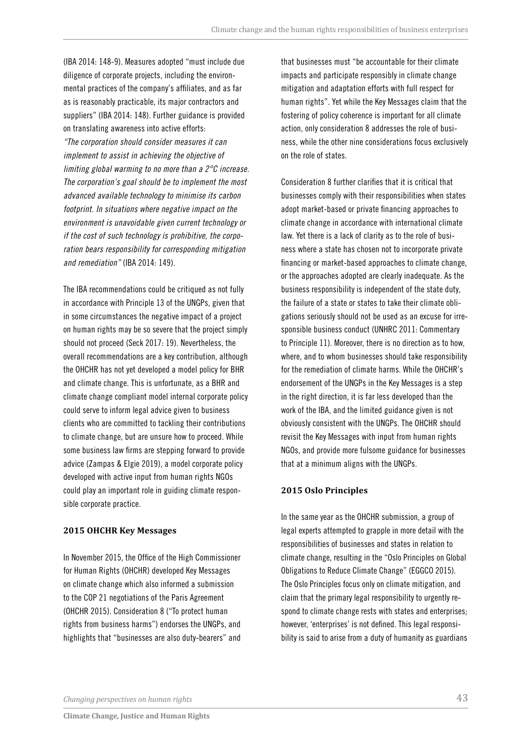(IBA 2014: 148-9). Measures adopted "must include due diligence of corporate projects, including the environmental practices of the company's affiliates, and as far as is reasonably practicable, its major contractors and suppliers" (IBA 2014: 148). Further guidance is provided on translating awareness into active efforts:

*"The corporation should consider measures it can implement to assist in achieving the objective of limiting global warming to no more than a 2°C increase. The corporation's goal should be to implement the most advanced available technology to minimise its carbon footprint. In situations where negative impact on the environment is unavoidable given current technology or if the cost of such technology is prohibitive, the corporation bears responsibility for corresponding mitigation and remediation"* (IBA 2014: 149).

The IBA recommendations could be critiqued as not fully in accordance with Principle 13 of the UNGPs, given that in some circumstances the negative impact of a project on human rights may be so severe that the project simply should not proceed (Seck 2017: 19). Nevertheless, the overall recommendations are a key contribution, although the OHCHR has not yet developed a model policy for BHR and climate change. This is unfortunate, as a BHR and climate change compliant model internal corporate policy could serve to inform legal advice given to business clients who are committed to tackling their contributions to climate change, but are unsure how to proceed. While some business law firms are stepping forward to provide advice (Zampas & Elgie 2019), a model corporate policy developed with active input from human rights NGOs could play an important role in guiding climate responsible corporate practice.

### 2015 OHCHR Key Messages

In November 2015, the Office of the High Commissioner for Human Rights (OHCHR) developed Key Messages on climate change which also informed a submission to the COP 21 negotiations of the Paris Agreement (OHCHR 2015). Consideration 8 ("To protect human rights from business harms") endorses the UNGPs, and highlights that "businesses are also duty-bearers" and that businesses must "be accountable for their climate impacts and participate responsibly in climate change mitigation and adaptation efforts with full respect for human rights". Yet while the Key Messages claim that the fostering of policy coherence is important for all climate action, only consideration 8 addresses the role of business, while the other nine considerations focus exclusively on the role of states.

Consideration 8 further clarifies that it is critical that businesses comply with their responsibilities when states adopt market-based or private financing approaches to climate change in accordance with international climate law. Yet there is a lack of clarity as to the role of business where a state has chosen not to incorporate private financing or market-based approaches to climate change, or the approaches adopted are clearly inadequate. As the business responsibility is independent of the state duty, the failure of a state or states to take their climate obligations seriously should not be used as an excuse for irresponsible business conduct (UNHRC 2011: Commentary to Principle 11). Moreover, there is no direction as to how, where, and to whom businesses should take responsibility for the remediation of climate harms. While the OHCHR's endorsement of the UNGPs in the Key Messages is a step in the right direction, it is far less developed than the work of the IBA, and the limited guidance given is not obviously consistent with the UNGPs. The OHCHR should revisit the Key Messages with input from human rights NGOs, and provide more fulsome guidance for businesses that at a minimum aligns with the UNGPs.

### 2015 Oslo Principles

In the same year as the OHCHR submission, a group of legal experts attempted to grapple in more detail with the responsibilities of businesses and states in relation to climate change, resulting in the "Oslo Principles on Global Obligations to Reduce Climate Change" (EGGCO 2015). The Oslo Principles focus only on climate mitigation, and claim that the primary legal responsibility to urgently respond to climate change rests with states and enterprises; however, 'enterprises' is not defined. This legal responsibility is said to arise from a duty of humanity as guardians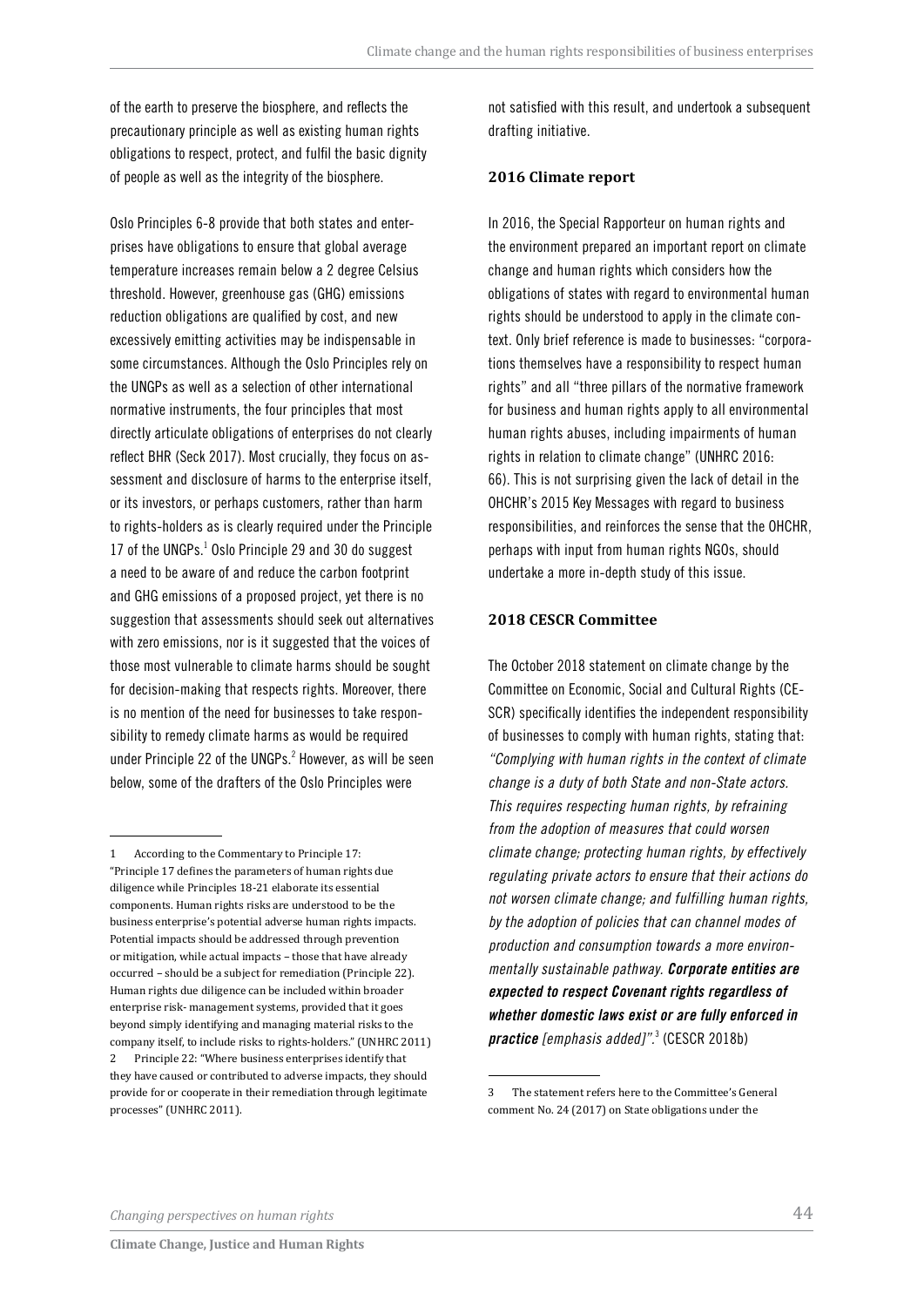of the earth to preserve the biosphere, and reflects the precautionary principle as well as existing human rights obligations to respect, protect, and fulfil the basic dignity of people as well as the integrity of the biosphere.

Oslo Principles 6-8 provide that both states and enterprises have obligations to ensure that global average temperature increases remain below a 2 degree Celsius threshold. However, greenhouse gas (GHG) emissions reduction obligations are qualified by cost, and new excessively emitting activities may be indispensable in some circumstances. Although the Oslo Principles rely on the UNGPs as well as a selection of other international normative instruments, the four principles that most directly articulate obligations of enterprises do not clearly reflect BHR (Seck 2017). Most crucially, they focus on assessment and disclosure of harms to the enterprise itself, or its investors, or perhaps customers, rather than harm to rights-holders as is clearly required under the Principle 17 of the UNGPs.[1] Oslo Principle 29 and 30 do suggest a need to be aware of and reduce the carbon footprint and GHG emissions of a proposed project, yet there is no suggestion that assessments should seek out alternatives with zero emissions, nor is it suggested that the voices of those most vulnerable to climate harms should be sought for decision-making that respects rights. Moreover, there is no mention of the need for businesses to take responsibility to remedy climate harms as would be required under Principle 22 of the UNGPs.[2] However, as will be seen below, some of the drafters of the Oslo Principles were not satisfied with this result, and undertook a subsequent drafting initiative.

### 2016 Climate report

In 2016, the Special Rapporteur on human rights and the environment prepared an important report on climate change and human rights which considers how the obligations of states with regard to environmental human rights should be understood to apply in the climate context. Only brief reference is made to businesses: "corporations themselves have a responsibility to respect human rights" and all "three pillars of the normative framework for business and human rights apply to all environmental human rights abuses, including impairments of human rights in relation to climate change" (UNHRC 2016: 66). This is not surprising given the lack of detail in the OHCHR's 2015 Key Messages with regard to business responsibilities, and reinforces the sense that the OHCHR, perhaps with input from human rights NGOs, should undertake a more in-depth study of this issue.

### 2018 CESCR Committee

The October 2018 statement on climate change by the Committee on Economic, Social and Cultural Rights (CESCR) specifically identifies the independent responsibility of businesses to comply with human rights, stating that: *"Complying with human rights in the context of climate change is a duty of both State and non-State actors. This requires respecting human rights, by refraining from the adoption of measures that could worsen climate change; protecting human rights, by effectively regulating private actors to ensure that their actions do not worsen climate change; and fulfilling human rights, by the adoption of policies that can channel modes of production and consumption towards a more environmentally sustainable pathway.* ***Corporate entities are expected to respect Covenant rights regardless of whether domestic laws exist or are fully enforced in practice*** *[emphasis added]".*[3] (CESCR 2018b)

---

1 According to the Commentary to Principle 17: "Principle 17 defines the parameters of human rights due diligence while Principles 18-21 elaborate its essential components. Human rights risks are understood to be the business enterprise's potential adverse human rights impacts. Potential impacts should be addressed through prevention or mitigation, while actual impacts – those that have already occurred – should be a subject for remediation (Principle 22). Human rights due diligence can be included within broader enterprise risk- management systems, provided that it goes beyond simply identifying and managing material risks to the company itself, to include risks to rights-holders." (UNHRC 2011)

2 Principle 22: "Where business enterprises identify that they have caused or contributed to adverse impacts, they should provide for or cooperate in their remediation through legitimate processes" (UNHRC 2011).

3 The statement refers here to the Committee's General comment No. 24 (2017) on State obligations under the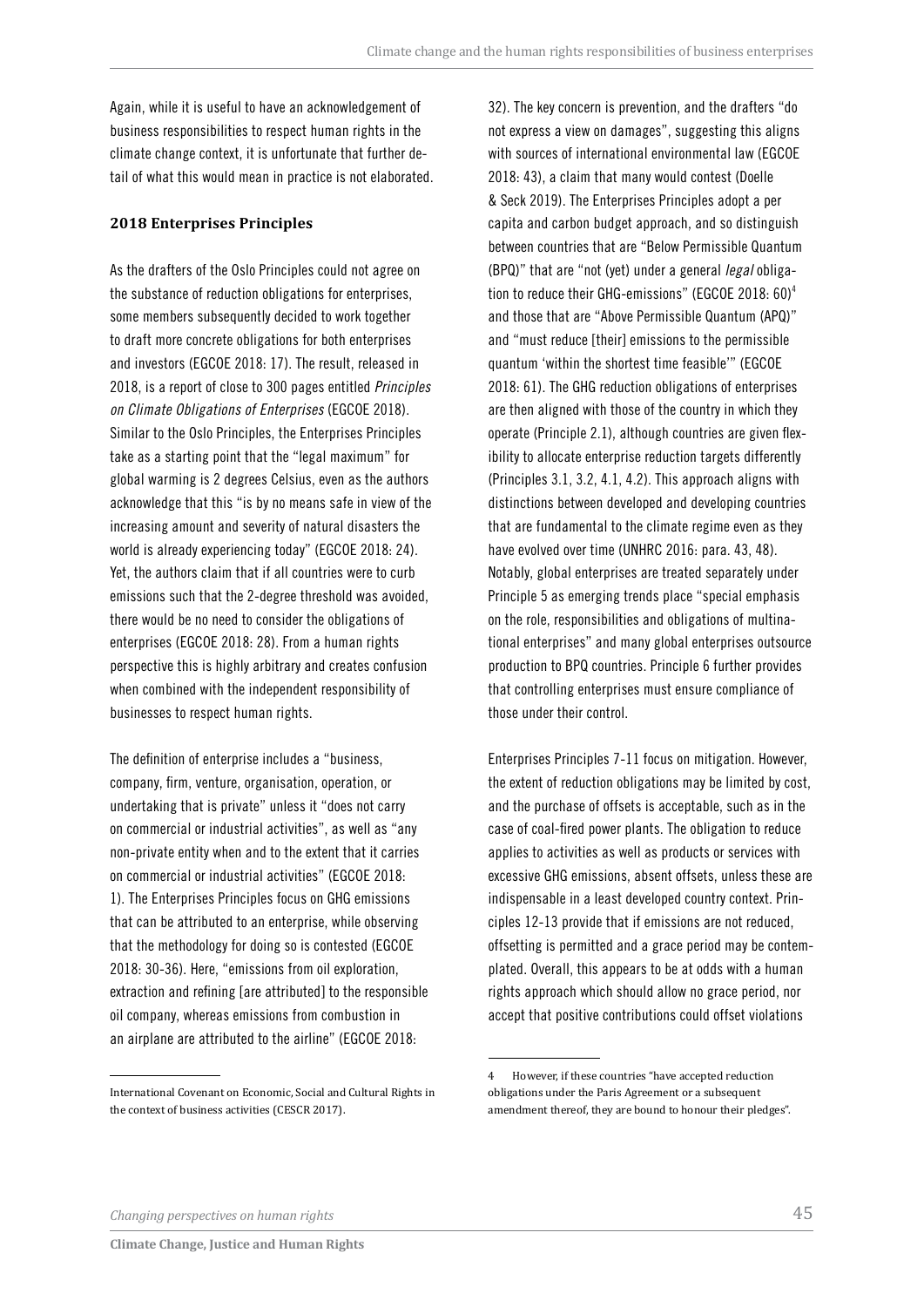Again, while it is useful to have an acknowledgement of business responsibilities to respect human rights in the climate change context, it is unfortunate that further detail of what this would mean in practice is not elaborated.

### 2018 Enterprises Principles

As the drafters of the Oslo Principles could not agree on the substance of reduction obligations for enterprises, some members subsequently decided to work together to draft more concrete obligations for both enterprises and investors (EGCOE 2018: 17). The result, released in 2018, is a report of close to 300 pages entitled *Principles on Climate Obligations of Enterprises* (EGCOE 2018). Similar to the Oslo Principles, the Enterprises Principles take as a starting point that the "legal maximum" for global warming is 2 degrees Celsius, even as the authors acknowledge that this "is by no means safe in view of the increasing amount and severity of natural disasters the world is already experiencing today" (EGCOE 2018: 24). Yet, the authors claim that if all countries were to curb emissions such that the 2-degree threshold was avoided, there would be no need to consider the obligations of enterprises (EGCOE 2018: 28). From a human rights perspective this is highly arbitrary and creates confusion when combined with the independent responsibility of businesses to respect human rights.

The definition of enterprise includes a "business, company, firm, venture, organisation, operation, or undertaking that is private" unless it "does not carry on commercial or industrial activities", as well as "any non-private entity when and to the extent that it carries on commercial or industrial activities" (EGCOE 2018: 1). The Enterprises Principles focus on GHG emissions that can be attributed to an enterprise, while observing that the methodology for doing so is contested (EGCOE 2018: 30-36). Here, "emissions from oil exploration, extraction and refining [are attributed] to the responsible oil company, whereas emissions from combustion in an airplane are attributed to the airline" (EGCOE 2018: 32). The key concern is prevention, and the drafters "do not express a view on damages", suggesting this aligns with sources of international environmental law (EGCOE 2018: 43), a claim that many would contest (Doelle & Seck 2019). The Enterprises Principles adopt a per capita and carbon budget approach, and so distinguish between countries that are "Below Permissible Quantum (BPQ)" that are "not (yet) under a general *legal* obligation to reduce their GHG-emissions" (EGCOE 2018: 60)[4] and those that are "Above Permissible Quantum (APQ)" and "must reduce [their] emissions to the permissible quantum 'within the shortest time feasible'" (EGCOE 2018: 61). The GHG reduction obligations of enterprises are then aligned with those of the country in which they operate (Principle 2.1), although countries are given flexibility to allocate enterprise reduction targets differently (Principles 3.1, 3.2, 4.1, 4.2). This approach aligns with distinctions between developed and developing countries that are fundamental to the climate regime even as they have evolved over time (UNHRC 2016: para. 43, 48). Notably, global enterprises are treated separately under Principle 5 as emerging trends place "special emphasis on the role, responsibilities and obligations of multinational enterprises" and many global enterprises outsource production to BPQ countries. Principle 6 further provides that controlling enterprises must ensure compliance of those under their control.

Enterprises Principles 7-11 focus on mitigation. However, the extent of reduction obligations may be limited by cost, and the purchase of offsets is acceptable, such as in the case of coal-fired power plants. The obligation to reduce applies to activities as well as products or services with excessive GHG emissions, absent offsets, unless these are indispensable in a least developed country context. Principles 12-13 provide that if emissions are not reduced, offsetting is permitted and a grace period may be contemplated. Overall, this appears to be at odds with a human rights approach which should allow no grace period, nor accept that positive contributions could offset violations

---

International Covenant on Economic, Social and Cultural Rights in the context of business activities (CESCR 2017).

4 However, if these countries "have accepted reduction obligations under the Paris Agreement or a subsequent amendment thereof, they are bound to honour their pledges".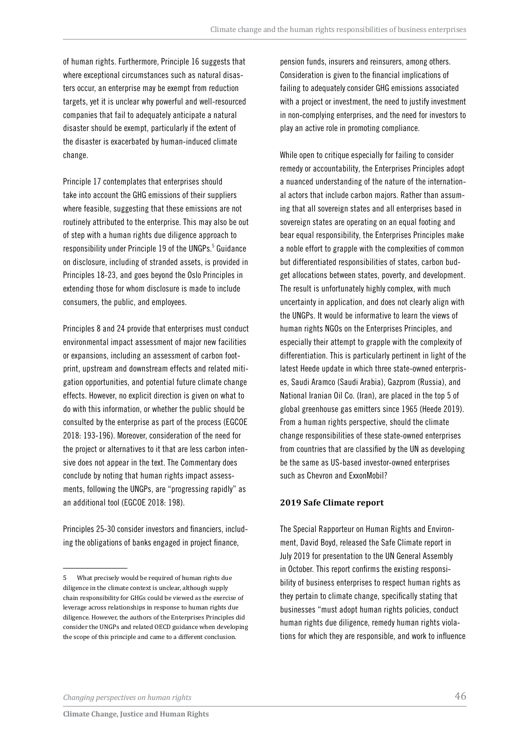of human rights. Furthermore, Principle 16 suggests that where exceptional circumstances such as natural disasters occur, an enterprise may be exempt from reduction targets, yet it is unclear why powerful and well-resourced companies that fail to adequately anticipate a natural disaster should be exempt, particularly if the extent of the disaster is exacerbated by human-induced climate change.

Principle 17 contemplates that enterprises should take into account the GHG emissions of their suppliers where feasible, suggesting that these emissions are not routinely attributed to the enterprise. This may also be out of step with a human rights due diligence approach to responsibility under Principle 19 of the UNGPs.[5] Guidance on disclosure, including of stranded assets, is provided in Principles 18-23, and goes beyond the Oslo Principles in extending those for whom disclosure is made to include consumers, the public, and employees.

Principles 8 and 24 provide that enterprises must conduct environmental impact assessment of major new facilities or expansions, including an assessment of carbon footprint, upstream and downstream effects and related mitigation opportunities, and potential future climate change effects. However, no explicit direction is given on what to do with this information, or whether the public should be consulted by the enterprise as part of the process (EGCOE 2018: 193-196). Moreover, consideration of the need for the project or alternatives to it that are less carbon intensive does not appear in the text. The Commentary does conclude by noting that human rights impact assessments, following the UNGPs, are "progressing rapidly" as an additional tool (EGCOE 2018: 198).

Principles 25-30 consider investors and financiers, including the obligations of banks engaged in project finance, pension funds, insurers and reinsurers, among others. Consideration is given to the financial implications of failing to adequately consider GHG emissions associated with a project or investment, the need to justify investment in non-complying enterprises, and the need for investors to play an active role in promoting compliance.

While open to critique especially for failing to consider remedy or accountability, the Enterprises Principles adopt a nuanced understanding of the nature of the international actors that include carbon majors. Rather than assuming that all sovereign states and all enterprises based in sovereign states are operating on an equal footing and bear equal responsibility, the Enterprises Principles make a noble effort to grapple with the complexities of common but differentiated responsibilities of states, carbon budget allocations between states, poverty, and development. The result is unfortunately highly complex, with much uncertainty in application, and does not clearly align with the UNGPs. It would be informative to learn the views of human rights NGOs on the Enterprises Principles, and especially their attempt to grapple with the complexity of differentiation. This is particularly pertinent in light of the latest Heede update in which three state-owned enterprises, Saudi Aramco (Saudi Arabia), Gazprom (Russia), and National Iranian Oil Co. (Iran), are placed in the top 5 of global greenhouse gas emitters since 1965 (Heede 2019). From a human rights perspective, should the climate change responsibilities of these state-owned enterprises from countries that are classified by the UN as developing be the same as US-based investor-owned enterprises such as Chevron and ExxonMobil?

### 2019 Safe Climate report

The Special Rapporteur on Human Rights and Environment, David Boyd, released the Safe Climate report in July 2019 for presentation to the UN General Assembly in October. This report confirms the existing responsibility of business enterprises to respect human rights as they pertain to climate change, specifically stating that businesses "must adopt human rights policies, conduct human rights due diligence, remedy human rights violations for which they are responsible, and work to influence

---

[5] What precisely would be required of human rights due diligence in the climate context is unclear, although supply chain responsibility for GHGs could be viewed as the exercise of leverage across relationships in response to human rights due diligence. However, the authors of the Enterprises Principles did consider the UNGPs and related OECD guidance when developing the scope of this principle and came to a different conclusion.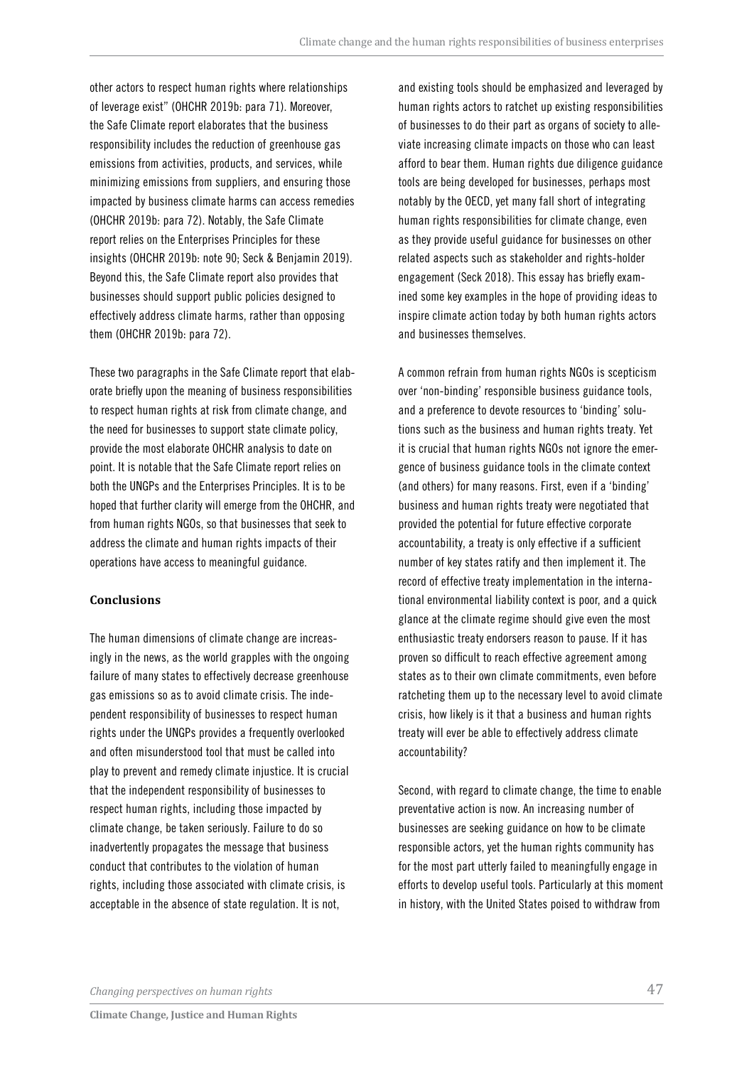other actors to respect human rights where relationships of leverage exist" (OHCHR 2019b: para 71). Moreover, the Safe Climate report elaborates that the business responsibility includes the reduction of greenhouse gas emissions from activities, products, and services, while minimizing emissions from suppliers, and ensuring those impacted by business climate harms can access remedies (OHCHR 2019b: para 72). Notably, the Safe Climate report relies on the Enterprises Principles for these insights (OHCHR 2019b: note 90; Seck & Benjamin 2019). Beyond this, the Safe Climate report also provides that businesses should support public policies designed to effectively address climate harms, rather than opposing them (OHCHR 2019b: para 72).

These two paragraphs in the Safe Climate report that elaborate briefly upon the meaning of business responsibilities to respect human rights at risk from climate change, and the need for businesses to support state climate policy, provide the most elaborate OHCHR analysis to date on point. It is notable that the Safe Climate report relies on both the UNGPs and the Enterprises Principles. It is to be hoped that further clarity will emerge from the OHCHR, and from human rights NGOs, so that businesses that seek to address the climate and human rights impacts of their operations have access to meaningful guidance.

## Conclusions

The human dimensions of climate change are increasingly in the news, as the world grapples with the ongoing failure of many states to effectively decrease greenhouse gas emissions so as to avoid climate crisis. The independent responsibility of businesses to respect human rights under the UNGPs provides a frequently overlooked and often misunderstood tool that must be called into play to prevent and remedy climate injustice. It is crucial that the independent responsibility of businesses to respect human rights, including those impacted by climate change, be taken seriously. Failure to do so inadvertently propagates the message that business conduct that contributes to the violation of human rights, including those associated with climate crisis, is acceptable in the absence of state regulation. It is not, and existing tools should be emphasized and leveraged by human rights actors to ratchet up existing responsibilities of businesses to do their part as organs of society to alleviate increasing climate impacts on those who can least afford to bear them. Human rights due diligence guidance tools are being developed for businesses, perhaps most notably by the OECD, yet many fall short of integrating human rights responsibilities for climate change, even as they provide useful guidance for businesses on other related aspects such as stakeholder and rights-holder engagement (Seck 2018). This essay has briefly examined some key examples in the hope of providing ideas to inspire climate action today by both human rights actors and businesses themselves.

A common refrain from human rights NGOs is scepticism over 'non-binding' responsible business guidance tools, and a preference to devote resources to 'binding' solutions such as the business and human rights treaty. Yet it is crucial that human rights NGOs not ignore the emergence of business guidance tools in the climate context (and others) for many reasons. First, even if a 'binding' business and human rights treaty were negotiated that provided the potential for future effective corporate accountability, a treaty is only effective if a sufficient number of key states ratify and then implement it. The record of effective treaty implementation in the international environmental liability context is poor, and a quick glance at the climate regime should give even the most enthusiastic treaty endorsers reason to pause. If it has proven so difficult to reach effective agreement among states as to their own climate commitments, even before ratcheting them up to the necessary level to avoid climate crisis, how likely is it that a business and human rights treaty will ever be able to effectively address climate accountability?

Second, with regard to climate change, the time to enable preventative action is now. An increasing number of businesses are seeking guidance on how to be climate responsible actors, yet the human rights community has for the most part utterly failed to meaningfully engage in efforts to develop useful tools. Particularly at this moment in history, with the United States poised to withdraw from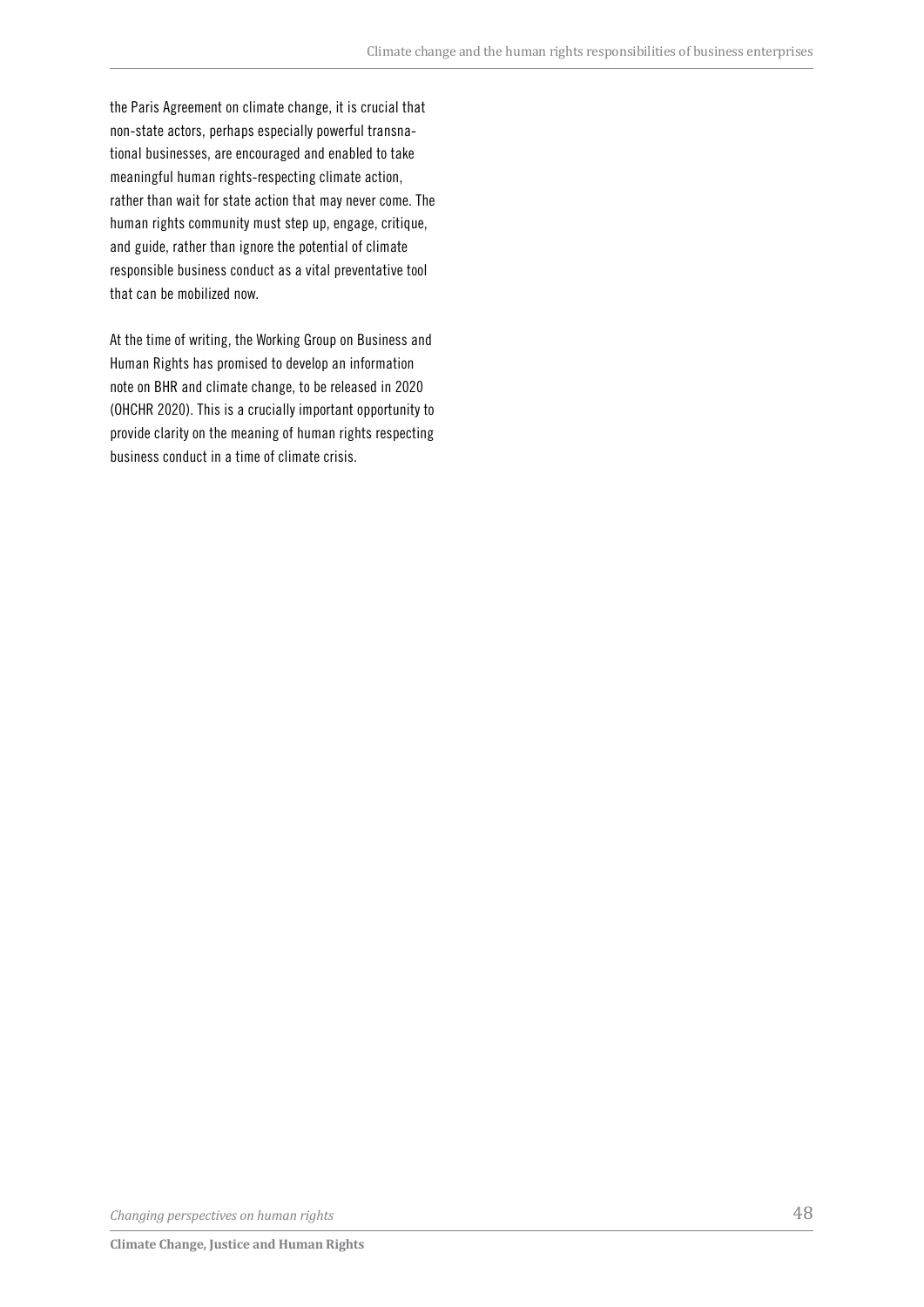the Paris Agreement on climate change, it is crucial that non-state actors, perhaps especially powerful transnational businesses, are encouraged and enabled to take meaningful human rights-respecting climate action, rather than wait for state action that may never come. The human rights community must step up, engage, critique, and guide, rather than ignore the potential of climate responsible business conduct as a vital preventative tool that can be mobilized now.

At the time of writing, the Working Group on Business and Human Rights has promised to develop an information note on BHR and climate change, to be released in 2020 (OHCHR 2020). This is a crucially important opportunity to provide clarity on the meaning of human rights respecting business conduct in a time of climate crisis.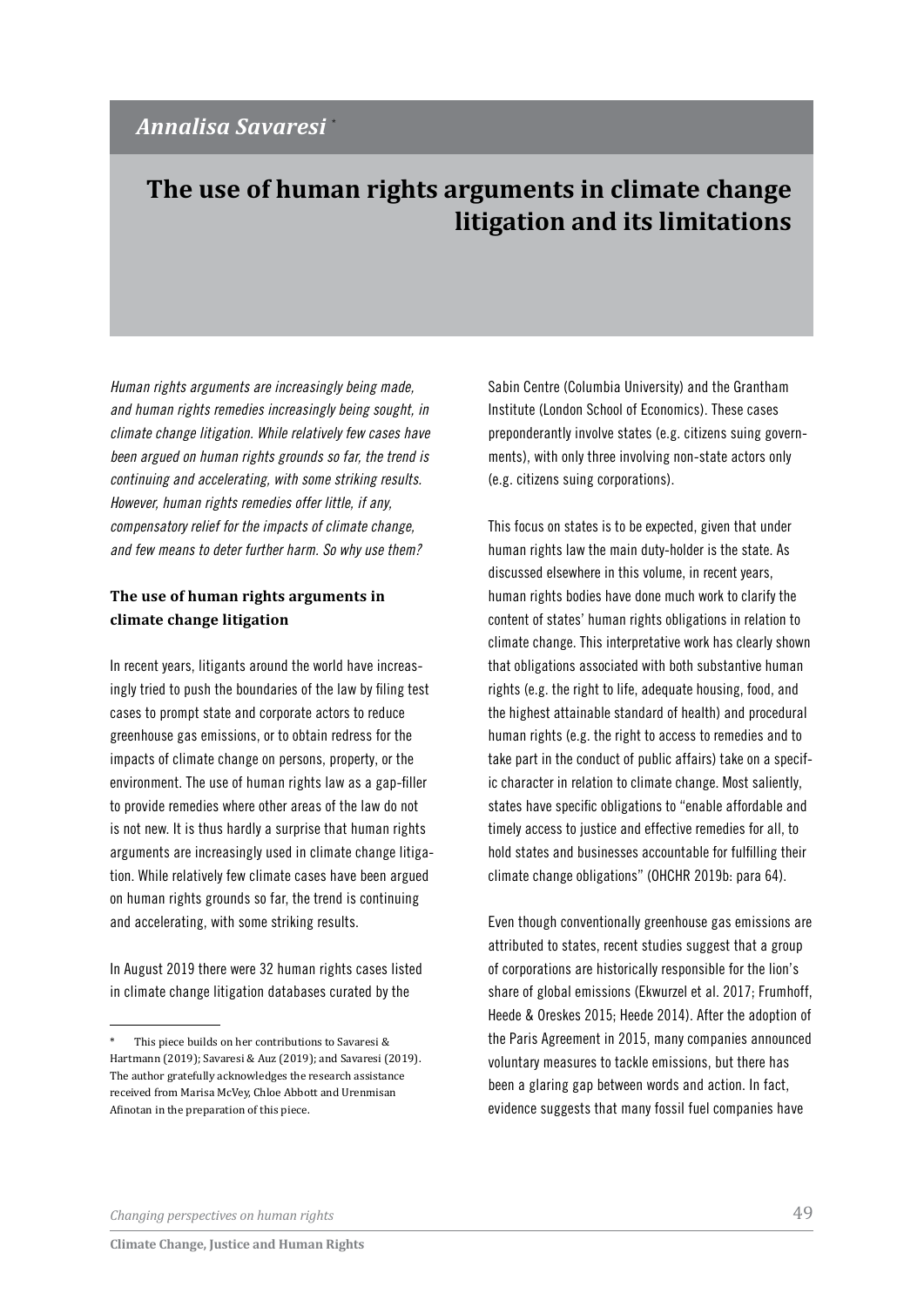## *Annalisa Savaresi* *

# The use of human rights arguments in climate change litigation and its limitations

*Human rights arguments are increasingly being made, and human rights remedies increasingly being sought, in climate change litigation. While relatively few cases have been argued on human rights grounds so far, the trend is continuing and accelerating, with some striking results. However, human rights remedies offer little, if any, compensatory relief for the impacts of climate change, and few means to deter further harm. So why use them?*

### The use of human rights arguments in climate change litigation

In recent years, litigants around the world have increasingly tried to push the boundaries of the law by filing test cases to prompt state and corporate actors to reduce greenhouse gas emissions, or to obtain redress for the impacts of climate change on persons, property, or the environment. The use of human rights law as a gap-filler to provide remedies where other areas of the law do not is not new. It is thus hardly a surprise that human rights arguments are increasingly used in climate change litigation. While relatively few climate cases have been argued on human rights grounds so far, the trend is continuing and accelerating, with some striking results.

In August 2019 there were 32 human rights cases listed in climate change litigation databases curated by the Sabin Centre (Columbia University) and the Grantham Institute (London School of Economics). These cases preponderantly involve states (e.g. citizens suing governments), with only three involving non-state actors only (e.g. citizens suing corporations).

This focus on states is to be expected, given that under human rights law the main duty-holder is the state. As discussed elsewhere in this volume, in recent years, human rights bodies have done much work to clarify the content of states' human rights obligations in relation to climate change. This interpretative work has clearly shown that obligations associated with both substantive human rights (e.g. the right to life, adequate housing, food, and the highest attainable standard of health) and procedural human rights (e.g. the right to access to remedies and to take part in the conduct of public affairs) take on a specific character in relation to climate change. Most saliently, states have specific obligations to "enable affordable and timely access to justice and effective remedies for all, to hold states and businesses accountable for fulfilling their climate change obligations" (OHCHR 2019b: para 64).

Even though conventionally greenhouse gas emissions are attributed to states, recent studies suggest that a group of corporations are historically responsible for the lion's share of global emissions (Ekwurzel et al. 2017; Frumhoff, Heede & Oreskes 2015; Heede 2014). After the adoption of the Paris Agreement in 2015, many companies announced voluntary measures to tackle emissions, but there has been a glaring gap between words and action. In fact, evidence suggests that many fossil fuel companies have

---

\* This piece builds on her contributions to Savaresi & Hartmann (2019); Savaresi & Auz (2019); and Savaresi (2019). The author gratefully acknowledges the research assistance received from Marisa McVey, Chloe Abbott and Urenmisan Afinotan in the preparation of this piece.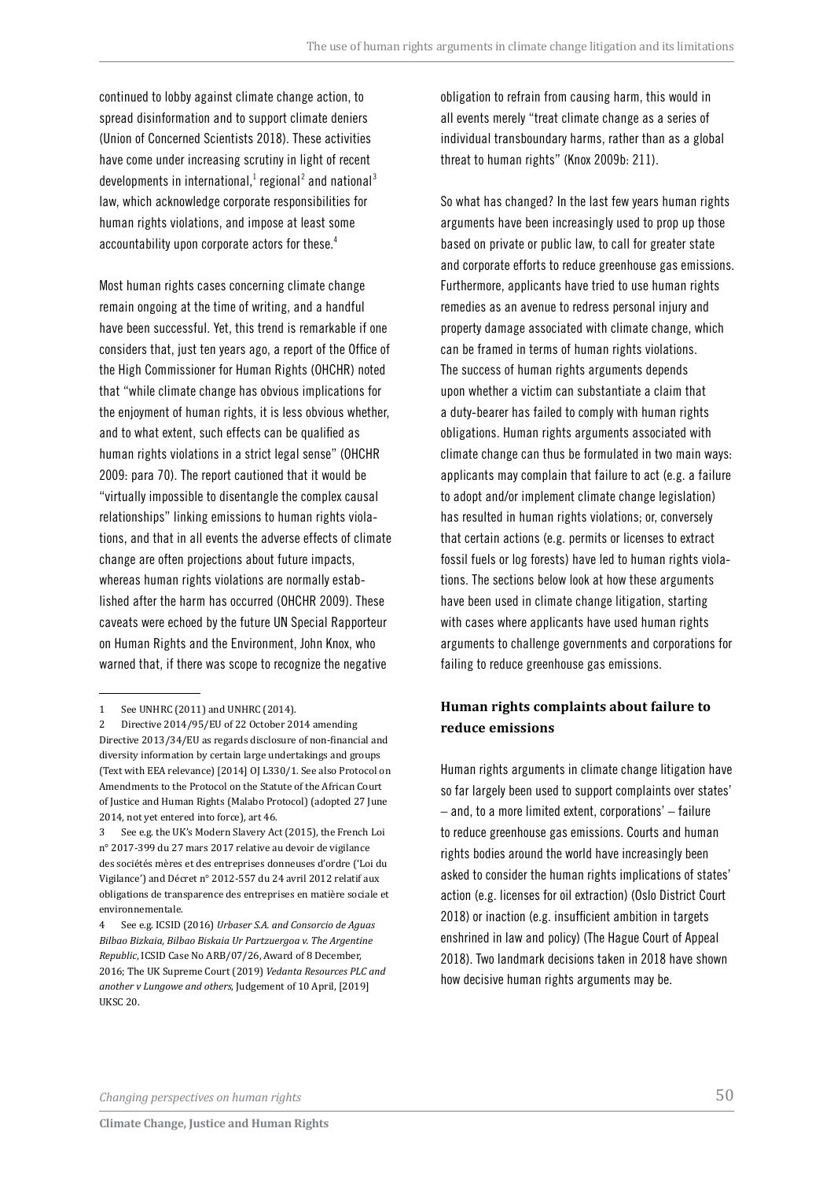continued to lobby against climate change action, to spread disinformation and to support climate deniers (Union of Concerned Scientists 2018). These activities have come under increasing scrutiny in light of recent developments in international,[1] regional[2] and national[3] law, which acknowledge corporate responsibilities for human rights violations, and impose at least some accountability upon corporate actors for these.[4]

Most human rights cases concerning climate change remain ongoing at the time of writing, and a handful have been successful. Yet, this trend is remarkable if one considers that, just ten years ago, a report of the Office of the High Commissioner for Human Rights (OHCHR) noted that "while climate change has obvious implications for the enjoyment of human rights, it is less obvious whether, and to what extent, such effects can be qualified as human rights violations in a strict legal sense" (OHCHR 2009: para 70). The report cautioned that it would be "virtually impossible to disentangle the complex causal relationships" linking emissions to human rights violations, and that in all events the adverse effects of climate change are often projections about future impacts, whereas human rights violations are normally established after the harm has occurred (OHCHR 2009). These caveats were echoed by the future UN Special Rapporteur on Human Rights and the Environment, John Knox, who warned that, if there was scope to recognize the negative obligation to refrain from causing harm, this would in all events merely "treat climate change as a series of individual transboundary harms, rather than as a global threat to human rights" (Knox 2009b: 211).

So what has changed? In the last few years human rights arguments have been increasingly used to prop up those based on private or public law, to call for greater state and corporate efforts to reduce greenhouse gas emissions. Furthermore, applicants have tried to use human rights remedies as an avenue to redress personal injury and property damage associated with climate change, which can be framed in terms of human rights violations. The success of human rights arguments depends upon whether a victim can substantiate a claim that a duty-bearer has failed to comply with human rights obligations. Human rights arguments associated with climate change can thus be formulated in two main ways: applicants may complain that failure to act (e.g. a failure to adopt and/or implement climate change legislation) has resulted in human rights violations; or, conversely that certain actions (e.g. permits or licenses to extract fossil fuels or log forests) have led to human rights violations. The sections below look at how these arguments have been used in climate change litigation, starting with cases where applicants have used human rights arguments to challenge governments and corporations for failing to reduce greenhouse gas emissions.

## Human rights complaints about failure to reduce emissions

Human rights arguments in climate change litigation have so far largely been used to support complaints over states' – and, to a more limited extent, corporations' – failure to reduce greenhouse gas emissions. Courts and human rights bodies around the world have increasingly been asked to consider the human rights implications of states' action (e.g. licenses for oil extraction) (Oslo District Court 2018) or inaction (e.g. insufficient ambition in targets enshrined in law and policy) (The Hague Court of Appeal 2018). Two landmark decisions taken in 2018 have shown how decisive human rights arguments may be.

---

1 See UNHRC (2011) and UNHRC (2014).

2 Directive 2014/95/EU of 22 October 2014 amending Directive 2013/34/EU as regards disclosure of non-financial and diversity information by certain large undertakings and groups (Text with EEA relevance) [2014] OJ L330/1. See also Protocol on Amendments to the Protocol on the Statute of the African Court of Justice and Human Rights (Malabo Protocol) (adopted 27 June 2014, not yet entered into force), art 46.

3 See e.g. the UK's Modern Slavery Act (2015), the French Loi n° 2017-399 du 27 mars 2017 relative au devoir de vigilance des sociétés mères et des entreprises donneuses d'ordre ('Loi du Vigilance') and Décret n° 2012-557 du 24 avril 2012 relatif aux obligations de transparence des entreprises en matière sociale et environnementale.

4 See e.g. ICSID (2016) *Urbaser S.A. and Consorcio de Aguas Bilbao Bizkaia, Bilbao Biskaia Ur Partzuergoa v. The Argentine Republic*, ICSID Case No ARB/07/26, Award of 8 December, 2016; The UK Supreme Court (2019) *Vedanta Resources PLC and another v Lungowe and others*, Judgement of 10 April, [2019] UKSC 20.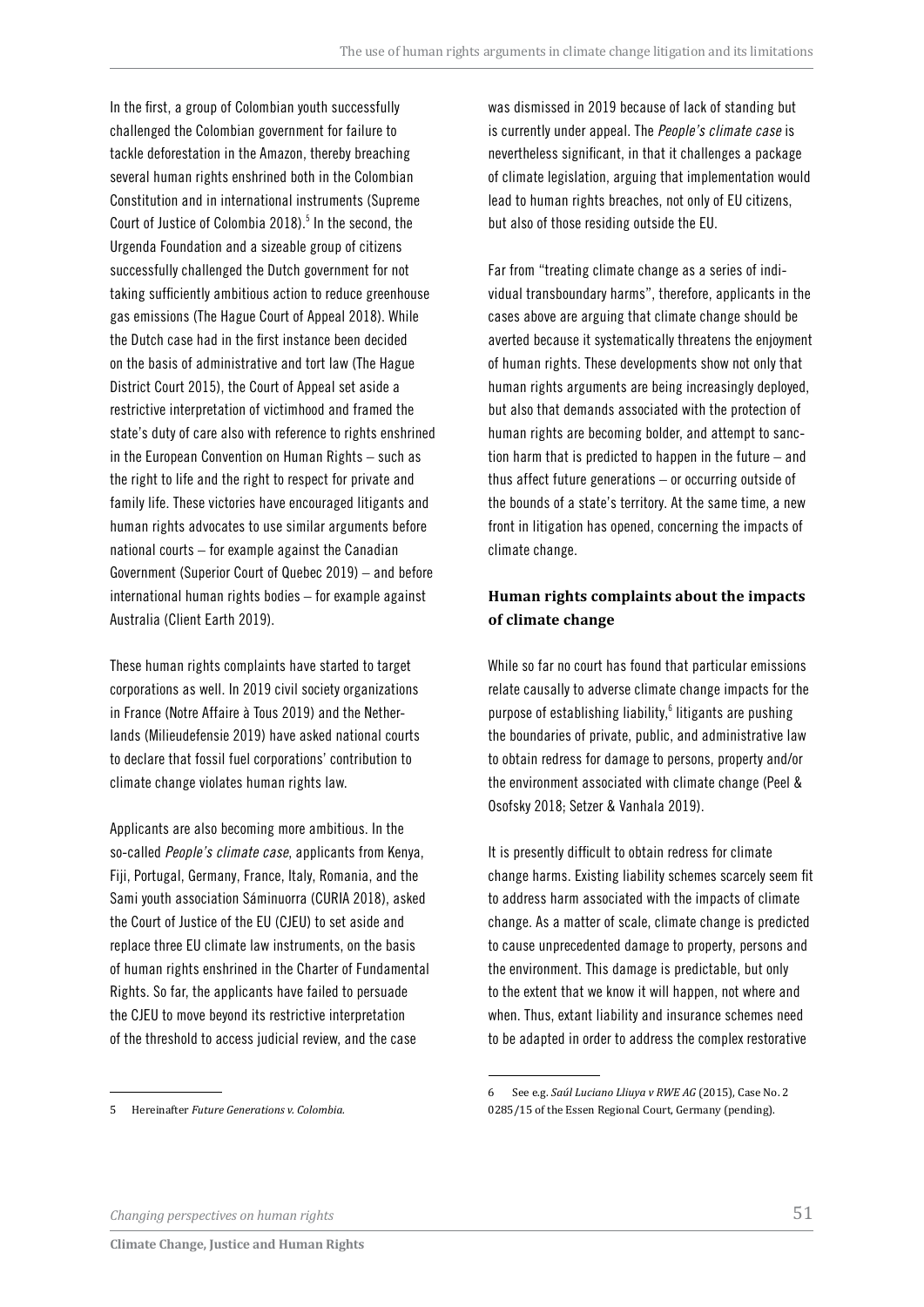In the first, a group of Colombian youth successfully challenged the Colombian government for failure to tackle deforestation in the Amazon, thereby breaching several human rights enshrined both in the Colombian Constitution and in international instruments (Supreme Court of Justice of Colombia 2018).[5] In the second, the Urgenda Foundation and a sizeable group of citizens successfully challenged the Dutch government for not taking sufficiently ambitious action to reduce greenhouse gas emissions (The Hague Court of Appeal 2018). While the Dutch case had in the first instance been decided on the basis of administrative and tort law (The Hague District Court 2015), the Court of Appeal set aside a restrictive interpretation of victimhood and framed the state's duty of care also with reference to rights enshrined in the European Convention on Human Rights – such as the right to life and the right to respect for private and family life. These victories have encouraged litigants and human rights advocates to use similar arguments before national courts – for example against the Canadian Government (Superior Court of Quebec 2019) – and before international human rights bodies – for example against Australia (Client Earth 2019).

These human rights complaints have started to target corporations as well. In 2019 civil society organizations in France (Notre Affaire à Tous 2019) and the Netherlands (Milieudefensie 2019) have asked national courts to declare that fossil fuel corporations' contribution to climate change violates human rights law.

Applicants are also becoming more ambitious. In the so-called *People's climate case*, applicants from Kenya, Fiji, Portugal, Germany, France, Italy, Romania, and the Sami youth association Sáminuorra (CURIA 2018), asked the Court of Justice of the EU (CJEU) to set aside and replace three EU climate law instruments, on the basis of human rights enshrined in the Charter of Fundamental Rights. So far, the applicants have failed to persuade the CJEU to move beyond its restrictive interpretation of the threshold to access judicial review, and the case was dismissed in 2019 because of lack of standing but is currently under appeal. The *People's climate case* is nevertheless significant, in that it challenges a package of climate legislation, arguing that implementation would lead to human rights breaches, not only of EU citizens, but also of those residing outside the EU.

Far from "treating climate change as a series of individual transboundary harms", therefore, applicants in the cases above are arguing that climate change should be averted because it systematically threatens the enjoyment of human rights. These developments show not only that human rights arguments are being increasingly deployed, but also that demands associated with the protection of human rights are becoming bolder, and attempt to sanction harm that is predicted to happen in the future – and thus affect future generations – or occurring outside of the bounds of a state's territory. At the same time, a new front in litigation has opened, concerning the impacts of climate change.

### Human rights complaints about the impacts of climate change

While so far no court has found that particular emissions relate causally to adverse climate change impacts for the purpose of establishing liability,[6] litigants are pushing the boundaries of private, public, and administrative law to obtain redress for damage to persons, property and/or the environment associated with climate change (Peel & Osofsky 2018; Setzer & Vanhala 2019).

It is presently difficult to obtain redress for climate change harms. Existing liability schemes scarcely seem fit to address harm associated with the impacts of climate change. As a matter of scale, climate change is predicted to cause unprecedented damage to property, persons and the environment. This damage is predictable, but only to the extent that we know it will happen, not where and when. Thus, extant liability and insurance schemes need to be adapted in order to address the complex restorative

---

5 Hereinafter *Future Generations v. Colombia*.

6 See e.g. *Saúl Luciano Lliuya v RWE AG* (2015), Case No. 2 0285/15 of the Essen Regional Court, Germany (pending).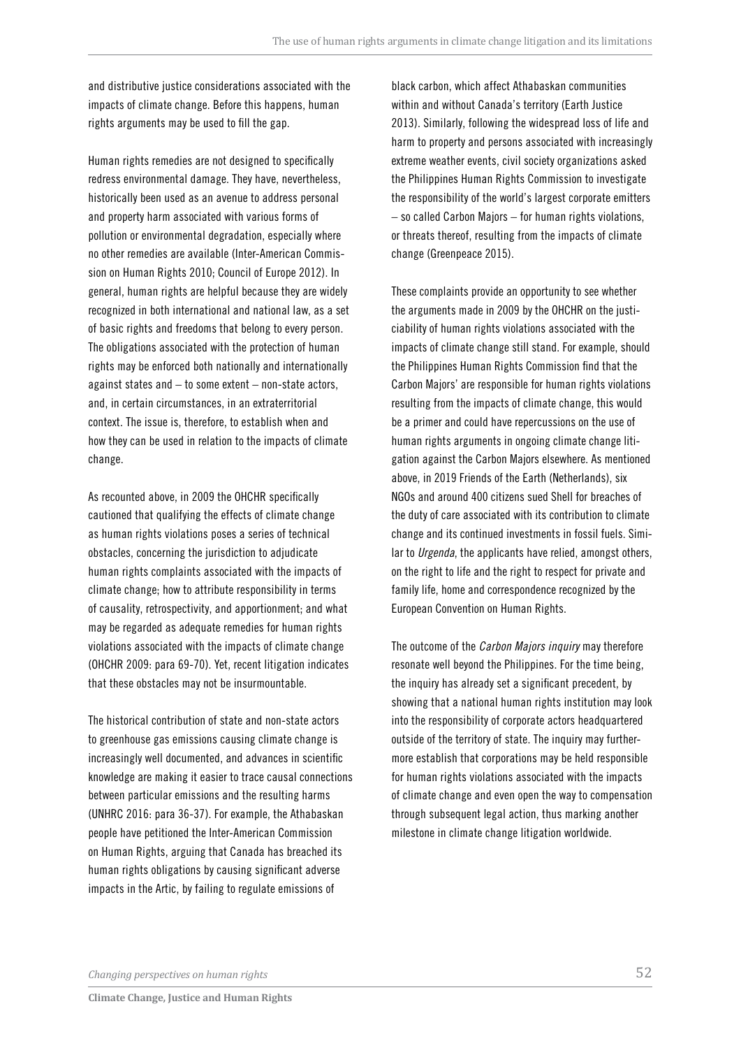and distributive justice considerations associated with the impacts of climate change. Before this happens, human rights arguments may be used to fill the gap.

Human rights remedies are not designed to specifically redress environmental damage. They have, nevertheless, historically been used as an avenue to address personal and property harm associated with various forms of pollution or environmental degradation, especially where no other remedies are available (Inter-American Commission on Human Rights 2010; Council of Europe 2012). In general, human rights are helpful because they are widely recognized in both international and national law, as a set of basic rights and freedoms that belong to every person. The obligations associated with the protection of human rights may be enforced both nationally and internationally against states and – to some extent – non-state actors, and, in certain circumstances, in an extraterritorial context. The issue is, therefore, to establish when and how they can be used in relation to the impacts of climate change.

As recounted above, in 2009 the OHCHR specifically cautioned that qualifying the effects of climate change as human rights violations poses a series of technical obstacles, concerning the jurisdiction to adjudicate human rights complaints associated with the impacts of climate change; how to attribute responsibility in terms of causality, retrospectivity, and apportionment; and what may be regarded as adequate remedies for human rights violations associated with the impacts of climate change (OHCHR 2009: para 69-70). Yet, recent litigation indicates that these obstacles may not be insurmountable.

The historical contribution of state and non-state actors to greenhouse gas emissions causing climate change is increasingly well documented, and advances in scientific knowledge are making it easier to trace causal connections between particular emissions and the resulting harms (UNHRC 2016: para 36-37). For example, the Athabaskan people have petitioned the Inter-American Commission on Human Rights, arguing that Canada has breached its human rights obligations by causing significant adverse impacts in the Artic, by failing to regulate emissions of black carbon, which affect Athabaskan communities within and without Canada's territory (Earth Justice 2013). Similarly, following the widespread loss of life and harm to property and persons associated with increasingly extreme weather events, civil society organizations asked the Philippines Human Rights Commission to investigate the responsibility of the world's largest corporate emitters – so called Carbon Majors – for human rights violations, or threats thereof, resulting from the impacts of climate change (Greenpeace 2015).

These complaints provide an opportunity to see whether the arguments made in 2009 by the OHCHR on the justiciability of human rights violations associated with the impacts of climate change still stand. For example, should the Philippines Human Rights Commission find that the Carbon Majors' are responsible for human rights violations resulting from the impacts of climate change, this would be a primer and could have repercussions on the use of human rights arguments in ongoing climate change litigation against the Carbon Majors elsewhere. As mentioned above, in 2019 Friends of the Earth (Netherlands), six NGOs and around 400 citizens sued Shell for breaches of the duty of care associated with its contribution to climate change and its continued investments in fossil fuels. Similar to *Urgenda*, the applicants have relied, amongst others, on the right to life and the right to respect for private and family life, home and correspondence recognized by the European Convention on Human Rights.

The outcome of the *Carbon Majors inquiry* may therefore resonate well beyond the Philippines. For the time being, the inquiry has already set a significant precedent, by showing that a national human rights institution may look into the responsibility of corporate actors headquartered outside of the territory of state. The inquiry may furthermore establish that corporations may be held responsible for human rights violations associated with the impacts of climate change and even open the way to compensation through subsequent legal action, thus marking another milestone in climate change litigation worldwide.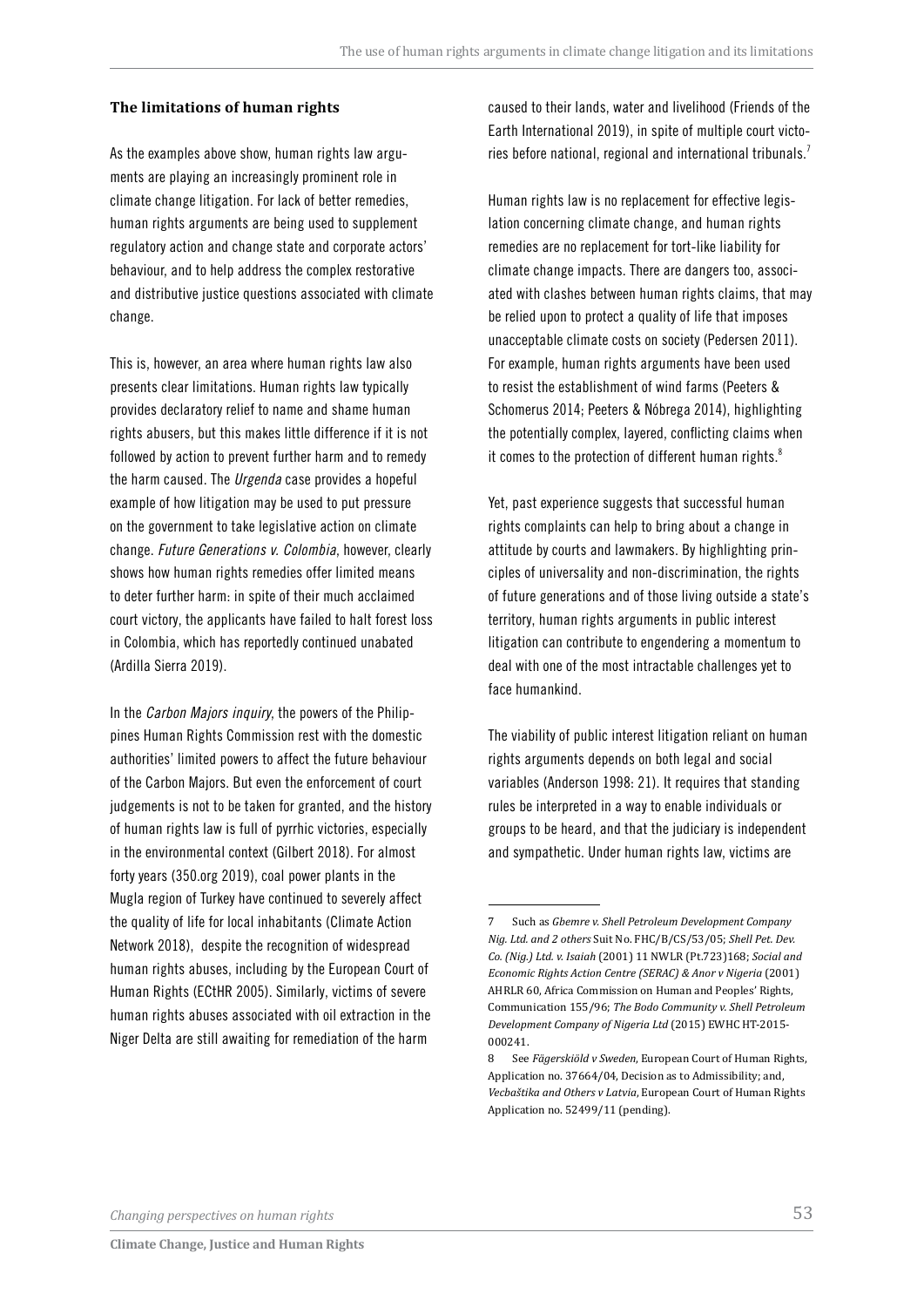### The limitations of human rights

As the examples above show, human rights law arguments are playing an increasingly prominent role in climate change litigation. For lack of better remedies, human rights arguments are being used to supplement regulatory action and change state and corporate actors' behaviour, and to help address the complex restorative and distributive justice questions associated with climate change.

This is, however, an area where human rights law also presents clear limitations. Human rights law typically provides declaratory relief to name and shame human rights abusers, but this makes little difference if it is not followed by action to prevent further harm and to remedy the harm caused. The *Urgenda* case provides a hopeful example of how litigation may be used to put pressure on the government to take legislative action on climate change. *Future Generations v. Colombia*, however, clearly shows how human rights remedies offer limited means to deter further harm: in spite of their much acclaimed court victory, the applicants have failed to halt forest loss in Colombia, which has reportedly continued unabated (Ardilla Sierra 2019).

In the *Carbon Majors inquiry*, the powers of the Philippines Human Rights Commission rest with the domestic authorities' limited powers to affect the future behaviour of the Carbon Majors. But even the enforcement of court judgements is not to be taken for granted, and the history of human rights law is full of pyrrhic victories, especially in the environmental context (Gilbert 2018). For almost forty years (350.org 2019), coal power plants in the Mugla region of Turkey have continued to severely affect the quality of life for local inhabitants (Climate Action Network 2018), despite the recognition of widespread human rights abuses, including by the European Court of Human Rights (ECtHR 2005). Similarly, victims of severe human rights abuses associated with oil extraction in the Niger Delta are still awaiting for remediation of the harm caused to their lands, water and livelihood (Friends of the Earth International 2019), in spite of multiple court victories before national, regional and international tribunals.[7]

Human rights law is no replacement for effective legislation concerning climate change, and human rights remedies are no replacement for tort-like liability for climate change impacts. There are dangers too, associated with clashes between human rights claims, that may be relied upon to protect a quality of life that imposes unacceptable climate costs on society (Pedersen 2011). For example, human rights arguments have been used to resist the establishment of wind farms (Peeters & Schomerus 2014; Peeters & Nóbrega 2014), highlighting the potentially complex, layered, conflicting claims when it comes to the protection of different human rights.[8]

Yet, past experience suggests that successful human rights complaints can help to bring about a change in attitude by courts and lawmakers. By highlighting principles of universality and non-discrimination, the rights of future generations and of those living outside a state's territory, human rights arguments in public interest litigation can contribute to engendering a momentum to deal with one of the most intractable challenges yet to face humankind.

The viability of public interest litigation reliant on human rights arguments depends on both legal and social variables (Anderson 1998: 21). It requires that standing rules be interpreted in a way to enable individuals or groups to be heard, and that the judiciary is independent and sympathetic. Under human rights law, victims are

---

7 Such as *Gbemre v. Shell Petroleum Development Company Nig. Ltd. and 2 others* Suit No. FHC/B/CS/53/05; *Shell Pet. Dev. Co. (Nig.) Ltd. v. Isaiah* (2001) 11 NWLR (Pt.723)168; *Social and Economic Rights Action Centre (SERAC) & Anor v Nigeria* (2001) AHRLR 60, Africa Commission on Human and Peoples' Rights, Communication 155/96; *The Bodo Community v. Shell Petroleum Development Company of Nigeria Ltd* (2015) EWHC HT-2015-000241.

8 See *Fägerskiöld v Sweden*, European Court of Human Rights, Application no. 37664/04, Decision as to Admissibility; and, *Vecbaštika and Others v Latvia*, European Court of Human Rights Application no. 52499/11 (pending).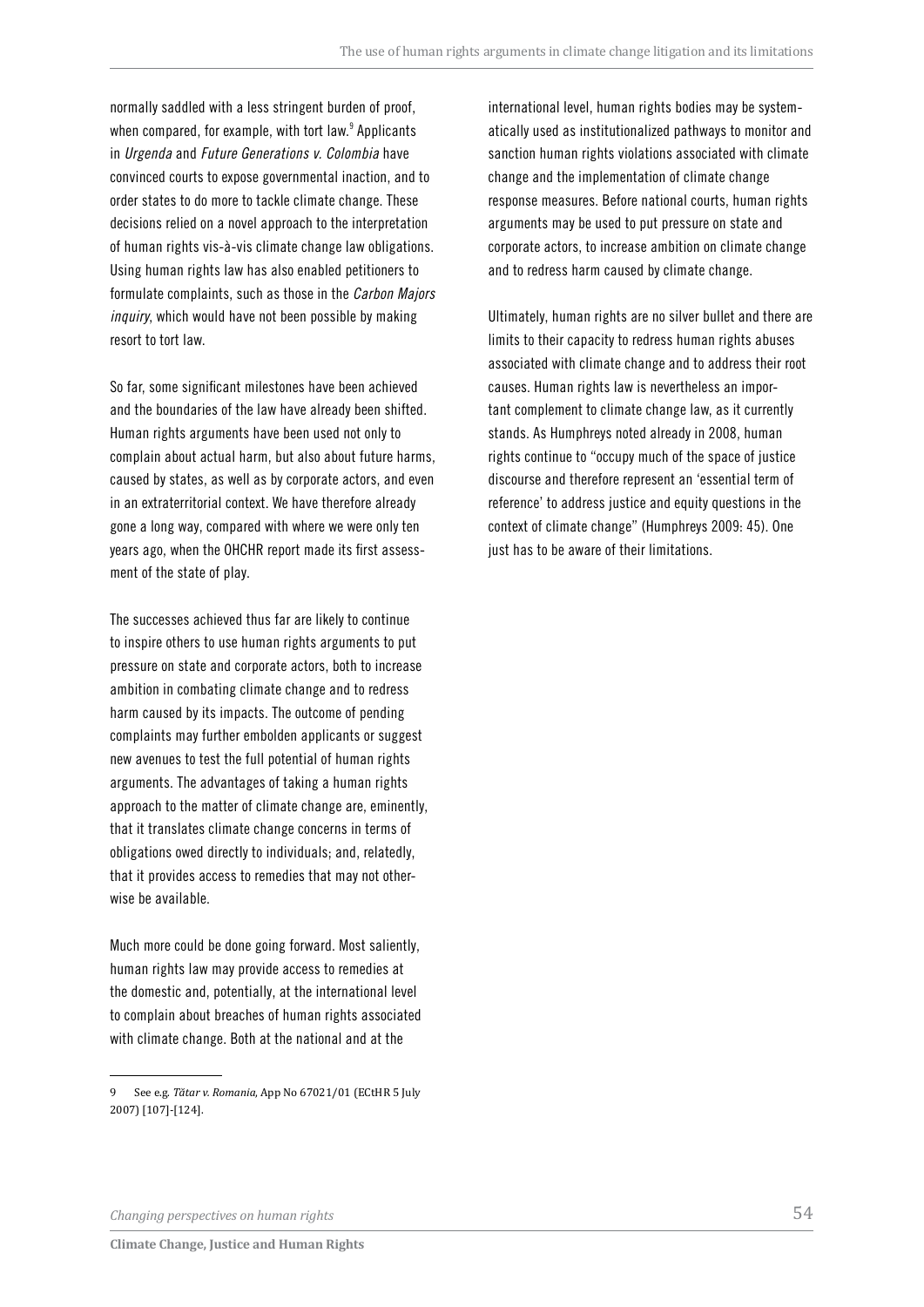normally saddled with a less stringent burden of proof, when compared, for example, with tort law.[9] Applicants in *Urgenda* and *Future Generations v. Colombia* have convinced courts to expose governmental inaction, and to order states to do more to tackle climate change. These decisions relied on a novel approach to the interpretation of human rights vis-à-vis climate change law obligations. Using human rights law has also enabled petitioners to formulate complaints, such as those in the *Carbon Majors inquiry*, which would have not been possible by making resort to tort law.

So far, some significant milestones have been achieved and the boundaries of the law have already been shifted. Human rights arguments have been used not only to complain about actual harm, but also about future harms, caused by states, as well as by corporate actors, and even in an extraterritorial context. We have therefore already gone a long way, compared with where we were only ten years ago, when the OHCHR report made its first assessment of the state of play.

The successes achieved thus far are likely to continue to inspire others to use human rights arguments to put pressure on state and corporate actors, both to increase ambition in combating climate change and to redress harm caused by its impacts. The outcome of pending complaints may further embolden applicants or suggest new avenues to test the full potential of human rights arguments. The advantages of taking a human rights approach to the matter of climate change are, eminently, that it translates climate change concerns in terms of obligations owed directly to individuals; and, relatedly, that it provides access to remedies that may not otherwise be available.

Much more could be done going forward. Most saliently, human rights law may provide access to remedies at the domestic and, potentially, at the international level to complain about breaches of human rights associated with climate change. Both at the national and at the international level, human rights bodies may be systematically used as institutionalized pathways to monitor and sanction human rights violations associated with climate change and the implementation of climate change response measures. Before national courts, human rights arguments may be used to put pressure on state and corporate actors, to increase ambition on climate change and to redress harm caused by climate change.

Ultimately, human rights are no silver bullet and there are limits to their capacity to redress human rights abuses associated with climate change and to address their root causes. Human rights law is nevertheless an important complement to climate change law, as it currently stands. As Humphreys noted already in 2008, human rights continue to "occupy much of the space of justice discourse and therefore represent an 'essential term of reference' to address justice and equity questions in the context of climate change" (Humphreys 2009: 45). One just has to be aware of their limitations.

---

9 See e.g. *Tătar v. Romania*, App No 67021/01 (ECtHR 5 July 2007) [107]-[124].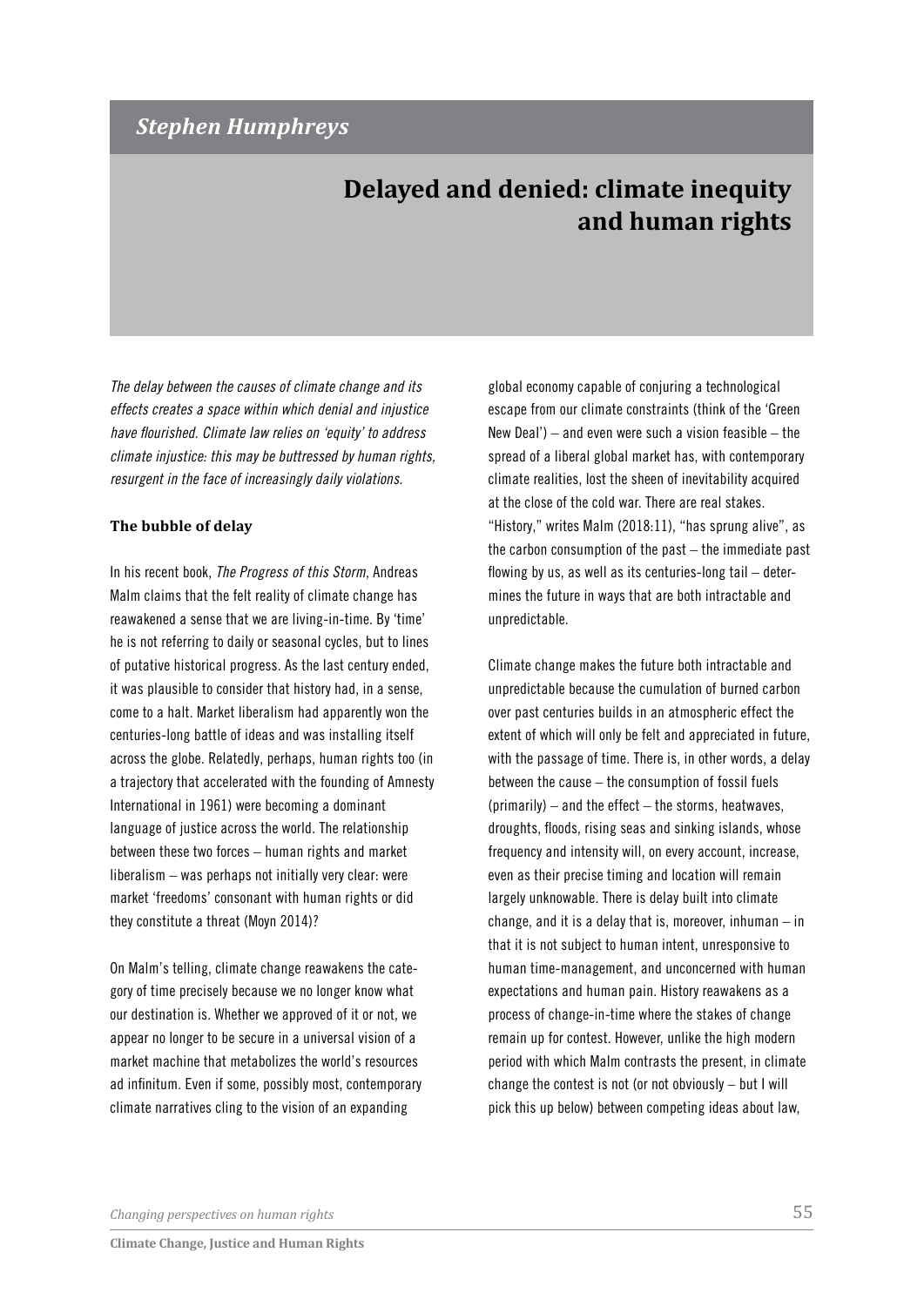*Stephen Humphreys*

# Delayed and denied: climate inequity and human rights

*The delay between the causes of climate change and its effects creates a space within which denial and injustice have flourished. Climate law relies on 'equity' to address climate injustice: this may be buttressed by human rights, resurgent in the face of increasingly daily violations.*

## The bubble of delay

In his recent book, *The Progress of this Storm*, Andreas Malm claims that the felt reality of climate change has reawakened a sense that we are living-in-time. By 'time' he is not referring to daily or seasonal cycles, but to lines of putative historical progress. As the last century ended, it was plausible to consider that history had, in a sense, come to a halt. Market liberalism had apparently won the centuries-long battle of ideas and was installing itself across the globe. Relatedly, perhaps, human rights too (in a trajectory that accelerated with the founding of Amnesty International in 1961) were becoming a dominant language of justice across the world. The relationship between these two forces – human rights and market liberalism – was perhaps not initially very clear: were market 'freedoms' consonant with human rights or did they constitute a threat (Moyn 2014)?

On Malm's telling, climate change reawakens the category of time precisely because we no longer know what our destination is. Whether we approved of it or not, we appear no longer to be secure in a universal vision of a market machine that metabolizes the world's resources ad infinitum. Even if some, possibly most, contemporary climate narratives cling to the vision of an expanding global economy capable of conjuring a technological escape from our climate constraints (think of the 'Green New Deal') – and even were such a vision feasible – the spread of a liberal global market has, with contemporary climate realities, lost the sheen of inevitability acquired at the close of the cold war. There are real stakes. "History," writes Malm (2018:11), "has sprung alive", as the carbon consumption of the past – the immediate past flowing by us, as well as its centuries-long tail – determines the future in ways that are both intractable and unpredictable.

Climate change makes the future both intractable and unpredictable because the cumulation of burned carbon over past centuries builds in an atmospheric effect the extent of which will only be felt and appreciated in future, with the passage of time. There is, in other words, a delay between the cause – the consumption of fossil fuels (primarily) – and the effect – the storms, heatwaves, droughts, floods, rising seas and sinking islands, whose frequency and intensity will, on every account, increase, even as their precise timing and location will remain largely unknowable. There is delay built into climate change, and it is a delay that is, moreover, inhuman – in that it is not subject to human intent, unresponsive to human time-management, and unconcerned with human expectations and human pain. History reawakens as a process of change-in-time where the stakes of change remain up for contest. However, unlike the high modern period with which Malm contrasts the present, in climate change the contest is not (or not obviously – but I will pick this up below) between competing ideas about law,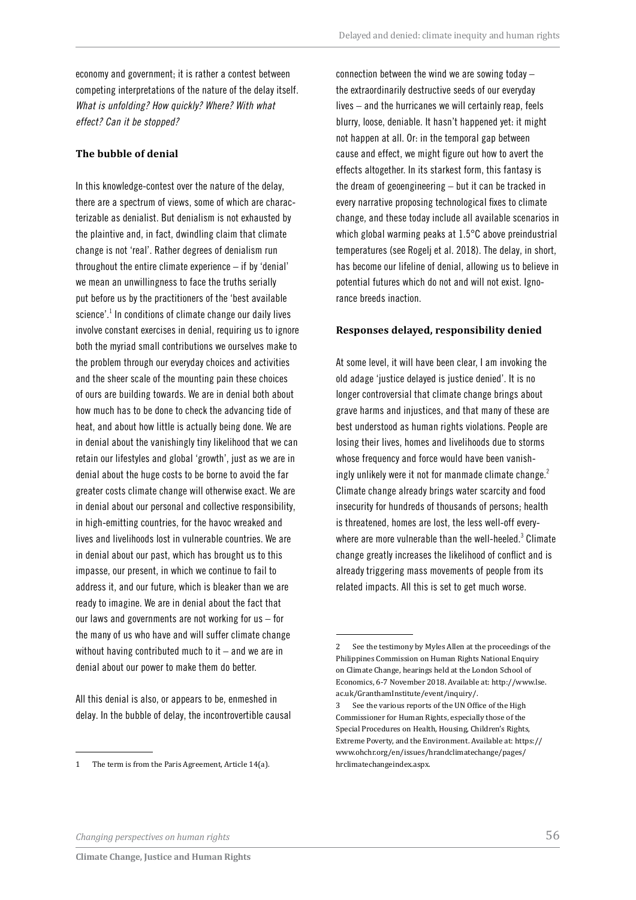economy and government; it is rather a contest between competing interpretations of the nature of the delay itself. *What is unfolding? How quickly? Where? With what effect? Can it be stopped?*

### The bubble of denial

In this knowledge-contest over the nature of the delay, there are a spectrum of views, some of which are characterizable as denialist. But denialism is not exhausted by the plaintive and, in fact, dwindling claim that climate change is not 'real'. Rather degrees of denialism run throughout the entire climate experience – if by 'denial' we mean an unwillingness to face the truths serially put before us by the practitioners of the 'best available science'.[1] In conditions of climate change our daily lives involve constant exercises in denial, requiring us to ignore both the myriad small contributions we ourselves make to the problem through our everyday choices and activities and the sheer scale of the mounting pain these choices of ours are building towards. We are in denial both about how much has to be done to check the advancing tide of heat, and about how little is actually being done. We are in denial about the vanishingly tiny likelihood that we can retain our lifestyles and global 'growth', just as we are in denial about the huge costs to be borne to avoid the far greater costs climate change will otherwise exact. We are in denial about our personal and collective responsibility, in high-emitting countries, for the havoc wreaked and lives and livelihoods lost in vulnerable countries. We are in denial about our past, which has brought us to this impasse, our present, in which we continue to fail to address it, and our future, which is bleaker than we are ready to imagine. We are in denial about the fact that our laws and governments are not working for us – for the many of us who have and will suffer climate change without having contributed much to it – and we are in denial about our power to make them do better.

All this denial is also, or appears to be, enmeshed in delay. In the bubble of delay, the incontrovertible causal connection between the wind we are sowing today – the extraordinarily destructive seeds of our everyday lives – and the hurricanes we will certainly reap, feels blurry, loose, deniable. It hasn't happened yet: it might not happen at all. Or: in the temporal gap between cause and effect, we might figure out how to avert the effects altogether. In its starkest form, this fantasy is the dream of geoengineering – but it can be tracked in every narrative proposing technological fixes to climate change, and these today include all available scenarios in which global warming peaks at 1.5°C above preindustrial temperatures (see Rogelj et al. 2018). The delay, in short, has become our lifeline of denial, allowing us to believe in potential futures which do not and will not exist. Ignorance breeds inaction.

### Responses delayed, responsibility denied

At some level, it will have been clear, I am invoking the old adage 'justice delayed is justice denied'. It is no longer controversial that climate change brings about grave harms and injustices, and that many of these are best understood as human rights violations. People are losing their lives, homes and livelihoods due to storms whose frequency and force would have been vanishingly unlikely were it not for manmade climate change.[2] Climate change already brings water scarcity and food insecurity for hundreds of thousands of persons; health is threatened, homes are lost, the less well-off everywhere are more vulnerable than the well-heeled.[3] Climate change greatly increases the likelihood of conflict and is already triggering mass movements of people from its related impacts. All this is set to get much worse.

---

1 The term is from the Paris Agreement, Article 14(a).

2 See the testimony by Myles Allen at the proceedings of the Philippines Commission on Human Rights National Enquiry on Climate Change, hearings held at the London School of Economics, 6-7 November 2018. Available at: http://www.lse.ac.uk/GranthamInstitute/event/inquiry/.

3 See the various reports of the UN Office of the High Commissioner for Human Rights, especially those of the Special Procedures on Health, Housing, Children's Rights, Extreme Poverty, and the Environment. Available at: https://www.ohchr.org/en/issues/hrandclimatechange/pages/hrclimatechangeindex.aspx.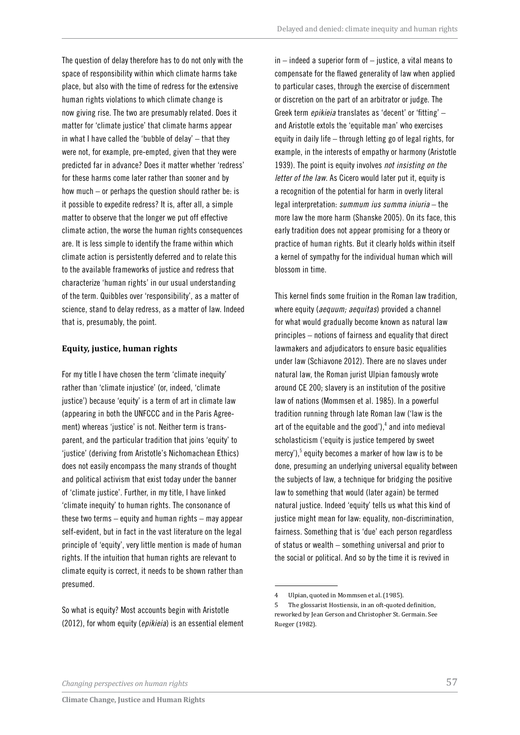The question of delay therefore has to do not only with the space of responsibility within which climate harms take place, but also with the time of redress for the extensive human rights violations to which climate change is now giving rise. The two are presumably related. Does it matter for 'climate justice' that climate harms appear in what I have called the 'bubble of delay' – that they were not, for example, pre-empted, given that they were predicted far in advance? Does it matter whether 'redress' for these harms come later rather than sooner and by how much – or perhaps the question should rather be: is it possible to expedite redress? It is, after all, a simple matter to observe that the longer we put off effective climate action, the worse the human rights consequences are. It is less simple to identify the frame within which climate action is persistently deferred and to relate this to the available frameworks of justice and redress that characterize 'human rights' in our usual understanding of the term. Quibbles over 'responsibility', as a matter of science, stand to delay redress, as a matter of law. Indeed that is, presumably, the point.

## Equity, justice, human rights

For my title I have chosen the term 'climate inequity' rather than 'climate injustice' (or, indeed, 'climate justice') because 'equity' is a term of art in climate law (appearing in both the UNFCCC and in the Paris Agreement) whereas 'justice' is not. Neither term is transparent, and the particular tradition that joins 'equity' to 'justice' (deriving from Aristotle's Nichomachean Ethics) does not easily encompass the many strands of thought and political activism that exist today under the banner of 'climate justice'. Further, in my title, I have linked 'climate inequity' to human rights. The consonance of these two terms – equity and human rights – may appear self-evident, but in fact in the vast literature on the legal principle of 'equity', very little mention is made of human rights. If the intuition that human rights are relevant to climate equity is correct, it needs to be shown rather than presumed.

So what is equity? Most accounts begin with Aristotle (2012), for whom equity (*epikieia*) is an essential element in – indeed a superior form of – justice, a vital means to compensate for the flawed generality of law when applied to particular cases, through the exercise of discernment or discretion on the part of an arbitrator or judge. The Greek term *epikieia* translates as 'decent' or 'fitting' – and Aristotle extols the 'equitable man' who exercises equity in daily life – through letting go of legal rights, for example, in the interests of empathy or harmony (Aristotle 1939). The point is equity involves *not insisting on the letter of the law*. As Cicero would later put it, equity is a recognition of the potential for harm in overly literal legal interpretation: *summum ius summa iniuria* – the more law the more harm (Shanske 2005). On its face, this early tradition does not appear promising for a theory or practice of human rights. But it clearly holds within itself a kernel of sympathy for the individual human which will blossom in time.

This kernel finds some fruition in the Roman law tradition, where equity (*aequum; aequitas*) provided a channel for what would gradually become known as natural law principles – notions of fairness and equality that direct lawmakers and adjudicators to ensure basic equalities under law (Schiavone 2012). There are no slaves under natural law, the Roman jurist Ulpian famously wrote around CE 200; slavery is an institution of the positive law of nations (Mommsen et al. 1985). In a powerful tradition running through late Roman law ('law is the art of the equitable and the good'),[4] and into medieval scholasticism ('equity is justice tempered by sweet mercy'),[5] equity becomes a marker of how law is to be done, presuming an underlying universal equality between the subjects of law, a technique for bridging the positive law to something that would (later again) be termed natural justice. Indeed 'equity' tells us what this kind of justice might mean for law: equality, non-discrimination, fairness. Something that is 'due' each person regardless of status or wealth – something universal and prior to the social or political. And so by the time it is revived in

---

4 Ulpian, quoted in Mommsen et al. (1985).

5 The glossarist Hostiensis, in an oft-quoted definition, reworked by Jean Gerson and Christopher St. Germain. See Rueger (1982).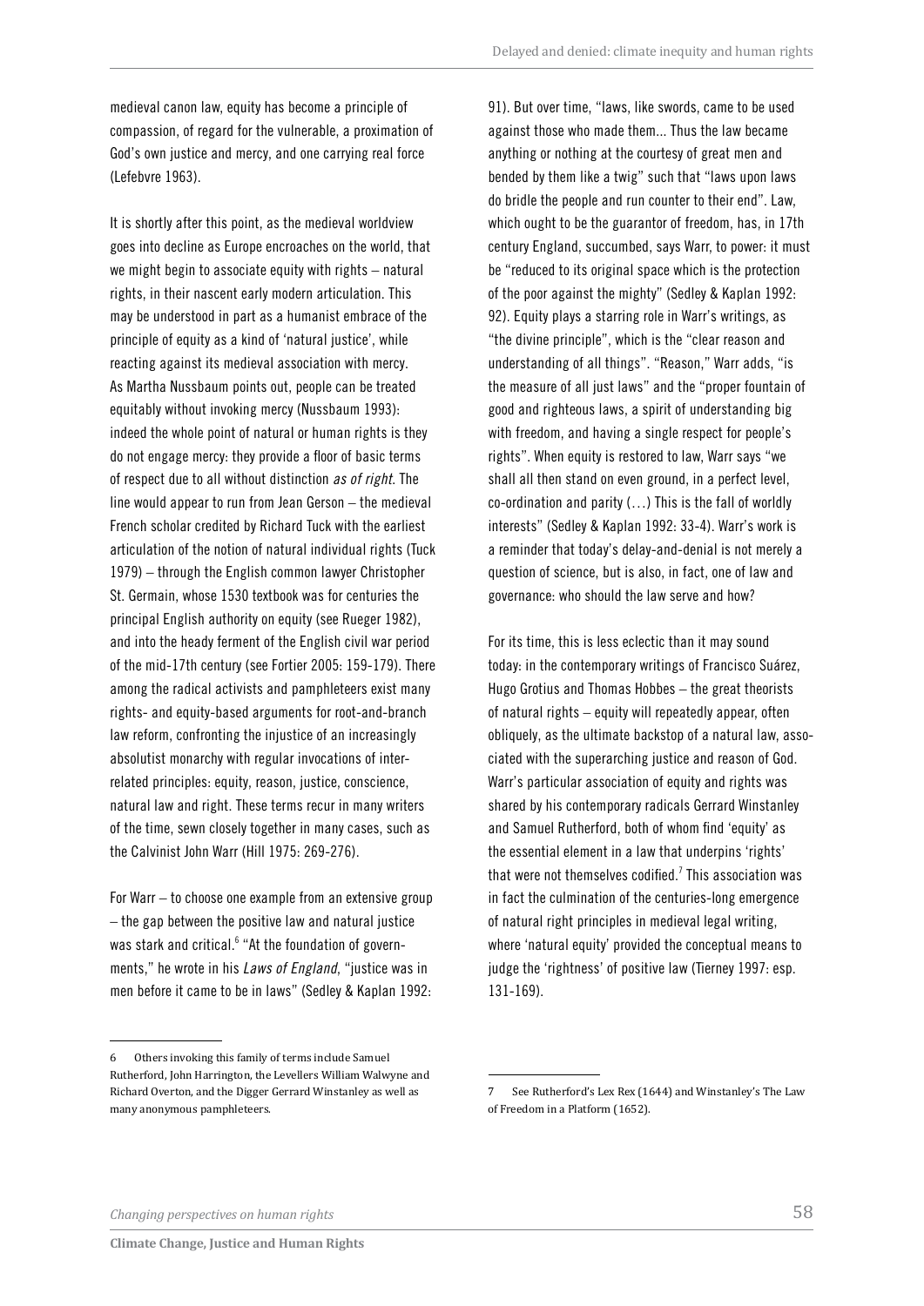medieval canon law, equity has become a principle of compassion, of regard for the vulnerable, a proximation of God's own justice and mercy, and one carrying real force (Lefebvre 1963).

It is shortly after this point, as the medieval worldview goes into decline as Europe encroaches on the world, that we might begin to associate equity with rights – natural rights, in their nascent early modern articulation. This may be understood in part as a humanist embrace of the principle of equity as a kind of 'natural justice', while reacting against its medieval association with mercy. As Martha Nussbaum points out, people can be treated equitably without invoking mercy (Nussbaum 1993): indeed the whole point of natural or human rights is they do not engage mercy: they provide a floor of basic terms of respect due to all without distinction *as of right*. The line would appear to run from Jean Gerson – the medieval French scholar credited by Richard Tuck with the earliest articulation of the notion of natural individual rights (Tuck 1979) – through the English common lawyer Christopher St. Germain, whose 1530 textbook was for centuries the principal English authority on equity (see Rueger 1982), and into the heady ferment of the English civil war period of the mid-17th century (see Fortier 2005: 159-179). There among the radical activists and pamphleteers exist many rights- and equity-based arguments for root-and-branch law reform, confronting the injustice of an increasingly absolutist monarchy with regular invocations of interrelated principles: equity, reason, justice, conscience, natural law and right. These terms recur in many writers of the time, sewn closely together in many cases, such as the Calvinist John Warr (Hill 1975: 269-276).

For Warr – to choose one example from an extensive group – the gap between the positive law and natural justice was stark and critical.[6] "At the foundation of governments," he wrote in his *Laws of England*, "justice was in men before it came to be in laws" (Sedley & Kaplan 1992: 91). But over time, "laws, like swords, came to be used against those who made them... Thus the law became anything or nothing at the courtesy of great men and bended by them like a twig" such that "laws upon laws do bridle the people and run counter to their end". Law, which ought to be the guarantor of freedom, has, in 17th century England, succumbed, says Warr, to power: it must be "reduced to its original space which is the protection of the poor against the mighty" (Sedley & Kaplan 1992: 92). Equity plays a starring role in Warr's writings, as "the divine principle", which is the "clear reason and understanding of all things". "Reason," Warr adds, "is the measure of all just laws" and the "proper fountain of good and righteous laws, a spirit of understanding big with freedom, and having a single respect for people's rights". When equity is restored to law, Warr says "we shall all then stand on even ground, in a perfect level, co-ordination and parity (…) This is the fall of worldly interests" (Sedley & Kaplan 1992: 33-4). Warr's work is a reminder that today's delay-and-denial is not merely a question of science, but is also, in fact, one of law and governance: who should the law serve and how?

For its time, this is less eclectic than it may sound today: in the contemporary writings of Francisco Suárez, Hugo Grotius and Thomas Hobbes – the great theorists of natural rights – equity will repeatedly appear, often obliquely, as the ultimate backstop of a natural law, associated with the superarching justice and reason of God. Warr's particular association of equity and rights was shared by his contemporary radicals Gerrard Winstanley and Samuel Rutherford, both of whom find 'equity' as the essential element in a law that underpins 'rights' that were not themselves codified.[7] This association was in fact the culmination of the centuries-long emergence of natural right principles in medieval legal writing, where 'natural equity' provided the conceptual means to judge the 'rightness' of positive law (Tierney 1997: esp. 131-169).

---

6 Others invoking this family of terms include Samuel Rutherford, John Harrington, the Levellers William Walwyne and Richard Overton, and the Digger Gerrard Winstanley as well as many anonymous pamphleteers.

7 See Rutherford's Lex Rex (1644) and Winstanley's The Law of Freedom in a Platform (1652).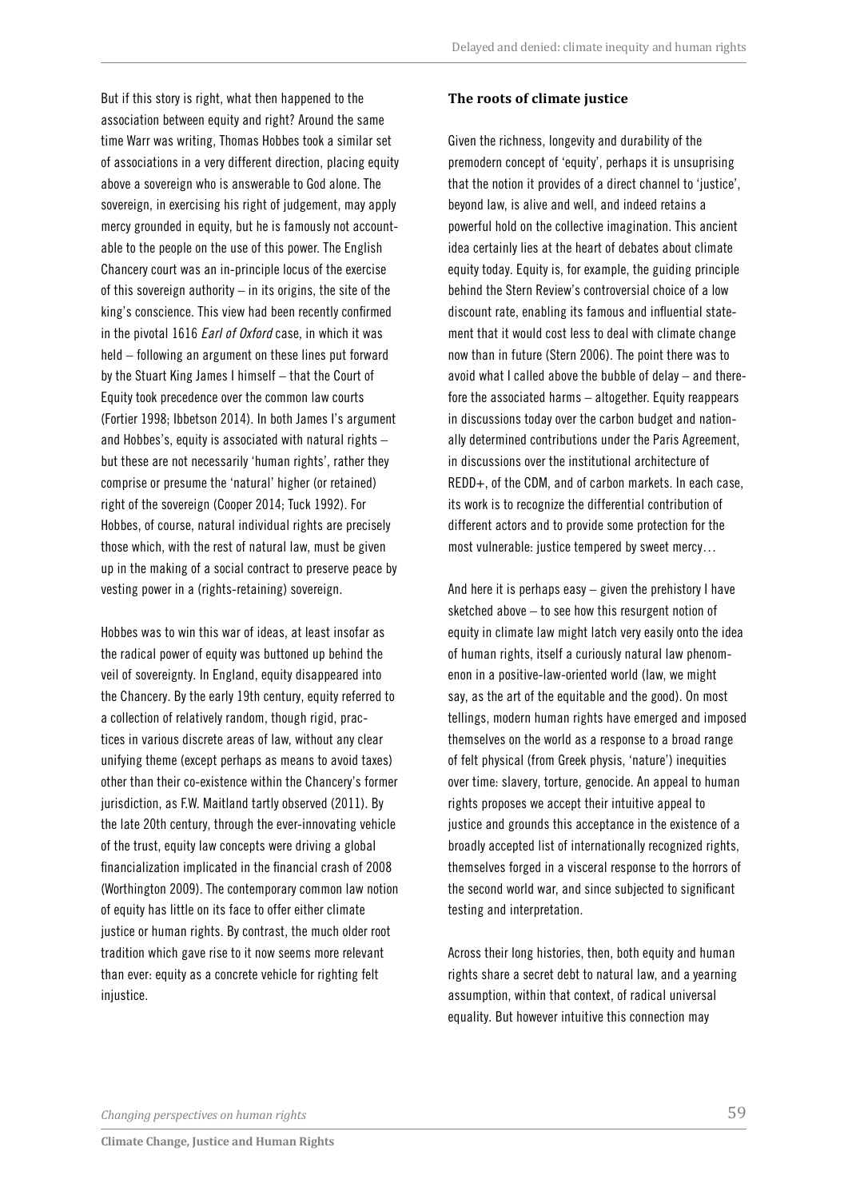But if this story is right, what then happened to the association between equity and right? Around the same time Warr was writing, Thomas Hobbes took a similar set of associations in a very different direction, placing equity above a sovereign who is answerable to God alone. The sovereign, in exercising his right of judgement, may apply mercy grounded in equity, but he is famously not accountable to the people on the use of this power. The English Chancery court was an in-principle locus of the exercise of this sovereign authority – in its origins, the site of the king's conscience. This view had been recently confirmed in the pivotal 1616 *Earl of Oxford* case, in which it was held – following an argument on these lines put forward by the Stuart King James I himself – that the Court of Equity took precedence over the common law courts (Fortier 1998; Ibbetson 2014). In both James I's argument and Hobbes's, equity is associated with natural rights – but these are not necessarily 'human rights', rather they comprise or presume the 'natural' higher (or retained) right of the sovereign (Cooper 2014; Tuck 1992). For Hobbes, of course, natural individual rights are precisely those which, with the rest of natural law, must be given up in the making of a social contract to preserve peace by vesting power in a (rights-retaining) sovereign.

Hobbes was to win this war of ideas, at least insofar as the radical power of equity was buttoned up behind the veil of sovereignty. In England, equity disappeared into the Chancery. By the early 19th century, equity referred to a collection of relatively random, though rigid, practices in various discrete areas of law, without any clear unifying theme (except perhaps as means to avoid taxes) other than their co-existence within the Chancery's former jurisdiction, as F.W. Maitland tartly observed (2011). By the late 20th century, through the ever-innovating vehicle of the trust, equity law concepts were driving a global financialization implicated in the financial crash of 2008 (Worthington 2009). The contemporary common law notion of equity has little on its face to offer either climate justice or human rights. By contrast, the much older root tradition which gave rise to it now seems more relevant than ever: equity as a concrete vehicle for righting felt injustice.

### The roots of climate justice

Given the richness, longevity and durability of the premodern concept of 'equity', perhaps it is unsuprising that the notion it provides of a direct channel to 'justice', beyond law, is alive and well, and indeed retains a powerful hold on the collective imagination. This ancient idea certainly lies at the heart of debates about climate equity today. Equity is, for example, the guiding principle behind the Stern Review's controversial choice of a low discount rate, enabling its famous and influential statement that it would cost less to deal with climate change now than in future (Stern 2006). The point there was to avoid what I called above the bubble of delay – and therefore the associated harms – altogether. Equity reappears in discussions today over the carbon budget and nationally determined contributions under the Paris Agreement, in discussions over the institutional architecture of REDD+, of the CDM, and of carbon markets. In each case, its work is to recognize the differential contribution of different actors and to provide some protection for the most vulnerable: justice tempered by sweet mercy…

And here it is perhaps easy – given the prehistory I have sketched above – to see how this resurgent notion of equity in climate law might latch very easily onto the idea of human rights, itself a curiously natural law phenomenon in a positive-law-oriented world (law, we might say, as the art of the equitable and the good). On most tellings, modern human rights have emerged and imposed themselves on the world as a response to a broad range of felt physical (from Greek physis, 'nature') inequities over time: slavery, torture, genocide. An appeal to human rights proposes we accept their intuitive appeal to justice and grounds this acceptance in the existence of a broadly accepted list of internationally recognized rights, themselves forged in a visceral response to the horrors of the second world war, and since subjected to significant testing and interpretation.

Across their long histories, then, both equity and human rights share a secret debt to natural law, and a yearning assumption, within that context, of radical universal equality. But however intuitive this connection may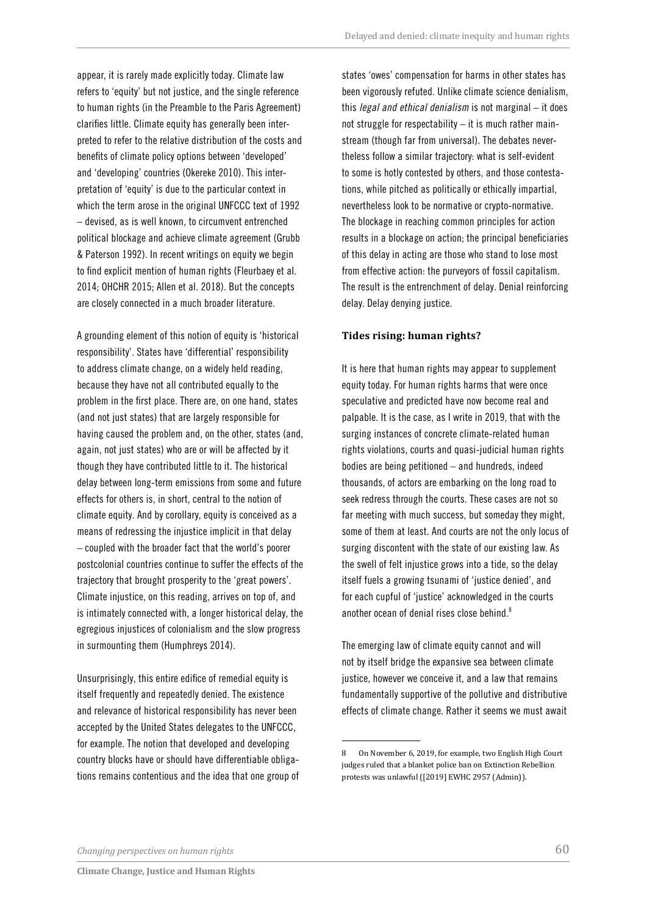appear, it is rarely made explicitly today. Climate law refers to 'equity' but not justice, and the single reference to human rights (in the Preamble to the Paris Agreement) clarifies little. Climate equity has generally been interpreted to refer to the relative distribution of the costs and benefits of climate policy options between 'developed' and 'developing' countries (Okereke 2010). This interpretation of 'equity' is due to the particular context in which the term arose in the original UNFCCC text of 1992 – devised, as is well known, to circumvent entrenched political blockage and achieve climate agreement (Grubb & Paterson 1992). In recent writings on equity we begin to find explicit mention of human rights (Fleurbaey et al. 2014; OHCHR 2015; Allen et al. 2018). But the concepts are closely connected in a much broader literature.

A grounding element of this notion of equity is 'historical responsibility'. States have 'differential' responsibility to address climate change, on a widely held reading, because they have not all contributed equally to the problem in the first place. There are, on one hand, states (and not just states) that are largely responsible for having caused the problem and, on the other, states (and, again, not just states) who are or will be affected by it though they have contributed little to it. The historical delay between long-term emissions from some and future effects for others is, in short, central to the notion of climate equity. And by corollary, equity is conceived as a means of redressing the injustice implicit in that delay – coupled with the broader fact that the world's poorer postcolonial countries continue to suffer the effects of the trajectory that brought prosperity to the 'great powers'. Climate injustice, on this reading, arrives on top of, and is intimately connected with, a longer historical delay, the egregious injustices of colonialism and the slow progress in surmounting them (Humphreys 2014).

Unsurprisingly, this entire edifice of remedial equity is itself frequently and repeatedly denied. The existence and relevance of historical responsibility has never been accepted by the United States delegates to the UNFCCC, for example. The notion that developed and developing country blocks have or should have differentiable obligations remains contentious and the idea that one group of states 'owes' compensation for harms in other states has been vigorously refuted. Unlike climate science denialism, this *legal and ethical denialism* is not marginal – it does not struggle for respectability – it is much rather mainstream (though far from universal). The debates nevertheless follow a similar trajectory: what is self-evident to some is hotly contested by others, and those contestations, while pitched as politically or ethically impartial, nevertheless look to be normative or crypto-normative. The blockage in reaching common principles for action results in a blockage on action; the principal beneficiaries of this delay in acting are those who stand to lose most from effective action: the purveyors of fossil capitalism. The result is the entrenchment of delay. Denial reinforcing delay. Delay denying justice.

### Tides rising: human rights?

It is here that human rights may appear to supplement equity today. For human rights harms that were once speculative and predicted have now become real and palpable. It is the case, as I write in 2019, that with the surging instances of concrete climate-related human rights violations, courts and quasi-judicial human rights bodies are being petitioned – and hundreds, indeed thousands, of actors are embarking on the long road to seek redress through the courts. These cases are not so far meeting with much success, but someday they might, some of them at least. And courts are not the only locus of surging discontent with the state of our existing law. As the swell of felt injustice grows into a tide, so the delay itself fuels a growing tsunami of 'justice denied', and for each cupful of 'justice' acknowledged in the courts another ocean of denial rises close behind.[8]

The emerging law of climate equity cannot and will not by itself bridge the expansive sea between climate justice, however we conceive it, and a law that remains fundamentally supportive of the pollutive and distributive effects of climate change. Rather it seems we must await

8 On November 6, 2019, for example, two English High Court judges ruled that a blanket police ban on Extinction Rebellion protests was unlawful ([2019] EWHC 2957 (Admin)).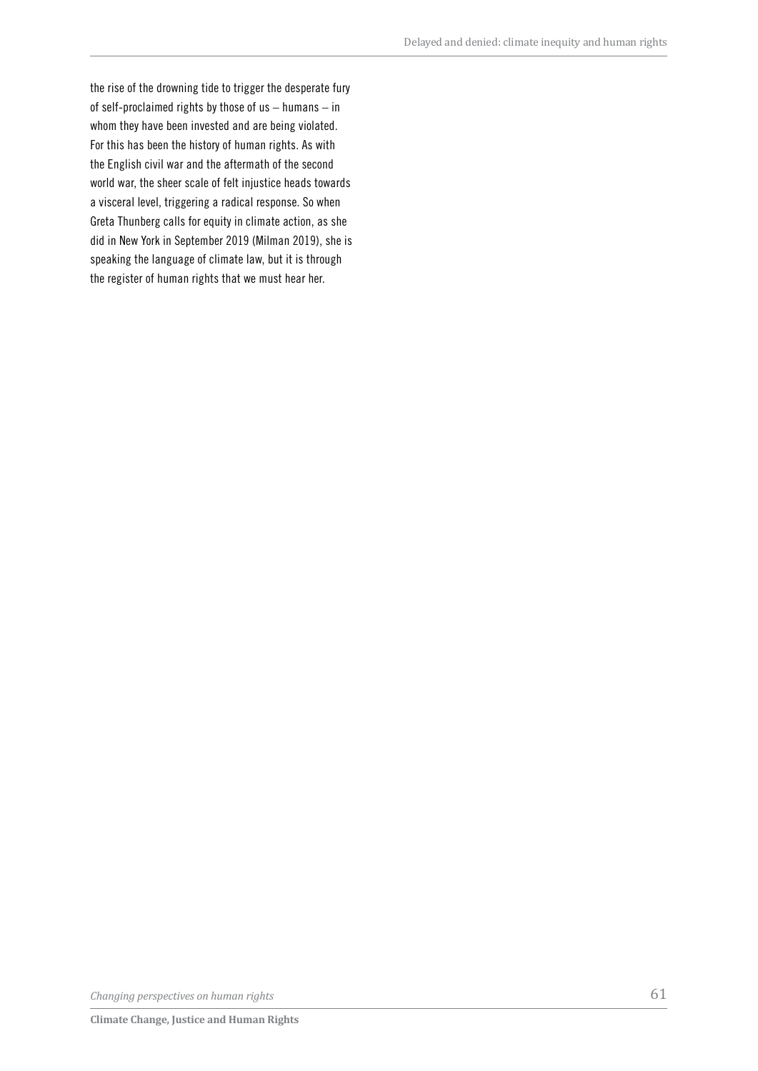the rise of the drowning tide to trigger the desperate fury of self-proclaimed rights by those of us – humans – in whom they have been invested and are being violated. For this has been the history of human rights. As with the English civil war and the aftermath of the second world war, the sheer scale of felt injustice heads towards a visceral level, triggering a radical response. So when Greta Thunberg calls for equity in climate action, as she did in New York in September 2019 (Milman 2019), she is speaking the language of climate law, but it is through the register of human rights that we must hear her.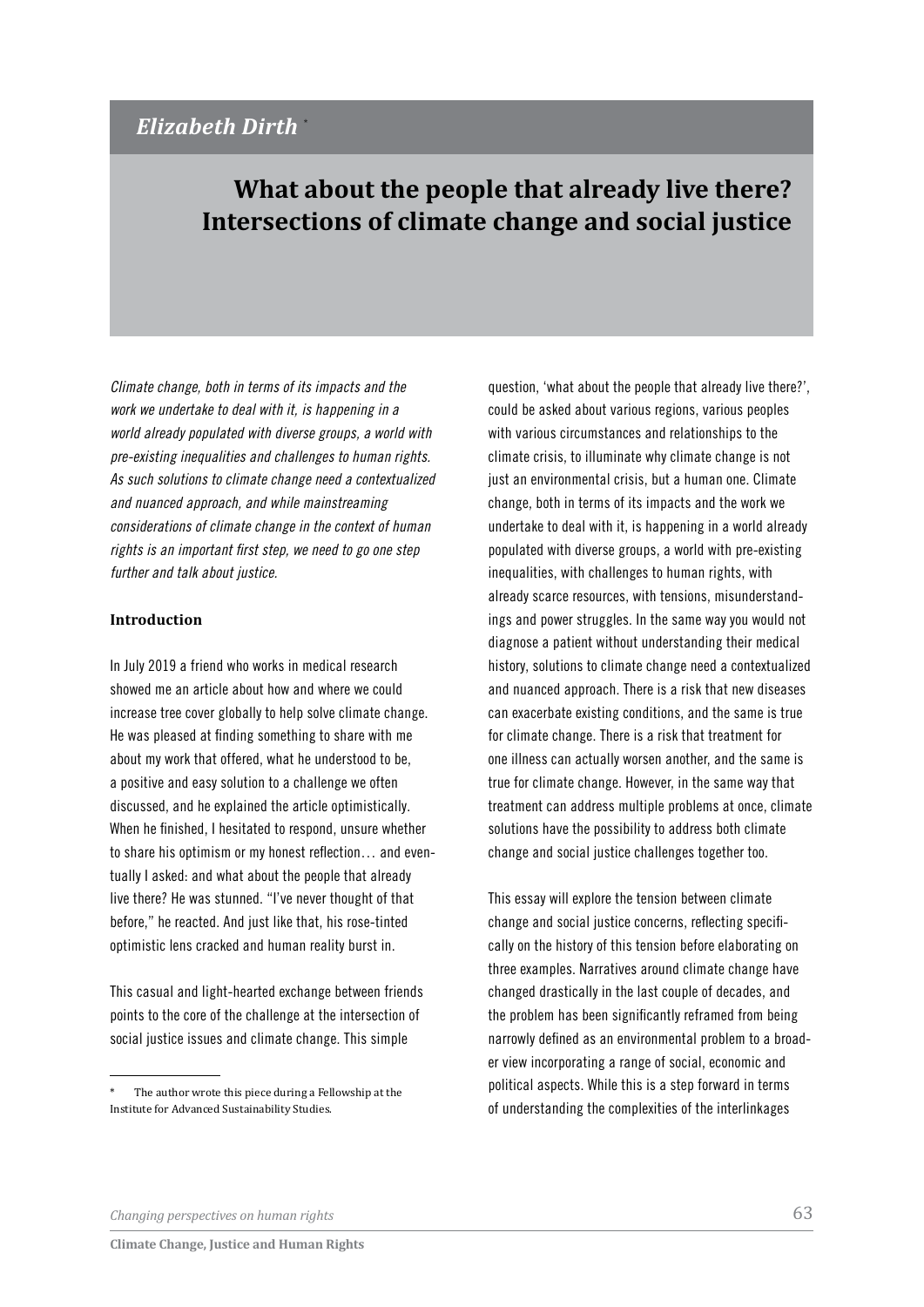*Elizabeth Dirth* [*]

# What about the people that already live there? Intersections of climate change and social justice

*Climate change, both in terms of its impacts and the work we undertake to deal with it, is happening in a world already populated with diverse groups, a world with pre-existing inequalities and challenges to human rights. As such solutions to climate change need a contextualized and nuanced approach, and while mainstreaming considerations of climate change in the context of human rights is an important first step, we need to go one step further and talk about justice.*

## Introduction

In July 2019 a friend who works in medical research showed me an article about how and where we could increase tree cover globally to help solve climate change. He was pleased at finding something to share with me about my work that offered, what he understood to be, a positive and easy solution to a challenge we often discussed, and he explained the article optimistically. When he finished, I hesitated to respond, unsure whether to share his optimism or my honest reflection… and eventually I asked: and what about the people that already live there? He was stunned. "I've never thought of that before," he reacted. And just like that, his rose-tinted optimistic lens cracked and human reality burst in.

This casual and light-hearted exchange between friends points to the core of the challenge at the intersection of social justice issues and climate change. This simple question, 'what about the people that already live there?', could be asked about various regions, various peoples with various circumstances and relationships to the climate crisis, to illuminate why climate change is not just an environmental crisis, but a human one. Climate change, both in terms of its impacts and the work we undertake to deal with it, is happening in a world already populated with diverse groups, a world with pre-existing inequalities, with challenges to human rights, with already scarce resources, with tensions, misunderstandings and power struggles. In the same way you would not diagnose a patient without understanding their medical history, solutions to climate change need a contextualized and nuanced approach. There is a risk that new diseases can exacerbate existing conditions, and the same is true for climate change. There is a risk that treatment for one illness can actually worsen another, and the same is true for climate change. However, in the same way that treatment can address multiple problems at once, climate solutions have the possibility to address both climate change and social justice challenges together too.

This essay will explore the tension between climate change and social justice concerns, reflecting specifically on the history of this tension before elaborating on three examples. Narratives around climate change have changed drastically in the last couple of decades, and the problem has been significantly reframed from being narrowly defined as an environmental problem to a broader view incorporating a range of social, economic and political aspects. While this is a step forward in terms of understanding the complexities of the interlinkages

[*] The author wrote this piece during a Fellowship at the Institute for Advanced Sustainability Studies.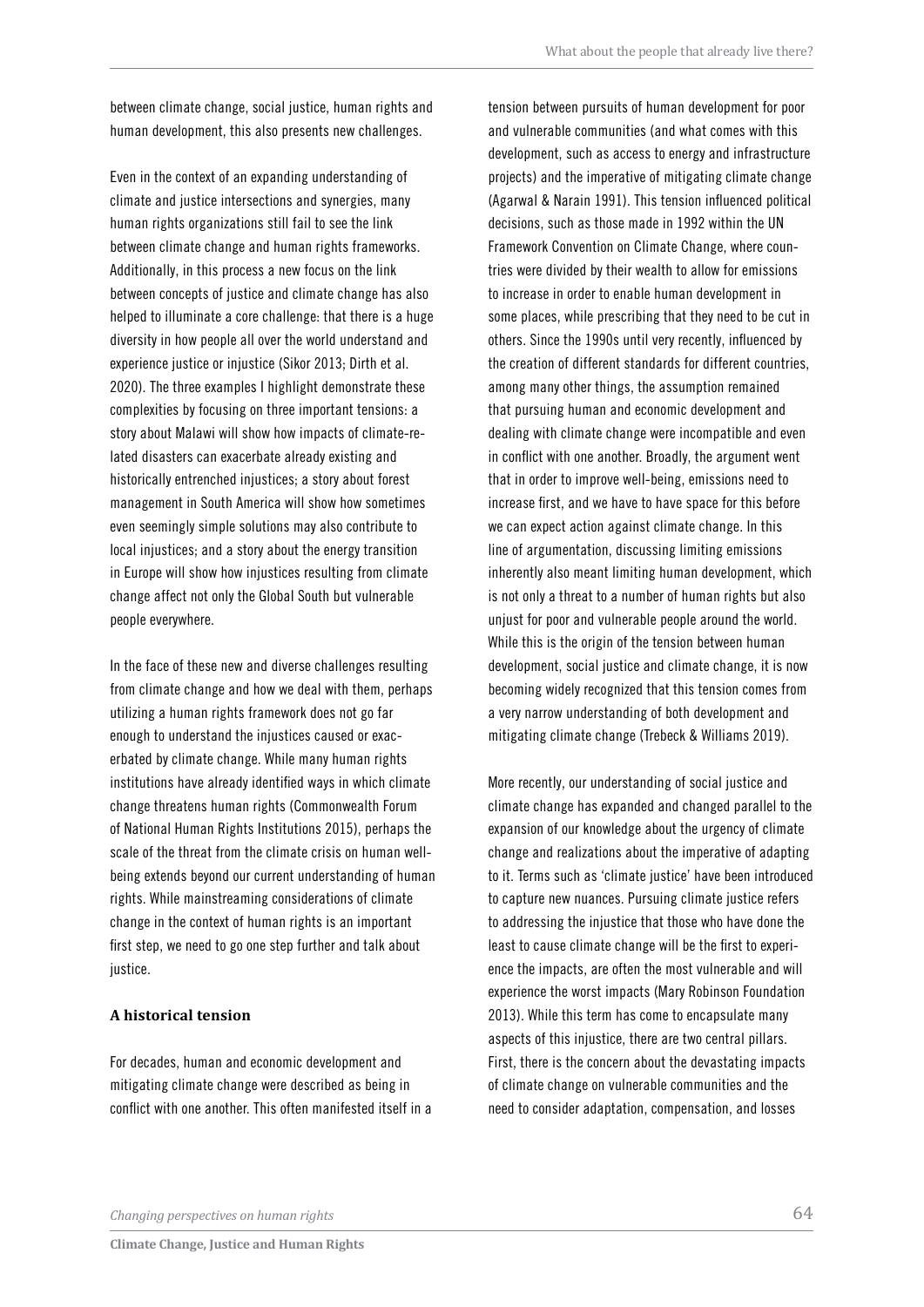between climate change, social justice, human rights and human development, this also presents new challenges.

Even in the context of an expanding understanding of climate and justice intersections and synergies, many human rights organizations still fail to see the link between climate change and human rights frameworks. Additionally, in this process a new focus on the link between concepts of justice and climate change has also helped to illuminate a core challenge: that there is a huge diversity in how people all over the world understand and experience justice or injustice (Sikor 2013; Dirth et al. 2020). The three examples I highlight demonstrate these complexities by focusing on three important tensions: a story about Malawi will show how impacts of climate-related disasters can exacerbate already existing and historically entrenched injustices; a story about forest management in South America will show how sometimes even seemingly simple solutions may also contribute to local injustices; and a story about the energy transition in Europe will show how injustices resulting from climate change affect not only the Global South but vulnerable people everywhere.

In the face of these new and diverse challenges resulting from climate change and how we deal with them, perhaps utilizing a human rights framework does not go far enough to understand the injustices caused or exacerbated by climate change. While many human rights institutions have already identified ways in which climate change threatens human rights (Commonwealth Forum of National Human Rights Institutions 2015), perhaps the scale of the threat from the climate crisis on human well-being extends beyond our current understanding of human rights. While mainstreaming considerations of climate change in the context of human rights is an important first step, we need to go one step further and talk about justice.

## A historical tension

For decades, human and economic development and mitigating climate change were described as being in conflict with one another. This often manifested itself in a tension between pursuits of human development for poor and vulnerable communities (and what comes with this development, such as access to energy and infrastructure projects) and the imperative of mitigating climate change (Agarwal & Narain 1991). This tension influenced political decisions, such as those made in 1992 within the UN Framework Convention on Climate Change, where countries were divided by their wealth to allow for emissions to increase in order to enable human development in some places, while prescribing that they need to be cut in others. Since the 1990s until very recently, influenced by the creation of different standards for different countries, among many other things, the assumption remained that pursuing human and economic development and dealing with climate change were incompatible and even in conflict with one another. Broadly, the argument went that in order to improve well-being, emissions need to increase first, and we have to have space for this before we can expect action against climate change. In this line of argumentation, discussing limiting emissions inherently also meant limiting human development, which is not only a threat to a number of human rights but also unjust for poor and vulnerable people around the world. While this is the origin of the tension between human development, social justice and climate change, it is now becoming widely recognized that this tension comes from a very narrow understanding of both development and mitigating climate change (Trebeck & Williams 2019).

More recently, our understanding of social justice and climate change has expanded and changed parallel to the expansion of our knowledge about the urgency of climate change and realizations about the imperative of adapting to it. Terms such as 'climate justice' have been introduced to capture new nuances. Pursuing climate justice refers to addressing the injustice that those who have done the least to cause climate change will be the first to experience the impacts, are often the most vulnerable and will experience the worst impacts (Mary Robinson Foundation 2013). While this term has come to encapsulate many aspects of this injustice, there are two central pillars. First, there is the concern about the devastating impacts of climate change on vulnerable communities and the need to consider adaptation, compensation, and losses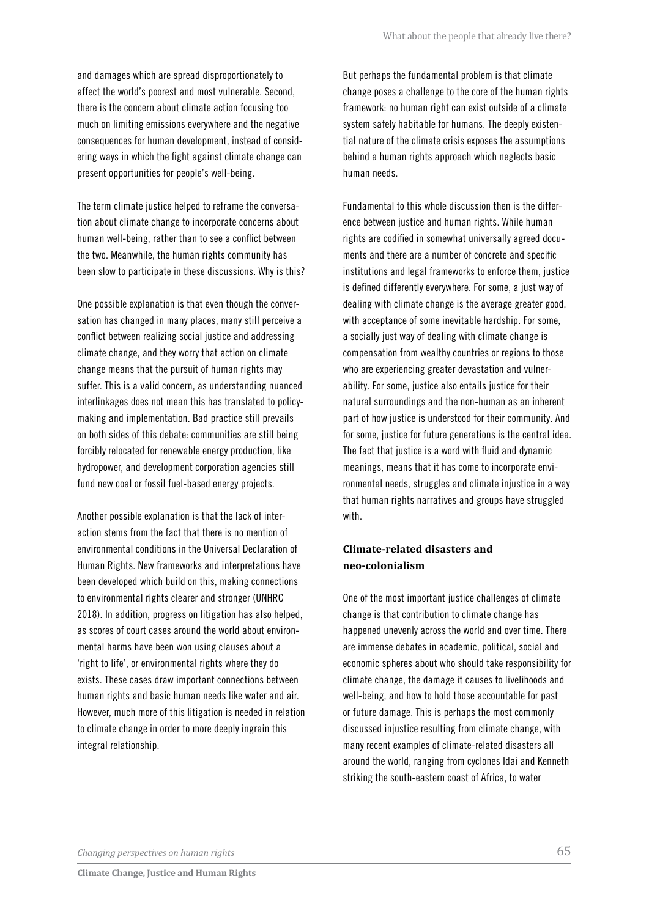and damages which are spread disproportionately to affect the world's poorest and most vulnerable. Second, there is the concern about climate action focusing too much on limiting emissions everywhere and the negative consequences for human development, instead of considering ways in which the fight against climate change can present opportunities for people's well-being.

The term climate justice helped to reframe the conversation about climate change to incorporate concerns about human well-being, rather than to see a conflict between the two. Meanwhile, the human rights community has been slow to participate in these discussions. Why is this?

One possible explanation is that even though the conversation has changed in many places, many still perceive a conflict between realizing social justice and addressing climate change, and they worry that action on climate change means that the pursuit of human rights may suffer. This is a valid concern, as understanding nuanced interlinkages does not mean this has translated to policymaking and implementation. Bad practice still prevails on both sides of this debate: communities are still being forcibly relocated for renewable energy production, like hydropower, and development corporation agencies still fund new coal or fossil fuel-based energy projects.

Another possible explanation is that the lack of interaction stems from the fact that there is no mention of environmental conditions in the Universal Declaration of Human Rights. New frameworks and interpretations have been developed which build on this, making connections to environmental rights clearer and stronger (UNHRC 2018). In addition, progress on litigation has also helped, as scores of court cases around the world about environmental harms have been won using clauses about a 'right to life', or environmental rights where they do exists. These cases draw important connections between human rights and basic human needs like water and air. However, much more of this litigation is needed in relation to climate change in order to more deeply ingrain this integral relationship.

But perhaps the fundamental problem is that climate change poses a challenge to the core of the human rights framework: no human right can exist outside of a climate system safely habitable for humans. The deeply existential nature of the climate crisis exposes the assumptions behind a human rights approach which neglects basic human needs.

Fundamental to this whole discussion then is the difference between justice and human rights. While human rights are codified in somewhat universally agreed documents and there are a number of concrete and specific institutions and legal frameworks to enforce them, justice is defined differently everywhere. For some, a just way of dealing with climate change is the average greater good, with acceptance of some inevitable hardship. For some, a socially just way of dealing with climate change is compensation from wealthy countries or regions to those who are experiencing greater devastation and vulnerability. For some, justice also entails justice for their natural surroundings and the non-human as an inherent part of how justice is understood for their community. And for some, justice for future generations is the central idea. The fact that justice is a word with fluid and dynamic meanings, means that it has come to incorporate environmental needs, struggles and climate injustice in a way that human rights narratives and groups have struggled with.

### Climate-related disasters and neo-colonialism

One of the most important justice challenges of climate change is that contribution to climate change has happened unevenly across the world and over time. There are immense debates in academic, political, social and economic spheres about who should take responsibility for climate change, the damage it causes to livelihoods and well-being, and how to hold those accountable for past or future damage. This is perhaps the most commonly discussed injustice resulting from climate change, with many recent examples of climate-related disasters all around the world, ranging from cyclones Idai and Kenneth striking the south-eastern coast of Africa, to water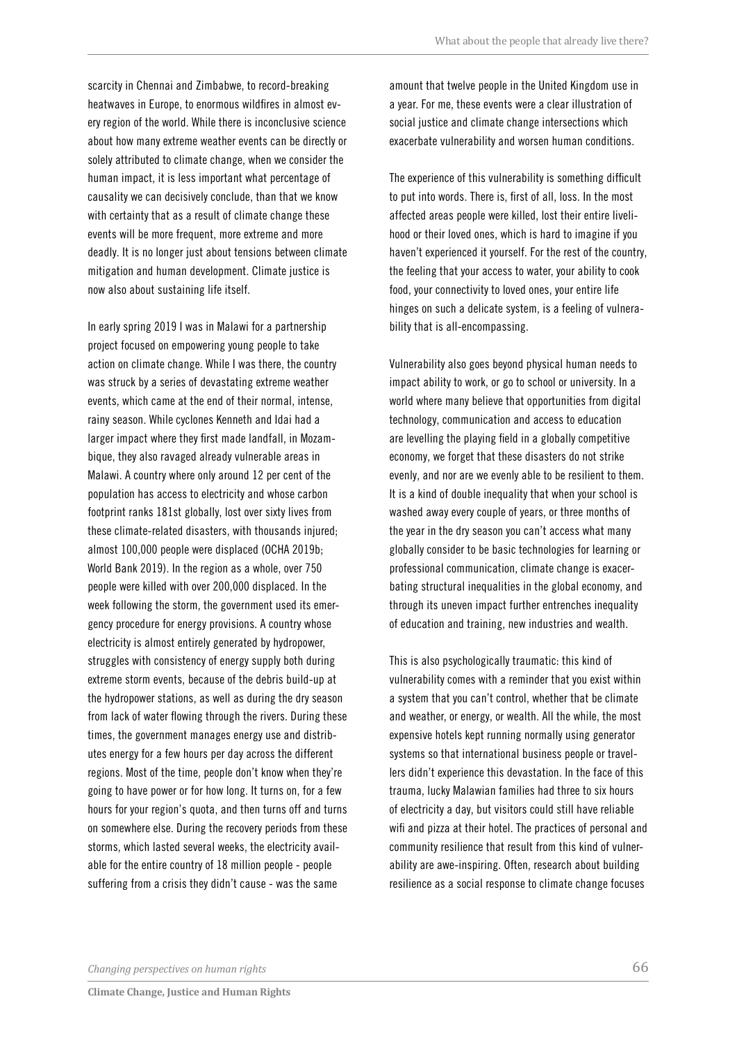scarcity in Chennai and Zimbabwe, to record-breaking heatwaves in Europe, to enormous wildfires in almost every region of the world. While there is inconclusive science about how many extreme weather events can be directly or solely attributed to climate change, when we consider the human impact, it is less important what percentage of causality we can decisively conclude, than that we know with certainty that as a result of climate change these events will be more frequent, more extreme and more deadly. It is no longer just about tensions between climate mitigation and human development. Climate justice is now also about sustaining life itself.

In early spring 2019 I was in Malawi for a partnership project focused on empowering young people to take action on climate change. While I was there, the country was struck by a series of devastating extreme weather events, which came at the end of their normal, intense, rainy season. While cyclones Kenneth and Idai had a larger impact where they first made landfall, in Mozambique, they also ravaged already vulnerable areas in Malawi. A country where only around 12 per cent of the population has access to electricity and whose carbon footprint ranks 181st globally, lost over sixty lives from these climate-related disasters, with thousands injured; almost 100,000 people were displaced (OCHA 2019b; World Bank 2019). In the region as a whole, over 750 people were killed with over 200,000 displaced. In the week following the storm, the government used its emergency procedure for energy provisions. A country whose electricity is almost entirely generated by hydropower, struggles with consistency of energy supply both during extreme storm events, because of the debris build-up at the hydropower stations, as well as during the dry season from lack of water flowing through the rivers. During these times, the government manages energy use and distributes energy for a few hours per day across the different regions. Most of the time, people don't know when they're going to have power or for how long. It turns on, for a few hours for your region's quota, and then turns off and turns on somewhere else. During the recovery periods from these storms, which lasted several weeks, the electricity available for the entire country of 18 million people - people suffering from a crisis they didn't cause - was the same amount that twelve people in the United Kingdom use in a year. For me, these events were a clear illustration of social justice and climate change intersections which exacerbate vulnerability and worsen human conditions.

The experience of this vulnerability is something difficult to put into words. There is, first of all, loss. In the most affected areas people were killed, lost their entire livelihood or their loved ones, which is hard to imagine if you haven't experienced it yourself. For the rest of the country, the feeling that your access to water, your ability to cook food, your connectivity to loved ones, your entire life hinges on such a delicate system, is a feeling of vulnerability that is all-encompassing.

Vulnerability also goes beyond physical human needs to impact ability to work, or go to school or university. In a world where many believe that opportunities from digital technology, communication and access to education are levelling the playing field in a globally competitive economy, we forget that these disasters do not strike evenly, and nor are we evenly able to be resilient to them. It is a kind of double inequality that when your school is washed away every couple of years, or three months of the year in the dry season you can't access what many globally consider to be basic technologies for learning or professional communication, climate change is exacerbating structural inequalities in the global economy, and through its uneven impact further entrenches inequality of education and training, new industries and wealth.

This is also psychologically traumatic: this kind of vulnerability comes with a reminder that you exist within a system that you can't control, whether that be climate and weather, or energy, or wealth. All the while, the most expensive hotels kept running normally using generator systems so that international business people or travellers didn't experience this devastation. In the face of this trauma, lucky Malawian families had three to six hours of electricity a day, but visitors could still have reliable wifi and pizza at their hotel. The practices of personal and community resilience that result from this kind of vulnerability are awe-inspiring. Often, research about building resilience as a social response to climate change focuses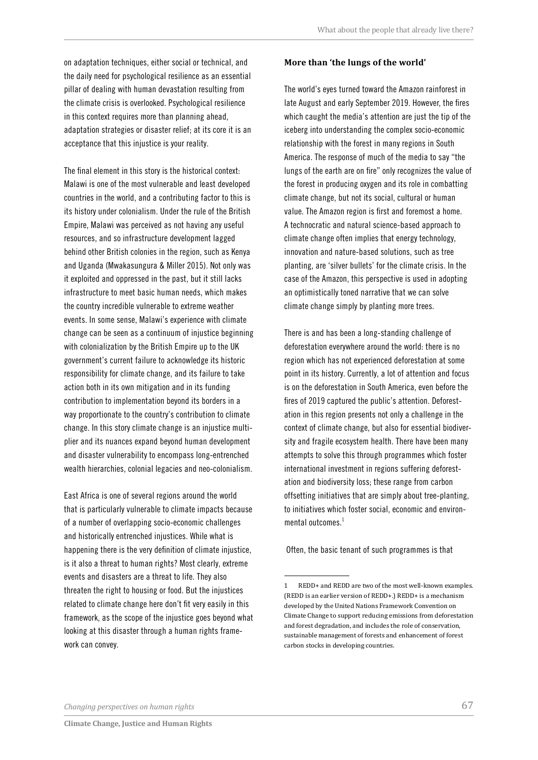on adaptation techniques, either social or technical, and the daily need for psychological resilience as an essential pillar of dealing with human devastation resulting from the climate crisis is overlooked. Psychological resilience in this context requires more than planning ahead, adaptation strategies or disaster relief; at its core it is an acceptance that this injustice is your reality.

The final element in this story is the historical context: Malawi is one of the most vulnerable and least developed countries in the world, and a contributing factor to this is its history under colonialism. Under the rule of the British Empire, Malawi was perceived as not having any useful resources, and so infrastructure development lagged behind other British colonies in the region, such as Kenya and Uganda (Mwakasungura & Miller 2015). Not only was it exploited and oppressed in the past, but it still lacks infrastructure to meet basic human needs, which makes the country incredible vulnerable to extreme weather events. In some sense, Malawi's experience with climate change can be seen as a continuum of injustice beginning with colonialization by the British Empire up to the UK government's current failure to acknowledge its historic responsibility for climate change, and its failure to take action both in its own mitigation and in its funding contribution to implementation beyond its borders in a way proportionate to the country's contribution to climate change. In this story climate change is an injustice multiplier and its nuances expand beyond human development and disaster vulnerability to encompass long-entrenched wealth hierarchies, colonial legacies and neo-colonialism.

East Africa is one of several regions around the world that is particularly vulnerable to climate impacts because of a number of overlapping socio-economic challenges and historically entrenched injustices. While what is happening there is the very definition of climate injustice, is it also a threat to human rights? Most clearly, extreme events and disasters are a threat to life. They also threaten the right to housing or food. But the injustices related to climate change here don't fit very easily in this framework, as the scope of the injustice goes beyond what looking at this disaster through a human rights framework can convey.

**More than 'the lungs of the world'**

The world's eyes turned toward the Amazon rainforest in late August and early September 2019. However, the fires which caught the media's attention are just the tip of the iceberg into understanding the complex socio-economic relationship with the forest in many regions in South America. The response of much of the media to say "the lungs of the earth are on fire" only recognizes the value of the forest in producing oxygen and its role in combatting climate change, but not its social, cultural or human value. The Amazon region is first and foremost a home. A technocratic and natural science-based approach to climate change often implies that energy technology, innovation and nature-based solutions, such as tree planting, are 'silver bullets' for the climate crisis. In the case of the Amazon, this perspective is used in adopting an optimistically toned narrative that we can solve climate change simply by planting more trees.

There is and has been a long-standing challenge of deforestation everywhere around the world: there is no region which has not experienced deforestation at some point in its history. Currently, a lot of attention and focus is on the deforestation in South America, even before the fires of 2019 captured the public's attention. Deforestation in this region presents not only a challenge in the context of climate change, but also for essential biodiversity and fragile ecosystem health. There have been many attempts to solve this through programmes which foster international investment in regions suffering deforestation and biodiversity loss; these range from carbon offsetting initiatives that are simply about tree-planting, to initiatives which foster social, economic and environmental outcomes.[1]

Often, the basic tenant of such programmes is that

---

1 REDD+ and REDD are two of the most well-known examples. (REDD is an earlier version of REDD+.) REDD+ is a mechanism developed by the United Nations Framework Convention on Climate Change to support reducing emissions from deforestation and forest degradation, and includes the role of conservation, sustainable management of forests and enhancement of forest carbon stocks in developing countries.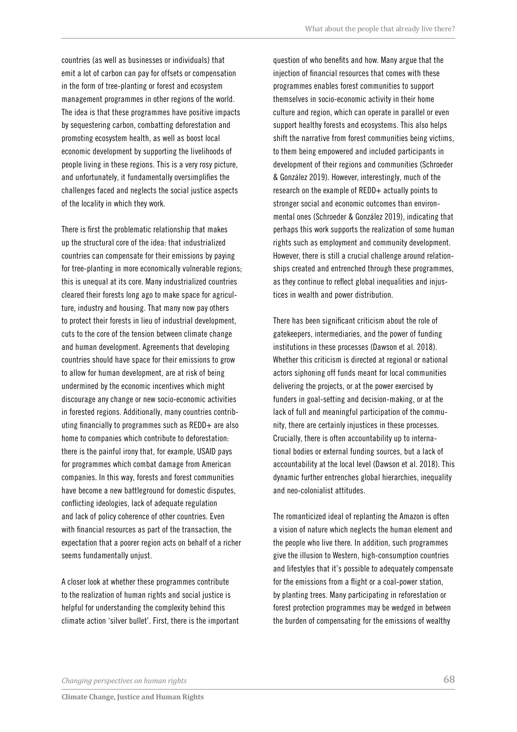countries (as well as businesses or individuals) that emit a lot of carbon can pay for offsets or compensation in the form of tree-planting or forest and ecosystem management programmes in other regions of the world. The idea is that these programmes have positive impacts by sequestering carbon, combatting deforestation and promoting ecosystem health, as well as boost local economic development by supporting the livelihoods of people living in these regions. This is a very rosy picture, and unfortunately, it fundamentally oversimplifies the challenges faced and neglects the social justice aspects of the locality in which they work.

There is first the problematic relationship that makes up the structural core of the idea: that industrialized countries can compensate for their emissions by paying for tree-planting in more economically vulnerable regions; this is unequal at its core. Many industrialized countries cleared their forests long ago to make space for agriculture, industry and housing. That many now pay others to protect their forests in lieu of industrial development, cuts to the core of the tension between climate change and human development. Agreements that developing countries should have space for their emissions to grow to allow for human development, are at risk of being undermined by the economic incentives which might discourage any change or new socio-economic activities in forested regions. Additionally, many countries contributing financially to programmes such as REDD+ are also home to companies which contribute to deforestation: there is the painful irony that, for example, USAID pays for programmes which combat damage from American companies. In this way, forests and forest communities have become a new battleground for domestic disputes, conflicting ideologies, lack of adequate regulation and lack of policy coherence of other countries. Even with financial resources as part of the transaction, the expectation that a poorer region acts on behalf of a richer seems fundamentally unjust.

A closer look at whether these programmes contribute to the realization of human rights and social justice is helpful for understanding the complexity behind this climate action 'silver bullet'. First, there is the important question of who benefits and how. Many argue that the injection of financial resources that comes with these programmes enables forest communities to support themselves in socio-economic activity in their home culture and region, which can operate in parallel or even support healthy forests and ecosystems. This also helps shift the narrative from forest communities being victims, to them being empowered and included participants in development of their regions and communities (Schroeder & González 2019). However, interestingly, much of the research on the example of REDD+ actually points to stronger social and economic outcomes than environmental ones (Schroeder & González 2019), indicating that perhaps this work supports the realization of some human rights such as employment and community development. However, there is still a crucial challenge around relationships created and entrenched through these programmes, as they continue to reflect global inequalities and injustices in wealth and power distribution.

There has been significant criticism about the role of gatekeepers, intermediaries, and the power of funding institutions in these processes (Dawson et al. 2018). Whether this criticism is directed at regional or national actors siphoning off funds meant for local communities delivering the projects, or at the power exercised by funders in goal-setting and decision-making, or at the lack of full and meaningful participation of the community, there are certainly injustices in these processes. Crucially, there is often accountability up to international bodies or external funding sources, but a lack of accountability at the local level (Dawson et al. 2018). This dynamic further entrenches global hierarchies, inequality and neo-colonialist attitudes.

The romanticized ideal of replanting the Amazon is often a vision of nature which neglects the human element and the people who live there. In addition, such programmes give the illusion to Western, high-consumption countries and lifestyles that it's possible to adequately compensate for the emissions from a flight or a coal-power station, by planting trees. Many participating in reforestation or forest protection programmes may be wedged in between the burden of compensating for the emissions of wealthy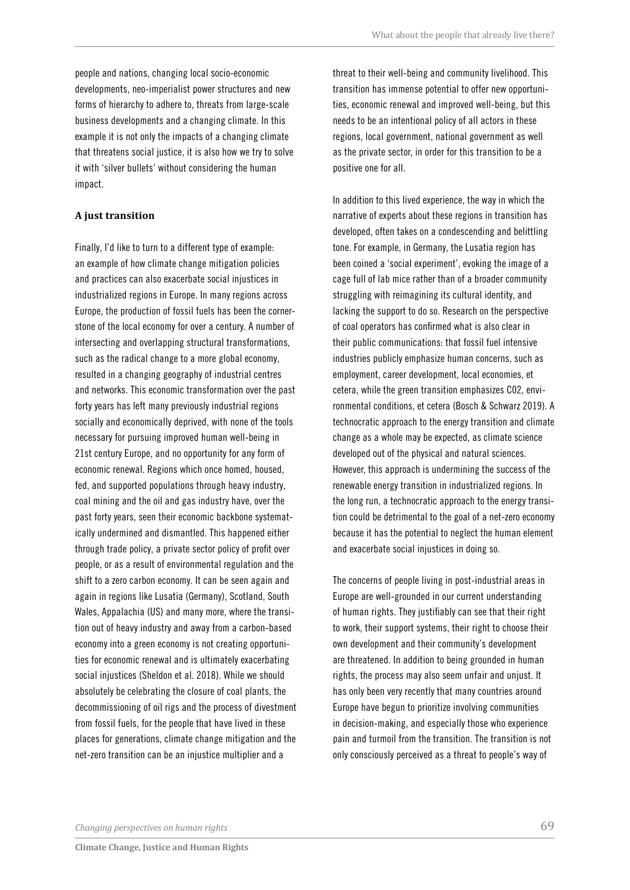people and nations, changing local socio-economic developments, neo-imperialist power structures and new forms of hierarchy to adhere to, threats from large-scale business developments and a changing climate. In this example it is not only the impacts of a changing climate that threatens social justice, it is also how we try to solve it with 'silver bullets' without considering the human impact.

### A just transition

Finally, I'd like to turn to a different type of example: an example of how climate change mitigation policies and practices can also exacerbate social injustices in industrialized regions in Europe. In many regions across Europe, the production of fossil fuels has been the cornerstone of the local economy for over a century. A number of intersecting and overlapping structural transformations, such as the radical change to a more global economy, resulted in a changing geography of industrial centres and networks. This economic transformation over the past forty years has left many previously industrial regions socially and economically deprived, with none of the tools necessary for pursuing improved human well-being in 21st century Europe, and no opportunity for any form of economic renewal. Regions which once homed, housed, fed, and supported populations through heavy industry, coal mining and the oil and gas industry have, over the past forty years, seen their economic backbone systematically undermined and dismantled. This happened either through trade policy, a private sector policy of profit over people, or as a result of environmental regulation and the shift to a zero carbon economy. It can be seen again and again in regions like Lusatia (Germany), Scotland, South Wales, Appalachia (US) and many more, where the transition out of heavy industry and away from a carbon-based economy into a green economy is not creating opportunities for economic renewal and is ultimately exacerbating social injustices (Sheldon et al. 2018). While we should absolutely be celebrating the closure of coal plants, the decommissioning of oil rigs and the process of divestment from fossil fuels, for the people that have lived in these places for generations, climate change mitigation and the net-zero transition can be an injustice multiplier and a threat to their well-being and community livelihood. This transition has immense potential to offer new opportunities, economic renewal and improved well-being, but this needs to be an intentional policy of all actors in these regions, local government, national government as well as the private sector, in order for this transition to be a positive one for all.

In addition to this lived experience, the way in which the narrative of experts about these regions in transition has developed, often takes on a condescending and belittling tone. For example, in Germany, the Lusatia region has been coined a 'social experiment', evoking the image of a cage full of lab mice rather than of a broader community struggling with reimagining its cultural identity, and lacking the support to do so. Research on the perspective of coal operators has confirmed what is also clear in their public communications: that fossil fuel intensive industries publicly emphasize human concerns, such as employment, career development, local economies, et cetera, while the green transition emphasizes C02, environmental conditions, et cetera (Bosch & Schwarz 2019). A technocratic approach to the energy transition and climate change as a whole may be expected, as climate science developed out of the physical and natural sciences. However, this approach is undermining the success of the renewable energy transition in industrialized regions. In the long run, a technocratic approach to the energy transition could be detrimental to the goal of a net-zero economy because it has the potential to neglect the human element and exacerbate social injustices in doing so.

The concerns of people living in post-industrial areas in Europe are well-grounded in our current understanding of human rights. They justifiably can see that their right to work, their support systems, their right to choose their own development and their community's development are threatened. In addition to being grounded in human rights, the process may also seem unfair and unjust. It has only been very recently that many countries around Europe have begun to prioritize involving communities in decision-making, and especially those who experience pain and turmoil from the transition. The transition is not only consciously perceived as a threat to people's way of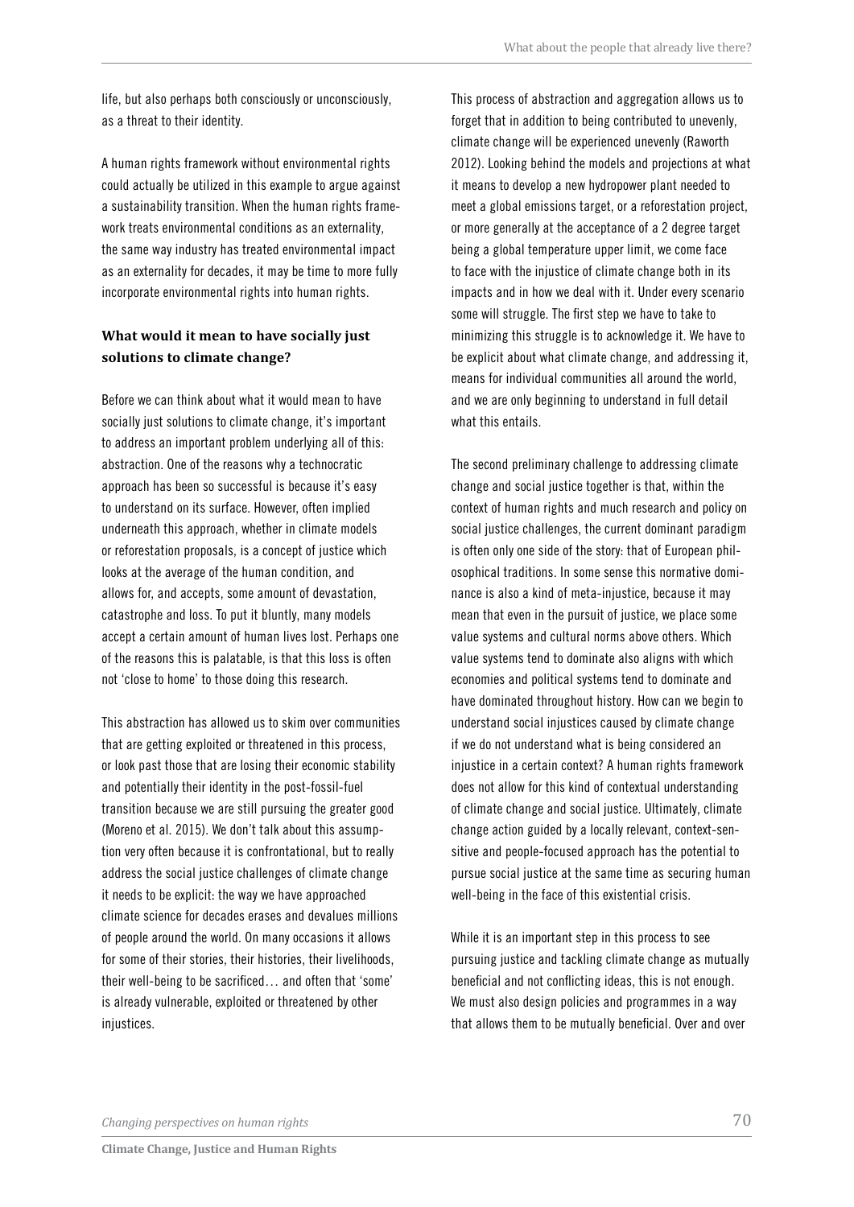life, but also perhaps both consciously or unconsciously, as a threat to their identity.

A human rights framework without environmental rights could actually be utilized in this example to argue against a sustainability transition. When the human rights framework treats environmental conditions as an externality, the same way industry has treated environmental impact as an externality for decades, it may be time to more fully incorporate environmental rights into human rights.

### What would it mean to have socially just solutions to climate change?

Before we can think about what it would mean to have socially just solutions to climate change, it's important to address an important problem underlying all of this: abstraction. One of the reasons why a technocratic approach has been so successful is because it's easy to understand on its surface. However, often implied underneath this approach, whether in climate models or reforestation proposals, is a concept of justice which looks at the average of the human condition, and allows for, and accepts, some amount of devastation, catastrophe and loss. To put it bluntly, many models accept a certain amount of human lives lost. Perhaps one of the reasons this is palatable, is that this loss is often not 'close to home' to those doing this research.

This abstraction has allowed us to skim over communities that are getting exploited or threatened in this process, or look past those that are losing their economic stability and potentially their identity in the post-fossil-fuel transition because we are still pursuing the greater good (Moreno et al. 2015). We don't talk about this assumption very often because it is confrontational, but to really address the social justice challenges of climate change it needs to be explicit: the way we have approached climate science for decades erases and devalues millions of people around the world. On many occasions it allows for some of their stories, their histories, their livelihoods, their well-being to be sacrificed… and often that 'some' is already vulnerable, exploited or threatened by other injustices.

This process of abstraction and aggregation allows us to forget that in addition to being contributed to unevenly, climate change will be experienced unevenly (Raworth 2012). Looking behind the models and projections at what it means to develop a new hydropower plant needed to meet a global emissions target, or a reforestation project, or more generally at the acceptance of a 2 degree target being a global temperature upper limit, we come face to face with the injustice of climate change both in its impacts and in how we deal with it. Under every scenario some will struggle. The first step we have to take to minimizing this struggle is to acknowledge it. We have to be explicit about what climate change, and addressing it, means for individual communities all around the world, and we are only beginning to understand in full detail what this entails.

The second preliminary challenge to addressing climate change and social justice together is that, within the context of human rights and much research and policy on social justice challenges, the current dominant paradigm is often only one side of the story: that of European philosophical traditions. In some sense this normative dominance is also a kind of meta-injustice, because it may mean that even in the pursuit of justice, we place some value systems and cultural norms above others. Which value systems tend to dominate also aligns with which economies and political systems tend to dominate and have dominated throughout history. How can we begin to understand social injustices caused by climate change if we do not understand what is being considered an injustice in a certain context? A human rights framework does not allow for this kind of contextual understanding of climate change and social justice. Ultimately, climate change action guided by a locally relevant, context-sensitive and people-focused approach has the potential to pursue social justice at the same time as securing human well-being in the face of this existential crisis.

While it is an important step in this process to see pursuing justice and tackling climate change as mutually beneficial and not conflicting ideas, this is not enough. We must also design policies and programmes in a way that allows them to be mutually beneficial. Over and over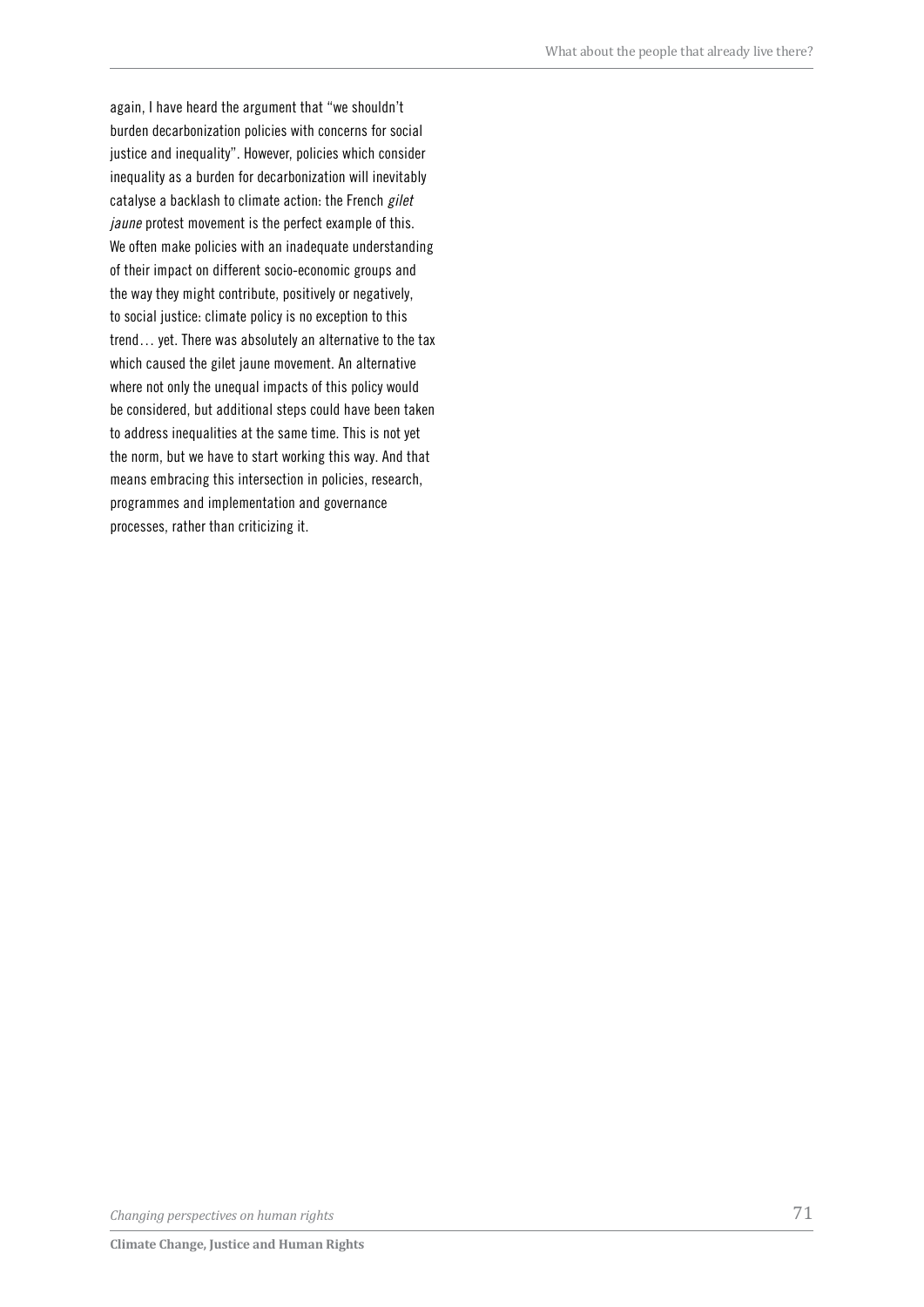again, I have heard the argument that "we shouldn't burden decarbonization policies with concerns for social justice and inequality". However, policies which consider inequality as a burden for decarbonization will inevitably catalyse a backlash to climate action: the French *gilet jaune* protest movement is the perfect example of this. We often make policies with an inadequate understanding of their impact on different socio-economic groups and the way they might contribute, positively or negatively, to social justice: climate policy is no exception to this trend… yet. There was absolutely an alternative to the tax which caused the gilet jaune movement. An alternative where not only the unequal impacts of this policy would be considered, but additional steps could have been taken to address inequalities at the same time. This is not yet the norm, but we have to start working this way. And that means embracing this intersection in policies, research, programmes and implementation and governance processes, rather than criticizing it.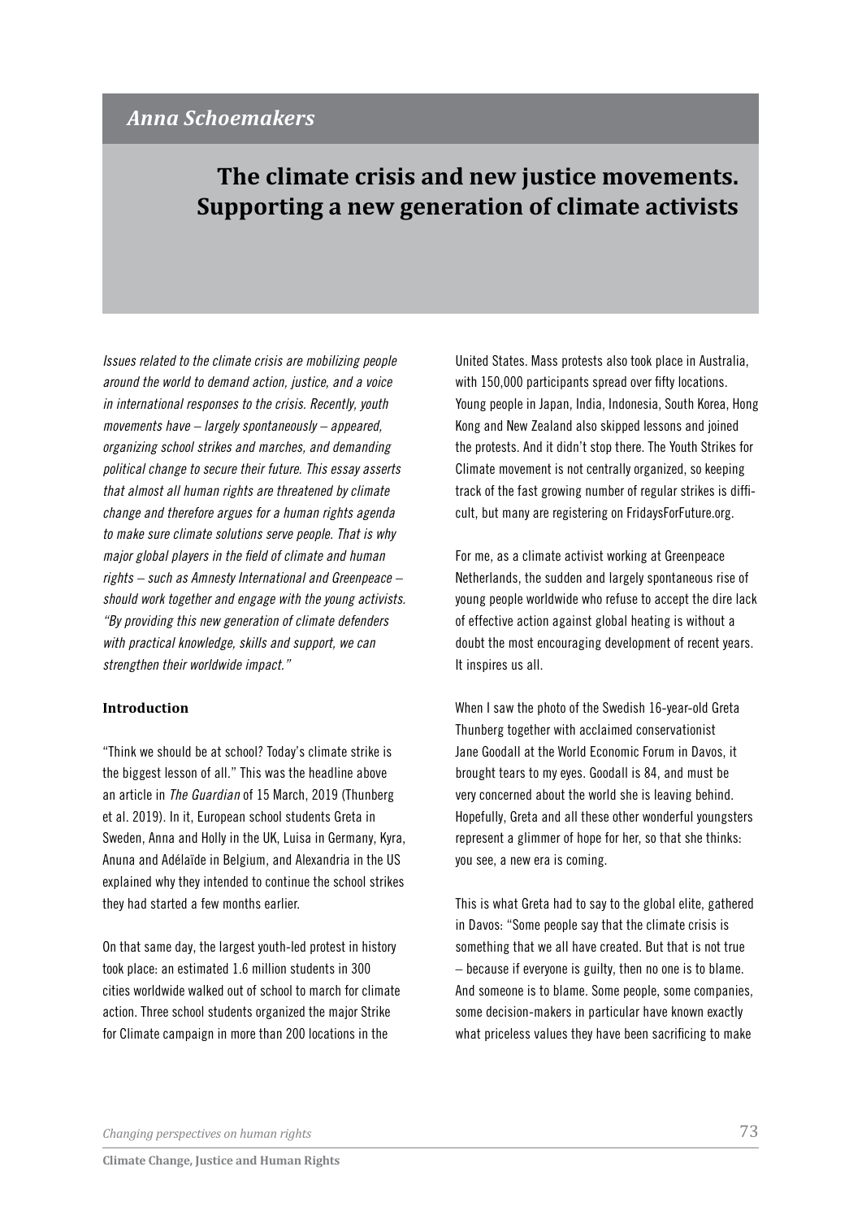*Anna Schoemakers*

# The climate crisis and new justice movements. Supporting a new generation of climate activists

*Issues related to the climate crisis are mobilizing people around the world to demand action, justice, and a voice in international responses to the crisis. Recently, youth movements have – largely spontaneously – appeared, organizing school strikes and marches, and demanding political change to secure their future. This essay asserts that almost all human rights are threatened by climate change and therefore argues for a human rights agenda to make sure climate solutions serve people. That is why major global players in the field of climate and human rights – such as Amnesty International and Greenpeace – should work together and engage with the young activists. "By providing this new generation of climate defenders with practical knowledge, skills and support, we can strengthen their worldwide impact."*

## Introduction

"Think we should be at school? Today's climate strike is the biggest lesson of all." This was the headline above an article in *The Guardian* of 15 March, 2019 (Thunberg et al. 2019). In it, European school students Greta in Sweden, Anna and Holly in the UK, Luisa in Germany, Kyra, Anuna and Adélaïde in Belgium, and Alexandria in the US explained why they intended to continue the school strikes they had started a few months earlier.

On that same day, the largest youth-led protest in history took place: an estimated 1.6 million students in 300 cities worldwide walked out of school to march for climate action. Three school students organized the major Strike for Climate campaign in more than 200 locations in the United States. Mass protests also took place in Australia, with 150,000 participants spread over fifty locations. Young people in Japan, India, Indonesia, South Korea, Hong Kong and New Zealand also skipped lessons and joined the protests. And it didn't stop there. The Youth Strikes for Climate movement is not centrally organized, so keeping track of the fast growing number of regular strikes is difficult, but many are registering on FridaysForFuture.org.

For me, as a climate activist working at Greenpeace Netherlands, the sudden and largely spontaneous rise of young people worldwide who refuse to accept the dire lack of effective action against global heating is without a doubt the most encouraging development of recent years. It inspires us all.

When I saw the photo of the Swedish 16-year-old Greta Thunberg together with acclaimed conservationist Jane Goodall at the World Economic Forum in Davos, it brought tears to my eyes. Goodall is 84, and must be very concerned about the world she is leaving behind. Hopefully, Greta and all these other wonderful youngsters represent a glimmer of hope for her, so that she thinks: you see, a new era is coming.

This is what Greta had to say to the global elite, gathered in Davos: "Some people say that the climate crisis is something that we all have created. But that is not true – because if everyone is guilty, then no one is to blame. And someone is to blame. Some people, some companies, some decision-makers in particular have known exactly what priceless values they have been sacrificing to make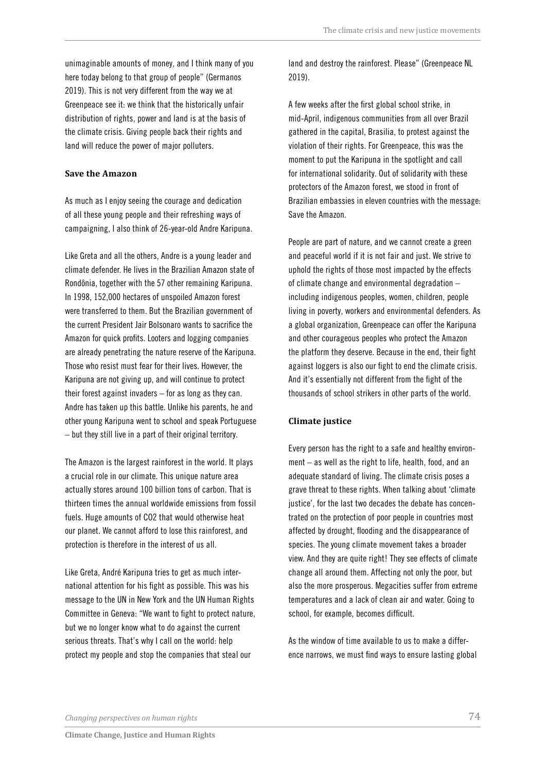unimaginable amounts of money, and I think many of you here today belong to that group of people" (Germanos 2019). This is not very different from the way we at Greenpeace see it: we think that the historically unfair distribution of rights, power and land is at the basis of the climate crisis. Giving people back their rights and land will reduce the power of major polluters.

**Save the Amazon**

As much as I enjoy seeing the courage and dedication of all these young people and their refreshing ways of campaigning, I also think of 26-year-old Andre Karipuna.

Like Greta and all the others, Andre is a young leader and climate defender. He lives in the Brazilian Amazon state of Rondônia, together with the 57 other remaining Karipuna. In 1998, 152,000 hectares of unspoiled Amazon forest were transferred to them. But the Brazilian government of the current President Jair Bolsonaro wants to sacrifice the Amazon for quick profits. Looters and logging companies are already penetrating the nature reserve of the Karipuna. Those who resist must fear for their lives. However, the Karipuna are not giving up, and will continue to protect their forest against invaders – for as long as they can. Andre has taken up this battle. Unlike his parents, he and other young Karipuna went to school and speak Portuguese – but they still live in a part of their original territory.

The Amazon is the largest rainforest in the world. It plays a crucial role in our climate. This unique nature area actually stores around 100 billion tons of carbon. That is thirteen times the annual worldwide emissions from fossil fuels. Huge amounts of $CO_2$ that would otherwise heat our planet. We cannot afford to lose this rainforest, and protection is therefore in the interest of us all.

Like Greta, André Karipuna tries to get as much international attention for his fight as possible. This was his message to the UN in New York and the UN Human Rights Committee in Geneva: "We want to fight to protect nature, but we no longer know what to do against the current serious threats. That's why I call on the world: help protect my people and stop the companies that steal our land and destroy the rainforest. Please" (Greenpeace NL 2019).

A few weeks after the first global school strike, in mid-April, indigenous communities from all over Brazil gathered in the capital, Brasilia, to protest against the violation of their rights. For Greenpeace, this was the moment to put the Karipuna in the spotlight and call for international solidarity. Out of solidarity with these protectors of the Amazon forest, we stood in front of Brazilian embassies in eleven countries with the message: Save the Amazon.

People are part of nature, and we cannot create a green and peaceful world if it is not fair and just. We strive to uphold the rights of those most impacted by the effects of climate change and environmental degradation – including indigenous peoples, women, children, people living in poverty, workers and environmental defenders. As a global organization, Greenpeace can offer the Karipuna and other courageous peoples who protect the Amazon the platform they deserve. Because in the end, their fight against loggers is also our fight to end the climate crisis. And it's essentially not different from the fight of the thousands of school strikers in other parts of the world.

**Climate justice**

Every person has the right to a safe and healthy environment – as well as the right to life, health, food, and an adequate standard of living. The climate crisis poses a grave threat to these rights. When talking about 'climate justice', for the last two decades the debate has concentrated on the protection of poor people in countries most affected by drought, flooding and the disappearance of species. The young climate movement takes a broader view. And they are quite right! They see effects of climate change all around them. Affecting not only the poor, but also the more prosperous. Megacities suffer from extreme temperatures and a lack of clean air and water. Going to school, for example, becomes difficult.

As the window of time available to us to make a difference narrows, we must find ways to ensure lasting global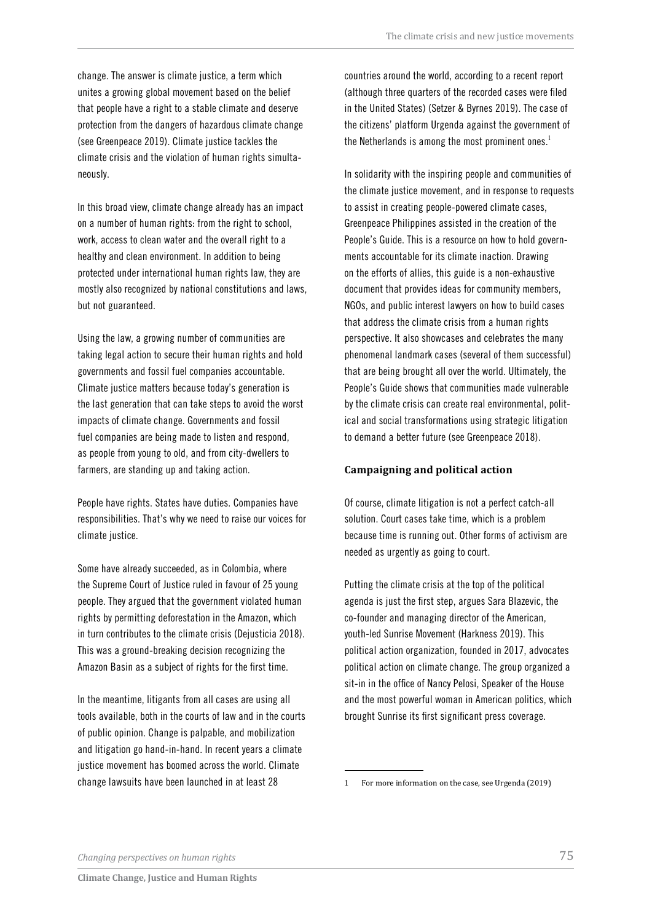change. The answer is climate justice, a term which unites a growing global movement based on the belief that people have a right to a stable climate and deserve protection from the dangers of hazardous climate change (see Greenpeace 2019). Climate justice tackles the climate crisis and the violation of human rights simultaneously.

In this broad view, climate change already has an impact on a number of human rights: from the right to school, work, access to clean water and the overall right to a healthy and clean environment. In addition to being protected under international human rights law, they are mostly also recognized by national constitutions and laws, but not guaranteed.

Using the law, a growing number of communities are taking legal action to secure their human rights and hold governments and fossil fuel companies accountable. Climate justice matters because today's generation is the last generation that can take steps to avoid the worst impacts of climate change. Governments and fossil fuel companies are being made to listen and respond, as people from young to old, and from city-dwellers to farmers, are standing up and taking action.

People have rights. States have duties. Companies have responsibilities. That's why we need to raise our voices for climate justice.

Some have already succeeded, as in Colombia, where the Supreme Court of Justice ruled in favour of 25 young people. They argued that the government violated human rights by permitting deforestation in the Amazon, which in turn contributes to the climate crisis (Dejusticia 2018). This was a ground-breaking decision recognizing the Amazon Basin as a subject of rights for the first time.

In the meantime, litigants from all cases are using all tools available, both in the courts of law and in the courts of public opinion. Change is palpable, and mobilization and litigation go hand-in-hand. In recent years a climate justice movement has boomed across the world. Climate change lawsuits have been launched in at least 28 countries around the world, according to a recent report (although three quarters of the recorded cases were filed in the United States) (Setzer & Byrnes 2019). The case of the citizens' platform Urgenda against the government of the Netherlands is among the most prominent ones.[1]

In solidarity with the inspiring people and communities of the climate justice movement, and in response to requests to assist in creating people-powered climate cases, Greenpeace Philippines assisted in the creation of the People's Guide. This is a resource on how to hold governments accountable for its climate inaction. Drawing on the efforts of allies, this guide is a non-exhaustive document that provides ideas for community members, NGOs, and public interest lawyers on how to build cases that address the climate crisis from a human rights perspective. It also showcases and celebrates the many phenomenal landmark cases (several of them successful) that are being brought all over the world. Ultimately, the People's Guide shows that communities made vulnerable by the climate crisis can create real environmental, political and social transformations using strategic litigation to demand a better future (see Greenpeace 2018).

### Campaigning and political action

Of course, climate litigation is not a perfect catch-all solution. Court cases take time, which is a problem because time is running out. Other forms of activism are needed as urgently as going to court.

Putting the climate crisis at the top of the political agenda is just the first step, argues Sara Blazevic, the co-founder and managing director of the American, youth-led Sunrise Movement (Harkness 2019). This political action organization, founded in 2017, advocates political action on climate change. The group organized a sit-in in the office of Nancy Pelosi, Speaker of the House and the most powerful woman in American politics, which brought Sunrise its first significant press coverage.

---

[1] For more information on the case, see Urgenda (2019)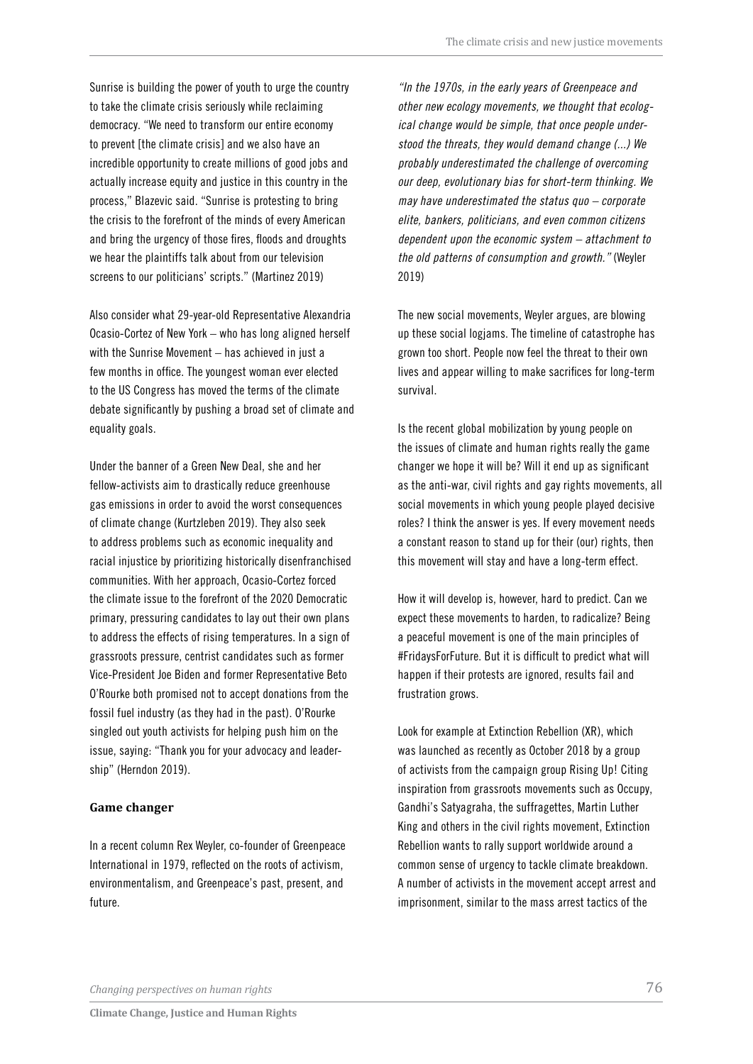Sunrise is building the power of youth to urge the country to take the climate crisis seriously while reclaiming democracy. "We need to transform our entire economy to prevent [the climate crisis] and we also have an incredible opportunity to create millions of good jobs and actually increase equity and justice in this country in the process," Blazevic said. "Sunrise is protesting to bring the crisis to the forefront of the minds of every American and bring the urgency of those fires, floods and droughts we hear the plaintiffs talk about from our television screens to our politicians' scripts." (Martinez 2019)

Also consider what 29-year-old Representative Alexandria Ocasio-Cortez of New York – who has long aligned herself with the Sunrise Movement – has achieved in just a few months in office. The youngest woman ever elected to the US Congress has moved the terms of the climate debate significantly by pushing a broad set of climate and equality goals.

Under the banner of a Green New Deal, she and her fellow-activists aim to drastically reduce greenhouse gas emissions in order to avoid the worst consequences of climate change (Kurtzleben 2019). They also seek to address problems such as economic inequality and racial injustice by prioritizing historically disenfranchised communities. With her approach, Ocasio-Cortez forced the climate issue to the forefront of the 2020 Democratic primary, pressuring candidates to lay out their own plans to address the effects of rising temperatures. In a sign of grassroots pressure, centrist candidates such as former Vice-President Joe Biden and former Representative Beto O'Rourke both promised not to accept donations from the fossil fuel industry (as they had in the past). O'Rourke singled out youth activists for helping push him on the issue, saying: "Thank you for your advocacy and leadership" (Herndon 2019).

### Game changer

In a recent column Rex Weyler, co-founder of Greenpeace International in 1979, reflected on the roots of activism, environmentalism, and Greenpeace's past, present, and future.

*"In the 1970s, in the early years of Greenpeace and other new ecology movements, we thought that ecological change would be simple, that once people understood the threats, they would demand change (...) We probably underestimated the challenge of overcoming our deep, evolutionary bias for short-term thinking. We may have underestimated the status quo – corporate elite, bankers, politicians, and even common citizens dependent upon the economic system – attachment to the old patterns of consumption and growth."* (Weyler 2019)

The new social movements, Weyler argues, are blowing up these social logjams. The timeline of catastrophe has grown too short. People now feel the threat to their own lives and appear willing to make sacrifices for long-term survival.

Is the recent global mobilization by young people on the issues of climate and human rights really the game changer we hope it will be? Will it end up as significant as the anti-war, civil rights and gay rights movements, all social movements in which young people played decisive roles? I think the answer is yes. If every movement needs a constant reason to stand up for their (our) rights, then this movement will stay and have a long-term effect.

How it will develop is, however, hard to predict. Can we expect these movements to harden, to radicalize? Being a peaceful movement is one of the main principles of #FridaysForFuture. But it is difficult to predict what will happen if their protests are ignored, results fail and frustration grows.

Look for example at Extinction Rebellion (XR), which was launched as recently as October 2018 by a group of activists from the campaign group Rising Up! Citing inspiration from grassroots movements such as Occupy, Gandhi's Satyagraha, the suffragettes, Martin Luther King and others in the civil rights movement, Extinction Rebellion wants to rally support worldwide around a common sense of urgency to tackle climate breakdown. A number of activists in the movement accept arrest and imprisonment, similar to the mass arrest tactics of the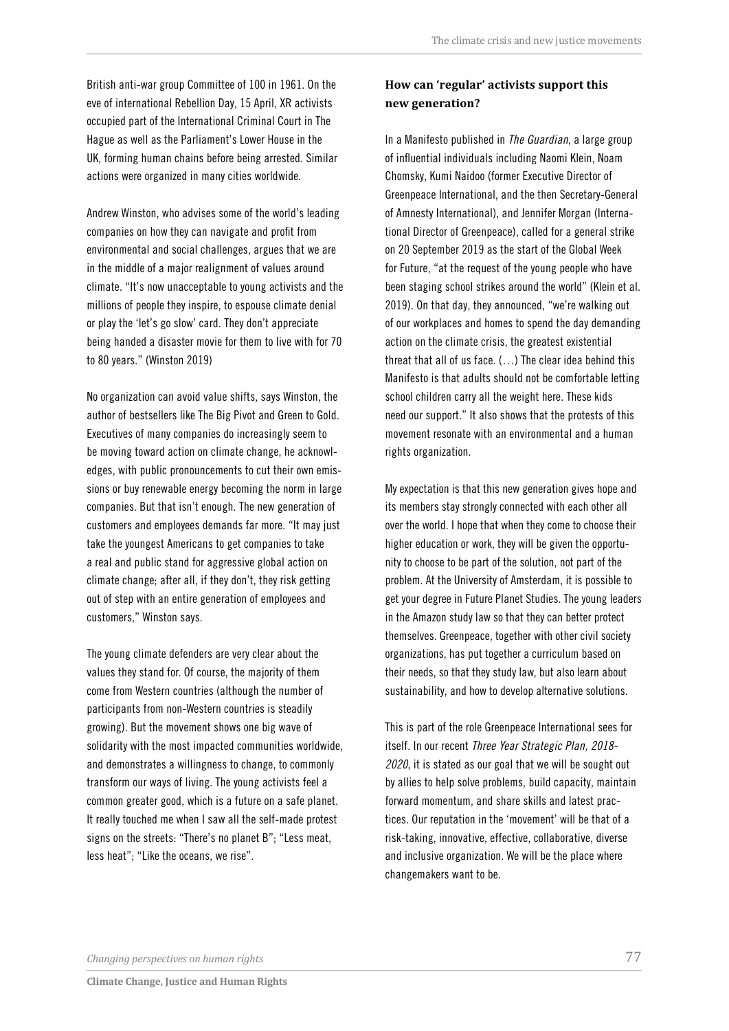British anti-war group Committee of 100 in 1961. On the eve of international Rebellion Day, 15 April, XR activists occupied part of the International Criminal Court in The Hague as well as the Parliament's Lower House in the UK, forming human chains before being arrested. Similar actions were organized in many cities worldwide.

Andrew Winston, who advises some of the world's leading companies on how they can navigate and profit from environmental and social challenges, argues that we are in the middle of a major realignment of values around climate. "It's now unacceptable to young activists and the millions of people they inspire, to espouse climate denial or play the 'let's go slow' card. They don't appreciate being handed a disaster movie for them to live with for 70 to 80 years." (Winston 2019)

No organization can avoid value shifts, says Winston, the author of bestsellers like The Big Pivot and Green to Gold. Executives of many companies do increasingly seem to be moving toward action on climate change, he acknowledges, with public pronouncements to cut their own emissions or buy renewable energy becoming the norm in large companies. But that isn't enough. The new generation of customers and employees demands far more. "It may just take the youngest Americans to get companies to take a real and public stand for aggressive global action on climate change; after all, if they don't, they risk getting out of step with an entire generation of employees and customers," Winston says.

The young climate defenders are very clear about the values they stand for. Of course, the majority of them come from Western countries (although the number of participants from non-Western countries is steadily growing). But the movement shows one big wave of solidarity with the most impacted communities worldwide, and demonstrates a willingness to change, to commonly transform our ways of living. The young activists feel a common greater good, which is a future on a safe planet. It really touched me when I saw all the self-made protest signs on the streets: "There's no planet B"; "Less meat, less heat"; "Like the oceans, we rise".

### How can 'regular' activists support this new generation?

In a Manifesto published in *The Guardian*, a large group of influential individuals including Naomi Klein, Noam Chomsky, Kumi Naidoo (former Executive Director of Greenpeace International, and the then Secretary-General of Amnesty International), and Jennifer Morgan (International Director of Greenpeace), called for a general strike on 20 September 2019 as the start of the Global Week for Future, "at the request of the young people who have been staging school strikes around the world" (Klein et al. 2019). On that day, they announced, "we're walking out of our workplaces and homes to spend the day demanding action on the climate crisis, the greatest existential threat that all of us face. (…) The clear idea behind this Manifesto is that adults should not be comfortable letting school children carry all the weight here. These kids need our support." It also shows that the protests of this movement resonate with an environmental and a human rights organization.

My expectation is that this new generation gives hope and its members stay strongly connected with each other all over the world. I hope that when they come to choose their higher education or work, they will be given the opportunity to choose to be part of the solution, not part of the problem. At the University of Amsterdam, it is possible to get your degree in Future Planet Studies. The young leaders in the Amazon study law so that they can better protect themselves. Greenpeace, together with other civil society organizations, has put together a curriculum based on their needs, so that they study law, but also learn about sustainability, and how to develop alternative solutions.

This is part of the role Greenpeace International sees for itself. In our recent *Three Year Strategic Plan, 2018-2020*, it is stated as our goal that we will be sought out by allies to help solve problems, build capacity, maintain forward momentum, and share skills and latest practices. Our reputation in the 'movement' will be that of a risk-taking, innovative, effective, collaborative, diverse and inclusive organization. We will be the place where changemakers want to be.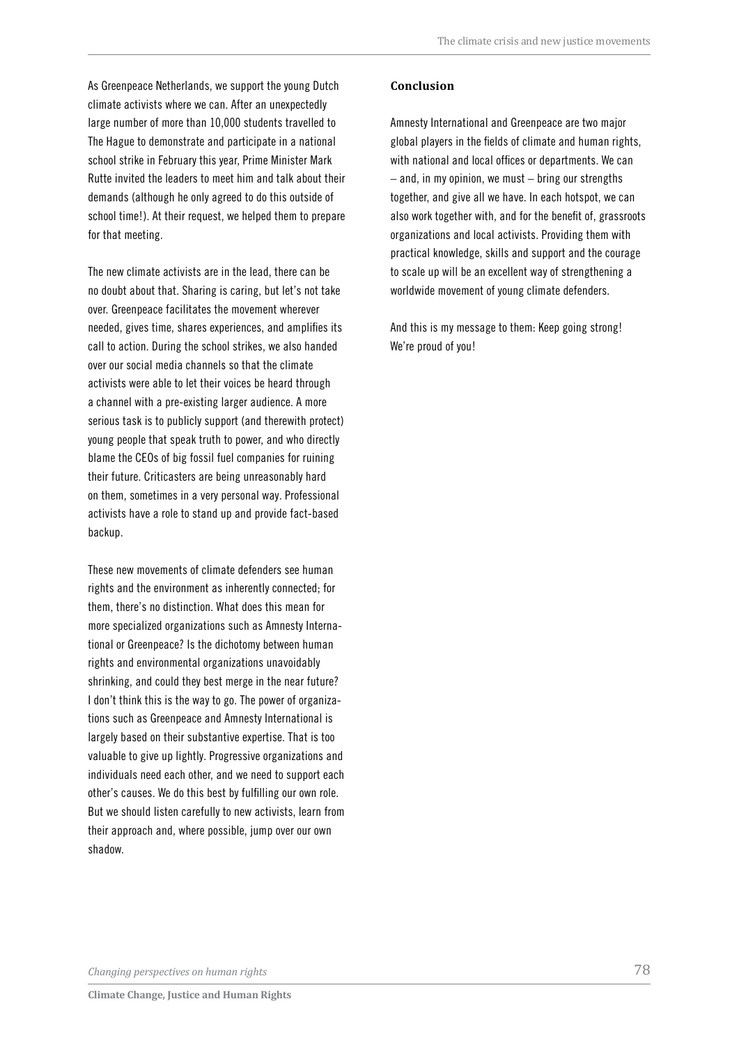As Greenpeace Netherlands, we support the young Dutch climate activists where we can. After an unexpectedly large number of more than 10,000 students travelled to The Hague to demonstrate and participate in a national school strike in February this year, Prime Minister Mark Rutte invited the leaders to meet him and talk about their demands (although he only agreed to do this outside of school time!). At their request, we helped them to prepare for that meeting.

The new climate activists are in the lead, there can be no doubt about that. Sharing is caring, but let's not take over. Greenpeace facilitates the movement wherever needed, gives time, shares experiences, and amplifies its call to action. During the school strikes, we also handed over our social media channels so that the climate activists were able to let their voices be heard through a channel with a pre-existing larger audience. A more serious task is to publicly support (and therewith protect) young people that speak truth to power, and who directly blame the CEOs of big fossil fuel companies for ruining their future. Criticasters are being unreasonably hard on them, sometimes in a very personal way. Professional activists have a role to stand up and provide fact-based backup.

These new movements of climate defenders see human rights and the environment as inherently connected; for them, there's no distinction. What does this mean for more specialized organizations such as Amnesty International or Greenpeace? Is the dichotomy between human rights and environmental organizations unavoidably shrinking, and could they best merge in the near future? I don't think this is the way to go. The power of organizations such as Greenpeace and Amnesty International is largely based on their substantive expertise. That is too valuable to give up lightly. Progressive organizations and individuals need each other, and we need to support each other's causes. We do this best by fulfilling our own role. But we should listen carefully to new activists, learn from their approach and, where possible, jump over our own shadow.

**Conclusion**

Amnesty International and Greenpeace are two major global players in the fields of climate and human rights, with national and local offices or departments. We can – and, in my opinion, we must – bring our strengths together, and give all we have. In each hotspot, we can also work together with, and for the benefit of, grassroots organizations and local activists. Providing them with practical knowledge, skills and support and the courage to scale up will be an excellent way of strengthening a worldwide movement of young climate defenders.

And this is my message to them: Keep going strong! We're proud of you!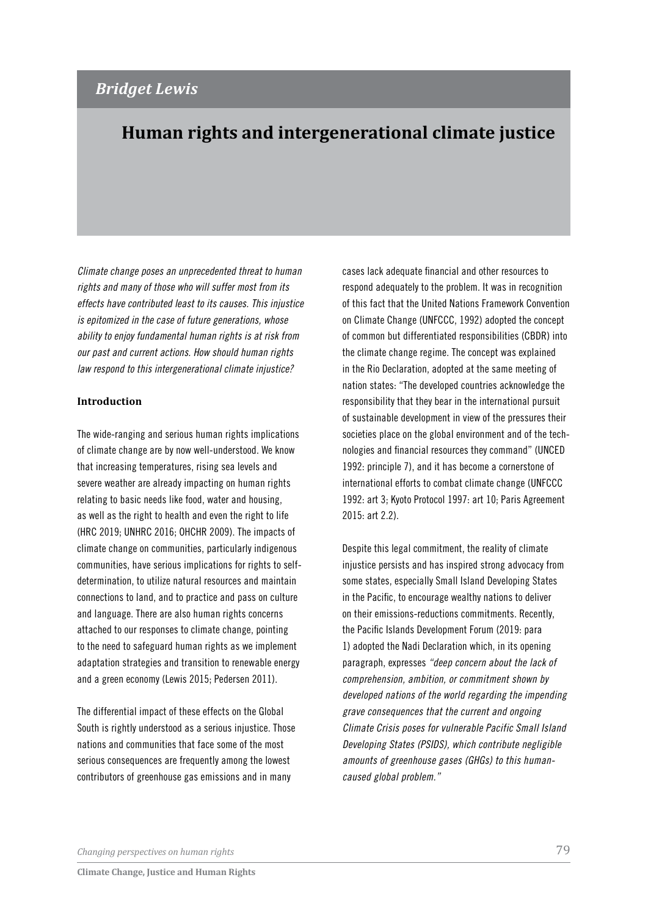*Bridget Lewis*

# Human rights and intergenerational climate justice

*Climate change poses an unprecedented threat to human rights and many of those who will suffer most from its effects have contributed least to its causes. This injustice is epitomized in the case of future generations, whose ability to enjoy fundamental human rights is at risk from our past and current actions. How should human rights law respond to this intergenerational climate injustice?*

## Introduction

The wide-ranging and serious human rights implications of climate change are by now well-understood. We know that increasing temperatures, rising sea levels and severe weather are already impacting on human rights relating to basic needs like food, water and housing, as well as the right to health and even the right to life (HRC 2019; UNHRC 2016; OHCHR 2009). The impacts of climate change on communities, particularly indigenous communities, have serious implications for rights to self-determination, to utilize natural resources and maintain connections to land, and to practice and pass on culture and language. There are also human rights concerns attached to our responses to climate change, pointing to the need to safeguard human rights as we implement adaptation strategies and transition to renewable energy and a green economy (Lewis 2015; Pedersen 2011).

The differential impact of these effects on the Global South is rightly understood as a serious injustice. Those nations and communities that face some of the most serious consequences are frequently among the lowest contributors of greenhouse gas emissions and in many cases lack adequate financial and other resources to respond adequately to the problem. It was in recognition of this fact that the United Nations Framework Convention on Climate Change (UNFCCC, 1992) adopted the concept of common but differentiated responsibilities (CBDR) into the climate change regime. The concept was explained in the Rio Declaration, adopted at the same meeting of nation states: "The developed countries acknowledge the responsibility that they bear in the international pursuit of sustainable development in view of the pressures their societies place on the global environment and of the technologies and financial resources they command" (UNCED 1992: principle 7), and it has become a cornerstone of international efforts to combat climate change (UNFCCC 1992: art 3; Kyoto Protocol 1997: art 10; Paris Agreement 2015: art 2.2).

Despite this legal commitment, the reality of climate injustice persists and has inspired strong advocacy from some states, especially Small Island Developing States in the Pacific, to encourage wealthy nations to deliver on their emissions-reductions commitments. Recently, the Pacific Islands Development Forum (2019: para 1) adopted the Nadi Declaration which, in its opening paragraph, expresses *"deep concern about the lack of comprehension, ambition, or commitment shown by developed nations of the world regarding the impending grave consequences that the current and ongoing Climate Crisis poses for vulnerable Pacific Small Island Developing States (PSIDS), which contribute negligible amounts of greenhouse gases (GHGs) to this human-caused global problem."*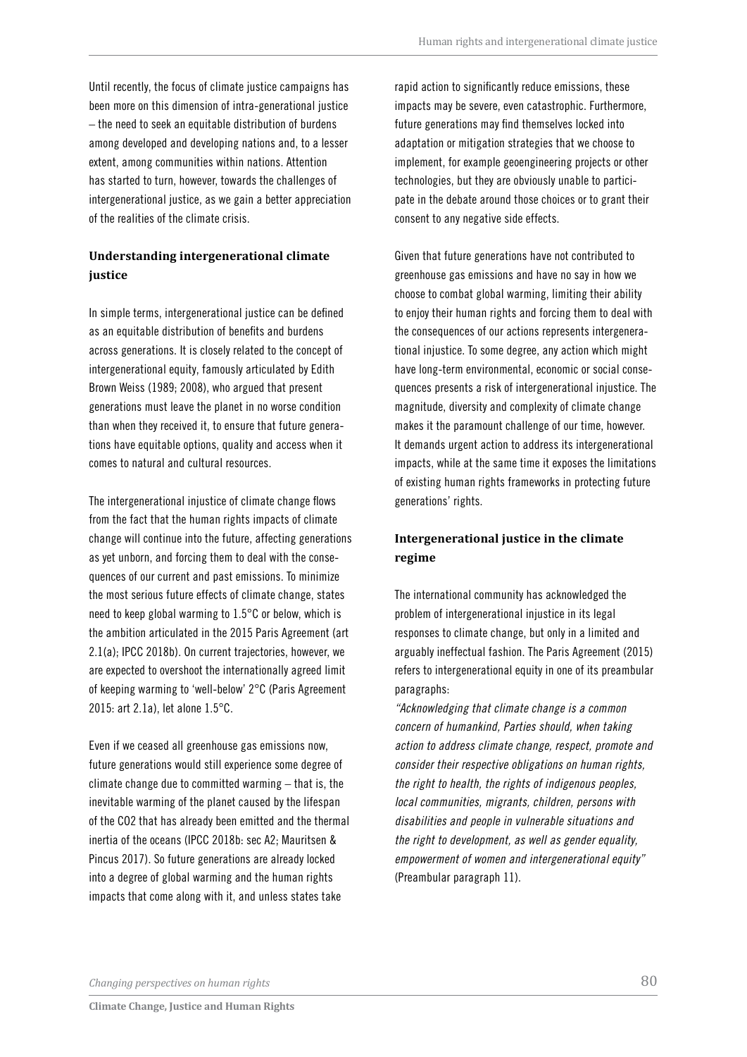Until recently, the focus of climate justice campaigns has been more on this dimension of intra-generational justice – the need to seek an equitable distribution of burdens among developed and developing nations and, to a lesser extent, among communities within nations. Attention has started to turn, however, towards the challenges of intergenerational justice, as we gain a better appreciation of the realities of the climate crisis.

### Understanding intergenerational climate justice

In simple terms, intergenerational justice can be defined as an equitable distribution of benefits and burdens across generations. It is closely related to the concept of intergenerational equity, famously articulated by Edith Brown Weiss (1989; 2008), who argued that present generations must leave the planet in no worse condition than when they received it, to ensure that future generations have equitable options, quality and access when it comes to natural and cultural resources.

The intergenerational injustice of climate change flows from the fact that the human rights impacts of climate change will continue into the future, affecting generations as yet unborn, and forcing them to deal with the consequences of our current and past emissions. To minimize the most serious future effects of climate change, states need to keep global warming to 1.5°C or below, which is the ambition articulated in the 2015 Paris Agreement (art 2.1(a); IPCC 2018b). On current trajectories, however, we are expected to overshoot the internationally agreed limit of keeping warming to 'well-below' 2°C (Paris Agreement 2015: art 2.1a), let alone 1.5°C.

Even if we ceased all greenhouse gas emissions now, future generations would still experience some degree of climate change due to committed warming – that is, the inevitable warming of the planet caused by the lifespan of the $CO_2$ that has already been emitted and the thermal inertia of the oceans (IPCC 2018b: sec A2; Mauritsen & Pincus 2017). So future generations are already locked into a degree of global warming and the human rights impacts that come along with it, and unless states take rapid action to significantly reduce emissions, these impacts may be severe, even catastrophic. Furthermore, future generations may find themselves locked into adaptation or mitigation strategies that we choose to implement, for example geoengineering projects or other technologies, but they are obviously unable to participate in the debate around those choices or to grant their consent to any negative side effects.

Given that future generations have not contributed to greenhouse gas emissions and have no say in how we choose to combat global warming, limiting their ability to enjoy their human rights and forcing them to deal with the consequences of our actions represents intergenerational injustice. To some degree, any action which might have long-term environmental, economic or social consequences presents a risk of intergenerational injustice. The magnitude, diversity and complexity of climate change makes it the paramount challenge of our time, however. It demands urgent action to address its intergenerational impacts, while at the same time it exposes the limitations of existing human rights frameworks in protecting future generations' rights.

### Intergenerational justice in the climate regime

The international community has acknowledged the problem of intergenerational injustice in its legal responses to climate change, but only in a limited and arguably ineffectual fashion. The Paris Agreement (2015) refers to intergenerational equity in one of its preambular paragraphs:

*"Acknowledging that climate change is a common concern of humankind, Parties should, when taking action to address climate change, respect, promote and consider their respective obligations on human rights, the right to health, the rights of indigenous peoples, local communities, migrants, children, persons with disabilities and people in vulnerable situations and the right to development, as well as gender equality, empowerment of women and intergenerational equity"* (Preambular paragraph 11).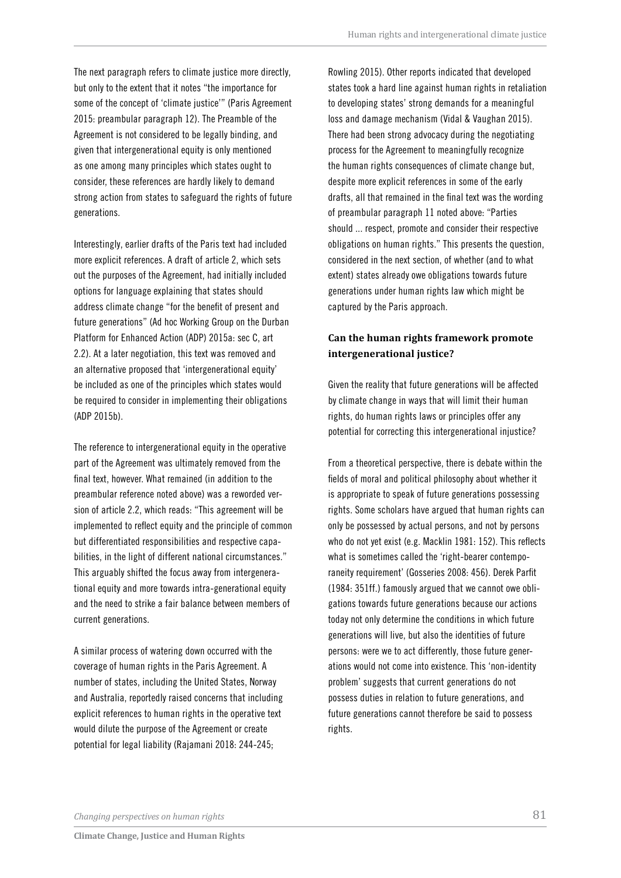The next paragraph refers to climate justice more directly, but only to the extent that it notes "the importance for some of the concept of 'climate justice'" (Paris Agreement 2015: preambular paragraph 12). The Preamble of the Agreement is not considered to be legally binding, and given that intergenerational equity is only mentioned as one among many principles which states ought to consider, these references are hardly likely to demand strong action from states to safeguard the rights of future generations.

Interestingly, earlier drafts of the Paris text had included more explicit references. A draft of article 2, which sets out the purposes of the Agreement, had initially included options for language explaining that states should address climate change "for the benefit of present and future generations" (Ad hoc Working Group on the Durban Platform for Enhanced Action (ADP) 2015a: sec C, art 2.2). At a later negotiation, this text was removed and an alternative proposed that 'intergenerational equity' be included as one of the principles which states would be required to consider in implementing their obligations (ADP 2015b).

The reference to intergenerational equity in the operative part of the Agreement was ultimately removed from the final text, however. What remained (in addition to the preambular reference noted above) was a reworded version of article 2.2, which reads: "This agreement will be implemented to reflect equity and the principle of common but differentiated responsibilities and respective capabilities, in the light of different national circumstances." This arguably shifted the focus away from intergenerational equity and more towards intra-generational equity and the need to strike a fair balance between members of current generations.

A similar process of watering down occurred with the coverage of human rights in the Paris Agreement. A number of states, including the United States, Norway and Australia, reportedly raised concerns that including explicit references to human rights in the operative text would dilute the purpose of the Agreement or create potential for legal liability (Rajamani 2018: 244-245; Rowling 2015). Other reports indicated that developed states took a hard line against human rights in retaliation to developing states' strong demands for a meaningful loss and damage mechanism (Vidal & Vaughan 2015). There had been strong advocacy during the negotiating process for the Agreement to meaningfully recognize the human rights consequences of climate change but, despite more explicit references in some of the early drafts, all that remained in the final text was the wording of preambular paragraph 11 noted above: "Parties should ... respect, promote and consider their respective obligations on human rights." This presents the question, considered in the next section, of whether (and to what extent) states already owe obligations towards future generations under human rights law which might be captured by the Paris approach.

### Can the human rights framework promote intergenerational justice?

Given the reality that future generations will be affected by climate change in ways that will limit their human rights, do human rights laws or principles offer any potential for correcting this intergenerational injustice?

From a theoretical perspective, there is debate within the fields of moral and political philosophy about whether it is appropriate to speak of future generations possessing rights. Some scholars have argued that human rights can only be possessed by actual persons, and not by persons who do not yet exist (e.g. Macklin 1981: 152). This reflects what is sometimes called the 'right-bearer contemporaneity requirement' (Gosseries 2008: 456). Derek Parfit (1984: 351ff.) famously argued that we cannot owe obligations towards future generations because our actions today not only determine the conditions in which future generations will live, but also the identities of future persons: were we to act differently, those future generations would not come into existence. This 'non-identity problem' suggests that current generations do not possess duties in relation to future generations, and future generations cannot therefore be said to possess rights.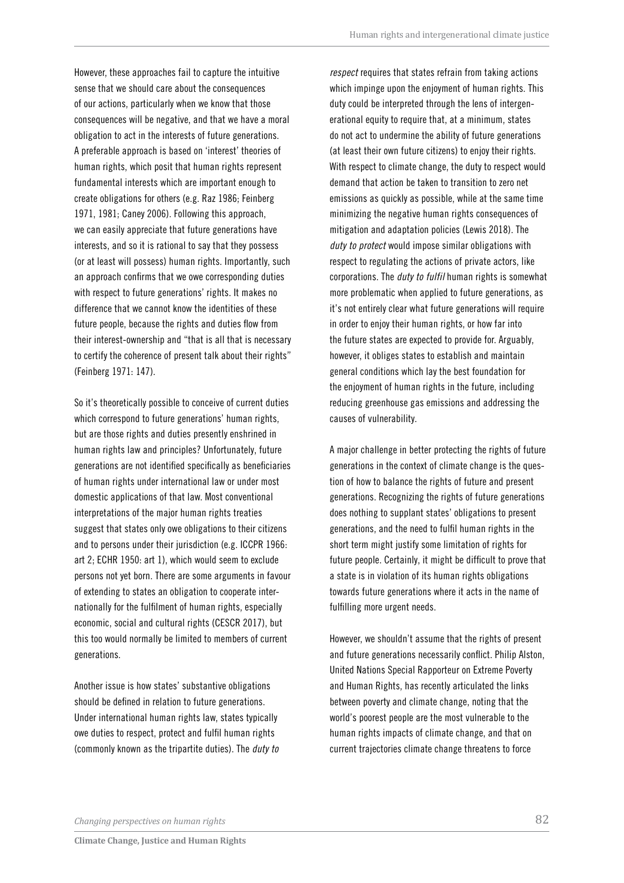However, these approaches fail to capture the intuitive sense that we should care about the consequences of our actions, particularly when we know that those consequences will be negative, and that we have a moral obligation to act in the interests of future generations. A preferable approach is based on 'interest' theories of human rights, which posit that human rights represent fundamental interests which are important enough to create obligations for others (e.g. Raz 1986; Feinberg 1971, 1981; Caney 2006). Following this approach, we can easily appreciate that future generations have interests, and so it is rational to say that they possess (or at least will possess) human rights. Importantly, such an approach confirms that we owe corresponding duties with respect to future generations' rights. It makes no difference that we cannot know the identities of these future people, because the rights and duties flow from their interest-ownership and "that is all that is necessary to certify the coherence of present talk about their rights" (Feinberg 1971: 147).

So it's theoretically possible to conceive of current duties which correspond to future generations' human rights, but are those rights and duties presently enshrined in human rights law and principles? Unfortunately, future generations are not identified specifically as beneficiaries of human rights under international law or under most domestic applications of that law. Most conventional interpretations of the major human rights treaties suggest that states only owe obligations to their citizens and to persons under their jurisdiction (e.g. ICCPR 1966: art 2; ECHR 1950: art 1), which would seem to exclude persons not yet born. There are some arguments in favour of extending to states an obligation to cooperate internationally for the fulfilment of human rights, especially economic, social and cultural rights (CESCR 2017), but this too would normally be limited to members of current generations.

Another issue is how states' substantive obligations should be defined in relation to future generations. Under international human rights law, states typically owe duties to respect, protect and fulfil human rights (commonly known as the tripartite duties). The *duty to respect* requires that states refrain from taking actions which impinge upon the enjoyment of human rights. This duty could be interpreted through the lens of intergenerational equity to require that, at a minimum, states do not act to undermine the ability of future generations (at least their own future citizens) to enjoy their rights. With respect to climate change, the duty to respect would demand that action be taken to transition to zero net emissions as quickly as possible, while at the same time minimizing the negative human rights consequences of mitigation and adaptation policies (Lewis 2018). The *duty to protect* would impose similar obligations with respect to regulating the actions of private actors, like corporations. The *duty to fulfil* human rights is somewhat more problematic when applied to future generations, as it's not entirely clear what future generations will require in order to enjoy their human rights, or how far into the future states are expected to provide for. Arguably, however, it obliges states to establish and maintain general conditions which lay the best foundation for the enjoyment of human rights in the future, including reducing greenhouse gas emissions and addressing the causes of vulnerability.

A major challenge in better protecting the rights of future generations in the context of climate change is the question of how to balance the rights of future and present generations. Recognizing the rights of future generations does nothing to supplant states' obligations to present generations, and the need to fulfil human rights in the short term might justify some limitation of rights for future people. Certainly, it might be difficult to prove that a state is in violation of its human rights obligations towards future generations where it acts in the name of fulfilling more urgent needs.

However, we shouldn't assume that the rights of present and future generations necessarily conflict. Philip Alston, United Nations Special Rapporteur on Extreme Poverty and Human Rights, has recently articulated the links between poverty and climate change, noting that the world's poorest people are the most vulnerable to the human rights impacts of climate change, and that on current trajectories climate change threatens to force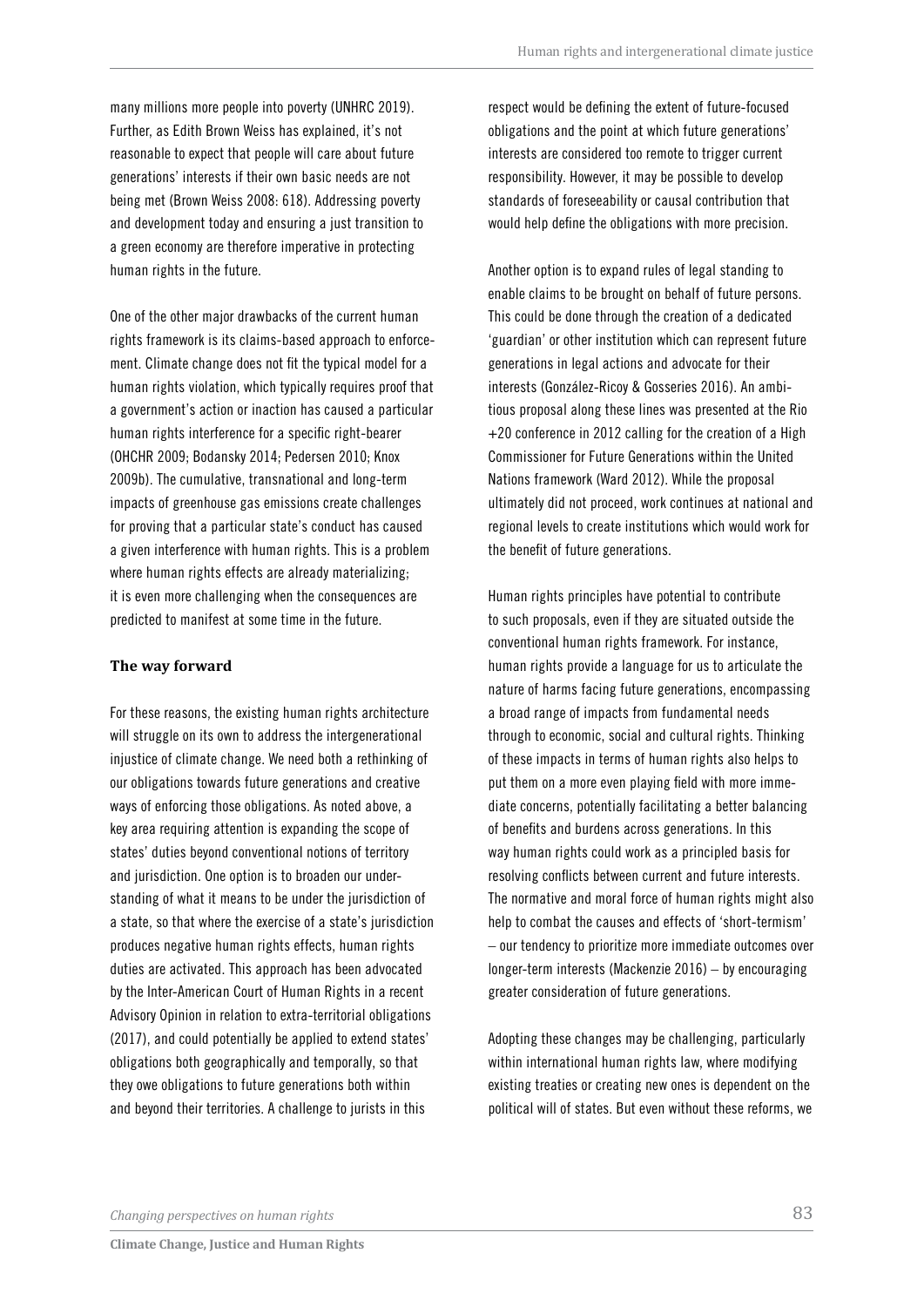many millions more people into poverty (UNHRC 2019). Further, as Edith Brown Weiss has explained, it's not reasonable to expect that people will care about future generations' interests if their own basic needs are not being met (Brown Weiss 2008: 618). Addressing poverty and development today and ensuring a just transition to a green economy are therefore imperative in protecting human rights in the future.

One of the other major drawbacks of the current human rights framework is its claims-based approach to enforcement. Climate change does not fit the typical model for a human rights violation, which typically requires proof that a government's action or inaction has caused a particular human rights interference for a specific right-bearer (OHCHR 2009; Bodansky 2014; Pedersen 2010; Knox 2009b). The cumulative, transnational and long-term impacts of greenhouse gas emissions create challenges for proving that a particular state's conduct has caused a given interference with human rights. This is a problem where human rights effects are already materializing; it is even more challenging when the consequences are predicted to manifest at some time in the future.

## The way forward

For these reasons, the existing human rights architecture will struggle on its own to address the intergenerational injustice of climate change. We need both a rethinking of our obligations towards future generations and creative ways of enforcing those obligations. As noted above, a key area requiring attention is expanding the scope of states' duties beyond conventional notions of territory and jurisdiction. One option is to broaden our understanding of what it means to be under the jurisdiction of a state, so that where the exercise of a state's jurisdiction produces negative human rights effects, human rights duties are activated. This approach has been advocated by the Inter-American Court of Human Rights in a recent Advisory Opinion in relation to extra-territorial obligations (2017), and could potentially be applied to extend states' obligations both geographically and temporally, so that they owe obligations to future generations both within and beyond their territories. A challenge to jurists in this respect would be defining the extent of future-focused obligations and the point at which future generations' interests are considered too remote to trigger current responsibility. However, it may be possible to develop standards of foreseeability or causal contribution that would help define the obligations with more precision.

Another option is to expand rules of legal standing to enable claims to be brought on behalf of future persons. This could be done through the creation of a dedicated 'guardian' or other institution which can represent future generations in legal actions and advocate for their interests (González-Ricoy & Gosseries 2016). An ambitious proposal along these lines was presented at the Rio +20 conference in 2012 calling for the creation of a High Commissioner for Future Generations within the United Nations framework (Ward 2012). While the proposal ultimately did not proceed, work continues at national and regional levels to create institutions which would work for the benefit of future generations.

Human rights principles have potential to contribute to such proposals, even if they are situated outside the conventional human rights framework. For instance, human rights provide a language for us to articulate the nature of harms facing future generations, encompassing a broad range of impacts from fundamental needs through to economic, social and cultural rights. Thinking of these impacts in terms of human rights also helps to put them on a more even playing field with more immediate concerns, potentially facilitating a better balancing of benefits and burdens across generations. In this way human rights could work as a principled basis for resolving conflicts between current and future interests. The normative and moral force of human rights might also help to combat the causes and effects of 'short-termism' – our tendency to prioritize more immediate outcomes over longer-term interests (Mackenzie 2016) – by encouraging greater consideration of future generations.

Adopting these changes may be challenging, particularly within international human rights law, where modifying existing treaties or creating new ones is dependent on the political will of states. But even without these reforms, we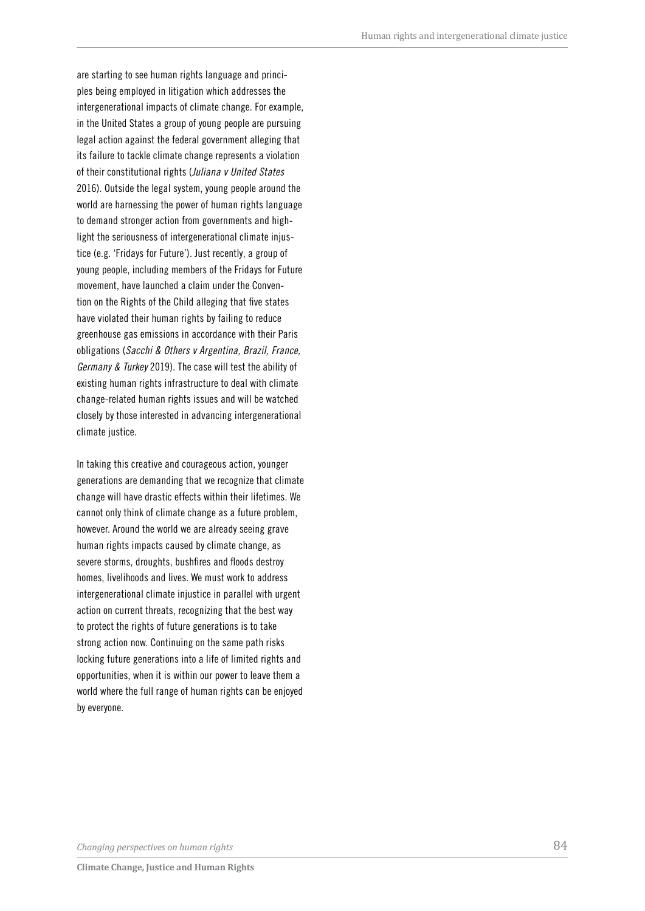are starting to see human rights language and principles being employed in litigation which addresses the intergenerational impacts of climate change. For example, in the United States a group of young people are pursuing legal action against the federal government alleging that its failure to tackle climate change represents a violation of their constitutional rights (*Juliana v United States* 2016). Outside the legal system, young people around the world are harnessing the power of human rights language to demand stronger action from governments and highlight the seriousness of intergenerational climate injustice (e.g. 'Fridays for Future'). Just recently, a group of young people, including members of the Fridays for Future movement, have launched a claim under the Convention on the Rights of the Child alleging that five states have violated their human rights by failing to reduce greenhouse gas emissions in accordance with their Paris obligations (*Sacchi & Others v Argentina, Brazil, France, Germany & Turkey* 2019). The case will test the ability of existing human rights infrastructure to deal with climate change-related human rights issues and will be watched closely by those interested in advancing intergenerational climate justice.

In taking this creative and courageous action, younger generations are demanding that we recognize that climate change will have drastic effects within their lifetimes. We cannot only think of climate change as a future problem, however. Around the world we are already seeing grave human rights impacts caused by climate change, as severe storms, droughts, bushfires and floods destroy homes, livelihoods and lives. We must work to address intergenerational climate injustice in parallel with urgent action on current threats, recognizing that the best way to protect the rights of future generations is to take strong action now. Continuing on the same path risks locking future generations into a life of limited rights and opportunities, when it is within our power to leave them a world where the full range of human rights can be enjoyed by everyone.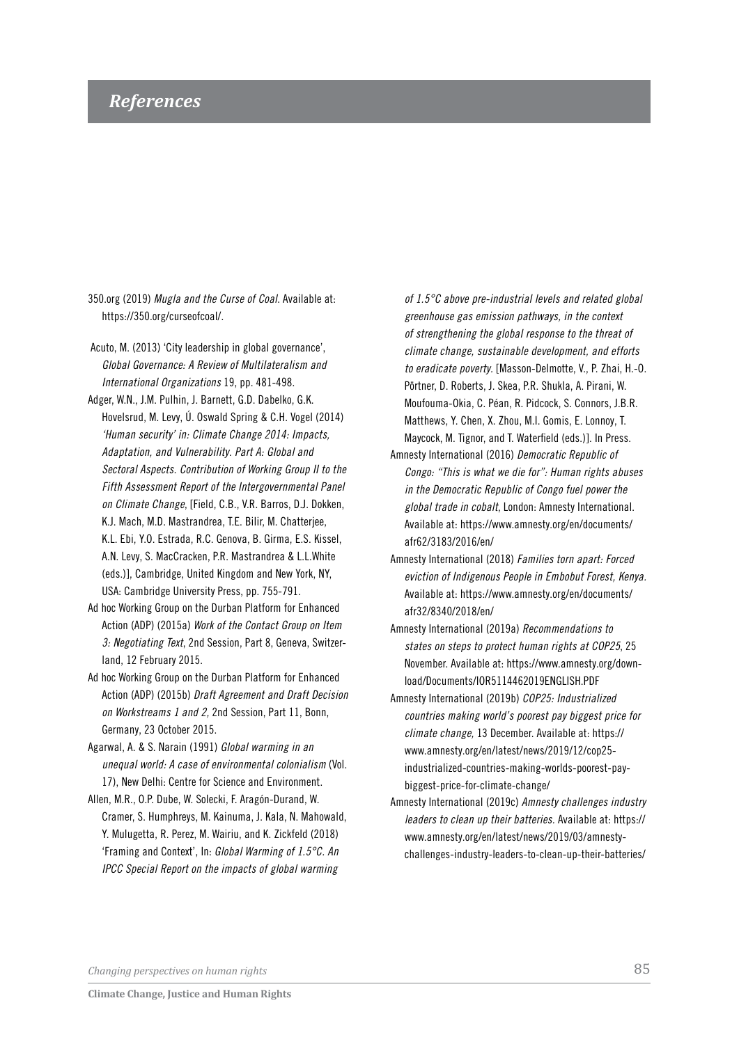# References

350.org (2019) *Mugla and the Curse of Coal*. Available at: https://350.org/curseofcoal/.

Acuto, M. (2013) 'City leadership in global governance', *Global Governance: A Review of Multilateralism and International Organizations* 19, pp. 481-498.

Adger, W.N., J.M. Pulhin, J. Barnett, G.D. Dabelko, G.K. Hovelsrud, M. Levy, Ú. Oswald Spring & C.H. Vogel (2014) *'Human security' in: Climate Change 2014: Impacts, Adaptation, and Vulnerability. Part A: Global and Sectoral Aspects. Contribution of Working Group II to the Fifth Assessment Report of the Intergovernmental Panel on Climate Change*, [Field, C.B., V.R. Barros, D.J. Dokken, K.J. Mach, M.D. Mastrandrea, T.E. Bilir, M. Chatterjee, K.L. Ebi, Y.O. Estrada, R.C. Genova, B. Girma, E.S. Kissel, A.N. Levy, S. MacCracken, P.R. Mastrandrea & L.L.White (eds.)], Cambridge, United Kingdom and New York, NY, USA: Cambridge University Press, pp. 755-791.

Ad hoc Working Group on the Durban Platform for Enhanced Action (ADP) (2015a) *Work of the Contact Group on Item 3: Negotiating Text*, 2nd Session, Part 8, Geneva, Switzerland, 12 February 2015.

Ad hoc Working Group on the Durban Platform for Enhanced Action (ADP) (2015b) *Draft Agreement and Draft Decision on Workstreams 1 and 2,* 2nd Session, Part 11, Bonn, Germany, 23 October 2015.

Agarwal, A. & S. Narain (1991) *Global warming in an unequal world: A case of environmental colonialism* (Vol. 17), New Delhi: Centre for Science and Environment.

Allen, M.R., O.P. Dube, W. Solecki, F. Aragón-Durand, W. Cramer, S. Humphreys, M. Kainuma, J. Kala, N. Mahowald, Y. Mulugetta, R. Perez, M. Wairiu, and K. Zickfeld (2018) 'Framing and Context', In: *Global Warming of 1.5°C. An IPCC Special Report on the impacts of global warming of 1.5°C above pre-industrial levels and related global greenhouse gas emission pathways, in the context of strengthening the global response to the threat of climate change, sustainable development, and efforts to eradicate poverty*. [Masson-Delmotte, V., P. Zhai, H.-O. Pörtner, D. Roberts, J. Skea, P.R. Shukla, A. Pirani, W. Moufouma-Okia, C. Péan, R. Pidcock, S. Connors, J.B.R. Matthews, Y. Chen, X. Zhou, M.I. Gomis, E. Lonnoy, T. Maycock, M. Tignor, and T. Waterfield (eds.)]. In Press.

Amnesty International (2016) *Democratic Republic of Congo: "This is what we die for": Human rights abuses in the Democratic Republic of Congo fuel power the global trade in cobalt*, London: Amnesty International. Available at: https://www.amnesty.org/en/documents/afr62/3183/2016/en/

Amnesty International (2018) *Families torn apart: Forced eviction of Indigenous People in Embobut Forest, Kenya.* Available at: https://www.amnesty.org/en/documents/afr32/8340/2018/en/

Amnesty International (2019a) *Recommendations to states on steps to protect human rights at COP25*, 25 November. Available at: https://www.amnesty.org/download/Documents/IOR5114462019ENGLISH.PDF

Amnesty International (2019b) *COP25: Industrialized countries making world's poorest pay biggest price for climate change,* 13 December. Available at: https://www.amnesty.org/en/latest/news/2019/12/cop25-industrialized-countries-making-worlds-poorest-pay-biggest-price-for-climate-change/

Amnesty International (2019c) *Amnesty challenges industry leaders to clean up their batteries*. Available at: https://www.amnesty.org/en/latest/news/2019/03/amnesty-challenges-industry-leaders-to-clean-up-their-batteries/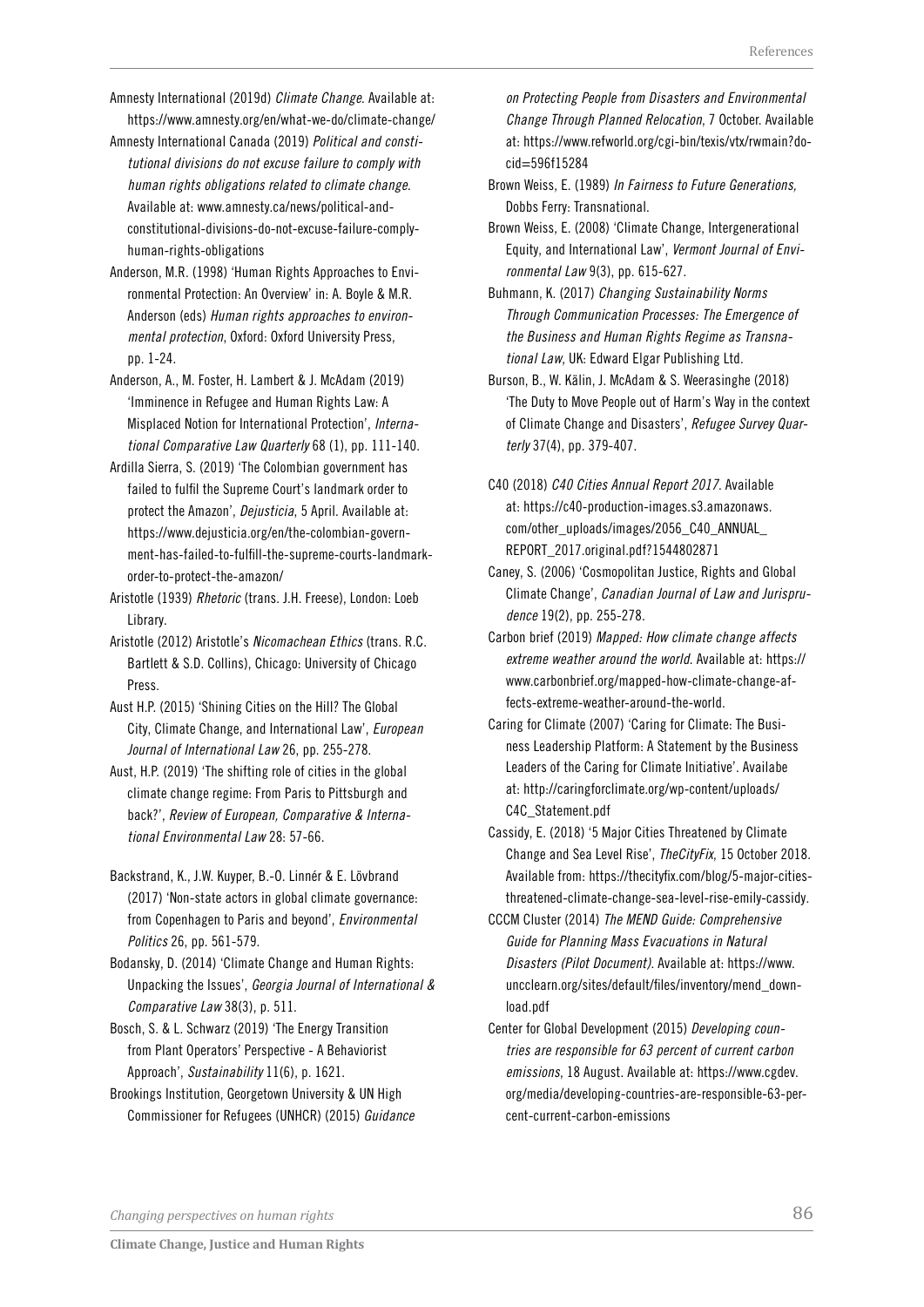Amnesty International (2019d) *Climate Change*. Available at: https://www.amnesty.org/en/what-we-do/climate-change/

Amnesty International Canada (2019) *Political and constitutional divisions do not excuse failure to comply with human rights obligations related to climate change*. Available at: www.amnesty.ca/news/political-and-constitutional-divisions-do-not-excuse-failure-comply-human-rights-obligations

Anderson, M.R. (1998) 'Human Rights Approaches to Environmental Protection: An Overview' in: A. Boyle & M.R. Anderson (eds) *Human rights approaches to environmental protection*, Oxford: Oxford University Press, pp. 1-24.

Anderson, A., M. Foster, H. Lambert & J. McAdam (2019) 'Imminence in Refugee and Human Rights Law: A Misplaced Notion for International Protection', *International Comparative Law Quarterly* 68 (1), pp. 111-140.

Ardilla Sierra, S. (2019) 'The Colombian government has failed to fulfil the Supreme Court's landmark order to protect the Amazon', *Dejusticia*, 5 April. Available at: https://www.dejusticia.org/en/the-colombian-government-has-failed-to-fulfill-the-supreme-courts-landmark-order-to-protect-the-amazon/

Aristotle (1939) *Rhetoric* (trans. J.H. Freese), London: Loeb Library.

Aristotle (2012) Aristotle's *Nicomachean Ethics* (trans. R.C. Bartlett & S.D. Collins), Chicago: University of Chicago Press.

Aust H.P. (2015) 'Shining Cities on the Hill? The Global City, Climate Change, and International Law', *European Journal of International Law* 26, pp. 255-278.

Aust, H.P. (2019) 'The shifting role of cities in the global climate change regime: From Paris to Pittsburgh and back?', *Review of European, Comparative & International Environmental Law* 28: 57-66.

Backstrand, K., J.W. Kuyper, B.-O. Linnér & E. Lövbrand (2017) 'Non-state actors in global climate governance: from Copenhagen to Paris and beyond', *Environmental Politics* 26, pp. 561-579.

Bodansky, D. (2014) 'Climate Change and Human Rights: Unpacking the Issues', *Georgia Journal of International & Comparative Law* 38(3), p. 511.

Bosch, S. & L. Schwarz (2019) 'The Energy Transition from Plant Operators' Perspective - A Behaviorist Approach', *Sustainability* 11(6), p. 1621.

Brookings Institution, Georgetown University & UN High Commissioner for Refugees (UNHCR) (2015) *Guidance on Protecting People from Disasters and Environmental Change Through Planned Relocation*, 7 October. Available at: https://www.refworld.org/cgi-bin/texis/vtx/rwmain?docid=596f15284

Brown Weiss, E. (1989) *In Fairness to Future Generations,* Dobbs Ferry: Transnational.

Brown Weiss, E. (2008) 'Climate Change, Intergenerational Equity, and International Law', *Vermont Journal of Environmental Law* 9(3), pp. 615-627.

Buhmann, K. (2017) *Changing Sustainability Norms Through Communication Processes: The Emergence of the Business and Human Rights Regime as Transnational Law*, UK: Edward Elgar Publishing Ltd.

Burson, B., W. Kälin, J. McAdam & S. Weerasinghe (2018) 'The Duty to Move People out of Harm's Way in the context of Climate Change and Disasters', *Refugee Survey Quarterly* 37(4), pp. 379-407.

C40 (2018) *C40 Cities Annual Report 2017*. Available at: https://c40-production-images.s3.amazonaws.com/other_uploads/images/2056_C40_ANNUAL_REPORT_2017.original.pdf?1544802871

Caney, S. (2006) 'Cosmopolitan Justice, Rights and Global Climate Change', *Canadian Journal of Law and Jurisprudence* 19(2), pp. 255-278.

Carbon brief (2019) *Mapped: How climate change affects extreme weather around the world*. Available at: https://www.carbonbrief.org/mapped-how-climate-change-affects-extreme-weather-around-the-world.

Caring for Climate (2007) 'Caring for Climate: The Business Leadership Platform: A Statement by the Business Leaders of the Caring for Climate Initiative'. Availabe at: http://caringforclimate.org/wp-content/uploads/C4C_Statement.pdf

Cassidy, E. (2018) '5 Major Cities Threatened by Climate Change and Sea Level Rise', *TheCityFix*, 15 October 2018. Available from: https://thecityfix.com/blog/5-major-cities-threatened-climate-change-sea-level-rise-emily-cassidy.

CCCM Cluster (2014) *The MEND Guide: Comprehensive Guide for Planning Mass Evacuations in Natural Disasters (Pilot Document)*. Available at: https://www.unccleearn.org/sites/default/files/inventory/mend_download.pdf

Center for Global Development (2015) *Developing countries are responsible for 63 percent of current carbon emissions*, 18 August. Available at: https://www.cgdev.org/media/developing-countries-are-responsible-63-percent-current-carbon-emissions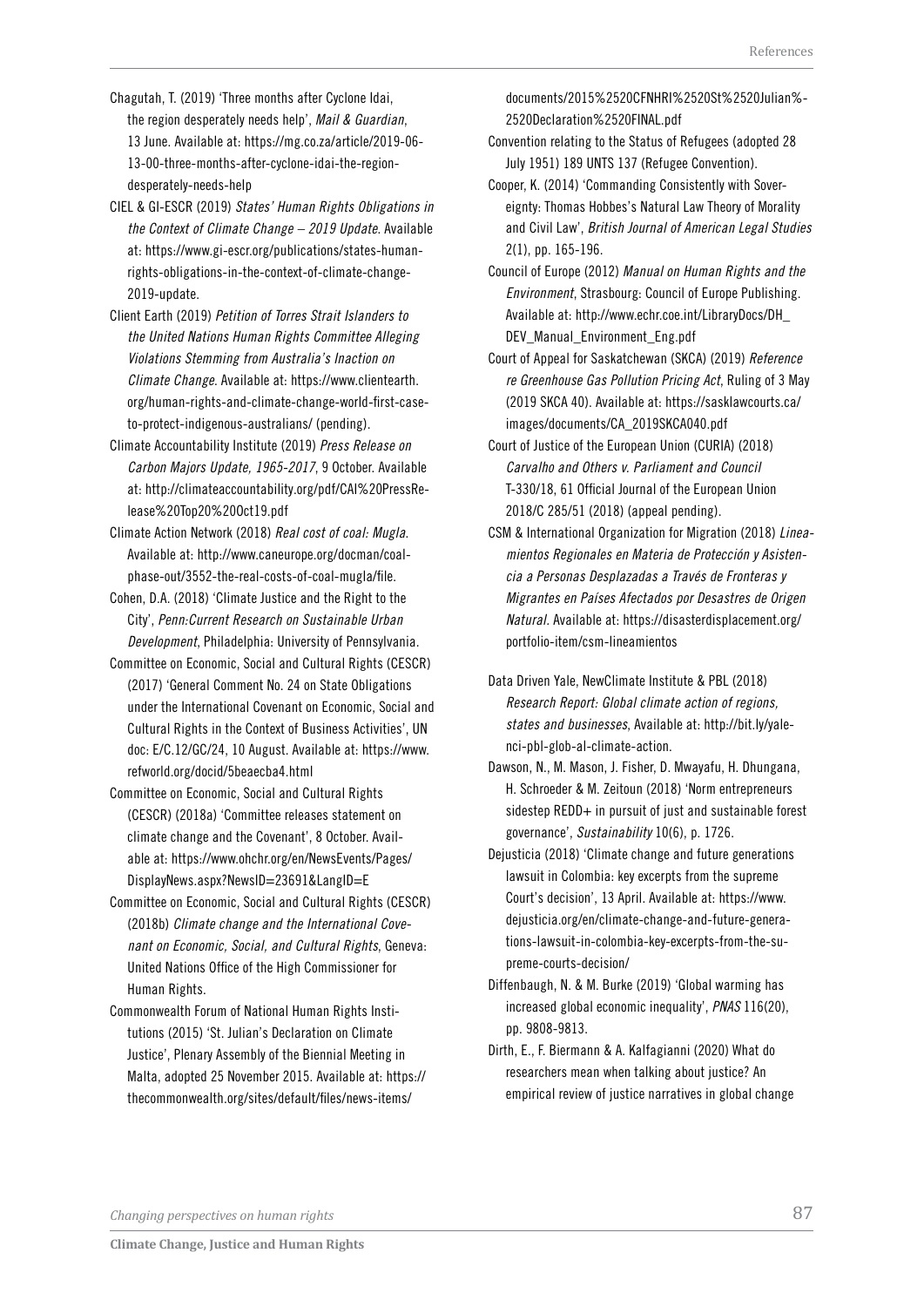Chagutah, T. (2019) 'Three months after Cyclone Idai, the region desperately needs help', *Mail & Guardian*, 13 June. Available at: https://mg.co.za/article/2019-06-13-00-three-months-after-cyclone-idai-the-region-desperately-needs-help

CIEL & GI-ESCR (2019) *States' Human Rights Obligations in the Context of Climate Change – 2019 Update*. Available at: https://www.gi-escr.org/publications/states-human-rights-obligations-in-the-context-of-climate-change-2019-update.

Client Earth (2019) *Petition of Torres Strait Islanders to the United Nations Human Rights Committee Alleging Violations Stemming from Australia's Inaction on Climate Change*. Available at: https://www.clientearth.org/human-rights-and-climate-change-world-first-case-to-protect-indigenous-australians/ (pending).

Climate Accountability Institute (2019) *Press Release on Carbon Majors Update, 1965-2017*, 9 October. Available at: http://climateaccountability.org/pdf/CAI%20PressRelease%20Top20%20Oct19.pdf

Climate Action Network (2018) *Real cost of coal: Mugla*. Available at: http://www.caneurope.org/docman/coal-phase-out/3552-the-real-costs-of-coal-mugla/file.

Cohen, D.A. (2018) 'Climate Justice and the Right to the City', *Penn:Current Research on Sustainable Urban Development*, Philadelphia: University of Pennsylvania.

Committee on Economic, Social and Cultural Rights (CESCR) (2017) 'General Comment No. 24 on State Obligations under the International Covenant on Economic, Social and Cultural Rights in the Context of Business Activities', UN doc: E/C.12/GC/24, 10 August. Available at: https://www.refworld.org/docid/5beaecba4.html

Committee on Economic, Social and Cultural Rights (CESCR) (2018a) 'Committee releases statement on climate change and the Covenant', 8 October. Available at: https://www.ohchr.org/en/NewsEvents/Pages/DisplayNews.aspx?NewsID=23691&LangID=E

Committee on Economic, Social and Cultural Rights (CESCR) (2018b) *Climate change and the International Covenant on Economic, Social, and Cultural Rights*, Geneva: United Nations Office of the High Commissioner for Human Rights.

Commonwealth Forum of National Human Rights Institutions (2015) 'St. Julian's Declaration on Climate Justice', Plenary Assembly of the Biennial Meeting in Malta, adopted 25 November 2015. Available at: https://thecommonwealth.org/sites/default/files/news-items/documents/2015%2520CFNHRI%2520St%2520Julian%2520Declaration%2520FINAL.pdf

Convention relating to the Status of Refugees (adopted 28 July 1951) 189 UNTS 137 (Refugee Convention).

Cooper, K. (2014) 'Commanding Consistently with Sovereignty: Thomas Hobbes's Natural Law Theory of Morality and Civil Law', *British Journal of American Legal Studies* 2(1), pp. 165-196.

Council of Europe (2012) *Manual on Human Rights and the Environment*, Strasbourg: Council of Europe Publishing. Available at: http://www.echr.coe.int/LibraryDocs/DH_DEV_Manual_Environment_Eng.pdf

Court of Appeal for Saskatchewan (SKCA) (2019) *Reference re Greenhouse Gas Pollution Pricing Act*, Ruling of 3 May (2019 SKCA 40). Available at: https://sasklawcourts.ca/images/documents/CA_2019SKCA040.pdf

Court of Justice of the European Union (CURIA) (2018) *Carvalho and Others v. Parliament and Council* T-330/18, 61 Official Journal of the European Union 2018/C 285/51 (2018) (appeal pending).

CSM & International Organization for Migration (2018) *Lineamientos Regionales en Materia de Protección y Asistencia a Personas Desplazadas a Través de Fronteras y Migrantes en Países Afectados por Desastres de Origen Natural*. Available at: https://disasterdisplacement.org/portfolio-item/csm-lineamientos

Data Driven Yale, NewClimate Institute & PBL (2018) *Research Report: Global climate action of regions, states and businesses*, Available at: http://bit.ly/yale-nci-pbl-glob-al-climate-action.

Dawson, N., M. Mason, J. Fisher, D. Mwayafu, H. Dhungana, H. Schroeder & M. Zeitoun (2018) 'Norm entrepreneurs sidestep REDD+ in pursuit of just and sustainable forest governance', *Sustainability* 10(6), p. 1726.

Dejusticia (2018) 'Climate change and future generations lawsuit in Colombia: key excerpts from the supreme Court's decision', 13 April. Available at: https://www.dejusticia.org/en/climate-change-and-future-generations-lawsuit-in-colombia-key-excerpts-from-the-supreme-courts-decision/

Diffenbaugh, N. & M. Burke (2019) 'Global warming has increased global economic inequality', *PNAS* 116(20), pp. 9808-9813.

Dirth, E., F. Biermann & A. Kalfagianni (2020) What do researchers mean when talking about justice? An empirical review of justice narratives in global change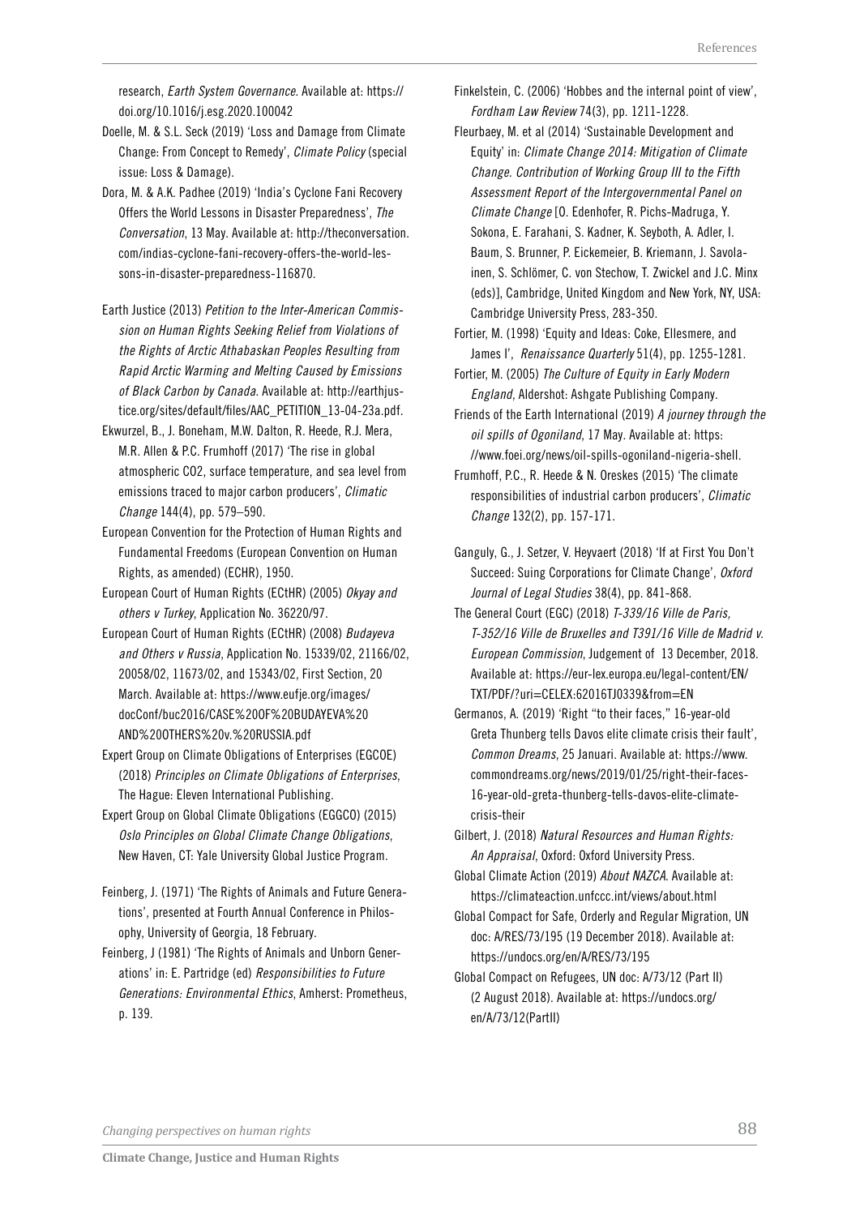research, *Earth System Governance*. Available at: https://doi.org/10.1016/j.esg.2020.100042

Doelle, M. & S.L. Seck (2019) 'Loss and Damage from Climate Change: From Concept to Remedy', *Climate Policy* (special issue: Loss & Damage).

Dora, M. & A.K. Padhee (2019) 'India's Cyclone Fani Recovery Offers the World Lessons in Disaster Preparedness', *The Conversation*, 13 May. Available at: http://theconversation.com/indias-cyclone-fani-recovery-offers-the-world-lessons-in-disaster-preparedness-116870.

Earth Justice (2013) *Petition to the Inter-American Commission on Human Rights Seeking Relief from Violations of the Rights of Arctic Athabaskan Peoples Resulting from Rapid Arctic Warming and Melting Caused by Emissions of Black Carbon by Canada*. Available at: http://earthjustice.org/sites/default/files/AAC_PETITION_13-04-23a.pdf.

Ekwurzel, B., J. Boneham, M.W. Dalton, R. Heede, R.J. Mera, M.R. Allen & P.C. Frumhoff (2017) 'The rise in global atmospheric CO2, surface temperature, and sea level from emissions traced to major carbon producers', *Climatic Change* 144(4), pp. 579–590.

European Convention for the Protection of Human Rights and Fundamental Freedoms (European Convention on Human Rights, as amended) (ECHR), 1950.

European Court of Human Rights (ECtHR) (2005) *Okyay and others v Turkey*, Application No. 36220/97.

European Court of Human Rights (ECtHR) (2008) *Budayeva and Others v Russia*, Application No. 15339/02, 21166/02, 20058/02, 11673/02, and 15343/02, First Section, 20 March. Available at: https://www.eufje.org/images/docConf/buc2016/CASE%20OF%20BUDAYEVA%20AND%20OTHERS%20v.%20RUSSIA.pdf

Expert Group on Climate Obligations of Enterprises (EGCOE) (2018) *Principles on Climate Obligations of Enterprises*, The Hague: Eleven International Publishing.

Expert Group on Global Climate Obligations (EGGCO) (2015) *Oslo Principles on Global Climate Change Obligations*, New Haven, CT: Yale University Global Justice Program.

Feinberg, J. (1971) 'The Rights of Animals and Future Generations', presented at Fourth Annual Conference in Philosophy, University of Georgia, 18 February.

Feinberg, J (1981) 'The Rights of Animals and Unborn Generations' in: E. Partridge (ed) *Responsibilities to Future Generations: Environmental Ethics*, Amherst: Prometheus, p. 139.

Finkelstein, C. (2006) 'Hobbes and the internal point of view', *Fordham Law Review* 74(3), pp. 1211-1228.

Fleurbaey, M. et al (2014) 'Sustainable Development and Equity' in: *Climate Change 2014: Mitigation of Climate Change. Contribution of Working Group III to the Fifth Assessment Report of the Intergovernmental Panel on Climate Change* [O. Edenhofer, R. Pichs-Madruga, Y. Sokona, E. Farahani, S. Kadner, K. Seyboth, A. Adler, I. Baum, S. Brunner, P. Eickemeier, B. Kriemann, J. Savolainen, S. Schlömer, C. von Stechow, T. Zwickel and J.C. Minx (eds)], Cambridge, United Kingdom and New York, NY, USA: Cambridge University Press, 283-350.

Fortier, M. (1998) 'Equity and Ideas: Coke, Ellesmere, and James I', *Renaissance Quarterly* 51(4), pp. 1255-1281.

Fortier, M. (2005) *The Culture of Equity in Early Modern England*, Aldershot: Ashgate Publishing Company.

Friends of the Earth International (2019) *A journey through the oil spills of Ogoniland*, 17 May. Available at: https://www.foei.org/news/oil-spills-ogoniland-nigeria-shell.

Frumhoff, P.C., R. Heede & N. Oreskes (2015) 'The climate responsibilities of industrial carbon producers', *Climatic Change* 132(2), pp. 157-171.

Ganguly, G., J. Setzer, V. Heyvaert (2018) 'If at First You Don't Succeed: Suing Corporations for Climate Change', *Oxford Journal of Legal Studies* 38(4), pp. 841-868.

The General Court (EGC) (2018) *T-339/16 Ville de Paris, T-352/16 Ville de Bruxelles and T391/16 Ville de Madrid v. European Commission*, Judgement of 13 December, 2018. Available at: https://eur-lex.europa.eu/legal-content/EN/TXT/PDF/?uri=CELEX:62016TJ0339&from=EN

Germanos, A. (2019) 'Right "to their faces," 16-year-old Greta Thunberg tells Davos elite climate crisis their fault', *Common Dreams*, 25 Januari. Available at: https://www.commondreams.org/news/2019/01/25/right-their-faces-16-year-old-greta-thunberg-tells-davos-elite-climate-crisis-their

Gilbert, J. (2018) *Natural Resources and Human Rights: An Appraisal*, Oxford: Oxford University Press.

Global Climate Action (2019) *About NAZCA*. Available at: https://climateaction.unfccc.int/views/about.html

Global Compact for Safe, Orderly and Regular Migration, UN doc: A/RES/73/195 (19 December 2018). Available at: https://undocs.org/en/A/RES/73/195

Global Compact on Refugees, UN doc: A/73/12 (Part II) (2 August 2018). Available at: https://undocs.org/en/A/73/12(PartII)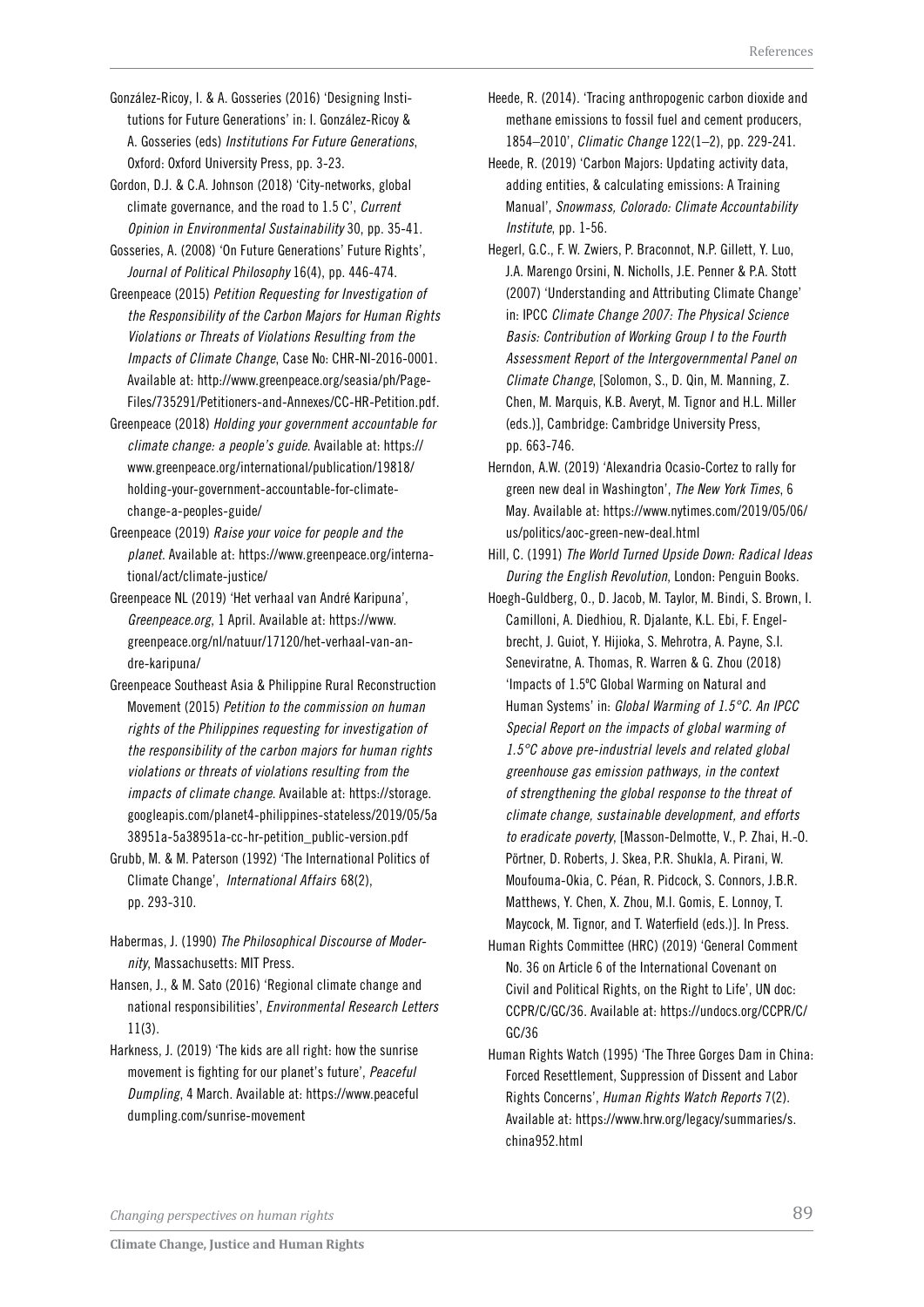González-Ricoy, I. & A. Gosseries (2016) 'Designing Institutions for Future Generations' in: I. González-Ricoy & A. Gosseries (eds) *Institutions For Future Generations*, Oxford: Oxford University Press, pp. 3-23.

Gordon, D.J. & C.A. Johnson (2018) 'City-networks, global climate governance, and the road to 1.5 C', *Current Opinion in Environmental Sustainability* 30, pp. 35-41.

Gosseries, A. (2008) 'On Future Generations' Future Rights', *Journal of Political Philosophy* 16(4), pp. 446-474.

Greenpeace (2015) *Petition Requesting for Investigation of the Responsibility of the Carbon Majors for Human Rights Violations or Threats of Violations Resulting from the Impacts of Climate Change*, Case No: CHR-NI-2016-0001. Available at: http://www.greenpeace.org/seasia/ph/PageFiles/735291/Petitioners-and-Annexes/CC-HR-Petition.pdf.

Greenpeace (2018) *Holding your government accountable for climate change: a people's guide*. Available at: https://www.greenpeace.org/international/publication/19818/holding-your-government-accountable-for-climate-change-a-peoples-guide/

Greenpeace (2019) *Raise your voice for people and the planet*. Available at: https://www.greenpeace.org/international/act/climate-justice/

Greenpeace NL (2019) 'Het verhaal van André Karipuna', *Greenpeace.org*, 1 April. Available at: https://www.greenpeace.org/nl/natuur/17120/het-verhaal-van-andre-karipuna/

Greenpeace Southeast Asia & Philippine Rural Reconstruction Movement (2015) *Petition to the commission on human rights of the Philippines requesting for investigation of the responsibility of the carbon majors for human rights violations or threats of violations resulting from the impacts of climate change*. Available at: https://storage.googleapis.com/planet4-philippines-stateless/2019/05/5a38951a-5a38951a-cc-hr-petition_public-version.pdf

Grubb, M. & M. Paterson (1992) 'The International Politics of Climate Change', *International Affairs* 68(2), pp. 293-310.

Habermas, J. (1990) *The Philosophical Discourse of Modernity*, Massachusetts: MIT Press.

Hansen, J., & M. Sato (2016) 'Regional climate change and national responsibilities', *Environmental Research Letters* 11(3).

Harkness, J. (2019) 'The kids are all right: how the sunrise movement is fighting for our planet's future', *Peaceful Dumpling*, 4 March. Available at: https://www.peacefuldumpling.com/sunrise-movement

Heede, R. (2014). 'Tracing anthropogenic carbon dioxide and methane emissions to fossil fuel and cement producers, 1854–2010', *Climatic Change* 122(1–2), pp. 229-241.

Heede, R. (2019) 'Carbon Majors: Updating activity data, adding entities, & calculating emissions: A Training Manual', *Snowmass, Colorado: Climate Accountability Institute*, pp. 1-56.

Hegerl, G.C., F. W. Zwiers, P. Braconnot, N.P. Gillett, Y. Luo, J.A. Marengo Orsini, N. Nicholls, J.E. Penner & P.A. Stott (2007) 'Understanding and Attributing Climate Change' in: IPCC *Climate Change 2007: The Physical Science Basis: Contribution of Working Group I to the Fourth Assessment Report of the Intergovernmental Panel on Climate Change*, [Solomon, S., D. Qin, M. Manning, Z. Chen, M. Marquis, K.B. Averyt, M. Tignor and H.L. Miller (eds.)], Cambridge: Cambridge University Press, pp. 663-746.

Herndon, A.W. (2019) 'Alexandria Ocasio-Cortez to rally for green new deal in Washington', *The New York Times*, 6 May. Available at: https://www.nytimes.com/2019/05/06/us/politics/aoc-green-new-deal.html

Hill, C. (1991) *The World Turned Upside Down: Radical Ideas During the English Revolution*, London: Penguin Books.

Hoegh-Guldberg, O., D. Jacob, M. Taylor, M. Bindi, S. Brown, I. Camilloni, A. Diedhiou, R. Djalante, K.L. Ebi, F. Engelbrecht, J. Guiot, Y. Hijioka, S. Mehrotra, A. Payne, S.I. Seneviratne, A. Thomas, R. Warren & G. Zhou (2018) 'Impacts of 1.5ºC Global Warming on Natural and Human Systems' in: *Global Warming of 1.5°C. An IPCC Special Report on the impacts of global warming of 1.5°C above pre-industrial levels and related global greenhouse gas emission pathways, in the context of strengthening the global response to the threat of climate change, sustainable development, and efforts to eradicate poverty*, [Masson-Delmotte, V., P. Zhai, H.-O. Pörtner, D. Roberts, J. Skea, P.R. Shukla, A. Pirani, W. Moufouma-Okia, C. Péan, R. Pidcock, S. Connors, J.B.R. Matthews, Y. Chen, X. Zhou, M.I. Gomis, E. Lonnoy, T. Maycock, M. Tignor, and T. Waterfield (eds.)]. In Press.

Human Rights Committee (HRC) (2019) 'General Comment No. 36 on Article 6 of the International Covenant on Civil and Political Rights, on the Right to Life', UN doc: CCPR/C/GC/36. Available at: https://undocs.org/CCPR/C/GC/36

Human Rights Watch (1995) 'The Three Gorges Dam in China: Forced Resettlement, Suppression of Dissent and Labor Rights Concerns', *Human Rights Watch Reports* 7(2). Available at: https://www.hrw.org/legacy/summaries/s.china952.html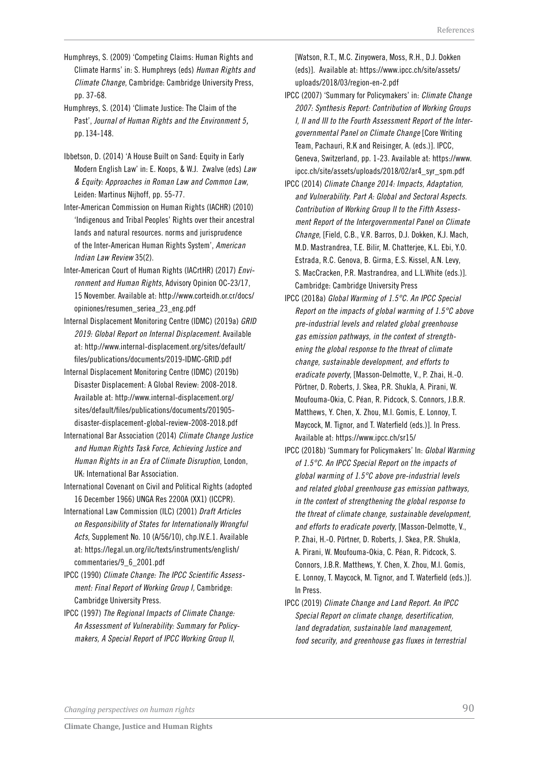Humphreys, S. (2009) 'Competing Claims: Human Rights and Climate Harms' in: S. Humphreys (eds) *Human Rights and Climate Change*, Cambridge: Cambridge University Press, pp. 37-68.

Humphreys, S. (2014) 'Climate Justice: The Claim of the Past', *Journal of Human Rights and the Environment 5*, pp. 134-148.

Ibbetson, D. (2014) 'A House Built on Sand: Equity in Early Modern English Law' in: E. Koops, & W.J. Zwalve (eds) *Law & Equity: Approaches in Roman Law and Common Law*, Leiden: Martinus Nijhoff, pp. 55-77.

Inter-American Commission on Human Rights (IACHR) (2010) 'Indigenous and Tribal Peoples' Rights over their ancestral lands and natural resources. norms and jurisprudence of the Inter-American Human Rights System', *American Indian Law Review* 35(2).

Inter-American Court of Human Rights (IACrtHR) (2017) *Environment and Human Rights*, Advisory Opinion OC-23/17, 15 November. Available at: http://www.corteidh.or.cr/docs/opiniones/resumen_seriea_23_eng.pdf

Internal Displacement Monitoring Centre (IDMC) (2019a) *GRID 2019: Global Report on Internal Displacement*. Available at: http://www.internal-displacement.org/sites/default/files/publications/documents/2019-IDMC-GRID.pdf

Internal Displacement Monitoring Centre (IDMC) (2019b) Disaster Displacement: A Global Review: 2008-2018. Available at: http://www.internal-displacement.org/sites/default/files/publications/documents/201905-disaster-displacement-global-review-2008-2018.pdf

International Bar Association (2014) *Climate Change Justice and Human Rights Task Force, Achieving Justice and Human Rights in an Era of Climate Disruption*, London, UK: International Bar Association.

International Covenant on Civil and Political Rights (adopted 16 December 1966) UNGA Res 2200A (XX1) (ICCPR).

International Law Commission (ILC) (2001) *Draft Articles on Responsibility of States for Internationally Wrongful Acts*, Supplement No. 10 (A/56/10), chp.IV.E.1. Available at: https://legal.un.org/ilc/texts/instruments/english/commentaries/9_6_2001.pdf

IPCC (1990) *Climate Change: The IPCC Scientific Assessment: Final Report of Working Group I,* Cambridge: Cambridge University Press.

IPCC (1997) *The Regional Impacts of Climate Change: An Assessment of Vulnerability: Summary for Policymakers, A Special Report of IPCC Working Group II*, [Watson, R.T., M.C. Zinyowera, Moss, R.H., D.J. Dokken (eds)]. Available at: https://www.ipcc.ch/site/assets/uploads/2018/03/region-en-2.pdf

IPCC (2007) 'Summary for Policymakers' in: *Climate Change 2007: Synthesis Report: Contribution of Working Groups I, II and III to the Fourth Assessment Report of the Intergovernmental Panel on Climate Change* [Core Writing Team, Pachauri, R.K and Reisinger, A. (eds.)]. IPCC, Geneva, Switzerland, pp. 1-23. Available at: https://www.ipcc.ch/site/assets/uploads/2018/02/ar4_syr_spm.pdf

IPCC (2014) *Climate Change 2014: Impacts, Adaptation, and Vulnerability. Part A: Global and Sectoral Aspects. Contribution of Working Group II to the Fifth Assessment Report of the Intergovernmental Panel on Climate Change*, [Field, C.B., V.R. Barros, D.J. Dokken, K.J. Mach, M.D. Mastrandrea, T.E. Bilir, M. Chatterjee, K.L. Ebi, Y.O. Estrada, R.C. Genova, B. Girma, E.S. Kissel, A.N. Levy, S. MacCracken, P.R. Mastrandrea, and L.L.White (eds.)]. Cambridge: Cambridge University Press

IPCC (2018a) *Global Warming of 1.5°C. An IPCC Special Report on the impacts of global warming of 1.5°C above pre-industrial levels and related global greenhouse gas emission pathways, in the context of strengthening the global response to the threat of climate change, sustainable development, and efforts to eradicate poverty*, [Masson-Delmotte, V., P. Zhai, H.-O. Pörtner, D. Roberts, J. Skea, P.R. Shukla, A. Pirani, W. Moufouma-Okia, C. Péan, R. Pidcock, S. Connors, J.B.R. Matthews, Y. Chen, X. Zhou, M.I. Gomis, E. Lonnoy, T. Maycock, M. Tignor, and T. Waterfield (eds.)]. In Press. Available at: https://www.ipcc.ch/sr15/

IPCC (2018b) 'Summary for Policymakers' In: *Global Warming of 1.5°C. An IPCC Special Report on the impacts of global warming of 1.5°C above pre-industrial levels and related global greenhouse gas emission pathways, in the context of strengthening the global response to the threat of climate change, sustainable development, and efforts to eradicate poverty*, [Masson-Delmotte, V., P. Zhai, H.-O. Pörtner, D. Roberts, J. Skea, P.R. Shukla, A. Pirani, W. Moufouma-Okia, C. Péan, R. Pidcock, S. Connors, J.B.R. Matthews, Y. Chen, X. Zhou, M.I. Gomis, E. Lonnoy, T. Maycock, M. Tignor, and T. Waterfield (eds.)]. In Press.

IPCC (2019) *Climate Change and Land Report. An IPCC Special Report on climate change, desertification, land degradation, sustainable land management, food security, and greenhouse gas fluxes in terrestrial*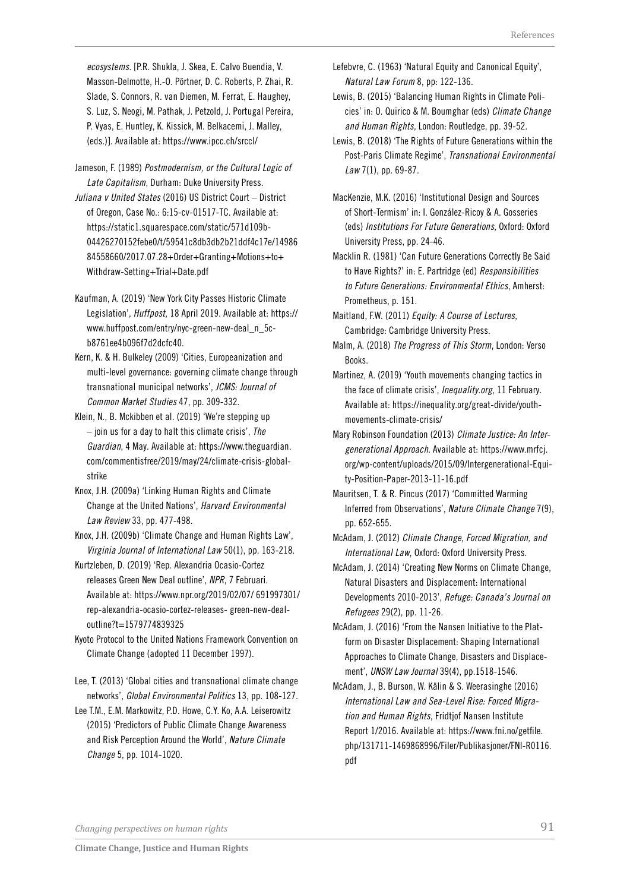*ecosystems*. [P.R. Shukla, J. Skea, E. Calvo Buendia, V. Masson-Delmotte, H.-O. Pörtner, D. C. Roberts, P. Zhai, R. Slade, S. Connors, R. van Diemen, M. Ferrat, E. Haughey, S. Luz, S. Neogi, M. Pathak, J. Petzold, J. Portugal Pereira, P. Vyas, E. Huntley, K. Kissick, M. Belkacemi, J. Malley, (eds.)]. Available at: https://www.ipcc.ch/srccl/

Jameson, F. (1989) *Postmodernism, or the Cultural Logic of Late Capitalism*, Durham: Duke University Press.

*Juliana v United States* (2016) US District Court – District of Oregon, Case No.: 6:15-cv-01517-TC. Available at: https://static1.squarespace.com/static/571d109b04426270152febe0/t/59541c8db3db2b21ddf4c17e/1498684558660/2017.07.28+Order+Granting+Motions+to+Withdraw-Setting+Trial+Date.pdf

Kaufman, A. (2019) 'New York City Passes Historic Climate Legislation', *Huffpost*, 18 April 2019. Available at: https://www.huffpost.com/entry/nyc-green-new-deal_n_5cb8761ee4b096f7d2dcfc40.

Kern, K. & H. Bulkeley (2009) 'Cities, Europeanization and multi-level governance: governing climate change through transnational municipal networks', *JCMS: Journal of Common Market Studies* 47, pp. 309-332.

Klein, N., B. Mckibben et al. (2019) 'We're stepping up – join us for a day to halt this climate crisis', *The Guardian*, 4 May. Available at: https://www.theguardian.com/commentisfree/2019/may/24/climate-crisis-global-strike

Knox, J.H. (2009a) 'Linking Human Rights and Climate Change at the United Nations', *Harvard Environmental Law Review* 33, pp. 477-498.

Knox, J.H. (2009b) 'Climate Change and Human Rights Law', *Virginia Journal of International Law* 50(1), pp. 163-218.

Kurtzleben, D. (2019) 'Rep. Alexandria Ocasio-Cortez releases Green New Deal outline', *NPR*, 7 Februari. Available at: https://www.npr.org/2019/02/07/ 691997301/rep-alexandria-ocasio-cortez-releases- green-new-deal-outline?t=1579774839325

Kyoto Protocol to the United Nations Framework Convention on Climate Change (adopted 11 December 1997).

Lee, T. (2013) 'Global cities and transnational climate change networks', *Global Environmental Politics* 13, pp. 108-127.

Lee T.M., E.M. Markowitz, P.D. Howe, C.Y. Ko, A.A. Leiserowitz (2015) 'Predictors of Public Climate Change Awareness and Risk Perception Around the World', *Nature Climate Change* 5, pp. 1014-1020.

Lefebvre, C. (1963) 'Natural Equity and Canonical Equity', *Natural Law Forum* 8, pp: 122-136.

Lewis, B. (2015) 'Balancing Human Rights in Climate Policies' in: O. Quirico & M. Boumghar (eds) *Climate Change and Human Rights*, London: Routledge, pp. 39-52.

Lewis, B. (2018) 'The Rights of Future Generations within the Post-Paris Climate Regime', *Transnational Environmental Law* 7(1), pp. 69-87.

MacKenzie, M.K. (2016) 'Institutional Design and Sources of Short-Termism' in: I. González-Ricoy & A. Gosseries (eds) *Institutions For Future Generations*, Oxford: Oxford University Press, pp. 24-46.

Macklin R. (1981) 'Can Future Generations Correctly Be Said to Have Rights?' in: E. Partridge (ed) *Responsibilities to Future Generations: Environmental Ethics*, Amherst: Prometheus, p. 151.

Maitland, F.W. (2011) *Equity: A Course of Lectures*, Cambridge: Cambridge University Press.

Malm, A. (2018) *The Progress of This Storm*, London: Verso Books.

Martinez, A. (2019) 'Youth movements changing tactics in the face of climate crisis', *Inequality.org*, 11 February. Available at: https://inequality.org/great-divide/youth-movements-climate-crisis/

Mary Robinson Foundation (2013) *Climate Justice: An Intergenerational Approach*. Available at: https://www.mrfcj.org/wp-content/uploads/2015/09/Intergenerational-Equity-Position-Paper-2013-11-16.pdf

Mauritsen, T. & R. Pincus (2017) 'Committed Warming Inferred from Observations', *Nature Climate Change* 7(9), pp. 652-655.

McAdam, J. (2012) *Climate Change, Forced Migration, and International Law*, Oxford: Oxford University Press.

McAdam, J. (2014) 'Creating New Norms on Climate Change, Natural Disasters and Displacement: International Developments 2010-2013', *Refuge: Canada's Journal on Refugees* 29(2), pp. 11-26.

McAdam, J. (2016) 'From the Nansen Initiative to the Platform on Disaster Displacement: Shaping International Approaches to Climate Change, Disasters and Displacement', *UNSW Law Journal* 39(4), pp.1518-1546.

McAdam, J., B. Burson, W. Kälin & S. Weerasinghe (2016) *International Law and Sea-Level Rise: Forced Migration and Human Rights*, Fridtjof Nansen Institute Report 1/2016. Available at: https://www.fni.no/getfile.php/131711-1469868996/Filer/Publikasjoner/FNI-R0116.pdf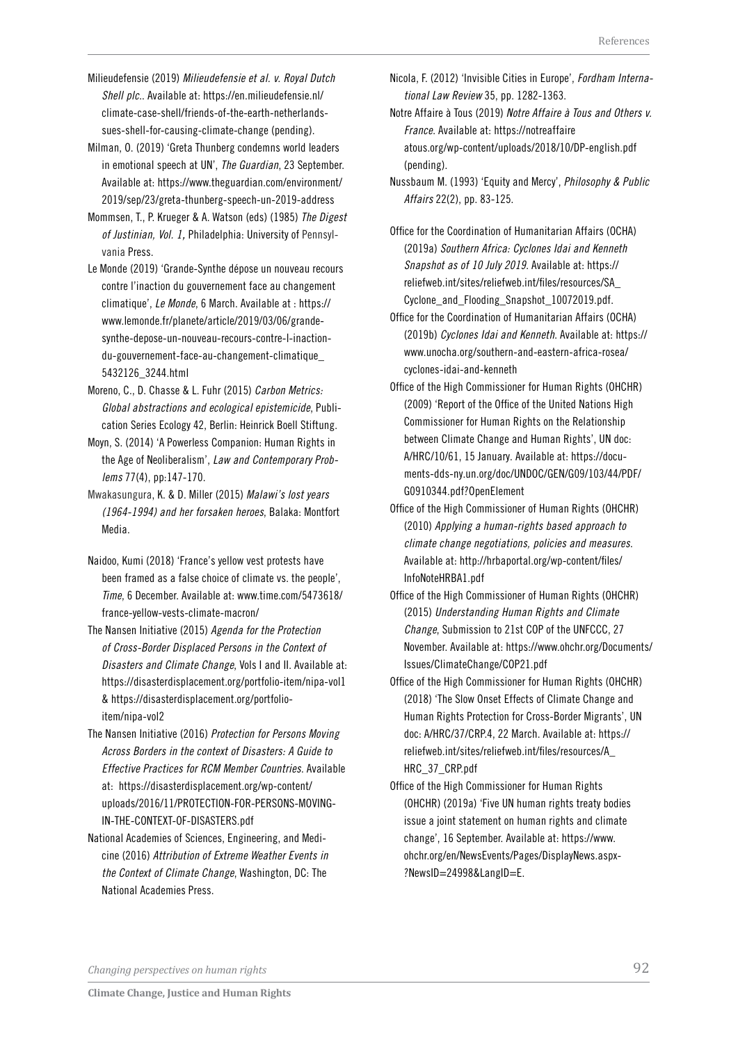Milieudefensie (2019) *Milieudefensie et al. v. Royal Dutch Shell plc.*. Available at: https://en.milieudefensie.nl/climate-case-shell/friends-of-the-earth-netherlands-sues-shell-for-causing-climate-change (pending).

Milman, O. (2019) 'Greta Thunberg condemns world leaders in emotional speech at UN', *The Guardian*, 23 September. Available at: https://www.theguardian.com/environment/2019/sep/23/greta-thunberg-speech-un-2019-address

Mommsen, T., P. Krueger & A. Watson (eds) (1985) *The Digest of Justinian, Vol. 1,* Philadelphia: University of Pennsylvania Press.

Le Monde (2019) 'Grande-Synthe dépose un nouveau recours contre l'inaction du gouvernement face au changement climatique', *Le Monde*, 6 March. Available at : https://www.lemonde.fr/planete/article/2019/03/06/grande-synthe-depose-un-nouveau-recours-contre-l-inaction-du-gouvernement-face-au-changement-climatique_5432126_3244.html

Moreno, C., D. Chasse & L. Fuhr (2015) *Carbon Metrics: Global abstractions and ecological epistemicide*, Publication Series Ecology 42, Berlin: Heinrick Boell Stiftung.

Moyn, S. (2014) 'A Powerless Companion: Human Rights in the Age of Neoliberalism', *Law and Contemporary Problems* 77(4), pp:147-170.

Mwakasungura, K. & D. Miller (2015) *Malawi's lost years (1964-1994) and her forsaken heroes*, Balaka: Montfort Media.

Naidoo, Kumi (2018) 'France's yellow vest protests have been framed as a false choice of climate vs. the people', *Time*, 6 December. Available at: www.time.com/5473618/france-yellow-vests-climate-macron/

The Nansen Initiative (2015) *Agenda for the Protection of Cross-Border Displaced Persons in the Context of Disasters and Climate Change*, Vols I and II. Available at: https://disasterdisplacement.org/portfolio-item/nipa-vol1 & https://disasterdisplacement.org/portfolio-item/nipa-vol2

The Nansen Initiative (2016) *Protection for Persons Moving Across Borders in the context of Disasters: A Guide to Effective Practices for RCM Member Countries*. Available at: https://disasterdisplacement.org/wp-content/uploads/2016/11/PROTECTION-FOR-PERSONS-MOVING-IN-THE-CONTEXT-OF-DISASTERS.pdf

National Academies of Sciences, Engineering, and Medicine (2016) *Attribution of Extreme Weather Events in the Context of Climate Change*, Washington, DC: The National Academies Press.

Nicola, F. (2012) 'Invisible Cities in Europe', *Fordham International Law Review* 35, pp. 1282-1363.

Notre Affaire à Tous (2019) *Notre Affaire à Tous and Others v. France*. Available at: https://notreaffaire atous.org/wp-content/uploads/2018/10/DP-english.pdf (pending).

Nussbaum M. (1993) 'Equity and Mercy', *Philosophy & Public Affairs* 22(2), pp. 83-125.

Office for the Coordination of Humanitarian Affairs (OCHA) (2019a) *Southern Africa: Cyclones Idai and Kenneth Snapshot as of 10 July 2019*. Available at: https://reliefweb.int/sites/reliefweb.int/files/resources/SA_Cyclone_and_Flooding_Snapshot_10072019.pdf.

Office for the Coordination of Humanitarian Affairs (OCHA) (2019b) *Cyclones Idai and Kenneth*. Available at: https://www.unocha.org/southern-and-eastern-africa-rosea/cyclones-idai-and-kenneth

Office of the High Commissioner for Human Rights (OHCHR) (2009) 'Report of the Office of the United Nations High Commissioner for Human Rights on the Relationship between Climate Change and Human Rights', UN doc: A/HRC/10/61, 15 January. Available at: https://documents-dds-ny.un.org/doc/UNDOC/GEN/G09/103/44/PDF/G0910344.pdf?OpenElement

Office of the High Commissioner of Human Rights (OHCHR) (2010) *Applying a human-rights based approach to climate change negotiations, policies and measures*. Available at: http://hrbaportal.org/wp-content/files/InfoNoteHRBA1.pdf

Office of the High Commissioner of Human Rights (OHCHR) (2015) *Understanding Human Rights and Climate Change*, Submission to 21st COP of the UNFCCC, 27 November. Available at: https://www.ohchr.org/Documents/Issues/ClimateChange/COP21.pdf

Office of the High Commissioner for Human Rights (OHCHR) (2018) 'The Slow Onset Effects of Climate Change and Human Rights Protection for Cross-Border Migrants', UN doc: A/HRC/37/CRP.4, 22 March. Available at: https://reliefweb.int/sites/reliefweb.int/files/resources/A_HRC_37_CRP.pdf

Office of the High Commissioner for Human Rights (OHCHR) (2019a) 'Five UN human rights treaty bodies issue a joint statement on human rights and climate change', 16 September. Available at: https://www.ohchr.org/en/NewsEvents/Pages/DisplayNews.aspx?NewsID=24998&LangID=E.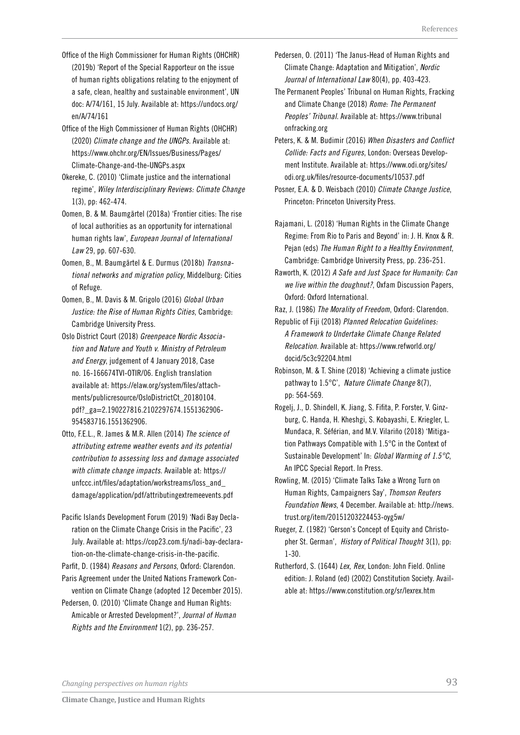Office of the High Commissioner for Human Rights (OHCHR) (2019b) 'Report of the Special Rapporteur on the issue of human rights obligations relating to the enjoyment of a safe, clean, healthy and sustainable environment', UN doc: A/74/161, 15 July. Available at: https://undocs.org/en/A/74/161

Office of the High Commissioner of Human Rights (OHCHR) (2020) *Climate change and the UNGPs*. Available at: https://www.ohchr.org/EN/Issues/Business/Pages/Climate-Change-and-the-UNGPs.aspx

Okereke, C. (2010) 'Climate justice and the international regime', *Wiley Interdisciplinary Reviews: Climate Change* 1(3), pp: 462-474.

Oomen, B. & M. Baumgärtel (2018a) 'Frontier cities: The rise of local authorities as an opportunity for international human rights law', *European Journal of International Law* 29, pp. 607-630.

Oomen, B., M. Baumgärtel & E. Durmus (2018b) *Transnational networks and migration policy*, Middelburg: Cities of Refuge.

Oomen, B., M. Davis & M. Grigolo (2016) *Global Urban Justice: the Rise of Human Rights Cities*, Cambridge: Cambridge University Press.

Oslo District Court (2018) *Greenpeace Nordic Association and Nature and Youth v. Ministry of Petroleum and Energy*, judgement of 4 January 2018, Case no. 16-166674TVI-OTIR/06. English translation available at: https://elaw.org/system/files/attachments/publicresource/OsloDistrictCt_20180104.pdf?_ga=2.190227816.2102297674.1551362906-954583716.1551362906.

Otto, F.E.L., R. James & M.R. Allen (2014) *The science of attributing extreme weather events and its potential contribution to assessing loss and damage associated with climate change impacts*. Available at: https://unfccc.int/files/adaptation/workstreams/loss_and_damage/application/pdf/attributingextremeevents.pdf

Pacific Islands Development Forum (2019) 'Nadi Bay Declaration on the Climate Change Crisis in the Pacific', 23 July. Available at: https://cop23.com.fj/nadi-bay-declaration-on-the-climate-change-crisis-in-the-pacific.

Parfit, D. (1984) *Reasons and Persons*, Oxford: Clarendon.

Paris Agreement under the United Nations Framework Convention on Climate Change (adopted 12 December 2015).

Pedersen, O. (2010) 'Climate Change and Human Rights: Amicable or Arrested Development?', *Journal of Human Rights and the Environment* 1(2), pp. 236-257.

Pedersen, O. (2011) 'The Janus-Head of Human Rights and Climate Change: Adaptation and Mitigation', *Nordic Journal of International Law* 80(4), pp. 403-423.

The Permanent Peoples' Tribunal on Human Rights, Fracking and Climate Change (2018) *Rome: The Permanent Peoples' Tribunal*. Available at: https://www.tribunalonfracking.org

Peters, K. & M. Budimir (2016) *When Disasters and Conflict Collide: Facts and Figures*, London: Overseas Development Institute. Available at: https://www.odi.org/sites/odi.org.uk/files/resource-documents/10537.pdf

Posner, E.A. & D. Weisbach (2010) *Climate Change Justice*, Princeton: Princeton University Press.

Rajamani, L. (2018) 'Human Rights in the Climate Change Regime: From Rio to Paris and Beyond' in: J. H. Knox & R. Pejan (eds) *The Human Right to a Healthy Environment*, Cambridge: Cambridge University Press, pp. 236-251.

Raworth, K. (2012) *A Safe and Just Space for Humanity: Can we live within the doughnut?*, Oxfam Discussion Papers, Oxford: Oxford International.

Raz, J. (1986) *The Morality of Freedom*, Oxford: Clarendon.

Republic of Fiji (2018) *Planned Relocation Guidelines: A Framework to Undertake Climate Change Related Relocation*. Available at: https://www.refworld.org/docid/5c3c92204.html

Robinson, M. & T. Shine (2018) 'Achieving a climate justice pathway to 1.5°C', *Nature Climate Change* 8(7), pp: 564-569.

Rogelj, J., D. Shindell, K. Jiang, S. Fifita, P. Forster, V. Ginzburg, C. Handa, H. Kheshgi, S. Kobayashi, E. Kriegler, L. Mundaca, R. Séférian, and M.V. Vilariño (2018) 'Mitigation Pathways Compatible with 1.5°C in the Context of Sustainable Development' In: *Global Warming of 1.5°C*, An IPCC Special Report. In Press.

Rowling, M. (2015) 'Climate Talks Take a Wrong Turn on Human Rights, Campaigners Say', *Thomson Reuters Foundation News*, 4 December. Available at: http://news.trust.org/item/20151203224453-oyg5w/

Rueger, Z. (1982) 'Gerson's Concept of Equity and Christopher St. German', *History of Political Thought* 3(1), pp: 1-30.

Rutherford, S. (1644) *Lex, Rex*, London: John Field. Online edition: J. Roland (ed) (2002) Constitution Society. Available at: https://www.constitution.org/sr/lexrex.htm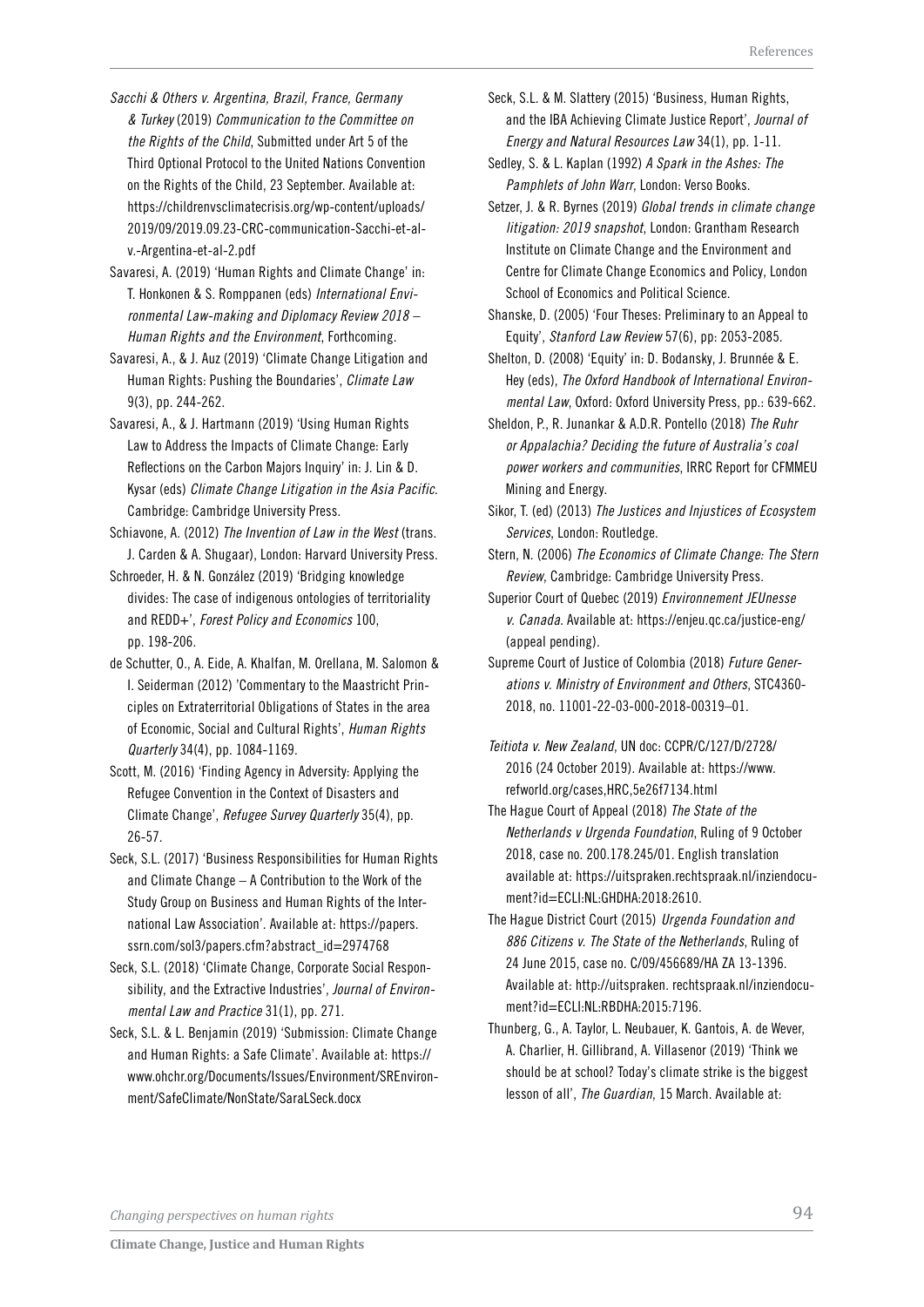*Sacchi & Others v. Argentina, Brazil, France, Germany & Turkey* (2019) *Communication to the Committee on the Rights of the Child*, Submitted under Art 5 of the Third Optional Protocol to the United Nations Convention on the Rights of the Child, 23 September. Available at: https://childrenvsclimatecrisis.org/wp-content/uploads/2019/09/2019.09.23-CRC-communication-Sacchi-et-al-v.-Argentina-et-al-2.pdf

Savaresi, A. (2019) 'Human Rights and Climate Change' in: T. Honkonen & S. Romppanen (eds) *International Environmental Law-making and Diplomacy Review 2018 – Human Rights and the Environment*, Forthcoming.

Savaresi, A., & J. Auz (2019) 'Climate Change Litigation and Human Rights: Pushing the Boundaries', *Climate Law* 9(3), pp. 244-262.

Savaresi, A., & J. Hartmann (2019) 'Using Human Rights Law to Address the Impacts of Climate Change: Early Reflections on the Carbon Majors Inquiry' in: J. Lin & D. Kysar (eds) *Climate Change Litigation in the Asia Pacific*. Cambridge: Cambridge University Press.

Schiavone, A. (2012) *The Invention of Law in the West* (trans. J. Carden & A. Shugaar), London: Harvard University Press.

Schroeder, H. & N. González (2019) 'Bridging knowledge divides: The case of indigenous ontologies of territoriality and REDD+', *Forest Policy and Economics* 100, pp. 198-206.

de Schutter, O., A. Eide, A. Khalfan, M. Orellana, M. Salomon & I. Seiderman (2012) 'Commentary to the Maastricht Principles on Extraterritorial Obligations of States in the area of Economic, Social and Cultural Rights', *Human Rights Quarterly* 34(4), pp. 1084-1169.

Scott, M. (2016) 'Finding Agency in Adversity: Applying the Refugee Convention in the Context of Disasters and Climate Change', *Refugee Survey Quarterly* 35(4), pp. 26-57.

Seck, S.L. (2017) 'Business Responsibilities for Human Rights and Climate Change – A Contribution to the Work of the Study Group on Business and Human Rights of the International Law Association'. Available at: https://papers.ssrn.com/sol3/papers.cfm?abstract_id=2974768

Seck, S.L. (2018) 'Climate Change, Corporate Social Responsibility, and the Extractive Industries', *Journal of Environmental Law and Practice* 31(1), p. 271.

Seck, S.L. & L. Benjamin (2019) 'Submission: Climate Change and Human Rights: a Safe Climate'. Available at: https://www.ohchr.org/Documents/Issues/Environment/SREnvironment/SafeClimate/NonState/SaraLSeck.docx

Seck, S.L. & M. Slattery (2015) 'Business, Human Rights, and the IBA Achieving Climate Justice Report', *Journal of Energy and Natural Resources Law* 34(1), pp. 1-11.

Sedley, S. & L. Kaplan (1992) *A Spark in the Ashes: The Pamphlets of John Warr*, London: Verso Books.

Setzer, J. & R. Byrnes (2019) *Global trends in climate change litigation: 2019 snapshot*, London: Grantham Research Institute on Climate Change and the Environment and Centre for Climate Change Economics and Policy, London School of Economics and Political Science.

Shanske, D. (2005) 'Four Theses: Preliminary to an Appeal to Equity', *Stanford Law Review* 57(6), pp: 2053-2085.

Shelton, D. (2008) 'Equity' in: D. Bodansky, J. Brunnée & E. Hey (eds), *The Oxford Handbook of International Environmental Law*, Oxford: Oxford University Press, pp.: 639-662.

Sheldon, P., R. Junankar & A.D.R. Pontello (2018) *The Ruhr or Appalachia? Deciding the future of Australia's coal power workers and communities*, IRRC Report for CFMMEU Mining and Energy.

Sikor, T. (ed) (2013) *The Justices and Injustices of Ecosystem Services*, London: Routledge.

Stern, N. (2006) *The Economics of Climate Change: The Stern Review*, Cambridge: Cambridge University Press.

Superior Court of Quebec (2019) *Environnement JEUnesse v. Canada*. Available at: https://enjeu.qc.ca/justice-eng/ (appeal pending).

Supreme Court of Justice of Colombia (2018) *Future Generations v. Ministry of Environment and Others*, STC4360-2018, no. 11001-22-03-000-2018-00319–01.

*Teitiota v. New Zealand*, UN doc: CCPR/C/127/D/2728/2016 (24 October 2019). Available at: https://www.refworld.org/cases,HRC,5e26f7134.html

The Hague Court of Appeal (2018) *The State of the Netherlands v Urgenda Foundation*, Ruling of 9 October 2018, case no. 200.178.245/01. English translation available at: https://uitspraken.rechtspraak.nl/inziendocument?id=ECLI:NL:GHDHA:2018:2610.

The Hague District Court (2015) *Urgenda Foundation and 886 Citizens v. The State of the Netherlands*, Ruling of 24 June 2015, case no. C/09/456689/HA ZA 13-1396. Available at: http://uitspraken. rechtspraak.nl/inziendocument?id=ECLI:NL:RBDHA:2015:7196.

Thunberg, G., A. Taylor, L. Neubauer, K. Gantois, A. de Wever, A. Charlier, H. Gillibrand, A. Villasenor (2019) 'Think we should be at school? Today's climate strike is the biggest lesson of all', *The Guardian*, 15 March. Available at: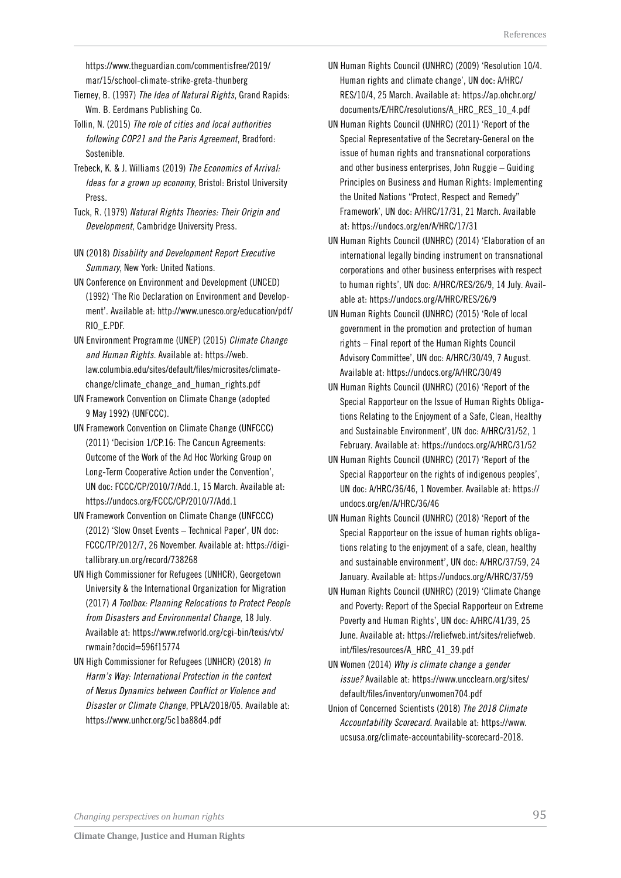https://www.theguardian.com/commentisfree/2019/mar/15/school-climate-strike-greta-thunberg

Tierney, B. (1997) *The Idea of Natural Rights*, Grand Rapids: Wm. B. Eerdmans Publishing Co.

Tollin, N. (2015) *The role of cities and local authorities following COP21 and the Paris Agreement*, Bradford: Sostenible.

Trebeck, K. & J. Williams (2019) *The Economics of Arrival: Ideas for a grown up economy*, Bristol: Bristol University Press.

Tuck, R. (1979) *Natural Rights Theories: Their Origin and Development*, Cambridge University Press.

UN (2018) *Disability and Development Report Executive Summary*, New York: United Nations.

UN Conference on Environment and Development (UNCED) (1992) 'The Rio Declaration on Environment and Development'. Available at: http://www.unesco.org/education/pdf/RIO_E.PDF.

UN Environment Programme (UNEP) (2015) *Climate Change and Human Rights*. Available at: https://web.law.columbia.edu/sites/default/files/microsites/climate-change/climate_change_and_human_rights.pdf

UN Framework Convention on Climate Change (adopted 9 May 1992) (UNFCCC).

UN Framework Convention on Climate Change (UNFCCC) (2011) 'Decision 1/CP.16: The Cancun Agreements: Outcome of the Work of the Ad Hoc Working Group on Long-Term Cooperative Action under the Convention', UN doc: FCCC/CP/2010/7/Add.1, 15 March. Available at: https://undocs.org/FCCC/CP/2010/7/Add.1

UN Framework Convention on Climate Change (UNFCCC) (2012) 'Slow Onset Events – Technical Paper', UN doc: FCCC/TP/2012/7, 26 November. Available at: https://digitallibrary.un.org/record/738268

UN High Commissioner for Refugees (UNHCR), Georgetown University & the International Organization for Migration (2017) *A Toolbox: Planning Relocations to Protect People from Disasters and Environmental Change*, 18 July. Available at: https://www.refworld.org/cgi-bin/texis/vtx/rwmain?docid=596f15774

UN High Commissioner for Refugees (UNHCR) (2018) *In Harm's Way: International Protection in the context of Nexus Dynamics between Conflict or Violence and Disaster or Climate Change*, PPLA/2018/05. Available at: https://www.unhcr.org/5c1ba88d4.pdf

UN Human Rights Council (UNHRC) (2009) 'Resolution 10/4. Human rights and climate change', UN doc: A/HRC/RES/10/4, 25 March. Available at: https://ap.ohchr.org/documents/E/HRC/resolutions/A_HRC_RES_10_4.pdf

UN Human Rights Council (UNHRC) (2011) 'Report of the Special Representative of the Secretary-General on the issue of human rights and transnational corporations and other business enterprises, John Ruggie – Guiding Principles on Business and Human Rights: Implementing the United Nations "Protect, Respect and Remedy" Framework', UN doc: A/HRC/17/31, 21 March. Available at: https://undocs.org/en/A/HRC/17/31

UN Human Rights Council (UNHRC) (2014) 'Elaboration of an international legally binding instrument on transnational corporations and other business enterprises with respect to human rights', UN doc: A/HRC/RES/26/9, 14 July. Available at: https://undocs.org/A/HRC/RES/26/9

UN Human Rights Council (UNHRC) (2015) 'Role of local government in the promotion and protection of human rights – Final report of the Human Rights Council Advisory Committee', UN doc: A/HRC/30/49, 7 August. Available at: https://undocs.org/A/HRC/30/49

UN Human Rights Council (UNHRC) (2016) 'Report of the Special Rapporteur on the Issue of Human Rights Obligations Relating to the Enjoyment of a Safe, Clean, Healthy and Sustainable Environment', UN doc: A/HRC/31/52, 1 February. Available at: https://undocs.org/A/HRC/31/52

UN Human Rights Council (UNHRC) (2017) 'Report of the Special Rapporteur on the rights of indigenous peoples', UN doc: A/HRC/36/46, 1 November. Available at: https://undocs.org/en/A/HRC/36/46

UN Human Rights Council (UNHRC) (2018) 'Report of the Special Rapporteur on the issue of human rights obligations relating to the enjoyment of a safe, clean, healthy and sustainable environment', UN doc: A/HRC/37/59, 24 January. Available at: https://undocs.org/A/HRC/37/59

UN Human Rights Council (UNHRC) (2019) 'Climate Change and Poverty: Report of the Special Rapporteur on Extreme Poverty and Human Rights', UN doc: A/HRC/41/39, 25 June. Available at: https://reliefweb.int/sites/reliefweb.int/files/resources/A_HRC_41_39.pdf

UN Women (2014) *Why is climate change a gender issue?* Available at: https://www.uncclearn.org/sites/default/files/inventory/unwomen704.pdf

Union of Concerned Scientists (2018) *The 2018 Climate Accountability Scorecard*. Available at: https://www.ucsusa.org/climate-accountability-scorecard-2018.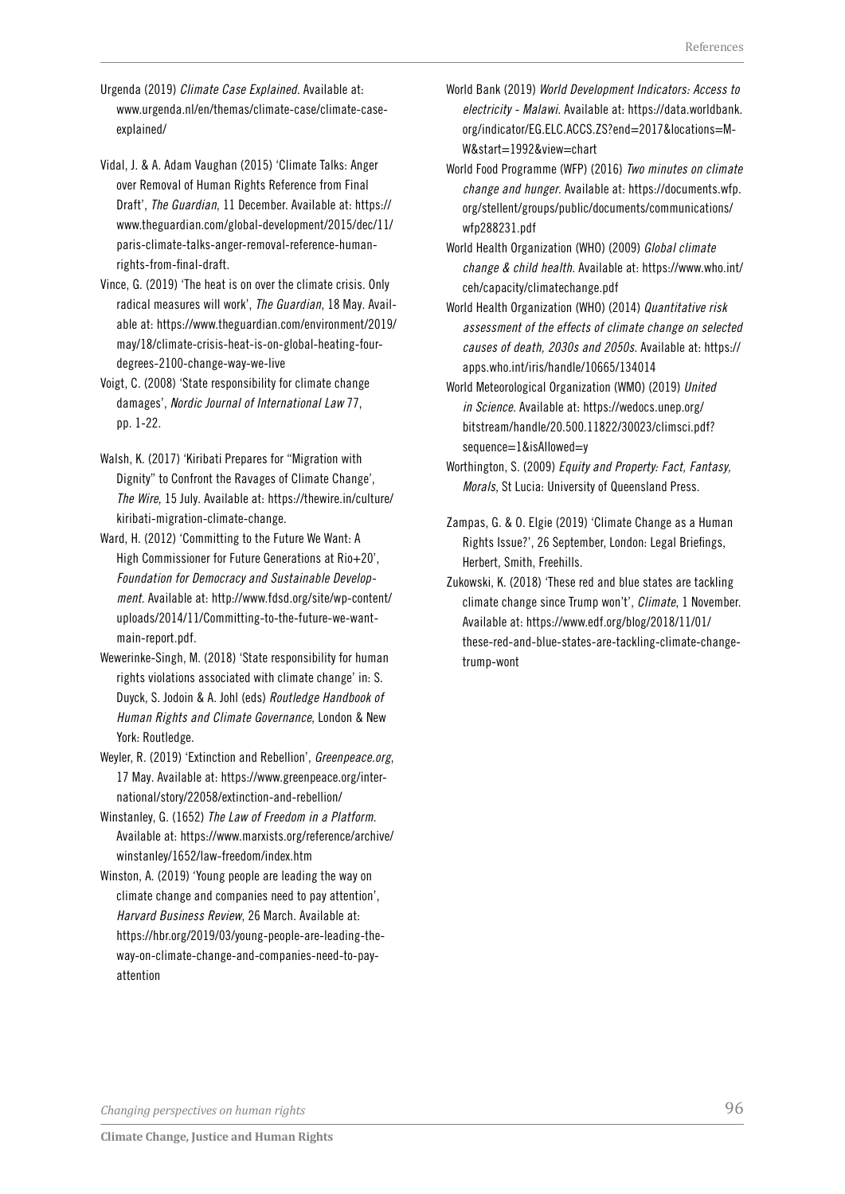Urgenda (2019) *Climate Case Explained*. Available at: www.urgenda.nl/en/themas/climate-case/climate-case-explained/

Vidal, J. & A. Adam Vaughan (2015) 'Climate Talks: Anger over Removal of Human Rights Reference from Final Draft', *The Guardian*, 11 December. Available at: https://www.theguardian.com/global-development/2015/dec/11/paris-climate-talks-anger-removal-reference-human-rights-from-final-draft.

Vince, G. (2019) 'The heat is on over the climate crisis. Only radical measures will work', *The Guardian*, 18 May. Available at: https://www.theguardian.com/environment/2019/may/18/climate-crisis-heat-is-on-global-heating-four-degrees-2100-change-way-we-live

Voigt, C. (2008) 'State responsibility for climate change damages', *Nordic Journal of International Law* 77, pp. 1-22.

Walsh, K. (2017) 'Kiribati Prepares for "Migration with Dignity" to Confront the Ravages of Climate Change', *The Wire*, 15 July. Available at: https://thewire.in/culture/kiribati-migration-climate-change.

Ward, H. (2012) 'Committing to the Future We Want: A High Commissioner for Future Generations at Rio+20', *Foundation for Democracy and Sustainable Development*. Available at: http://www.fdsd.org/site/wp-content/uploads/2014/11/Committing-to-the-future-we-want-main-report.pdf.

Wewerinke-Singh, M. (2018) 'State responsibility for human rights violations associated with climate change' in: S. Duyck, S. Jodoin & A. Johl (eds) *Routledge Handbook of Human Rights and Climate Governance*, London & New York: Routledge.

Weyler, R. (2019) 'Extinction and Rebellion', *Greenpeace.org*, 17 May. Available at: https://www.greenpeace.org/international/story/22058/extinction-and-rebellion/

Winstanley, G. (1652) *The Law of Freedom in a Platform*. Available at: https://www.marxists.org/reference/archive/winstanley/1652/law-freedom/index.htm

Winston, A. (2019) 'Young people are leading the way on climate change and companies need to pay attention', *Harvard Business Review*, 26 March. Available at: https://hbr.org/2019/03/young-people-are-leading-the-way-on-climate-change-and-companies-need-to-pay-attention

World Bank (2019) *World Development Indicators: Access to electricity - Malawi*. Available at: https://data.worldbank.org/indicator/EG.ELC.ACCS.ZS?end=2017&locations=MW&start=1992&view=chart

World Food Programme (WFP) (2016) *Two minutes on climate change and hunger*. Available at: https://documents.wfp.org/stellent/groups/public/documents/communications/wfp288231.pdf

World Health Organization (WHO) (2009) *Global climate change & child health*. Available at: https://www.who.int/ceh/capacity/climatechange.pdf

World Health Organization (WHO) (2014) *Quantitative risk assessment of the effects of climate change on selected causes of death, 2030s and 2050s*. Available at: https://apps.who.int/iris/handle/10665/134014

World Meteorological Organization (WMO) (2019) *United in Science*. Available at: https://wedocs.unep.org/bitstream/handle/20.500.11822/30023/climsci.pdf?sequence=1&isAllowed=y

Worthington, S. (2009) *Equity and Property: Fact, Fantasy, Morals*, St Lucia: University of Queensland Press.

Zampas, G. & O. Elgie (2019) 'Climate Change as a Human Rights Issue?', 26 September, London: Legal Briefings, Herbert, Smith, Freehills.

Zukowski, K. (2018) 'These red and blue states are tackling climate change since Trump won't', *Climate*, 1 November. Available at: https://www.edf.org/blog/2018/11/01/these-red-and-blue-states-are-tackling-climate-change-trump-wont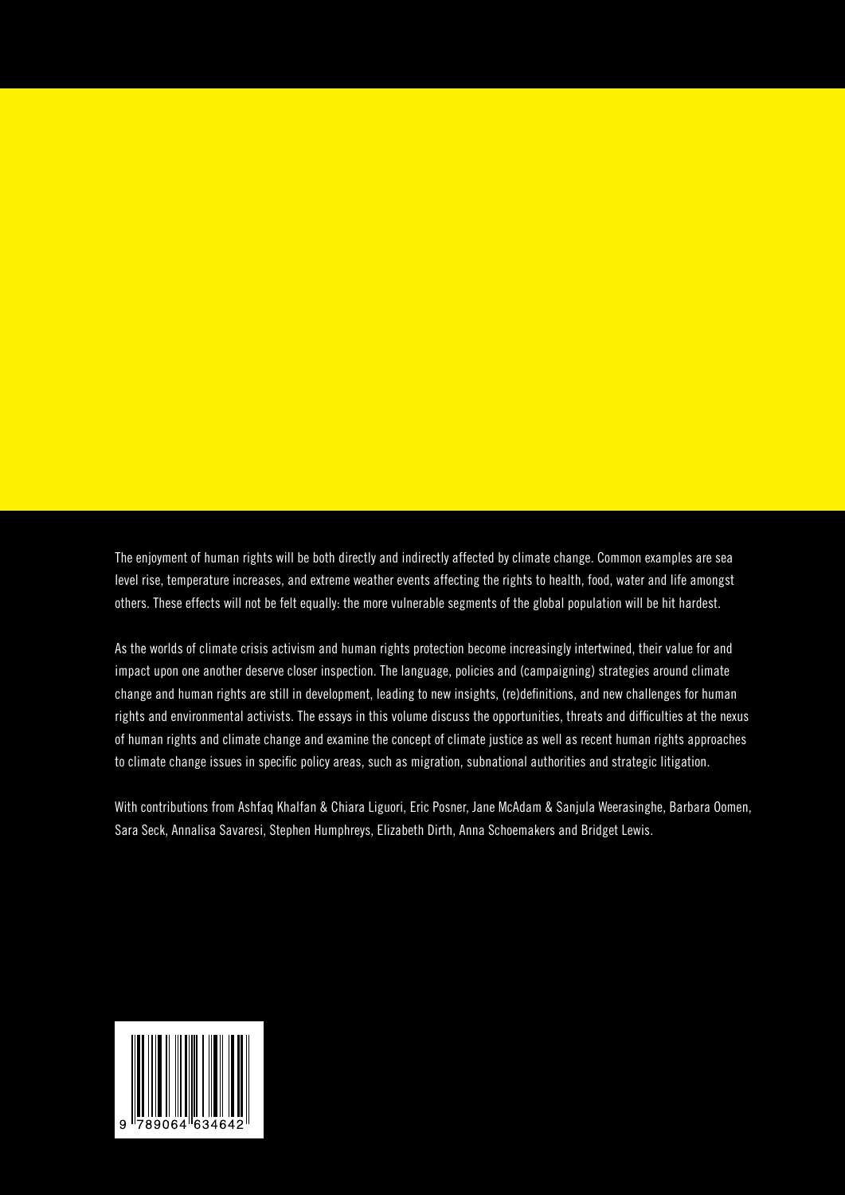The enjoyment of human rights will be both directly and indirectly affected by climate change. Common examples are sea level rise, temperature increases, and extreme weather events affecting the rights to health, food, water and life amongst others. These effects will not be felt equally: the more vulnerable segments of the global population will be hit hardest.

As the worlds of climate crisis activism and human rights protection become increasingly intertwined, their value for and impact upon one another deserve closer inspection. The language, policies and (campaigning) strategies around climate change and human rights are still in development, leading to new insights, (re)definitions, and new challenges for human rights and environmental activists. The essays in this volume discuss the opportunities, threats and difficulties at the nexus of human rights and climate change and examine the concept of climate justice as well as recent human rights approaches to climate change issues in specific policy areas, such as migration, subnational authorities and strategic litigation.

With contributions from Ashfaq Khalfan & Chiara Liguori, Eric Posner, Jane McAdam & Sanjula Weerasinghe, Barbara Oomen, Sara Seck, Annalisa Savaresi, Stephen Humphreys, Elizabeth Dirth, Anna Schoemakers and Bridget Lewis.

9 789064 634642